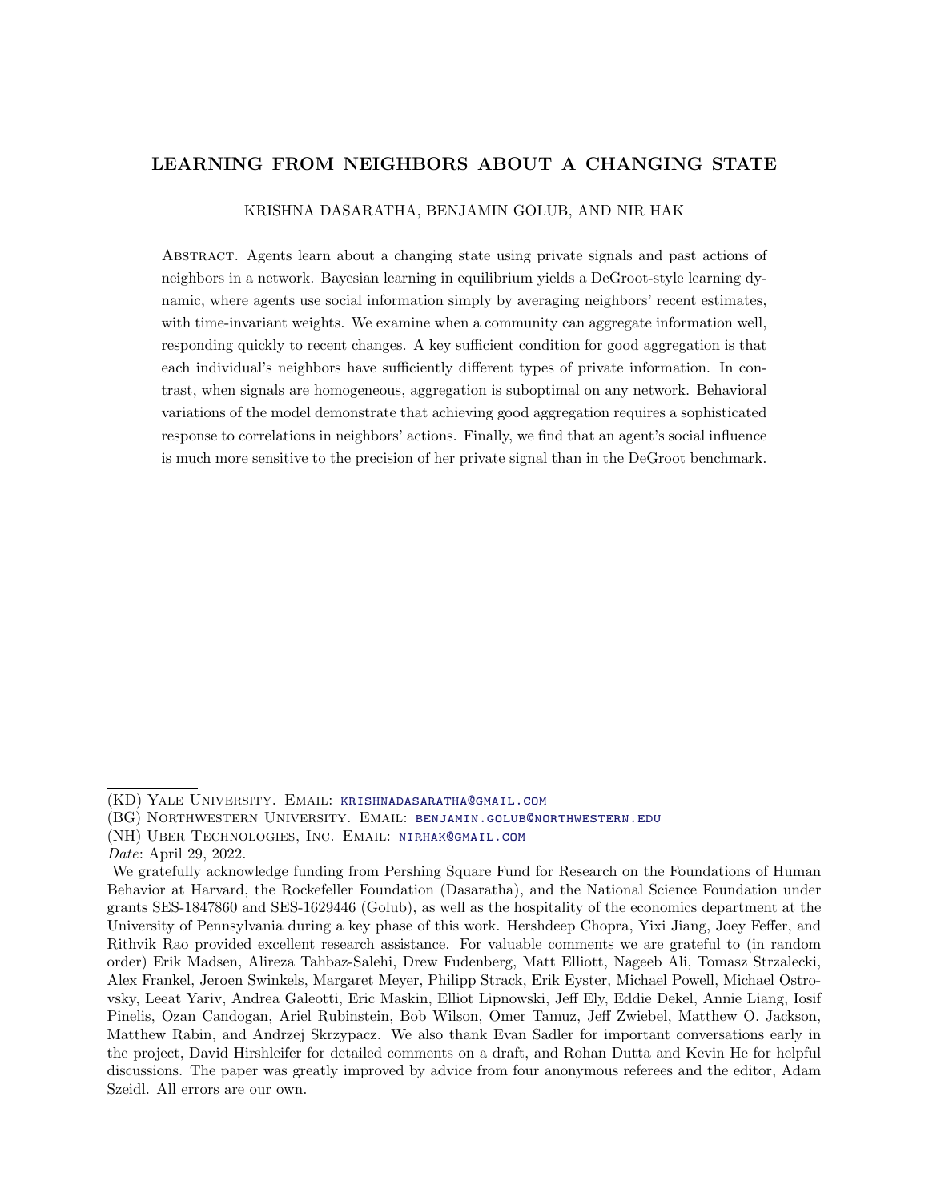# LEARNING FROM NEIGHBORS ABOUT A CHANGING STATE

KRISHNA DASARATHA, BENJAMIN GOLUB, AND NIR HAK

Abstract. Agents learn about a changing state using private signals and past actions of neighbors in a network. Bayesian learning in equilibrium yields a DeGroot-style learning dynamic, where agents use social information simply by averaging neighbors' recent estimates, with time-invariant weights. We examine when a community can aggregate information well, responding quickly to recent changes. A key sufficient condition for good aggregation is that each individual's neighbors have sufficiently different types of private information. In contrast, when signals are homogeneous, aggregation is suboptimal on any network. Behavioral variations of the model demonstrate that achieving good aggregation requires a sophisticated response to correlations in neighbors' actions. Finally, we find that an agent's social influence is much more sensitive to the precision of her private signal than in the DeGroot benchmark.

---

(KD) Yale University. Email: krishnadasaratha@gmail.com

(BG) Northwestern University. Email: benjamin.golub@northwestern.edu

(NH) Uber Technologies, Inc. Email: nirhak@gmail.com

*Date*: April 29, 2022.

We gratefully acknowledge funding from Pershing Square Fund for Research on the Foundations of Human Behavior at Harvard, the Rockefeller Foundation (Dasaratha), and the National Science Foundation under grants SES-1847860 and SES-1629446 (Golub), as well as the hospitality of the economics department at the University of Pennsylvania during a key phase of this work. Hershdeep Chopra, Yixi Jiang, Joey Feffer, and Rithvik Rao provided excellent research assistance. For valuable comments we are grateful to (in random order) Erik Madsen, Alireza Tahbaz-Salehi, Drew Fudenberg, Matt Elliott, Nageeb Ali, Tomasz Strzalecki, Alex Frankel, Jeroen Swinkels, Margaret Meyer, Philipp Strack, Erik Eyster, Michael Powell, Michael Ostrovsky, Leeat Yariv, Andrea Galeotti, Eric Maskin, Elliot Lipnowski, Jeff Ely, Eddie Dekel, Annie Liang, Iosif Pinelis, Ozan Candogan, Ariel Rubinstein, Bob Wilson, Omer Tamuz, Jeff Zwiebel, Matthew O. Jackson, Matthew Rabin, and Andrzej Skrzypacz. We also thank Evan Sadler for important conversations early in the project, David Hirshleifer for detailed comments on a draft, and Rohan Dutta and Kevin He for helpful discussions. The paper was greatly improved by advice from four anonymous referees and the editor, Adam Szeidl. All errors are our own.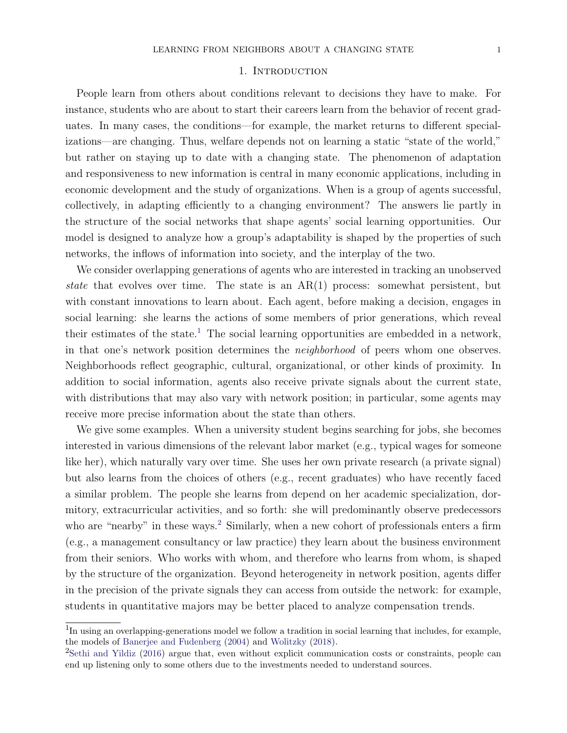# 1. Introduction

People learn from others about conditions relevant to decisions they have to make. For instance, students who are about to start their careers learn from the behavior of recent graduates. In many cases, the conditions—for example, the market returns to different specializations—are changing. Thus, welfare depends not on learning a static "state of the world," but rather on staying up to date with a changing state. The phenomenon of adaptation and responsiveness to new information is central in many economic applications, including in economic development and the study of organizations. When is a group of agents successful, collectively, in adapting efficiently to a changing environment? The answers lie partly in the structure of the social networks that shape agents' social learning opportunities. Our model is designed to analyze how a group's adaptability is shaped by the properties of such networks, the inflows of information into society, and the interplay of the two.

We consider overlapping generations of agents who are interested in tracking an unobserved *state* that evolves over time. The state is an AR(1) process: somewhat persistent, but with constant innovations to learn about. Each agent, before making a decision, engages in social learning: she learns the actions of some members of prior generations, which reveal their estimates of the state.[1] The social learning opportunities are embedded in a network, in that one's network position determines the *neighborhood* of peers whom one observes. Neighborhoods reflect geographic, cultural, organizational, or other kinds of proximity. In addition to social information, agents also receive private signals about the current state, with distributions that may also vary with network position; in particular, some agents may receive more precise information about the state than others.

We give some examples. When a university student begins searching for jobs, she becomes interested in various dimensions of the relevant labor market (e.g., typical wages for someone like her), which naturally vary over time. She uses her own private research (a private signal) but also learns from the choices of others (e.g., recent graduates) who have recently faced a similar problem. The people she learns from depend on her academic specialization, dormitory, extracurricular activities, and so forth: she will predominantly observe predecessors who are "nearby" in these ways.[2] Similarly, when a new cohort of professionals enters a firm (e.g., a management consultancy or law practice) they learn about the business environment from their seniors. Who works with whom, and therefore who learns from whom, is shaped by the structure of the organization. Beyond heterogeneity in network position, agents differ in the precision of the private signals they can access from outside the network: for example, students in quantitative majors may be better placed to analyze compensation trends.

[1] In using an overlapping-generations model we follow a tradition in social learning that includes, for example, the models of Banerjee and Fudenberg (2004) and Wolitzky (2018).

[2] Sethi and Yildiz (2016) argue that, even without explicit communication costs or constraints, people can end up listening only to some others due to the investments needed to understand sources.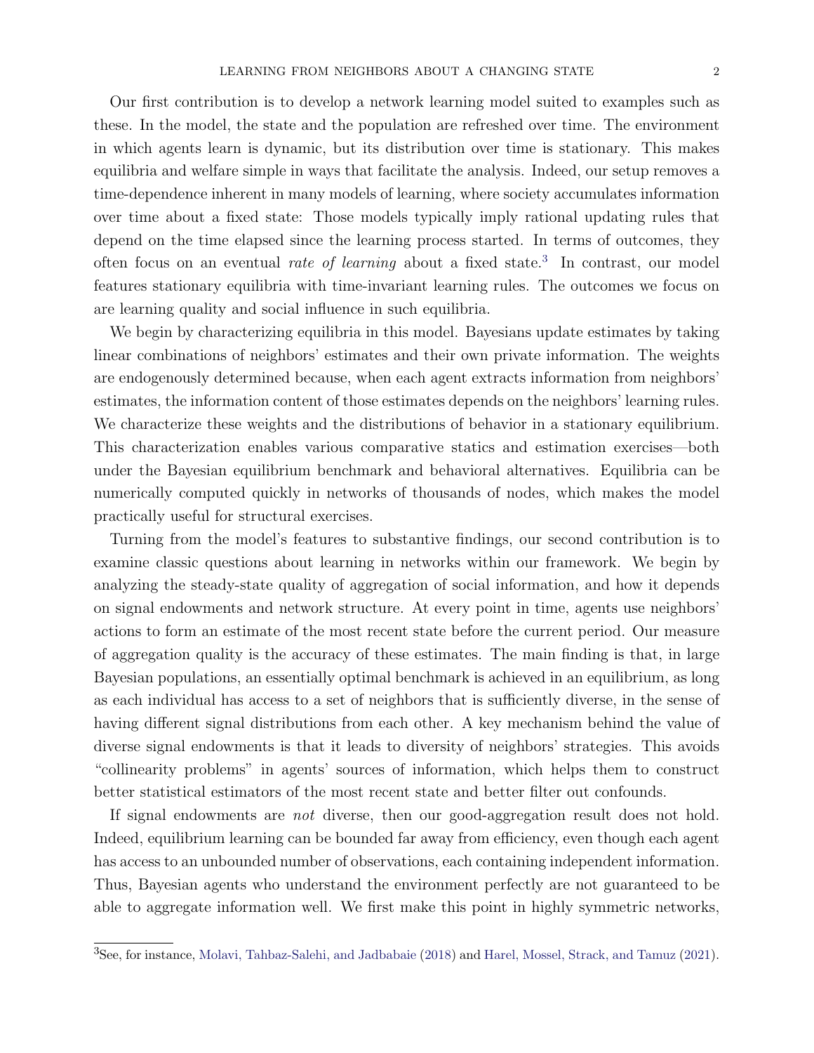Our first contribution is to develop a network learning model suited to examples such as these. In the model, the state and the population are refreshed over time. The environment in which agents learn is dynamic, but its distribution over time is stationary. This makes equilibria and welfare simple in ways that facilitate the analysis. Indeed, our setup removes a time-dependence inherent in many models of learning, where society accumulates information over time about a fixed state: Those models typically imply rational updating rules that depend on the time elapsed since the learning process started. In terms of outcomes, they often focus on an eventual *rate of learning* about a fixed state.[3] In contrast, our model features stationary equilibria with time-invariant learning rules. The outcomes we focus on are learning quality and social influence in such equilibria.

We begin by characterizing equilibria in this model. Bayesians update estimates by taking linear combinations of neighbors' estimates and their own private information. The weights are endogenously determined because, when each agent extracts information from neighbors' estimates, the information content of those estimates depends on the neighbors' learning rules. We characterize these weights and the distributions of behavior in a stationary equilibrium. This characterization enables various comparative statics and estimation exercises—both under the Bayesian equilibrium benchmark and behavioral alternatives. Equilibria can be numerically computed quickly in networks of thousands of nodes, which makes the model practically useful for structural exercises.

Turning from the model's features to substantive findings, our second contribution is to examine classic questions about learning in networks within our framework. We begin by analyzing the steady-state quality of aggregation of social information, and how it depends on signal endowments and network structure. At every point in time, agents use neighbors' actions to form an estimate of the most recent state before the current period. Our measure of aggregation quality is the accuracy of these estimates. The main finding is that, in large Bayesian populations, an essentially optimal benchmark is achieved in an equilibrium, as long as each individual has access to a set of neighbors that is sufficiently diverse, in the sense of having different signal distributions from each other. A key mechanism behind the value of diverse signal endowments is that it leads to diversity of neighbors' strategies. This avoids "collinearity problems" in agents' sources of information, which helps them to construct better statistical estimators of the most recent state and better filter out confounds.

If signal endowments are *not* diverse, then our good-aggregation result does not hold. Indeed, equilibrium learning can be bounded far away from efficiency, even though each agent has access to an unbounded number of observations, each containing independent information. Thus, Bayesian agents who understand the environment perfectly are not guaranteed to be able to aggregate information well. We first make this point in highly symmetric networks,

[3]See, for instance, Molavi, Tahbaz-Salehi, and Jadbabaie (2018) and Harel, Mossel, Strack, and Tamuz (2021).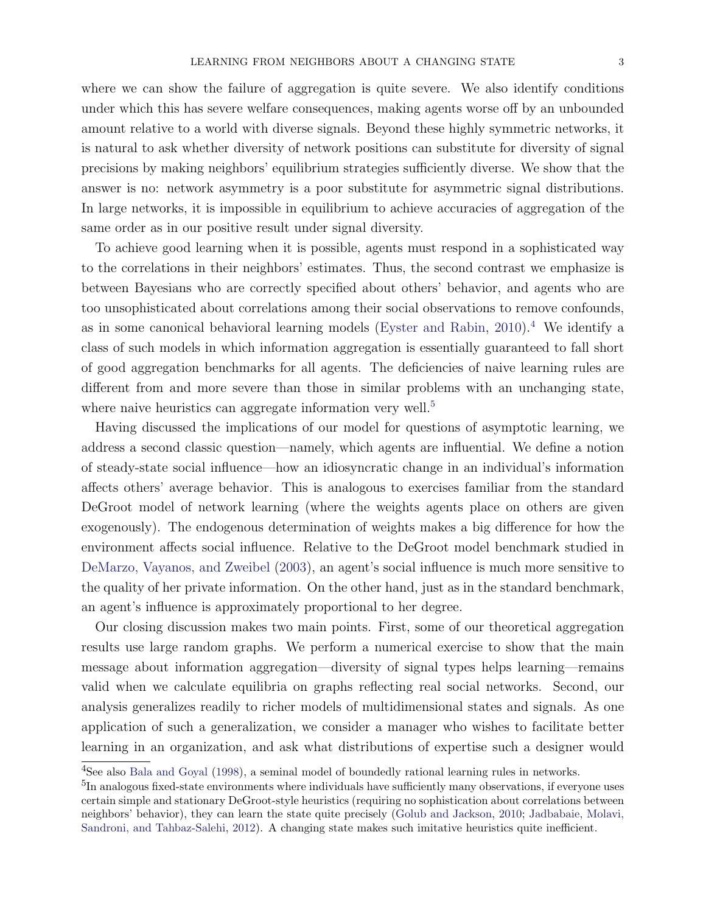where we can show the failure of aggregation is quite severe. We also identify conditions under which this has severe welfare consequences, making agents worse off by an unbounded amount relative to a world with diverse signals. Beyond these highly symmetric networks, it is natural to ask whether diversity of network positions can substitute for diversity of signal precisions by making neighbors' equilibrium strategies sufficiently diverse. We show that the answer is no: network asymmetry is a poor substitute for asymmetric signal distributions. In large networks, it is impossible in equilibrium to achieve accuracies of aggregation of the same order as in our positive result under signal diversity.

To achieve good learning when it is possible, agents must respond in a sophisticated way to the correlations in their neighbors' estimates. Thus, the second contrast we emphasize is between Bayesians who are correctly specified about others' behavior, and agents who are too unsophisticated about correlations among their social observations to remove confounds, as in some canonical behavioral learning models (Eyster and Rabin, 2010).[4] We identify a class of such models in which information aggregation is essentially guaranteed to fall short of good aggregation benchmarks for all agents. The deficiencies of naive learning rules are different from and more severe than those in similar problems with an unchanging state, where naive heuristics can aggregate information very well.[5]

Having discussed the implications of our model for questions of asymptotic learning, we address a second classic question—namely, which agents are influential. We define a notion of steady-state social influence—how an idiosyncratic change in an individual's information affects others' average behavior. This is analogous to exercises familiar from the standard DeGroot model of network learning (where the weights agents place on others are given exogenously). The endogenous determination of weights makes a big difference for how the environment affects social influence. Relative to the DeGroot model benchmark studied in DeMarzo, Vayanos, and Zweibel (2003), an agent's social influence is much more sensitive to the quality of her private information. On the other hand, just as in the standard benchmark, an agent's influence is approximately proportional to her degree.

Our closing discussion makes two main points. First, some of our theoretical aggregation results use large random graphs. We perform a numerical exercise to show that the main message about information aggregation—diversity of signal types helps learning—remains valid when we calculate equilibria on graphs reflecting real social networks. Second, our analysis generalizes readily to richer models of multidimensional states and signals. As one application of such a generalization, we consider a manager who wishes to facilitate better learning in an organization, and ask what distributions of expertise such a designer would

[4] See also Bala and Goyal (1998), a seminal model of boundedly rational learning rules in networks.

[5] In analogous fixed-state environments where individuals have sufficiently many observations, if everyone uses certain simple and stationary DeGroot-style heuristics (requiring no sophistication about correlations between neighbors' behavior), they can learn the state quite precisely (Golub and Jackson, 2010; Jadbabaie, Molavi, Sandroni, and Tahbaz-Salehi, 2012). A changing state makes such imitative heuristics quite inefficient.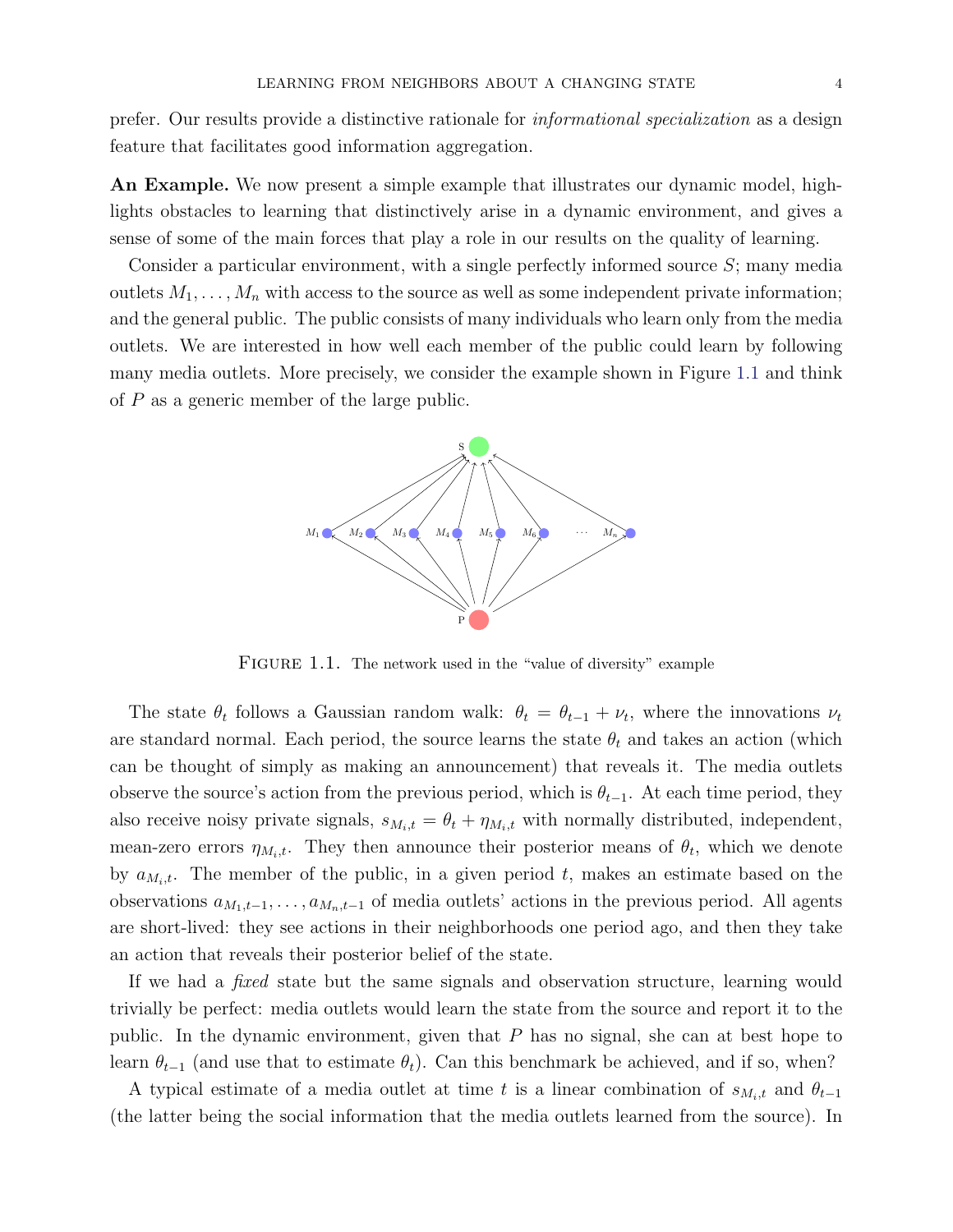prefer. Our results provide a distinctive rationale for *informational specialization* as a design feature that facilitates good information aggregation.

**An Example.** We now present a simple example that illustrates our dynamic model, highlights obstacles to learning that distinctively arise in a dynamic environment, and gives a sense of some of the main forces that play a role in our results on the quality of learning.

Consider a particular environment, with a single perfectly informed source $S$; many media outlets $M_1, \ldots, M_n$ with access to the source as well as some independent private information; and the general public. The public consists of many individuals who learn only from the media outlets. We are interested in how well each member of the public could learn by following many media outlets. More precisely, we consider the example shown in Figure 1.1 and think of $P$ as a generic member of the large public.

FIGURE 1.1. The network used in the "value of diversity" example

The state $\theta_t$ follows a Gaussian random walk: $\theta_t = \theta_{t-1} + \nu_t$, where the innovations $\nu_t$ are standard normal. Each period, the source learns the state $\theta_t$ and takes an action (which can be thought of simply as making an announcement) that reveals it. The media outlets observe the source's action from the previous period, which is $\theta_{t-1}$. At each time period, they also receive noisy private signals, $s_{M_i,t} = \theta_t + \eta_{M_i,t}$ with normally distributed, independent, mean-zero errors $\eta_{M_i,t}$. They then announce their posterior means of $\theta_t$, which we denote by $a_{M_i,t}$. The member of the public, in a given period $t$, makes an estimate based on the observations $a_{M_1,t-1}, \ldots, a_{M_n,t-1}$ of media outlets' actions in the previous period. All agents are short-lived: they see actions in their neighborhoods one period ago, and then they take an action that reveals their posterior belief of the state.

If we had a *fixed* state but the same signals and observation structure, learning would trivially be perfect: media outlets would learn the state from the source and report it to the public. In the dynamic environment, given that $P$ has no signal, she can at best hope to learn $\theta_{t-1}$ (and use that to estimate $\theta_t$). Can this benchmark be achieved, and if so, when?

A typical estimate of a media outlet at time $t$ is a linear combination of $s_{M_i,t}$ and $\theta_{t-1}$ (the latter being the social information that the media outlets learned from the source). In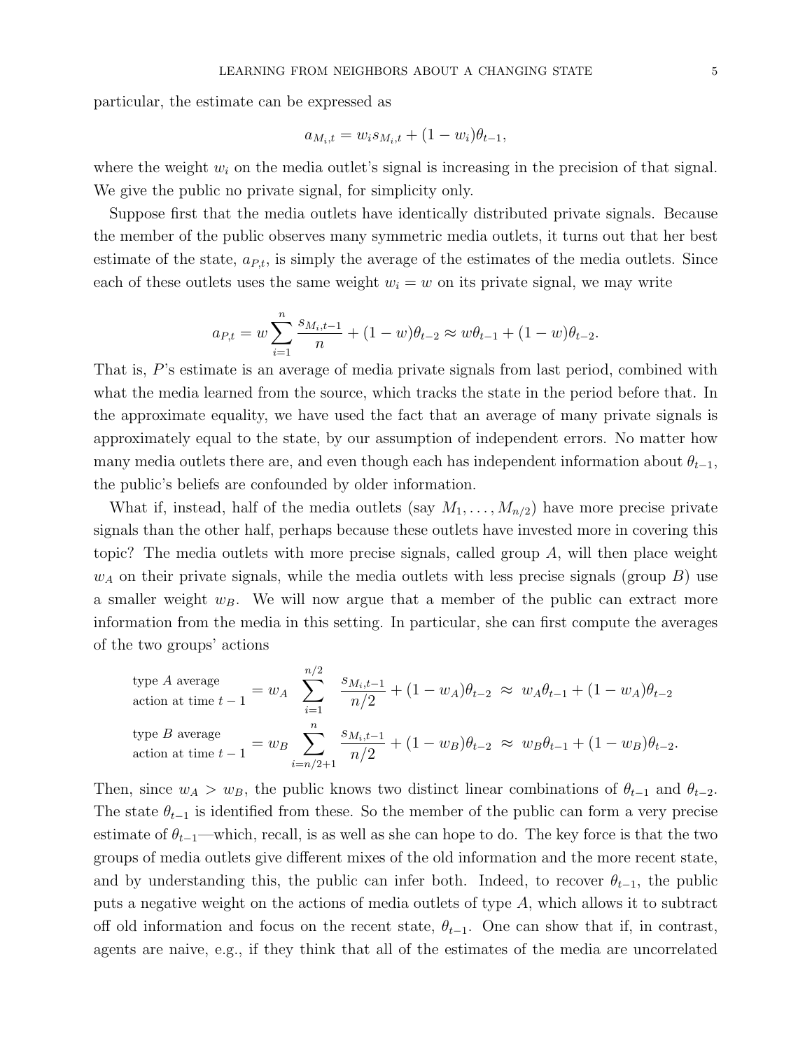particular, the estimate can be expressed as

$$a_{M_i,t} = w_i s_{M_i,t} + (1 - w_i)\theta_{t-1},$$

where the weight $w_i$ on the media outlet's signal is increasing in the precision of that signal. We give the public no private signal, for simplicity only.

Suppose first that the media outlets have identically distributed private signals. Because the member of the public observes many symmetric media outlets, it turns out that her best estimate of the state, $a_{P,t}$, is simply the average of the estimates of the media outlets. Since each of these outlets uses the same weight $w_i = w$ on its private signal, we may write

$$a_{P,t} = w \sum_{i=1}^{n} \frac{s_{M_i,t-1}}{n} + (1 - w)\theta_{t-2} \approx w\theta_{t-1} + (1 - w)\theta_{t-2}.$$

That is, $P$'s estimate is an average of media private signals from last period, combined with what the media learned from the source, which tracks the state in the period before that. In the approximate equality, we have used the fact that an average of many private signals is approximately equal to the state, by our assumption of independent errors. No matter how many media outlets there are, and even though each has independent information about $\theta_{t-1}$, the public's beliefs are confounded by older information.

What if, instead, half of the media outlets (say $M_1, \ldots, M_{n/2}$) have more precise private signals than the other half, perhaps because these outlets have invested more in covering this topic? The media outlets with more precise signals, called group $A$, will then place weight $w_A$ on their private signals, while the media outlets with less precise signals (group $B$) use a smaller weight $w_B$. We will now argue that a member of the public can extract more information from the media in this setting. In particular, she can first compute the averages of the two groups' actions

$$\begin{aligned}
&\text{type } A \text{ average action at time } t-1 = w_A \sum_{i=1}^{n/2} \frac{s_{M_i,t-1}}{n/2} + (1 - w_A)\theta_{t-2} \approx w_A\theta_{t-1} + (1 - w_A)\theta_{t-2} \\
&\text{type } B \text{ average action at time } t-1 = w_B \sum_{i=n/2+1}^{n} \frac{s_{M_i,t-1}}{n/2} + (1 - w_B)\theta_{t-2} \approx w_B\theta_{t-1} + (1 - w_B)\theta_{t-2}.
\end{aligned}$$

Then, since $w_A > w_B$, the public knows two distinct linear combinations of $\theta_{t-1}$ and $\theta_{t-2}$. The state $\theta_{t-1}$ is identified from these. So the member of the public can form a very precise estimate of $\theta_{t-1}$—which, recall, is as well as she can hope to do. The key force is that the two groups of media outlets give different mixes of the old information and the more recent state, and by understanding this, the public can infer both. Indeed, to recover $\theta_{t-1}$, the public puts a negative weight on the actions of media outlets of type $A$, which allows it to subtract off old information and focus on the recent state, $\theta_{t-1}$. One can show that if, in contrast, agents are naive, e.g., if they think that all of the estimates of the media are uncorrelated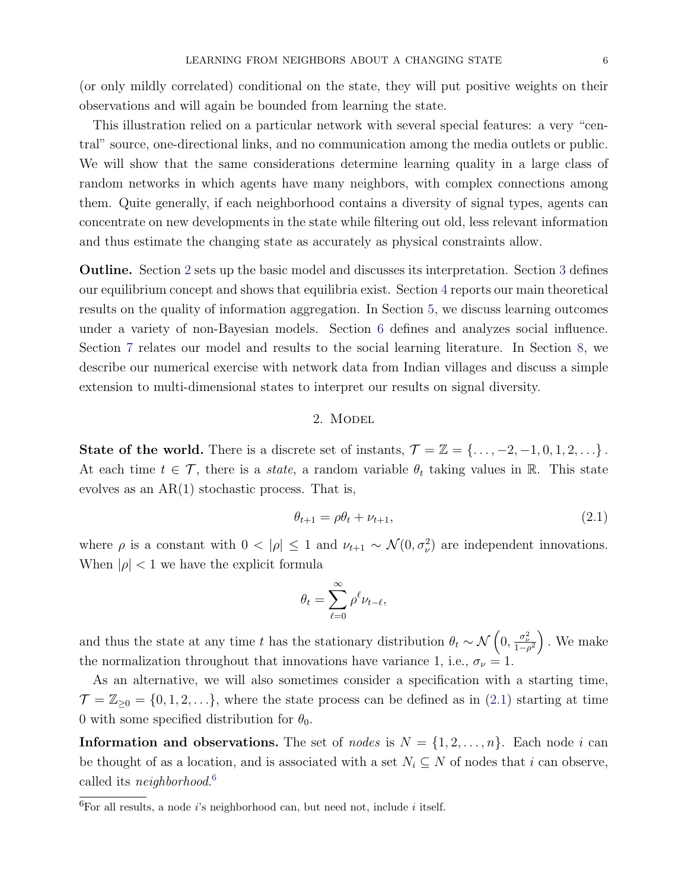(or only mildly correlated) conditional on the state, they will put positive weights on their observations and will again be bounded from learning the state.

This illustration relied on a particular network with several special features: a very "central" source, one-directional links, and no communication among the media outlets or public. We will show that the same considerations determine learning quality in a large class of random networks in which agents have many neighbors, with complex connections among them. Quite generally, if each neighborhood contains a diversity of signal types, agents can concentrate on new developments in the state while filtering out old, less relevant information and thus estimate the changing state as accurately as physical constraints allow.

**Outline.** Section 2 sets up the basic model and discusses its interpretation. Section 3 defines our equilibrium concept and shows that equilibria exist. Section 4 reports our main theoretical results on the quality of information aggregation. In Section 5, we discuss learning outcomes under a variety of non-Bayesian models. Section 6 defines and analyzes social influence. Section 7 relates our model and results to the social learning literature. In Section 8, we describe our numerical exercise with network data from Indian villages and discuss a simple extension to multi-dimensional states to interpret our results on signal diversity.

## 2. Model

**State of the world.** There is a discrete set of instants, $\mathcal{T} = \mathbb{Z} = \{\ldots, -2, -1, 0, 1, 2, \ldots\}$. At each time $t \in \mathcal{T}$, there is a *state*, a random variable $\theta_t$ taking values in $\mathbb{R}$. This state evolves as an AR(1) stochastic process. That is,

$$\theta_{t+1} = \rho\theta_t + \nu_{t+1}, \tag{2.1}$$

where $\rho$ is a constant with $0 < |\rho| \leq 1$ and $\nu_{t+1} \sim \mathcal{N}(0, \sigma_\nu^2)$ are independent innovations. When $|\rho| < 1$ we have the explicit formula

$$\theta_t = \sum_{\ell=0}^{\infty} \rho^\ell \nu_{t-\ell},$$

and thus the state at any time $t$ has the stationary distribution $\theta_t \sim \mathcal{N}\left(0, \frac{\sigma_\nu^2}{1-\rho^2}\right)$. We make the normalization throughout that innovations have variance 1, i.e., $\sigma_\nu = 1$.

As an alternative, we will also sometimes consider a specification with a starting time, $\mathcal{T} = \mathbb{Z}_{\geq 0} = \{0, 1, 2, \ldots\}$, where the state process can be defined as in (2.1) starting at time 0 with some specified distribution for $\theta_0$.

**Information and observations.** The set of *nodes* is $N = \{1, 2, \ldots, n\}$. Each node $i$ can be thought of as a location, and is associated with a set $N_i \subseteq N$ of nodes that $i$ can observe, called its *neighborhood*.[6]

[6] For all results, a node $i$'s neighborhood can, but need not, include $i$ itself.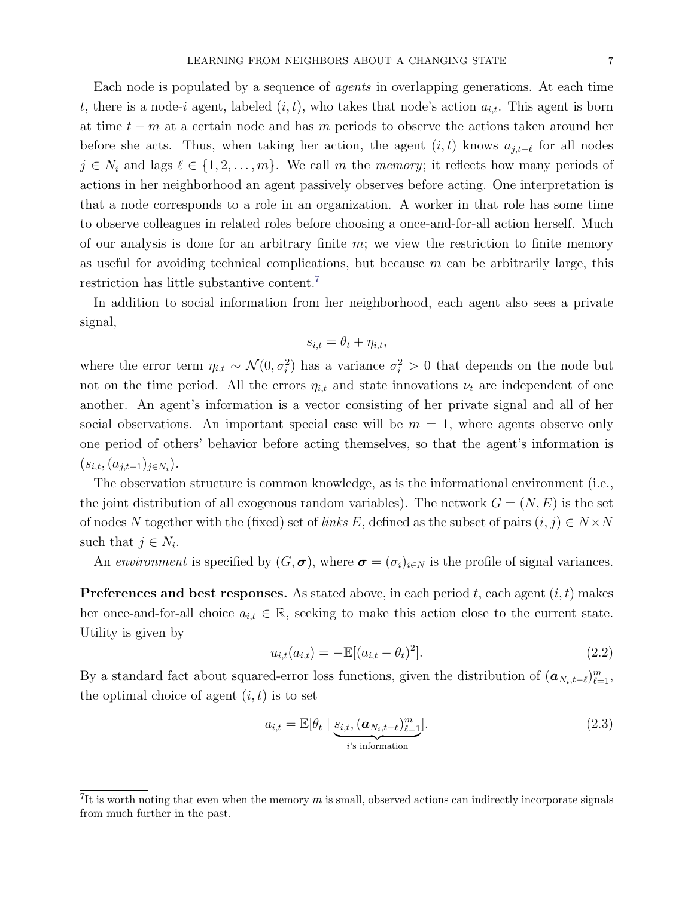Each node is populated by a sequence of *agents* in overlapping generations. At each time $t$, there is a node-$i$ agent, labeled $(i, t)$, who takes that node's action $a_{i,t}$. This agent is born at time $t - m$ at a certain node and has $m$ periods to observe the actions taken around her before she acts. Thus, when taking her action, the agent $(i, t)$ knows $a_{j,t-\ell}$ for all nodes $j \in N_i$ and lags $\ell \in \{1, 2, \ldots, m\}$. We call $m$ the *memory*; it reflects how many periods of actions in her neighborhood an agent passively observes before acting. One interpretation is that a node corresponds to a role in an organization. A worker in that role has some time to observe colleagues in related roles before choosing a once-and-for-all action herself. Much of our analysis is done for an arbitrary finite $m$; we view the restriction to finite memory as useful for avoiding technical complications, but because $m$ can be arbitrarily large, this restriction has little substantive content.[7]

In addition to social information from her neighborhood, each agent also sees a private signal,

$$s_{i,t} = \theta_t + \eta_{i,t},$$

where the error term $\eta_{i,t} \sim \mathcal{N}(0, \sigma_i^2)$ has a variance $\sigma_i^2 > 0$ that depends on the node but not on the time period. All the errors $\eta_{i,t}$ and state innovations $\nu_t$ are independent of one another. An agent's information is a vector consisting of her private signal and all of her social observations. An important special case will be $m = 1$, where agents observe only one period of others' behavior before acting themselves, so that the agent's information is $(s_{i,t}, (a_{j,t-1})_{j \in N_i})$.

The observation structure is common knowledge, as is the informational environment (i.e., the joint distribution of all exogenous random variables). The network $G = (N, E)$ is the set of nodes $N$ together with the (fixed) set of *links* $E$, defined as the subset of pairs $(i, j) \in N \times N$ such that $j \in N_i$.

An *environment* is specified by $(G, \boldsymbol{\sigma})$, where $\boldsymbol{\sigma} = (\sigma_i)_{i \in N}$ is the profile of signal variances.

**Preferences and best responses.** As stated above, in each period $t$, each agent $(i, t)$ makes her once-and-for-all choice $a_{i,t} \in \mathbb{R}$, seeking to make this action close to the current state. Utility is given by

$$u_{i,t}(a_{i,t}) = -\mathbb{E}[(a_{i,t} - \theta_t)^2]. \tag{2.2}$$

By a standard fact about squared-error loss functions, given the distribution of $(\boldsymbol{a}_{N_i,t-\ell})_{\ell=1}^m$, the optimal choice of agent $(i, t)$ is to set

$$a_{i,t} = \mathbb{E}[\theta_t \mid \underbrace{s_{i,t}, (\boldsymbol{a}_{N_i,t-\ell})_{\ell=1}^m}_{i\text{'s information}}]. \tag{2.3}$$

[7] It is worth noting that even when the memory $m$ is small, observed actions can indirectly incorporate signals from much further in the past.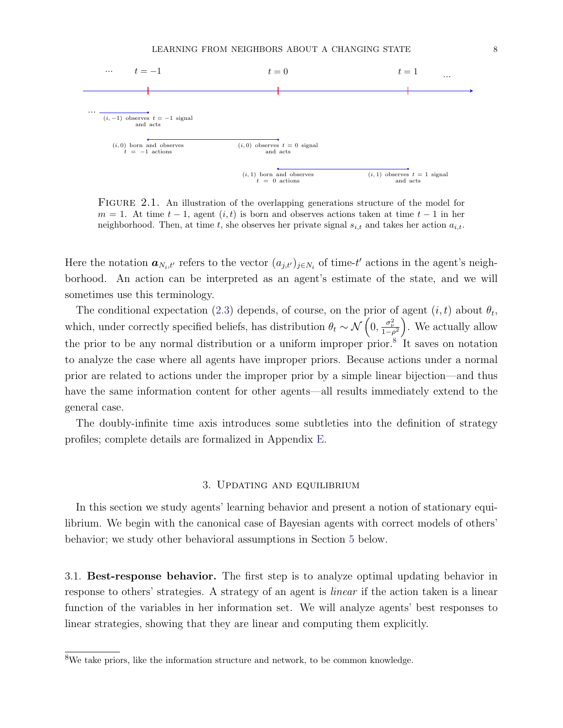FIGURE 2.1. An illustration of the overlapping generations structure of the model for $m = 1$. At time $t-1$, agent $(i,t)$ is born and observes actions taken at time $t-1$ in her neighborhood. Then, at time $t$, she observes her private signal $s_{i,t}$ and takes her action $a_{i,t}$.

Here the notation $\boldsymbol{a}_{N_i,t'}$ refers to the vector $(a_{j,t'})_{j \in N_i}$ of time-$t'$ actions in the agent's neighborhood. An action can be interpreted as an agent's estimate of the state, and we will sometimes use this terminology.

The conditional expectation (2.3) depends, of course, on the prior of agent $(i,t)$ about $\theta_t$, which, under correctly specified beliefs, has distribution $\theta_t \sim \mathcal{N}\left(0, \frac{\sigma_\nu^2}{1-\rho^2}\right)$. We actually allow the prior to be any normal distribution or a uniform improper prior.[8] It saves on notation to analyze the case where all agents have improper priors. Because actions under a normal prior are related to actions under the improper prior by a simple linear bijection—and thus have the same information content for other agents—all results immediately extend to the general case.

The doubly-infinite time axis introduces some subtleties into the definition of strategy profiles; complete details are formalized in Appendix E.

## 3. Updating and equilibrium

In this section we study agents' learning behavior and present a notion of stationary equilibrium. We begin with the canonical case of Bayesian agents with correct models of others' behavior; we study other behavioral assumptions in Section 5 below.

3.1. **Best-response behavior.** The first step is to analyze optimal updating behavior in response to others' strategies. A strategy of an agent is *linear* if the action taken is a linear function of the variables in her information set. We will analyze agents' best responses to linear strategies, showing that they are linear and computing them explicitly.

[8] We take priors, like the information structure and network, to be common knowledge.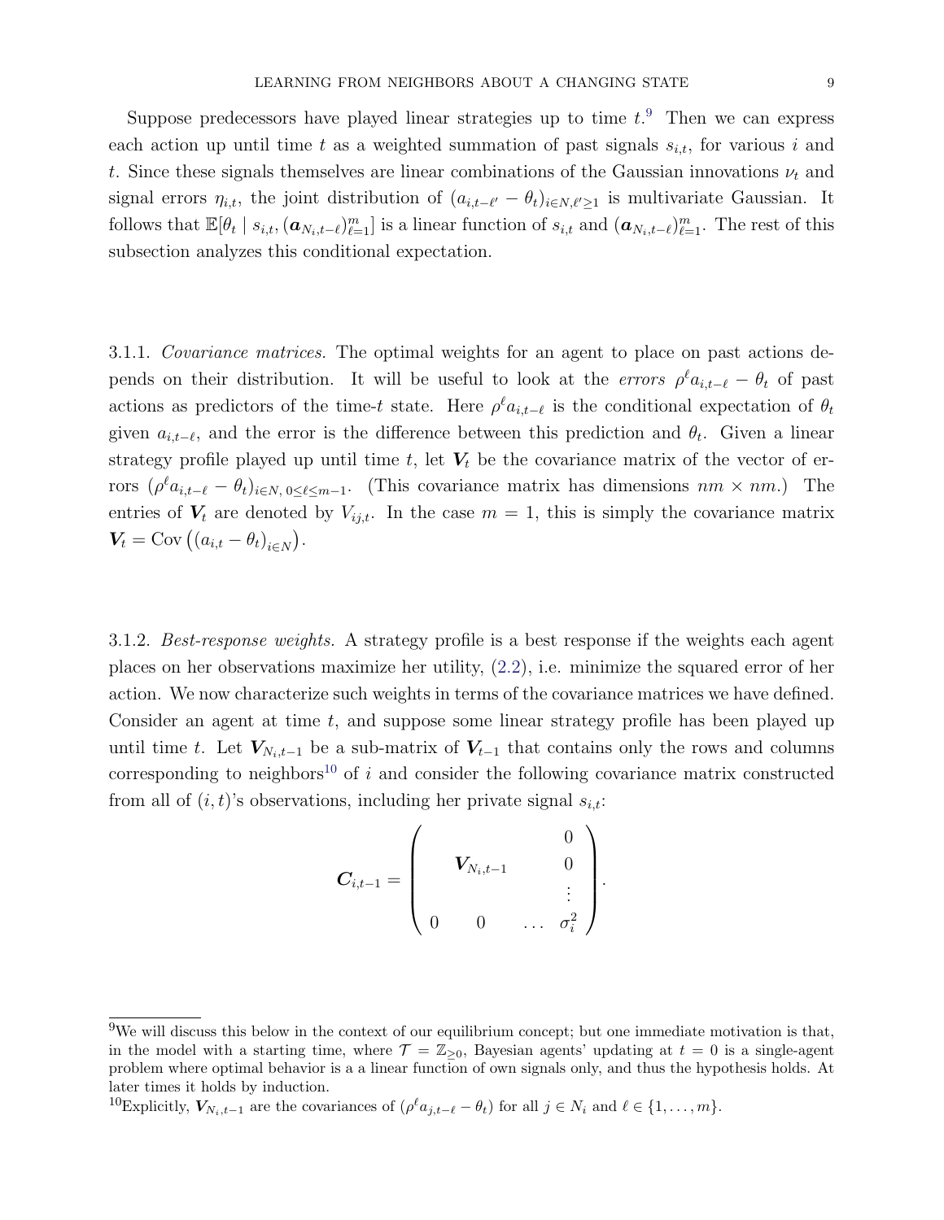Suppose predecessors have played linear strategies up to time $t$.[9] Then we can express each action up until time $t$ as a weighted summation of past signals $s_{i,t}$, for various $i$ and $t$. Since these signals themselves are linear combinations of the Gaussian innovations $\nu_t$ and signal errors $\eta_{i,t}$, the joint distribution of $(a_{i,t-\ell'} - \theta_t)_{i \in N, \ell' \geq 1}$ is multivariate Gaussian. It follows that $\mathbb{E}[\theta_t \mid s_{i,t}, (\boldsymbol{a}_{N_i,t-\ell})_{\ell=1}^m]$ is a linear function of $s_{i,t}$ and $(\boldsymbol{a}_{N_i,t-\ell})_{\ell=1}^m$. The rest of this subsection analyzes this conditional expectation.

3.1.1. *Covariance matrices.* The optimal weights for an agent to place on past actions depends on their distribution. It will be useful to look at the *errors* $\rho^\ell a_{i,t-\ell} - \theta_t$ of past actions as predictors of the time-$t$ state. Here $\rho^\ell a_{i,t-\ell}$ is the conditional expectation of $\theta_t$ given $a_{i,t-\ell}$, and the error is the difference between this prediction and $\theta_t$. Given a linear strategy profile played up until time $t$, let $\boldsymbol{V}_t$ be the covariance matrix of the vector of errors $(\rho^\ell a_{i,t-\ell} - \theta_t)_{i \in N,\, 0 \leq \ell \leq m-1}$. (This covariance matrix has dimensions $nm \times nm$.) The entries of $\boldsymbol{V}_t$ are denoted by $V_{ij,t}$. In the case $m = 1$, this is simply the covariance matrix $\boldsymbol{V}_t = \operatorname{Cov}\left((a_{i,t} - \theta_t)_{i \in N}\right)$.

3.1.2. *Best-response weights.* A strategy profile is a best response if the weights each agent places on her observations maximize her utility, (2.2), i.e. minimize the squared error of her action. We now characterize such weights in terms of the covariance matrices we have defined. Consider an agent at time $t$, and suppose some linear strategy profile has been played up until time $t$. Let $\boldsymbol{V}_{N_i,t-1}$ be a sub-matrix of $\boldsymbol{V}_{t-1}$ that contains only the rows and columns corresponding to neighbors[10] of $i$ and consider the following covariance matrix constructed from all of $(i,t)$'s observations, including her private signal $s_{i,t}$:

$$\boldsymbol{C}_{i,t-1} = \begin{pmatrix} & & & 0 \\ & \boldsymbol{V}_{N_i,t-1} & & 0 \\ & & & \vdots \\ 0 & 0 & \dots & \sigma_i^2 \end{pmatrix}.$$

---

[9] We will discuss this below in the context of our equilibrium concept; but one immediate motivation is that, in the model with a starting time, where $\mathcal{T} = \mathbb{Z}_{\geq 0}$, Bayesian agents' updating at $t = 0$ is a single-agent problem where optimal behavior is a a linear function of own signals only, and thus the hypothesis holds. At later times it holds by induction.

[10] Explicitly, $\boldsymbol{V}_{N_i,t-1}$ are the covariances of $(\rho^\ell a_{j,t-\ell} - \theta_t)$ for all $j \in N_i$ and $\ell \in \{1, \ldots, m\}$.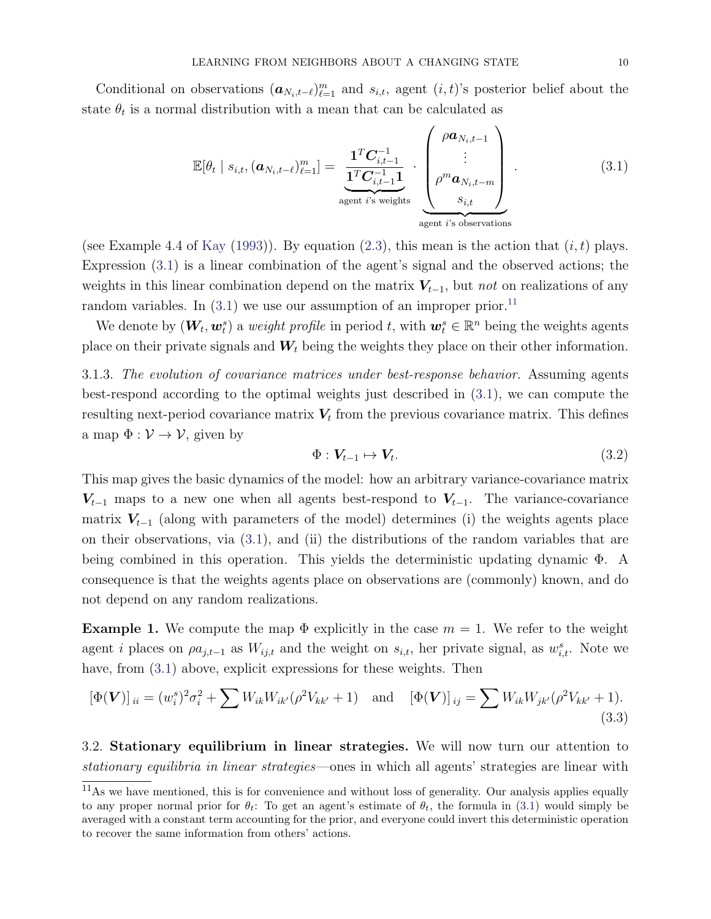Conditional on observations $(\boldsymbol{a}_{N_i,t-\ell})_{\ell=1}^m$ and $s_{i,t}$, agent $(i,t)$'s posterior belief about the state $\theta_t$ is a normal distribution with a mean that can be calculated as

$$\mathbb{E}[\theta_t \mid s_{i,t}, (\boldsymbol{a}_{N_i,t-\ell})_{\ell=1}^m] = \underbrace{\frac{\boldsymbol{1}^T \boldsymbol{C}_{i,t-1}^{-1}}{\boldsymbol{1}^T \boldsymbol{C}_{i,t-1}^{-1} \boldsymbol{1}}}_{\text{agent } i\text{'s weights}} \cdot \underbrace{\begin{pmatrix} \rho \boldsymbol{a}_{N_i,t-1} \\ \vdots \\ \rho^m \boldsymbol{a}_{N_i,t-m} \\ s_{i,t} \end{pmatrix}}_{\text{agent } i\text{'s observations}} . \tag{3.1}$$

(see Example 4.4 of Kay (1993)). By equation (2.3), this mean is the action that $(i,t)$ plays. Expression (3.1) is a linear combination of the agent's signal and the observed actions; the weights in this linear combination depend on the matrix $\boldsymbol{V}_{t-1}$, but *not* on realizations of any random variables. In (3.1) we use our assumption of an improper prior.[11]

We denote by $(\boldsymbol{W}_t, \boldsymbol{w}_t^s)$ a *weight profile* in period $t$, with $\boldsymbol{w}_t^s \in \mathbb{R}^n$ being the weights agents place on their private signals and $\boldsymbol{W}_t$ being the weights they place on their other information.

3.1.3. *The evolution of covariance matrices under best-response behavior.* Assuming agents best-respond according to the optimal weights just described in (3.1), we can compute the resulting next-period covariance matrix $\boldsymbol{V}_t$ from the previous covariance matrix. This defines a map $\Phi : \mathcal{V} \to \mathcal{V}$, given by

$$\Phi : \boldsymbol{V}_{t-1} \mapsto \boldsymbol{V}_t. \tag{3.2}$$

This map gives the basic dynamics of the model: how an arbitrary variance-covariance matrix $\boldsymbol{V}_{t-1}$ maps to a new one when all agents best-respond to $\boldsymbol{V}_{t-1}$. The variance-covariance matrix $\boldsymbol{V}_{t-1}$ (along with parameters of the model) determines (i) the weights agents place on their observations, via (3.1), and (ii) the distributions of the random variables that are being combined in this operation. This yields the deterministic updating dynamic $\Phi$. A consequence is that the weights agents place on observations are (commonly) known, and do not depend on any random realizations.

**Example 1.** We compute the map $\Phi$ explicitly in the case $m = 1$. We refer to the weight agent $i$ places on $\rho a_{j,t-1}$ as $W_{ij,t}$ and the weight on $s_{i,t}$, her private signal, as $w_{i,t}^s$. Note we have, from (3.1) above, explicit expressions for these weights. Then

$$[\Phi(\boldsymbol{V})]_{ii} = (w_i^s)^2 \sigma_i^2 + \sum W_{ik} W_{ik'} (\rho^2 V_{kk'} + 1) \quad \text{and} \quad [\Phi(\boldsymbol{V})]_{ij} = \sum W_{ik} W_{jk'} (\rho^2 V_{kk'} + 1). \tag{3.3}$$

3.2. **Stationary equilibrium in linear strategies.** We will now turn our attention to *stationary equilibria in linear strategies*—ones in which all agents' strategies are linear with

[11] As we have mentioned, this is for convenience and without loss of generality. Our analysis applies equally to any proper normal prior for $\theta_t$: To get an agent's estimate of $\theta_t$, the formula in (3.1) would simply be averaged with a constant term accounting for the prior, and everyone could invert this deterministic operation to recover the same information from others' actions.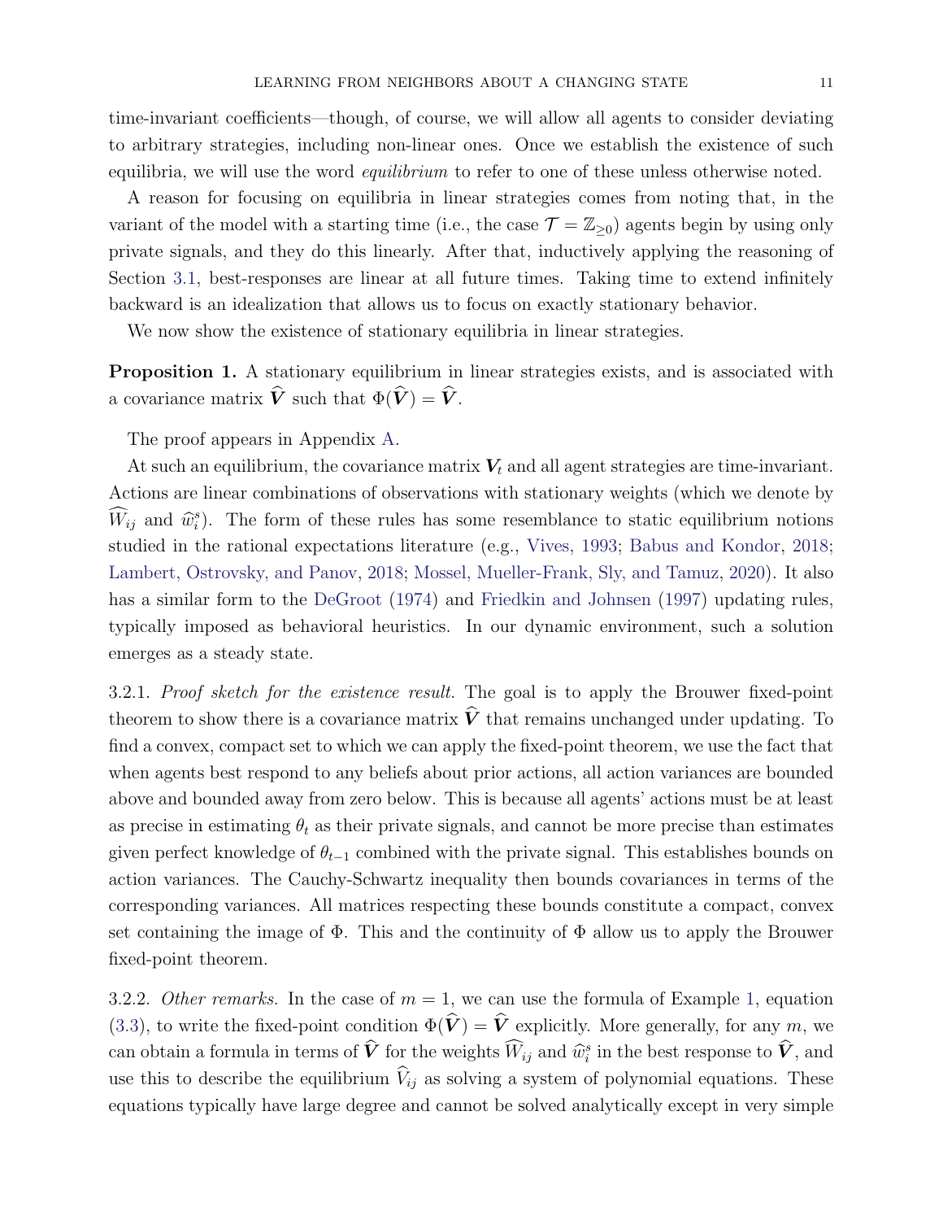time-invariant coefficients—though, of course, we will allow all agents to consider deviating to arbitrary strategies, including non-linear ones. Once we establish the existence of such equilibria, we will use the word *equilibrium* to refer to one of these unless otherwise noted.

A reason for focusing on equilibria in linear strategies comes from noting that, in the variant of the model with a starting time (i.e., the case $\mathcal{T} = \mathbb{Z}_{\geq 0}$) agents begin by using only private signals, and they do this linearly. After that, inductively applying the reasoning of Section 3.1, best-responses are linear at all future times. Taking time to extend infinitely backward is an idealization that allows us to focus on exactly stationary behavior.

We now show the existence of stationary equilibria in linear strategies.

**Proposition 1.** A stationary equilibrium in linear strategies exists, and is associated with a covariance matrix $\widehat{\boldsymbol{V}}$ such that $\Phi(\widehat{\boldsymbol{V}}) = \widehat{\boldsymbol{V}}$.

The proof appears in Appendix A.

At such an equilibrium, the covariance matrix $\boldsymbol{V}_t$ and all agent strategies are time-invariant. Actions are linear combinations of observations with stationary weights (which we denote by $\widehat{W}_{ij}$ and $\widehat{w}_i^s$). The form of these rules has some resemblance to static equilibrium notions studied in the rational expectations literature (e.g., Vives, 1993; Babus and Kondor, 2018; Lambert, Ostrovsky, and Panov, 2018; Mossel, Mueller-Frank, Sly, and Tamuz, 2020). It also has a similar form to the DeGroot (1974) and Friedkin and Johnsen (1997) updating rules, typically imposed as behavioral heuristics. In our dynamic environment, such a solution emerges as a steady state.

3.2.1. *Proof sketch for the existence result.* The goal is to apply the Brouwer fixed-point theorem to show there is a covariance matrix $\widehat{\boldsymbol{V}}$ that remains unchanged under updating. To find a convex, compact set to which we can apply the fixed-point theorem, we use the fact that when agents best respond to any beliefs about prior actions, all action variances are bounded above and bounded away from zero below. This is because all agents' actions must be at least as precise in estimating $\theta_t$ as their private signals, and cannot be more precise than estimates given perfect knowledge of $\theta_{t-1}$ combined with the private signal. This establishes bounds on action variances. The Cauchy-Schwartz inequality then bounds covariances in terms of the corresponding variances. All matrices respecting these bounds constitute a compact, convex set containing the image of $\Phi$. This and the continuity of $\Phi$ allow us to apply the Brouwer fixed-point theorem.

3.2.2. *Other remarks.* In the case of $m = 1$, we can use the formula of Example 1, equation (3.3), to write the fixed-point condition $\Phi(\widehat{\boldsymbol{V}}) = \widehat{\boldsymbol{V}}$ explicitly. More generally, for any $m$, we can obtain a formula in terms of $\widehat{\boldsymbol{V}}$ for the weights $\widehat{W}_{ij}$ and $\widehat{w}_i^s$ in the best response to $\widehat{\boldsymbol{V}}$, and use this to describe the equilibrium $\widehat{V}_{ij}$ as solving a system of polynomial equations. These equations typically have large degree and cannot be solved analytically except in very simple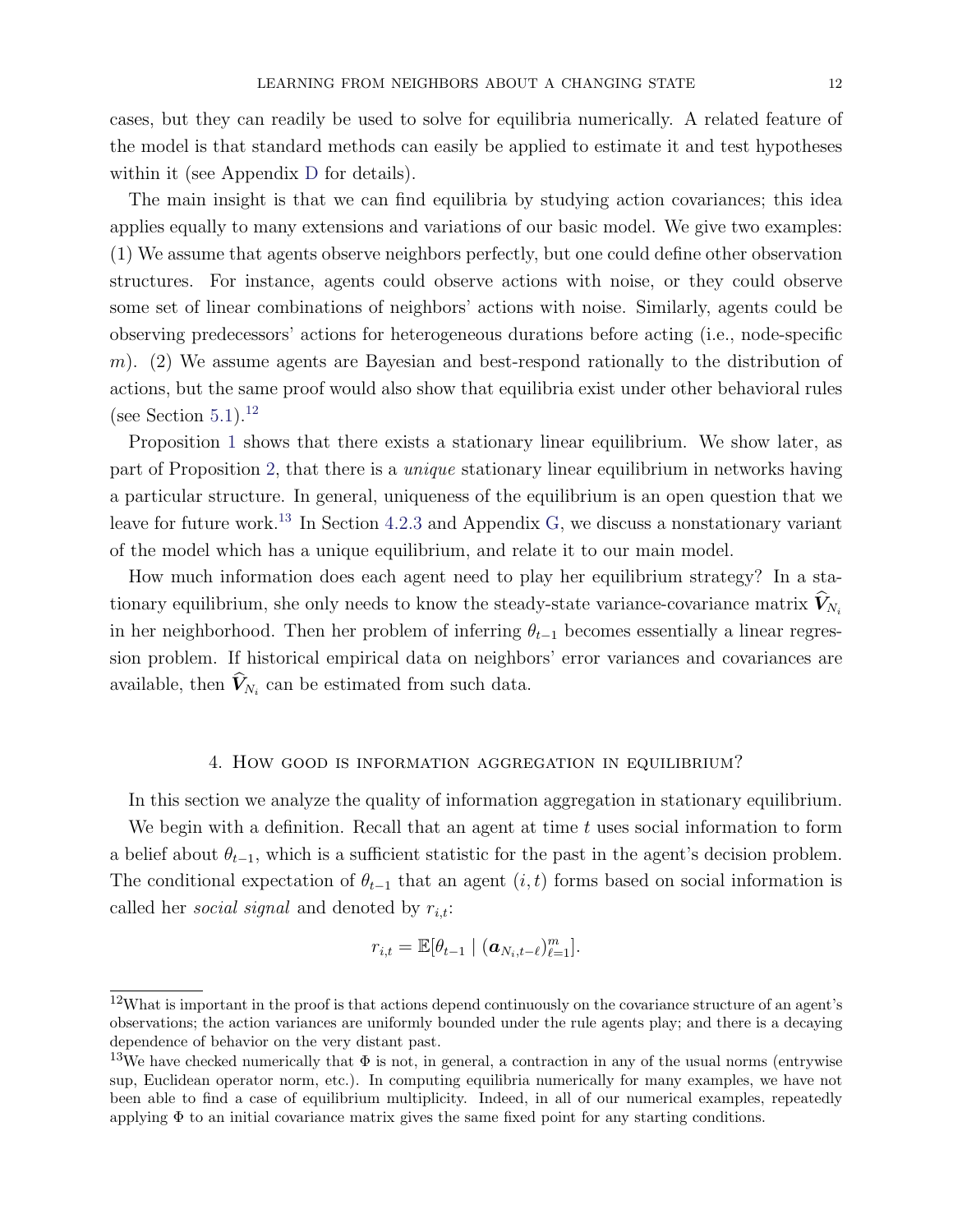cases, but they can readily be used to solve for equilibria numerically. A related feature of the model is that standard methods can easily be applied to estimate it and test hypotheses within it (see Appendix D for details).

The main insight is that we can find equilibria by studying action covariances; this idea applies equally to many extensions and variations of our basic model. We give two examples: (1) We assume that agents observe neighbors perfectly, but one could define other observation structures. For instance, agents could observe actions with noise, or they could observe some set of linear combinations of neighbors' actions with noise. Similarly, agents could be observing predecessors' actions for heterogeneous durations before acting (i.e., node-specific $m$). (2) We assume agents are Bayesian and best-respond rationally to the distribution of actions, but the same proof would also show that equilibria exist under other behavioral rules (see Section 5.1).[12]

Proposition 1 shows that there exists a stationary linear equilibrium. We show later, as part of Proposition 2, that there is a *unique* stationary linear equilibrium in networks having a particular structure. In general, uniqueness of the equilibrium is an open question that we leave for future work.[13] In Section 4.2.3 and Appendix G, we discuss a nonstationary variant of the model which has a unique equilibrium, and relate it to our main model.

How much information does each agent need to play her equilibrium strategy? In a stationary equilibrium, she only needs to know the steady-state variance-covariance matrix $\widehat{\boldsymbol{V}}_{N_i}$ in her neighborhood. Then her problem of inferring $\theta_{t-1}$ becomes essentially a linear regression problem. If historical empirical data on neighbors' error variances and covariances are available, then $\widehat{\boldsymbol{V}}_{N_i}$ can be estimated from such data.

# 4. How good is information aggregation in equilibrium?

In this section we analyze the quality of information aggregation in stationary equilibrium.

We begin with a definition. Recall that an agent at time $t$ uses social information to form a belief about $\theta_{t-1}$, which is a sufficient statistic for the past in the agent's decision problem. The conditional expectation of $\theta_{t-1}$ that an agent $(i,t)$ forms based on social information is called her *social signal* and denoted by $r_{i,t}$:

$$r_{i,t} = \mathbb{E}[\theta_{t-1} \mid (\boldsymbol{a}_{N_i,t-\ell})_{\ell=1}^{m}].$$

[12] What is important in the proof is that actions depend continuously on the covariance structure of an agent's observations; the action variances are uniformly bounded under the rule agents play; and there is a decaying dependence of behavior on the very distant past.

[13] We have checked numerically that $\Phi$ is not, in general, a contraction in any of the usual norms (entrywise sup, Euclidean operator norm, etc.). In computing equilibria numerically for many examples, we have not been able to find a case of equilibrium multiplicity. Indeed, in all of our numerical examples, repeatedly applying $\Phi$ to an initial covariance matrix gives the same fixed point for any starting conditions.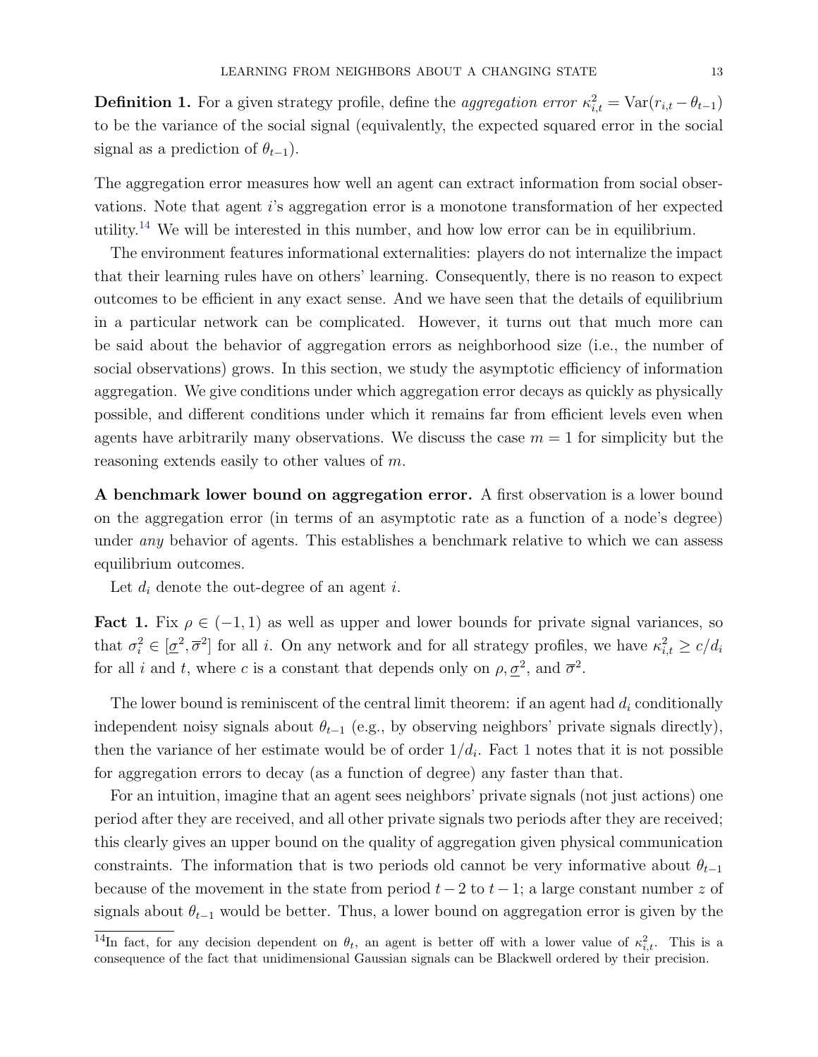**Definition 1.** For a given strategy profile, define the *aggregation error* $\kappa_{i,t}^2 = \text{Var}(r_{i,t} - \theta_{t-1})$ to be the variance of the social signal (equivalently, the expected squared error in the social signal as a prediction of $\theta_{t-1}$).

The aggregation error measures how well an agent can extract information from social observations. Note that agent $i$'s aggregation error is a monotone transformation of her expected utility.[14] We will be interested in this number, and how low error can be in equilibrium.

The environment features informational externalities: players do not internalize the impact that their learning rules have on others' learning. Consequently, there is no reason to expect outcomes to be efficient in any exact sense. And we have seen that the details of equilibrium in a particular network can be complicated. However, it turns out that much more can be said about the behavior of aggregation errors as neighborhood size (i.e., the number of social observations) grows. In this section, we study the asymptotic efficiency of information aggregation. We give conditions under which aggregation error decays as quickly as physically possible, and different conditions under which it remains far from efficient levels even when agents have arbitrarily many observations. We discuss the case $m = 1$ for simplicity but the reasoning extends easily to other values of $m$.

**A benchmark lower bound on aggregation error.** A first observation is a lower bound on the aggregation error (in terms of an asymptotic rate as a function of a node's degree) under *any* behavior of agents. This establishes a benchmark relative to which we can assess equilibrium outcomes.

Let $d_i$ denote the out-degree of an agent $i$.

**Fact 1.** Fix $\rho \in (-1, 1)$ as well as upper and lower bounds for private signal variances, so that $\sigma_i^2 \in [\underline{\sigma}^2, \overline{\sigma}^2]$ for all $i$. On any network and for all strategy profiles, we have $\kappa_{i,t}^2 \geq c/d_i$ for all $i$ and $t$, where $c$ is a constant that depends only on $\rho, \underline{\sigma}^2$, and $\overline{\sigma}^2$.

The lower bound is reminiscent of the central limit theorem: if an agent had $d_i$ conditionally independent noisy signals about $\theta_{t-1}$ (e.g., by observing neighbors' private signals directly), then the variance of her estimate would be of order $1/d_i$. Fact 1 notes that it is not possible for aggregation errors to decay (as a function of degree) any faster than that.

For an intuition, imagine that an agent sees neighbors' private signals (not just actions) one period after they are received, and all other private signals two periods after they are received; this clearly gives an upper bound on the quality of aggregation given physical communication constraints. The information that is two periods old cannot be very informative about $\theta_{t-1}$ because of the movement in the state from period $t-2$ to $t-1$; a large constant number $z$ of signals about $\theta_{t-1}$ would be better. Thus, a lower bound on aggregation error is given by the

[14]In fact, for any decision dependent on $\theta_t$, an agent is better off with a lower value of $\kappa_{i,t}^2$. This is a consequence of the fact that unidimensional Gaussian signals can be Blackwell ordered by their precision.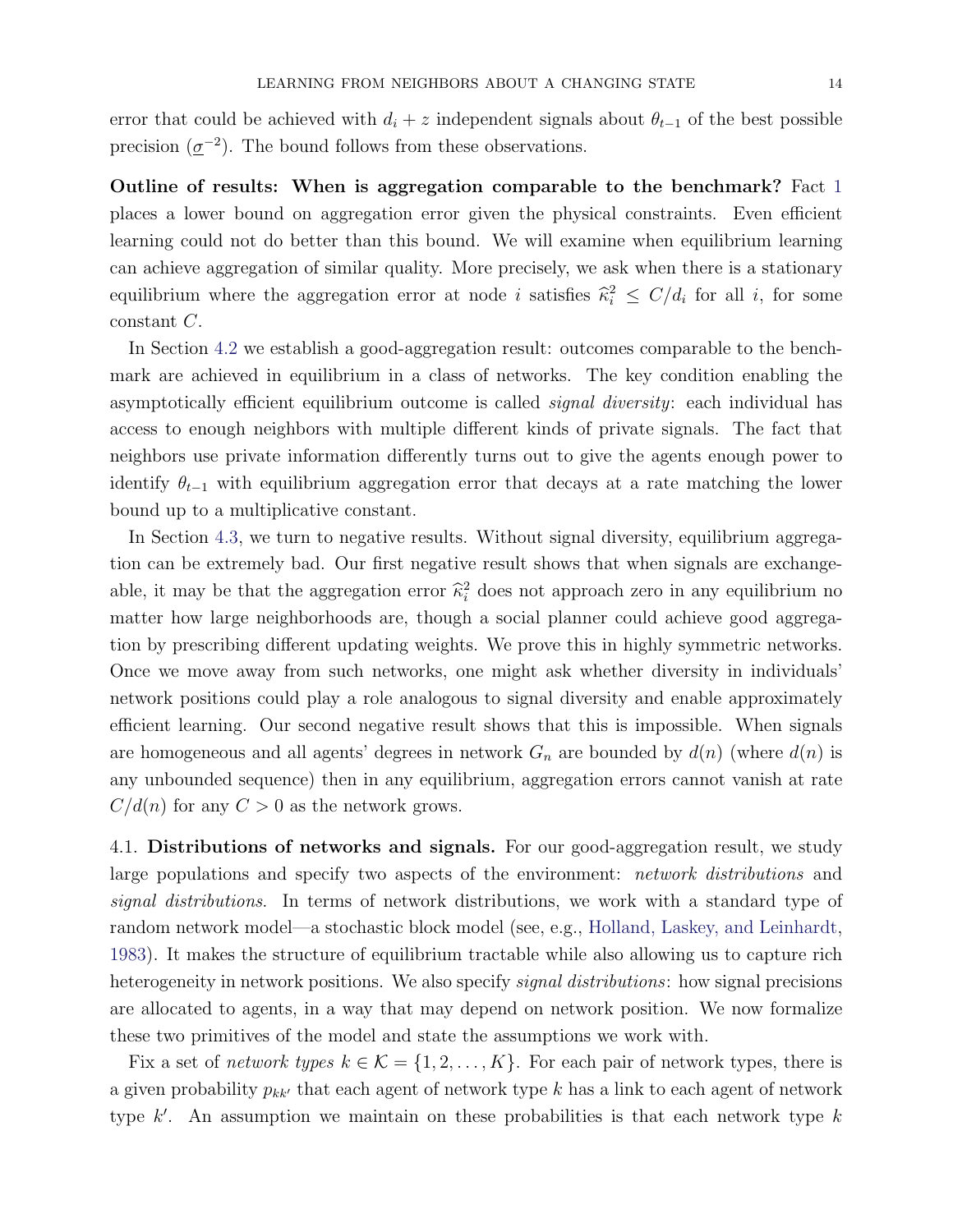error that could be achieved with $d_i + z$ independent signals about $\theta_{t-1}$ of the best possible precision ($\underline{\sigma}^{-2}$). The bound follows from these observations.

**Outline of results: When is aggregation comparable to the benchmark?** Fact 1 places a lower bound on aggregation error given the physical constraints. Even efficient learning could not do better than this bound. We will examine when equilibrium learning can achieve aggregation of similar quality. More precisely, we ask when there is a stationary equilibrium where the aggregation error at node $i$ satisfies $\widehat{\kappa}_i^2 \leq C/d_i$ for all $i$, for some constant $C$.

In Section 4.2 we establish a good-aggregation result: outcomes comparable to the benchmark are achieved in equilibrium in a class of networks. The key condition enabling the asymptotically efficient equilibrium outcome is called *signal diversity*: each individual has access to enough neighbors with multiple different kinds of private signals. The fact that neighbors use private information differently turns out to give the agents enough power to identify $\theta_{t-1}$ with equilibrium aggregation error that decays at a rate matching the lower bound up to a multiplicative constant.

In Section 4.3, we turn to negative results. Without signal diversity, equilibrium aggregation can be extremely bad. Our first negative result shows that when signals are exchangeable, it may be that the aggregation error $\widehat{\kappa}_i^2$ does not approach zero in any equilibrium no matter how large neighborhoods are, though a social planner could achieve good aggregation by prescribing different updating weights. We prove this in highly symmetric networks. Once we move away from such networks, one might ask whether diversity in individuals' network positions could play a role analogous to signal diversity and enable approximately efficient learning. Our second negative result shows that this is impossible. When signals are homogeneous and all agents' degrees in network $G_n$ are bounded by $d(n)$ (where $d(n)$ is any unbounded sequence) then in any equilibrium, aggregation errors cannot vanish at rate $C/d(n)$ for any $C > 0$ as the network grows.

4.1. **Distributions of networks and signals.** For our good-aggregation result, we study large populations and specify two aspects of the environment: *network distributions* and *signal distributions*. In terms of network distributions, we work with a standard type of random network model—a stochastic block model (see, e.g., Holland, Laskey, and Leinhardt, 1983). It makes the structure of equilibrium tractable while also allowing us to capture rich heterogeneity in network positions. We also specify *signal distributions*: how signal precisions are allocated to agents, in a way that may depend on network position. We now formalize these two primitives of the model and state the assumptions we work with.

Fix a set of *network types* $k \in \mathcal{K} = \{1, 2, \ldots, K\}$. For each pair of network types, there is a given probability $p_{kk'}$ that each agent of network type $k$ has a link to each agent of network type $k'$. An assumption we maintain on these probabilities is that each network type $k$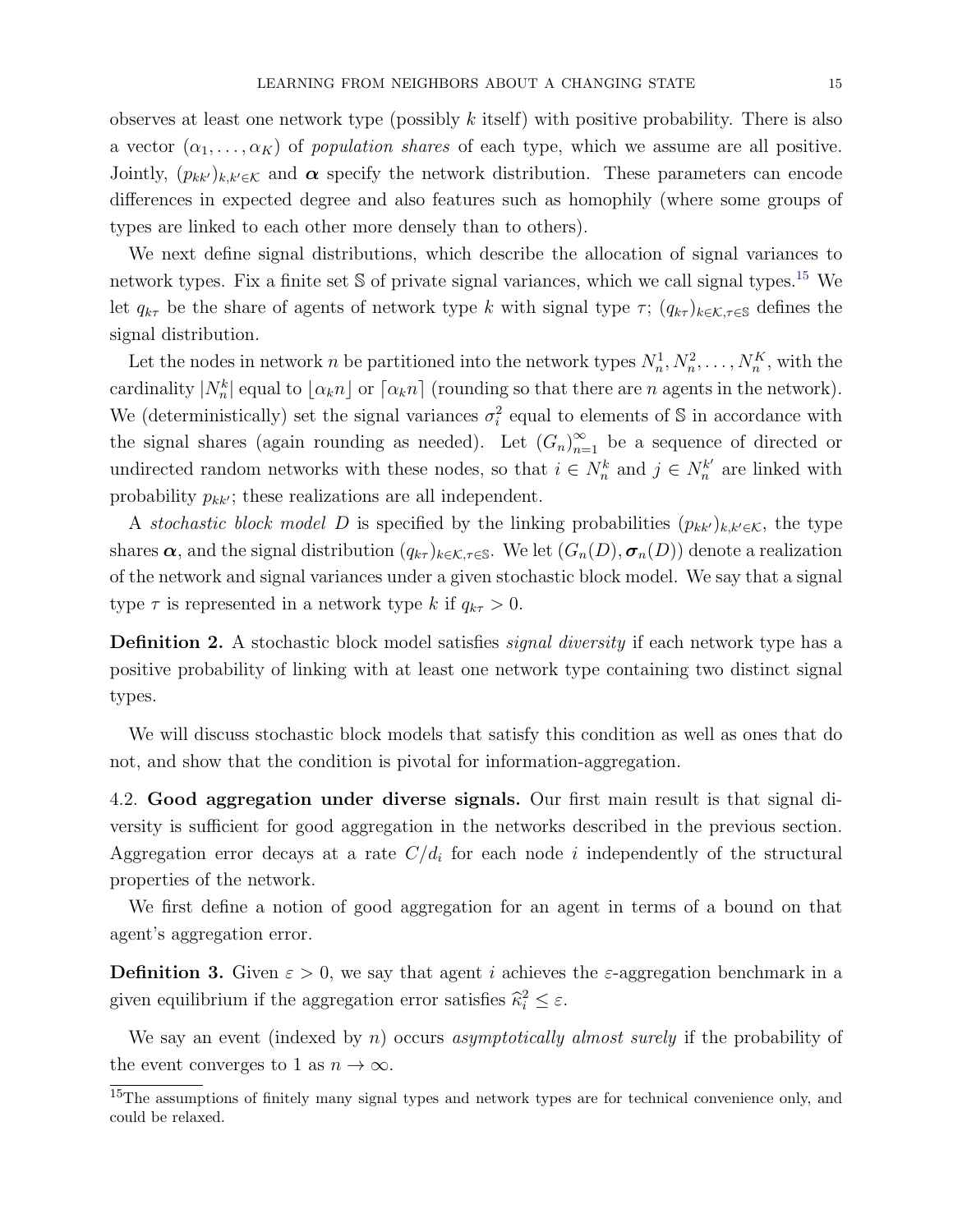observes at least one network type (possibly $k$ itself) with positive probability. There is also a vector $(\alpha_1, \ldots, \alpha_K)$ of *population shares* of each type, which we assume are all positive. Jointly, $(p_{kk'})_{k,k' \in \mathcal{K}}$ and $\boldsymbol{\alpha}$ specify the network distribution. These parameters can encode differences in expected degree and also features such as homophily (where some groups of types are linked to each other more densely than to others).

We next define signal distributions, which describe the allocation of signal variances to network types. Fix a finite set $\mathbb{S}$ of private signal variances, which we call signal types.[15] We let $q_{k\tau}$ be the share of agents of network type $k$ with signal type $\tau$; $(q_{k\tau})_{k \in \mathcal{K}, \tau \in \mathbb{S}}$ defines the signal distribution.

Let the nodes in network $n$ be partitioned into the network types $N_n^1, N_n^2, \ldots, N_n^K$, with the cardinality $|N_n^k|$ equal to $\lfloor \alpha_k n \rfloor$ or $\lceil \alpha_k n \rceil$ (rounding so that there are $n$ agents in the network). We (deterministically) set the signal variances $\sigma_i^2$ equal to elements of $\mathbb{S}$ in accordance with the signal shares (again rounding as needed). Let $(G_n)_{n=1}^{\infty}$ be a sequence of directed or undirected random networks with these nodes, so that $i \in N_n^k$ and $j \in N_n^{k'}$ are linked with probability $p_{kk'}$; these realizations are all independent.

A *stochastic block model* $D$ is specified by the linking probabilities $(p_{kk'})_{k,k' \in \mathcal{K}}$, the type shares $\boldsymbol{\alpha}$, and the signal distribution $(q_{k\tau})_{k \in \mathcal{K}, \tau \in \mathbb{S}}$. We let $(G_n(D), \boldsymbol{\sigma}_n(D))$ denote a realization of the network and signal variances under a given stochastic block model. We say that a signal type $\tau$ is represented in a network type $k$ if $q_{k\tau} > 0$.

**Definition 2.** A stochastic block model satisfies *signal diversity* if each network type has a positive probability of linking with at least one network type containing two distinct signal types.

We will discuss stochastic block models that satisfy this condition as well as ones that do not, and show that the condition is pivotal for information-aggregation.

## 4.2. Good aggregation under diverse signals.

Our first main result is that signal diversity is sufficient for good aggregation in the networks described in the previous section. Aggregation error decays at a rate $C/d_i$ for each node $i$ independently of the structural properties of the network.

We first define a notion of good aggregation for an agent in terms of a bound on that agent's aggregation error.

**Definition 3.** Given $\varepsilon > 0$, we say that agent $i$ achieves the $\varepsilon$-aggregation benchmark in a given equilibrium if the aggregation error satisfies $\widehat{\kappa}_i^2 \leq \varepsilon$.

We say an event (indexed by $n$) occurs *asymptotically almost surely* if the probability of the event converges to 1 as $n \to \infty$.

[15] The assumptions of finitely many signal types and network types are for technical convenience only, and could be relaxed.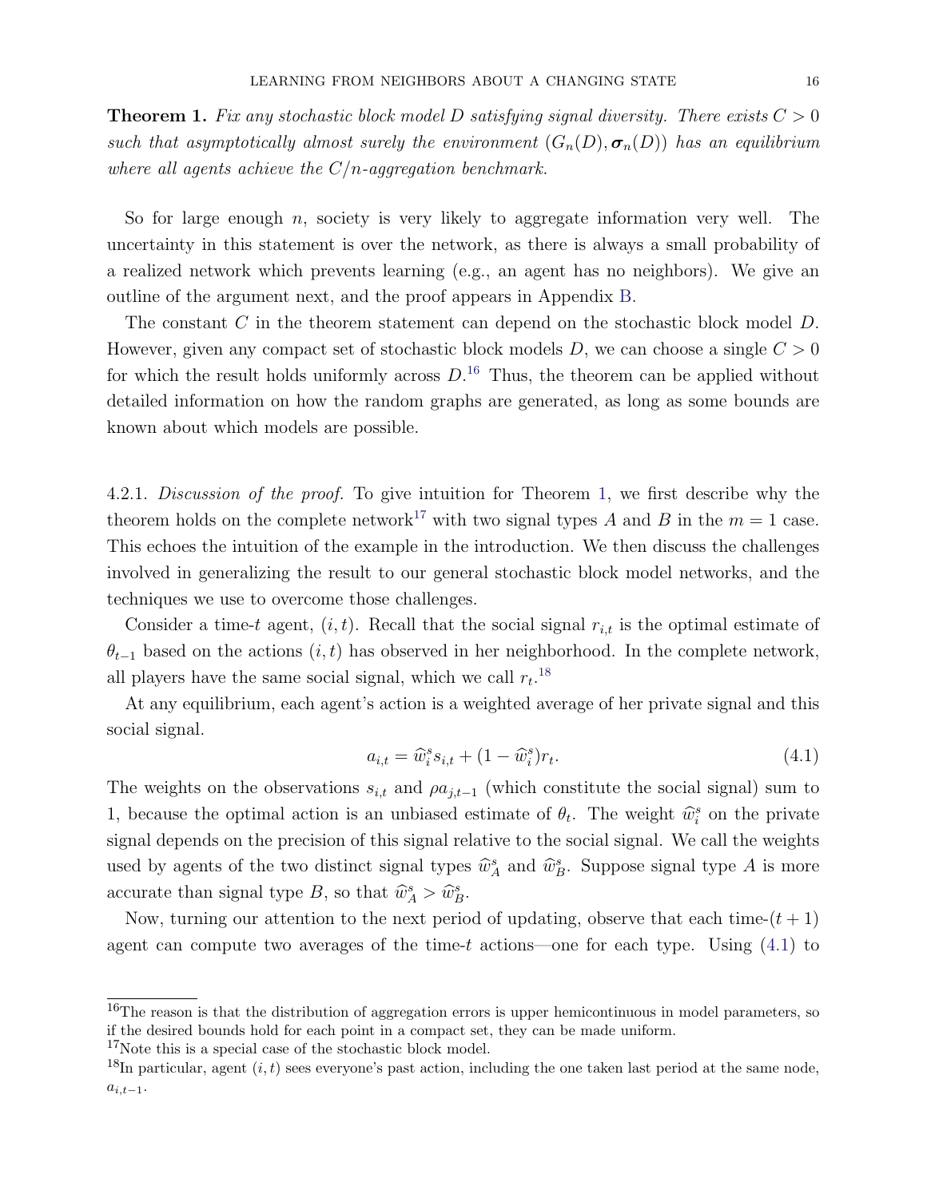**Theorem 1.** *Fix any stochastic block model $D$ satisfying signal diversity. There exists $C > 0$ such that asymptotically almost surely the environment $(G_n(D), \boldsymbol{\sigma}_n(D))$ has an equilibrium where all agents achieve the $C/n$-aggregation benchmark.*

So for large enough $n$, society is very likely to aggregate information very well. The uncertainty in this statement is over the network, as there is always a small probability of a realized network which prevents learning (e.g., an agent has no neighbors). We give an outline of the argument next, and the proof appears in Appendix B.

The constant $C$ in the theorem statement can depend on the stochastic block model $D$. However, given any compact set of stochastic block models $D$, we can choose a single $C > 0$ for which the result holds uniformly across $D$.[16] Thus, the theorem can be applied without detailed information on how the random graphs are generated, as long as some bounds are known about which models are possible.

4.2.1. *Discussion of the proof.* To give intuition for Theorem 1, we first describe why the theorem holds on the complete network[17] with two signal types $A$ and $B$ in the $m = 1$ case. This echoes the intuition of the example in the introduction. We then discuss the challenges involved in generalizing the result to our general stochastic block model networks, and the techniques we use to overcome those challenges.

Consider a time-$t$ agent, $(i, t)$. Recall that the social signal $r_{i,t}$ is the optimal estimate of $\theta_{t-1}$ based on the actions $(i, t)$ has observed in her neighborhood. In the complete network, all players have the same social signal, which we call $r_t$.[18]

At any equilibrium, each agent's action is a weighted average of her private signal and this social signal.

$$a_{i,t} = \widehat{w}_i^s s_{i,t} + (1 - \widehat{w}_i^s) r_t. \tag{4.1}$$

The weights on the observations $s_{i,t}$ and $\rho a_{j,t-1}$ (which constitute the social signal) sum to 1, because the optimal action is an unbiased estimate of $\theta_t$. The weight $\widehat{w}_i^s$ on the private signal depends on the precision of this signal relative to the social signal. We call the weights used by agents of the two distinct signal types $\widehat{w}_A^s$ and $\widehat{w}_B^s$. Suppose signal type $A$ is more accurate than signal type $B$, so that $\widehat{w}_A^s > \widehat{w}_B^s$.

Now, turning our attention to the next period of updating, observe that each time-$(t + 1)$ agent can compute two averages of the time-$t$ actions—one for each type. Using (4.1) to

[16] The reason is that the distribution of aggregation errors is upper hemicontinuous in model parameters, so if the desired bounds hold for each point in a compact set, they can be made uniform.

[17] Note this is a special case of the stochastic block model.

[18] In particular, agent $(i, t)$ sees everyone's past action, including the one taken last period at the same node, $a_{i,t-1}$.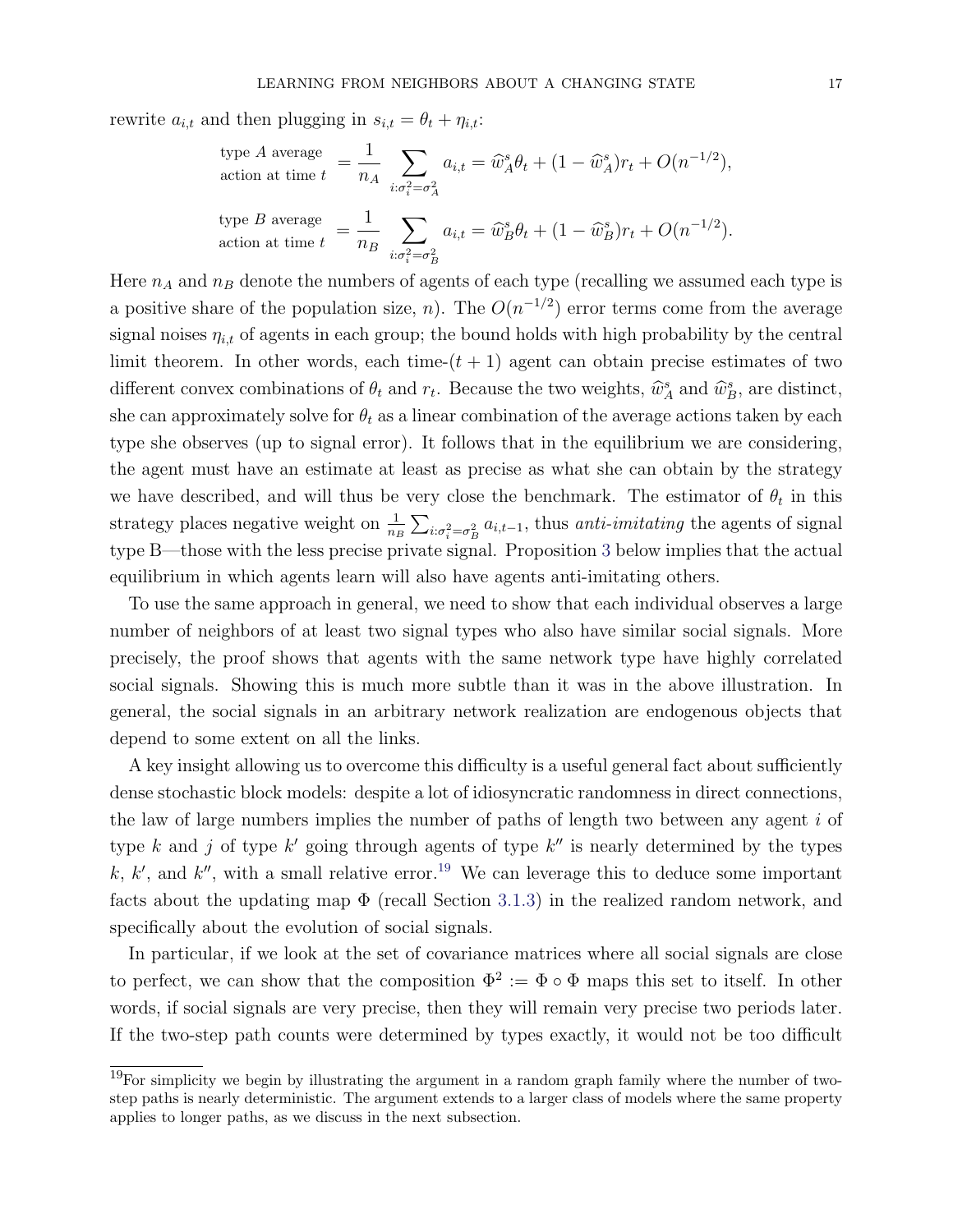rewrite $a_{i,t}$ and then plugging in $s_{i,t} = \theta_t + \eta_{i,t}$:

$$\begin{aligned}
\text{type } A \text{ average action at time } t &= \frac{1}{n_A} \sum_{i:\sigma_i^2=\sigma_A^2} a_{i,t} = \widehat{w}_A^s \theta_t + (1-\widehat{w}_A^s) r_t + O(n^{-1/2}), \\
\text{type } B \text{ average action at time } t &= \frac{1}{n_B} \sum_{i:\sigma_i^2=\sigma_B^2} a_{i,t} = \widehat{w}_B^s \theta_t + (1-\widehat{w}_B^s) r_t + O(n^{-1/2}).
\end{aligned}$$

Here $n_A$ and $n_B$ denote the numbers of agents of each type (recalling we assumed each type is a positive share of the population size, $n$). The $O(n^{-1/2})$ error terms come from the average signal noises $\eta_{i,t}$ of agents in each group; the bound holds with high probability by the central limit theorem. In other words, each time-$(t+1)$ agent can obtain precise estimates of two different convex combinations of $\theta_t$ and $r_t$. Because the two weights, $\widehat{w}_A^s$ and $\widehat{w}_B^s$, are distinct, she can approximately solve for $\theta_t$ as a linear combination of the average actions taken by each type she observes (up to signal error). It follows that in the equilibrium we are considering, the agent must have an estimate at least as precise as what she can obtain by the strategy we have described, and will thus be very close the benchmark. The estimator of $\theta_t$ in this strategy places negative weight on $\frac{1}{n_B}\sum_{i:\sigma_i^2=\sigma_B^2} a_{i,t-1}$, thus *anti-imitating* the agents of signal type B—those with the less precise private signal. Proposition 3 below implies that the actual equilibrium in which agents learn will also have agents anti-imitating others.

To use the same approach in general, we need to show that each individual observes a large number of neighbors of at least two signal types who also have similar social signals. More precisely, the proof shows that agents with the same network type have highly correlated social signals. Showing this is much more subtle than it was in the above illustration. In general, the social signals in an arbitrary network realization are endogenous objects that depend to some extent on all the links.

A key insight allowing us to overcome this difficulty is a useful general fact about sufficiently dense stochastic block models: despite a lot of idiosyncratic randomness in direct connections, the law of large numbers implies the number of paths of length two between any agent $i$ of type $k$ and $j$ of type $k'$ going through agents of type $k''$ is nearly determined by the types $k$, $k'$, and $k''$, with a small relative error.[19] We can leverage this to deduce some important facts about the updating map $\Phi$ (recall Section 3.1.3) in the realized random network, and specifically about the evolution of social signals.

In particular, if we look at the set of covariance matrices where all social signals are close to perfect, we can show that the composition $\Phi^2 := \Phi \circ \Phi$ maps this set to itself. In other words, if social signals are very precise, then they will remain very precise two periods later. If the two-step path counts were determined by types exactly, it would not be too difficult

[19] For simplicity we begin by illustrating the argument in a random graph family where the number of two-step paths is nearly deterministic. The argument extends to a larger class of models where the same property applies to longer paths, as we discuss in the next subsection.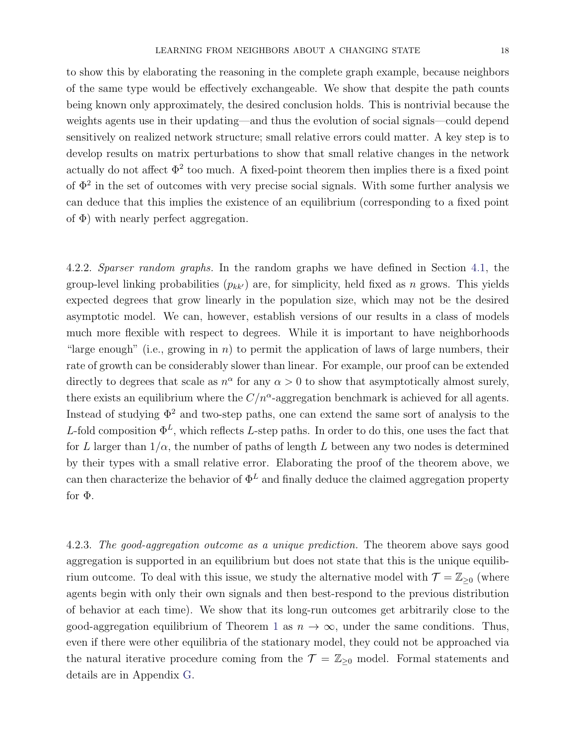to show this by elaborating the reasoning in the complete graph example, because neighbors of the same type would be effectively exchangeable. We show that despite the path counts being known only approximately, the desired conclusion holds. This is nontrivial because the weights agents use in their updating—and thus the evolution of social signals—could depend sensitively on realized network structure; small relative errors could matter. A key step is to develop results on matrix perturbations to show that small relative changes in the network actually do not affect $\Phi^2$ too much. A fixed-point theorem then implies there is a fixed point of $\Phi^2$ in the set of outcomes with very precise social signals. With some further analysis we can deduce that this implies the existence of an equilibrium (corresponding to a fixed point of $\Phi$) with nearly perfect aggregation.

4.2.2. *Sparser random graphs.* In the random graphs we have defined in Section 4.1, the group-level linking probabilities ($p_{kk'}$) are, for simplicity, held fixed as $n$ grows. This yields expected degrees that grow linearly in the population size, which may not be the desired asymptotic model. We can, however, establish versions of our results in a class of models much more flexible with respect to degrees. While it is important to have neighborhoods "large enough" (i.e., growing in $n$) to permit the application of laws of large numbers, their rate of growth can be considerably slower than linear. For example, our proof can be extended directly to degrees that scale as $n^\alpha$ for any $\alpha > 0$ to show that asymptotically almost surely, there exists an equilibrium where the $C/n^\alpha$-aggregation benchmark is achieved for all agents. Instead of studying $\Phi^2$ and two-step paths, one can extend the same sort of analysis to the $L$-fold composition $\Phi^L$, which reflects $L$-step paths. In order to do this, one uses the fact that for $L$ larger than $1/\alpha$, the number of paths of length $L$ between any two nodes is determined by their types with a small relative error. Elaborating the proof of the theorem above, we can then characterize the behavior of $\Phi^L$ and finally deduce the claimed aggregation property for $\Phi$.

4.2.3. *The good-aggregation outcome as a unique prediction.* The theorem above says good aggregation is supported in an equilibrium but does not state that this is the unique equilibrium outcome. To deal with this issue, we study the alternative model with $\mathcal{T} = \mathbb{Z}_{\geq 0}$ (where agents begin with only their own signals and then best-respond to the previous distribution of behavior at each time). We show that its long-run outcomes get arbitrarily close to the good-aggregation equilibrium of Theorem 1 as $n \to \infty$, under the same conditions. Thus, even if there were other equilibria of the stationary model, they could not be approached via the natural iterative procedure coming from the $\mathcal{T} = \mathbb{Z}_{\geq 0}$ model. Formal statements and details are in Appendix G.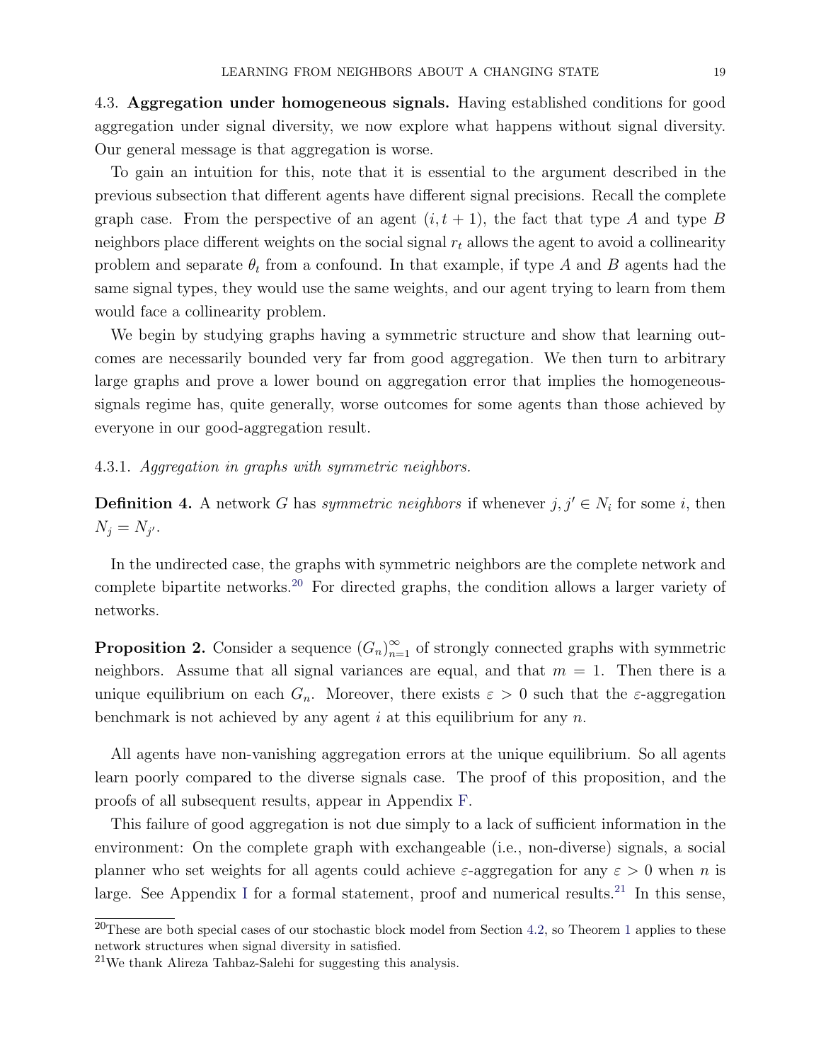4.3. **Aggregation under homogeneous signals.** Having established conditions for good aggregation under signal diversity, we now explore what happens without signal diversity. Our general message is that aggregation is worse.

To gain an intuition for this, note that it is essential to the argument described in the previous subsection that different agents have different signal precisions. Recall the complete graph case. From the perspective of an agent $(i, t+1)$, the fact that type $A$ and type $B$ neighbors place different weights on the social signal $r_t$ allows the agent to avoid a collinearity problem and separate $\theta_t$ from a confound. In that example, if type $A$ and $B$ agents had the same signal types, they would use the same weights, and our agent trying to learn from them would face a collinearity problem.

We begin by studying graphs having a symmetric structure and show that learning outcomes are necessarily bounded very far from good aggregation. We then turn to arbitrary large graphs and prove a lower bound on aggregation error that implies the homogeneous-signals regime has, quite generally, worse outcomes for some agents than those achieved by everyone in our good-aggregation result.

4.3.1. *Aggregation in graphs with symmetric neighbors.*

**Definition 4.** A network $G$ has *symmetric neighbors* if whenever $j, j' \in N_i$ for some $i$, then $N_j = N_{j'}$.

In the undirected case, the graphs with symmetric neighbors are the complete network and complete bipartite networks.[20] For directed graphs, the condition allows a larger variety of networks.

**Proposition 2.** Consider a sequence $(G_n)_{n=1}^{\infty}$ of strongly connected graphs with symmetric neighbors. Assume that all signal variances are equal, and that $m = 1$. Then there is a unique equilibrium on each $G_n$. Moreover, there exists $\varepsilon > 0$ such that the $\varepsilon$-aggregation benchmark is not achieved by any agent $i$ at this equilibrium for any $n$.

All agents have non-vanishing aggregation errors at the unique equilibrium. So all agents learn poorly compared to the diverse signals case. The proof of this proposition, and the proofs of all subsequent results, appear in Appendix F.

This failure of good aggregation is not due simply to a lack of sufficient information in the environment: On the complete graph with exchangeable (i.e., non-diverse) signals, a social planner who set weights for all agents could achieve $\varepsilon$-aggregation for any $\varepsilon > 0$ when $n$ is large. See Appendix I for a formal statement, proof and numerical results.[21] In this sense,

[20]These are both special cases of our stochastic block model from Section 4.2, so Theorem 1 applies to these network structures when signal diversity in satisfied.

[21]We thank Alireza Tahbaz-Salehi for suggesting this analysis.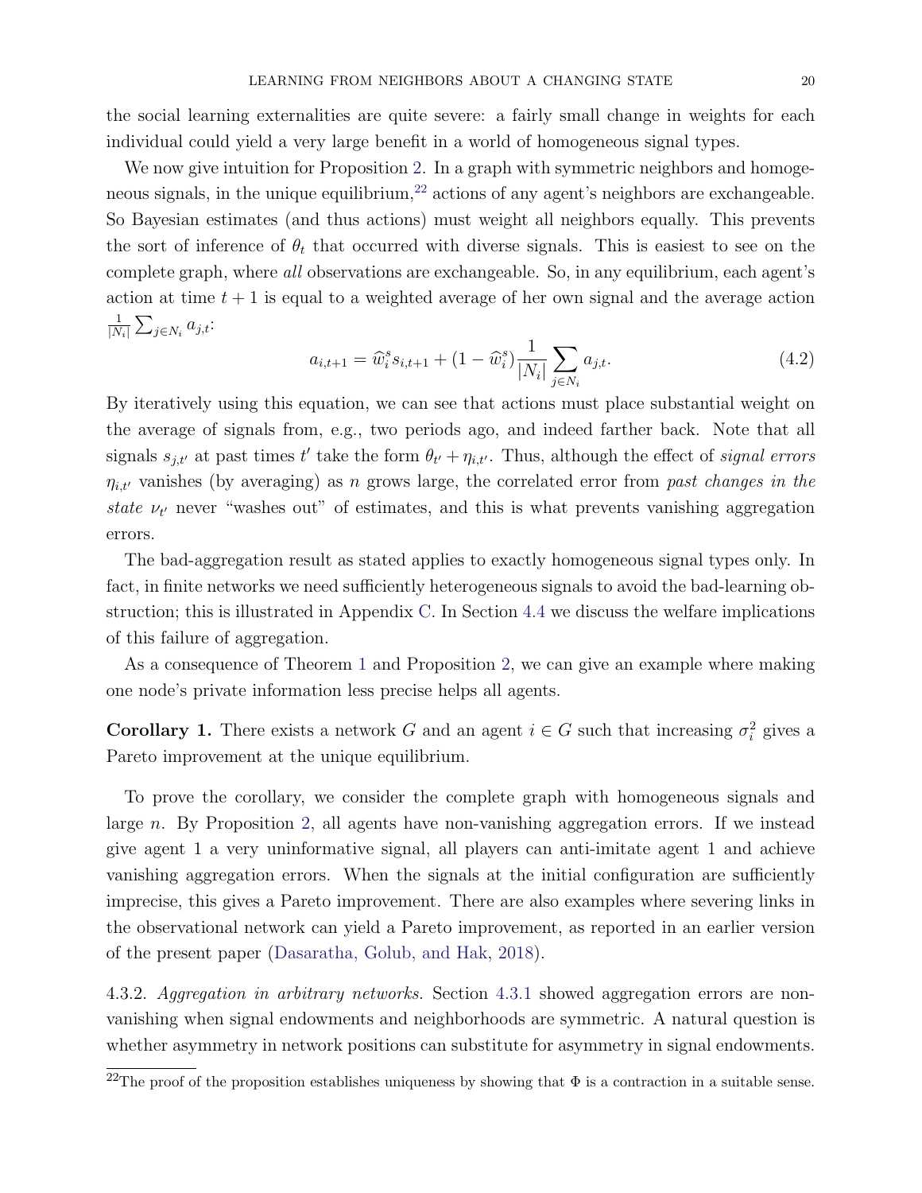the social learning externalities are quite severe: a fairly small change in weights for each individual could yield a very large benefit in a world of homogeneous signal types.

We now give intuition for Proposition 2. In a graph with symmetric neighbors and homogeneous signals, in the unique equilibrium,[22] actions of any agent's neighbors are exchangeable. So Bayesian estimates (and thus actions) must weight all neighbors equally. This prevents the sort of inference of $\theta_t$ that occurred with diverse signals. This is easiest to see on the complete graph, where *all* observations are exchangeable. So, in any equilibrium, each agent's action at time $t+1$ is equal to a weighted average of her own signal and the average action $\frac{1}{|N_i|}\sum_{j \in N_i} a_{j,t}$:

$$a_{i,t+1} = \widehat{w}_i^s s_{i,t+1} + (1 - \widehat{w}_i^s)\frac{1}{|N_i|}\sum_{j \in N_i} a_{j,t}. \tag{4.2}$$

By iteratively using this equation, we can see that actions must place substantial weight on the average of signals from, e.g., two periods ago, and indeed farther back. Note that all signals $s_{j,t'}$ at past times $t'$ take the form $\theta_{t'} + \eta_{i,t'}$. Thus, although the effect of *signal errors* $\eta_{i,t'}$ vanishes (by averaging) as $n$ grows large, the correlated error from *past changes in the state* $\nu_{t'}$ never "washes out" of estimates, and this is what prevents vanishing aggregation errors.

The bad-aggregation result as stated applies to exactly homogeneous signal types only. In fact, in finite networks we need sufficiently heterogeneous signals to avoid the bad-learning obstruction; this is illustrated in Appendix C. In Section 4.4 we discuss the welfare implications of this failure of aggregation.

As a consequence of Theorem 1 and Proposition 2, we can give an example where making one node's private information less precise helps all agents.

**Corollary 1.** There exists a network $G$ and an agent $i \in G$ such that increasing $\sigma_i^2$ gives a Pareto improvement at the unique equilibrium.

To prove the corollary, we consider the complete graph with homogeneous signals and large $n$. By Proposition 2, all agents have non-vanishing aggregation errors. If we instead give agent 1 a very uninformative signal, all players can anti-imitate agent 1 and achieve vanishing aggregation errors. When the signals at the initial configuration are sufficiently imprecise, this gives a Pareto improvement. There are also examples where severing links in the observational network can yield a Pareto improvement, as reported in an earlier version of the present paper (Dasaratha, Golub, and Hak, 2018).

4.3.2. *Aggregation in arbitrary networks.* Section 4.3.1 showed aggregation errors are non-vanishing when signal endowments and neighborhoods are symmetric. A natural question is whether asymmetry in network positions can substitute for asymmetry in signal endowments.

[22] The proof of the proposition establishes uniqueness by showing that $\Phi$ is a contraction in a suitable sense.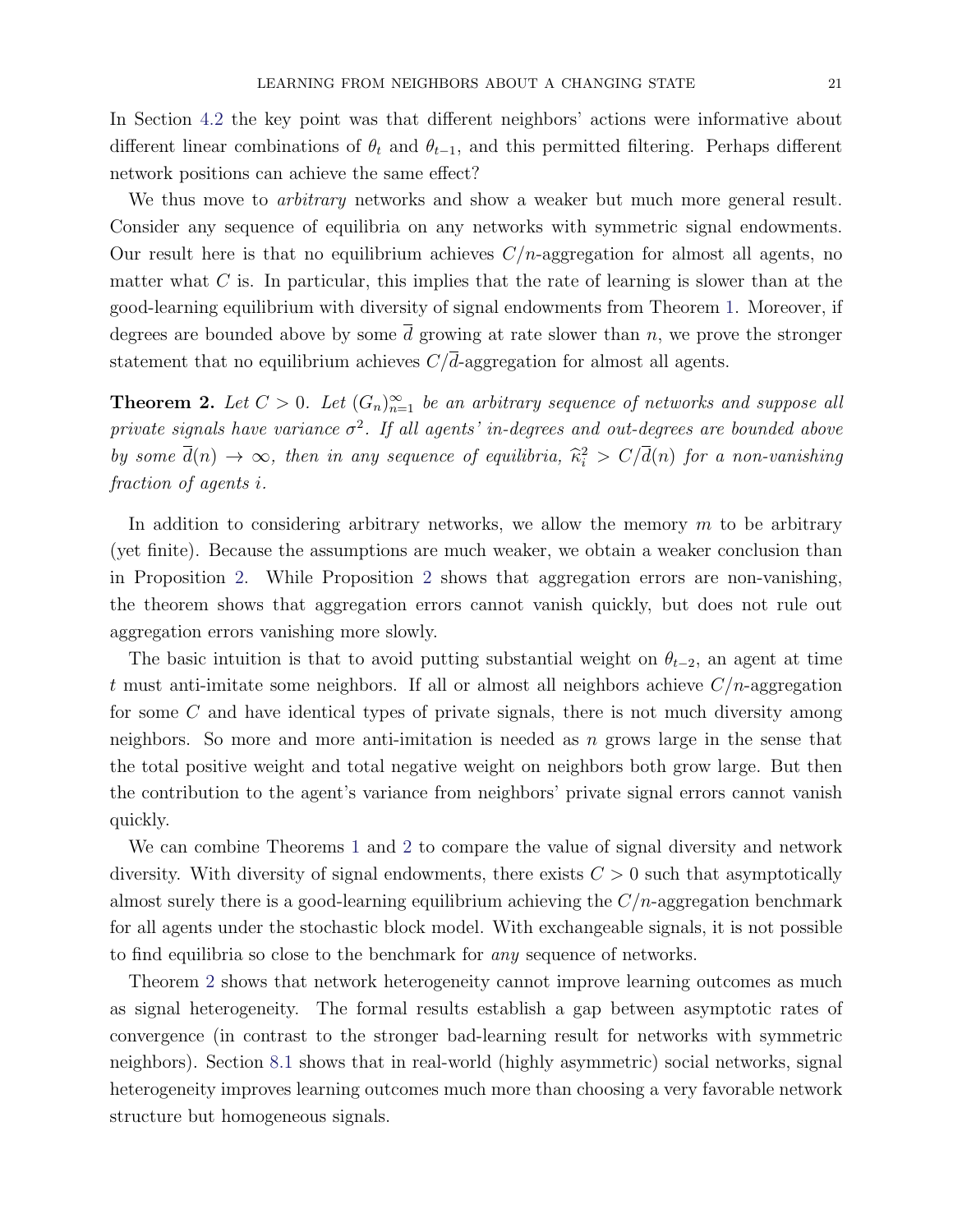In Section 4.2 the key point was that different neighbors' actions were informative about different linear combinations of $\theta_t$ and $\theta_{t-1}$, and this permitted filtering. Perhaps different network positions can achieve the same effect?

We thus move to *arbitrary* networks and show a weaker but much more general result. Consider any sequence of equilibria on any networks with symmetric signal endowments. Our result here is that no equilibrium achieves $C/n$-aggregation for almost all agents, no matter what $C$ is. In particular, this implies that the rate of learning is slower than at the good-learning equilibrium with diversity of signal endowments from Theorem 1. Moreover, if degrees are bounded above by some $\overline{d}$ growing at rate slower than $n$, we prove the stronger statement that no equilibrium achieves $C/\overline{d}$-aggregation for almost all agents.

**Theorem 2.** *Let $C > 0$. Let $(G_n)_{n=1}^{\infty}$ be an arbitrary sequence of networks and suppose all private signals have variance $\sigma^2$. If all agents' in-degrees and out-degrees are bounded above by some $\overline{d}(n) \to \infty$, then in any sequence of equilibria, $\widehat{\kappa}_i^2 > C/\overline{d}(n)$ for a non-vanishing fraction of agents $i$.*

In addition to considering arbitrary networks, we allow the memory $m$ to be arbitrary (yet finite). Because the assumptions are much weaker, we obtain a weaker conclusion than in Proposition 2. While Proposition 2 shows that aggregation errors are non-vanishing, the theorem shows that aggregation errors cannot vanish quickly, but does not rule out aggregation errors vanishing more slowly.

The basic intuition is that to avoid putting substantial weight on $\theta_{t-2}$, an agent at time $t$ must anti-imitate some neighbors. If all or almost all neighbors achieve $C/n$-aggregation for some $C$ and have identical types of private signals, there is not much diversity among neighbors. So more and more anti-imitation is needed as $n$ grows large in the sense that the total positive weight and total negative weight on neighbors both grow large. But then the contribution to the agent's variance from neighbors' private signal errors cannot vanish quickly.

We can combine Theorems 1 and 2 to compare the value of signal diversity and network diversity. With diversity of signal endowments, there exists $C > 0$ such that asymptotically almost surely there is a good-learning equilibrium achieving the $C/n$-aggregation benchmark for all agents under the stochastic block model. With exchangeable signals, it is not possible to find equilibria so close to the benchmark for *any* sequence of networks.

Theorem 2 shows that network heterogeneity cannot improve learning outcomes as much as signal heterogeneity. The formal results establish a gap between asymptotic rates of convergence (in contrast to the stronger bad-learning result for networks with symmetric neighbors). Section 8.1 shows that in real-world (highly asymmetric) social networks, signal heterogeneity improves learning outcomes much more than choosing a very favorable network structure but homogeneous signals.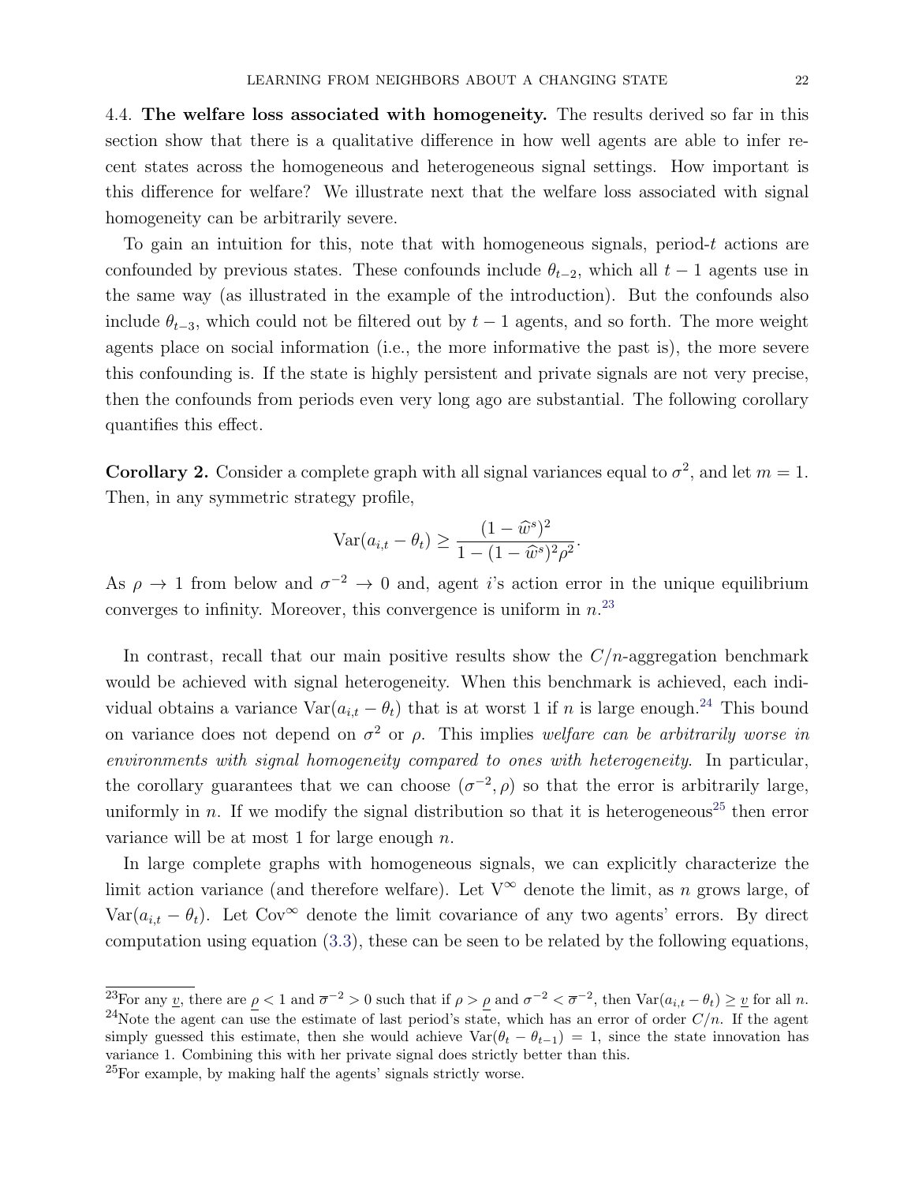4.4. **The welfare loss associated with homogeneity.** The results derived so far in this section show that there is a qualitative difference in how well agents are able to infer recent states across the homogeneous and heterogeneous signal settings. How important is this difference for welfare? We illustrate next that the welfare loss associated with signal homogeneity can be arbitrarily severe.

To gain an intuition for this, note that with homogeneous signals, period-$t$ actions are confounded by previous states. These confounds include $\theta_{t-2}$, which all $t-1$ agents use in the same way (as illustrated in the example of the introduction). But the confounds also include $\theta_{t-3}$, which could not be filtered out by $t-1$ agents, and so forth. The more weight agents place on social information (i.e., the more informative the past is), the more severe this confounding is. If the state is highly persistent and private signals are not very precise, then the confounds from periods even very long ago are substantial. The following corollary quantifies this effect.

**Corollary 2.** Consider a complete graph with all signal variances equal to $\sigma^2$, and let $m = 1$. Then, in any symmetric strategy profile,

$$\mathrm{Var}(a_{i,t} - \theta_t) \geq \frac{(1 - \widehat{w}^s)^2}{1 - (1 - \widehat{w}^s)^2 \rho^2}.$$

As $\rho \to 1$ from below and $\sigma^{-2} \to 0$ and, agent $i$'s action error in the unique equilibrium converges to infinity. Moreover, this convergence is uniform in $n$.[23]

In contrast, recall that our main positive results show the $C/n$-aggregation benchmark would be achieved with signal heterogeneity. When this benchmark is achieved, each individual obtains a variance $\mathrm{Var}(a_{i,t} - \theta_t)$ that is at worst 1 if $n$ is large enough.[24] This bound on variance does not depend on $\sigma^2$ or $\rho$. This implies *welfare can be arbitrarily worse in environments with signal homogeneity compared to ones with heterogeneity*. In particular, the corollary guarantees that we can choose $(\sigma^{-2}, \rho)$ so that the error is arbitrarily large, uniformly in $n$. If we modify the signal distribution so that it is heterogeneous[25] then error variance will be at most 1 for large enough $n$.

In large complete graphs with homogeneous signals, we can explicitly characterize the limit action variance (and therefore welfare). Let $\mathrm{V}^\infty$ denote the limit, as $n$ grows large, of $\mathrm{Var}(a_{i,t} - \theta_t)$. Let $\mathrm{Cov}^\infty$ denote the limit covariance of any two agents' errors. By direct computation using equation (3.3), these can be seen to be related by the following equations,

---

[23] For any $\underline{v}$, there are $\underline{\rho} < 1$ and $\overline{\sigma}^{-2} > 0$ such that if $\rho > \underline{\rho}$ and $\sigma^{-2} < \overline{\sigma}^{-2}$, then $\mathrm{Var}(a_{i,t} - \theta_t) \geq \underline{v}$ for all $n$.

[24] Note the agent can use the estimate of last period's state, which has an error of order $C/n$. If the agent simply guessed this estimate, then she would achieve $\mathrm{Var}(\theta_t - \theta_{t-1}) = 1$, since the state innovation has variance 1. Combining this with her private signal does strictly better than this.

[25] For example, by making half the agents' signals strictly worse.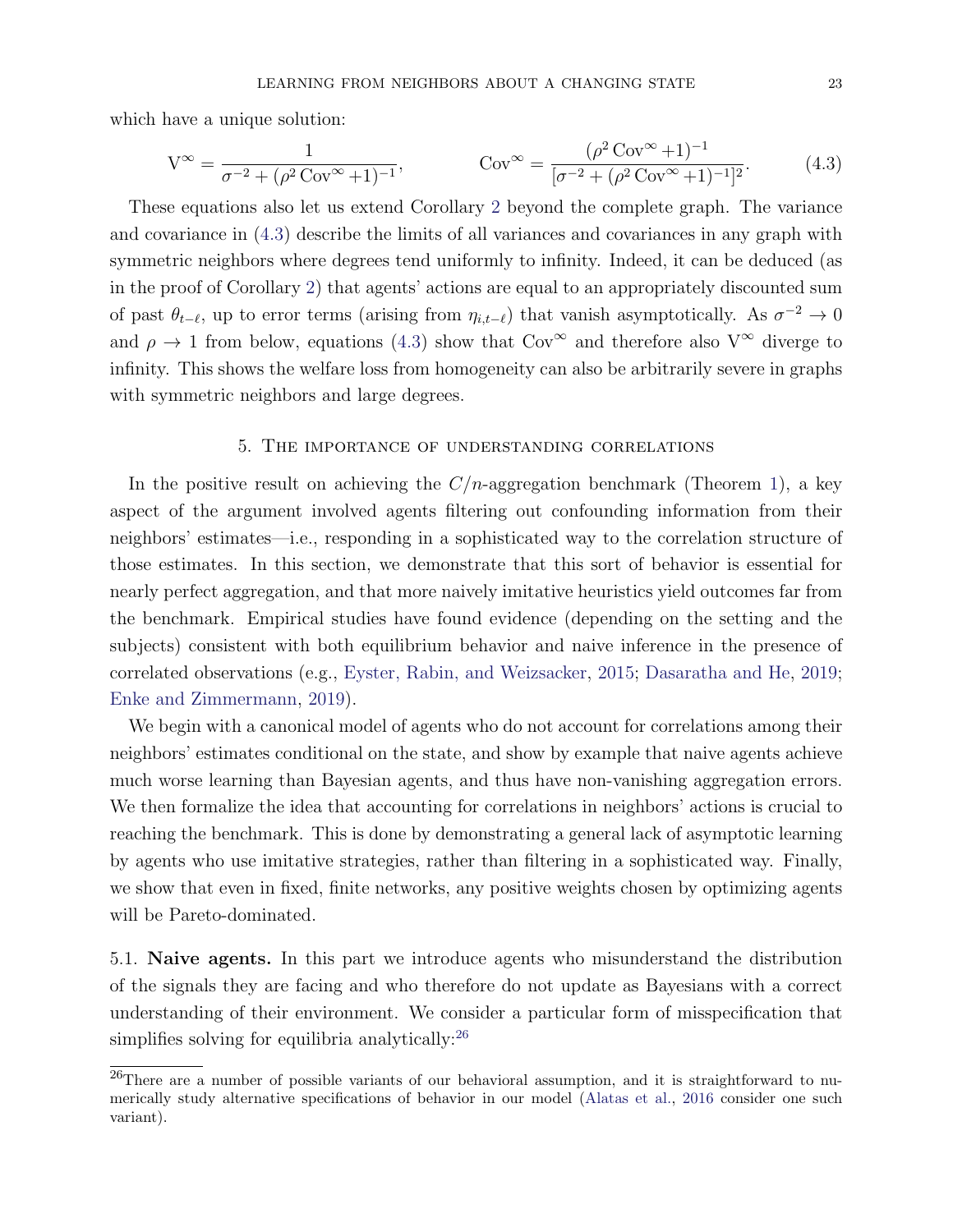which have a unique solution:

$$\mathrm{V}^{\infty} = \frac{1}{\sigma^{-2} + (\rho^2 \operatorname{Cov}^{\infty} + 1)^{-1}}, \qquad \operatorname{Cov}^{\infty} = \frac{(\rho^2 \operatorname{Cov}^{\infty} + 1)^{-1}}{[\sigma^{-2} + (\rho^2 \operatorname{Cov}^{\infty} + 1)^{-1}]^2}. \tag{4.3}$$

These equations also let us extend Corollary 2 beyond the complete graph. The variance and covariance in (4.3) describe the limits of all variances and covariances in any graph with symmetric neighbors where degrees tend uniformly to infinity. Indeed, it can be deduced (as in the proof of Corollary 2) that agents' actions are equal to an appropriately discounted sum of past $\theta_{t-\ell}$, up to error terms (arising from $\eta_{i,t-\ell}$) that vanish asymptotically. As $\sigma^{-2} \to 0$ and $\rho \to 1$ from below, equations (4.3) show that $\operatorname{Cov}^{\infty}$ and therefore also $\mathrm{V}^{\infty}$ diverge to infinity. This shows the welfare loss from homogeneity can also be arbitrarily severe in graphs with symmetric neighbors and large degrees.

## 5. The importance of understanding correlations

In the positive result on achieving the $C/n$-aggregation benchmark (Theorem 1), a key aspect of the argument involved agents filtering out confounding information from their neighbors' estimates—i.e., responding in a sophisticated way to the correlation structure of those estimates. In this section, we demonstrate that this sort of behavior is essential for nearly perfect aggregation, and that more naively imitative heuristics yield outcomes far from the benchmark. Empirical studies have found evidence (depending on the setting and the subjects) consistent with both equilibrium behavior and naive inference in the presence of correlated observations (e.g., Eyster, Rabin, and Weizsacker, 2015; Dasaratha and He, 2019; Enke and Zimmermann, 2019).

We begin with a canonical model of agents who do not account for correlations among their neighbors' estimates conditional on the state, and show by example that naive agents achieve much worse learning than Bayesian agents, and thus have non-vanishing aggregation errors. We then formalize the idea that accounting for correlations in neighbors' actions is crucial to reaching the benchmark. This is done by demonstrating a general lack of asymptotic learning by agents who use imitative strategies, rather than filtering in a sophisticated way. Finally, we show that even in fixed, finite networks, any positive weights chosen by optimizing agents will be Pareto-dominated.

### 5.1. Naive agents.

In this part we introduce agents who misunderstand the distribution of the signals they are facing and who therefore do not update as Bayesians with a correct understanding of their environment. We consider a particular form of misspecification that simplifies solving for equilibria analytically:[26]

[26]There are a number of possible variants of our behavioral assumption, and it is straightforward to numerically study alternative specifications of behavior in our model (Alatas et al., 2016 consider one such variant).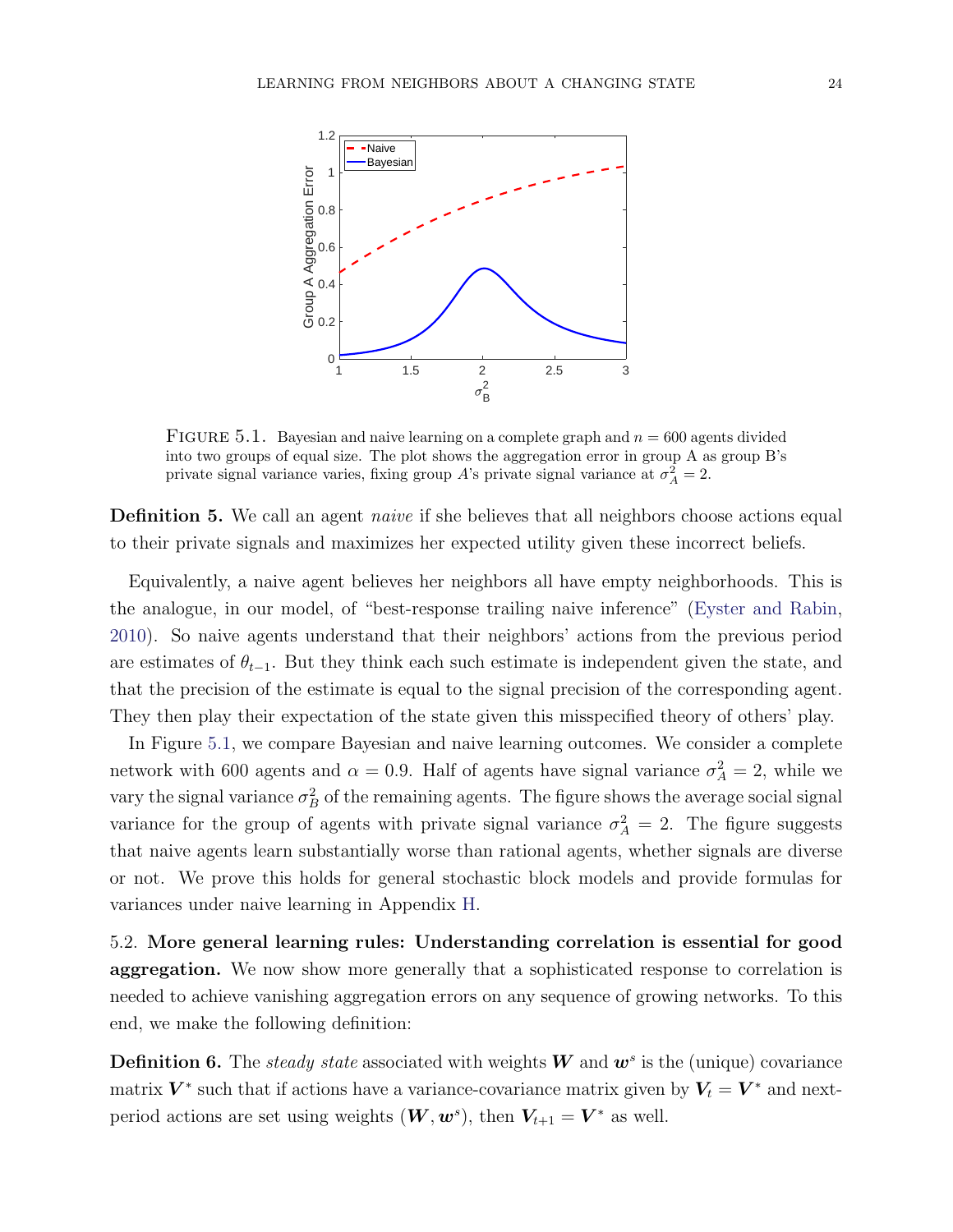FIGURE 5.1. Bayesian and naive learning on a complete graph and $n = 600$ agents divided into two groups of equal size. The plot shows the aggregation error in group A as group B's private signal variance varies, fixing group $A$'s private signal variance at $\sigma_A^2 = 2$.

**Definition 5.** We call an agent *naive* if she believes that all neighbors choose actions equal to their private signals and maximizes her expected utility given these incorrect beliefs.

Equivalently, a naive agent believes her neighbors all have empty neighborhoods. This is the analogue, in our model, of "best-response trailing naive inference" (Eyster and Rabin, 2010). So naive agents understand that their neighbors' actions from the previous period are estimates of $\theta_{t-1}$. But they think each such estimate is independent given the state, and that the precision of the estimate is equal to the signal precision of the corresponding agent. They then play their expectation of the state given this misspecified theory of others' play.

In Figure 5.1, we compare Bayesian and naive learning outcomes. We consider a complete network with 600 agents and $\alpha = 0.9$. Half of agents have signal variance $\sigma_A^2 = 2$, while we vary the signal variance $\sigma_B^2$ of the remaining agents. The figure shows the average social signal variance for the group of agents with private signal variance $\sigma_A^2 = 2$. The figure suggests that naive agents learn substantially worse than rational agents, whether signals are diverse or not. We prove this holds for general stochastic block models and provide formulas for variances under naive learning in Appendix H.

5.2. **More general learning rules: Understanding correlation is essential for good aggregation.** We now show more generally that a sophisticated response to correlation is needed to achieve vanishing aggregation errors on any sequence of growing networks. To this end, we make the following definition:

**Definition 6.** The *steady state* associated with weights $\boldsymbol{W}$ and $\boldsymbol{w}^s$ is the (unique) covariance matrix $\boldsymbol{V}^*$ such that if actions have a variance-covariance matrix given by $\boldsymbol{V}_t = \boldsymbol{V}^*$ and next-period actions are set using weights $(\boldsymbol{W}, \boldsymbol{w}^s)$, then $\boldsymbol{V}_{t+1} = \boldsymbol{V}^*$ as well.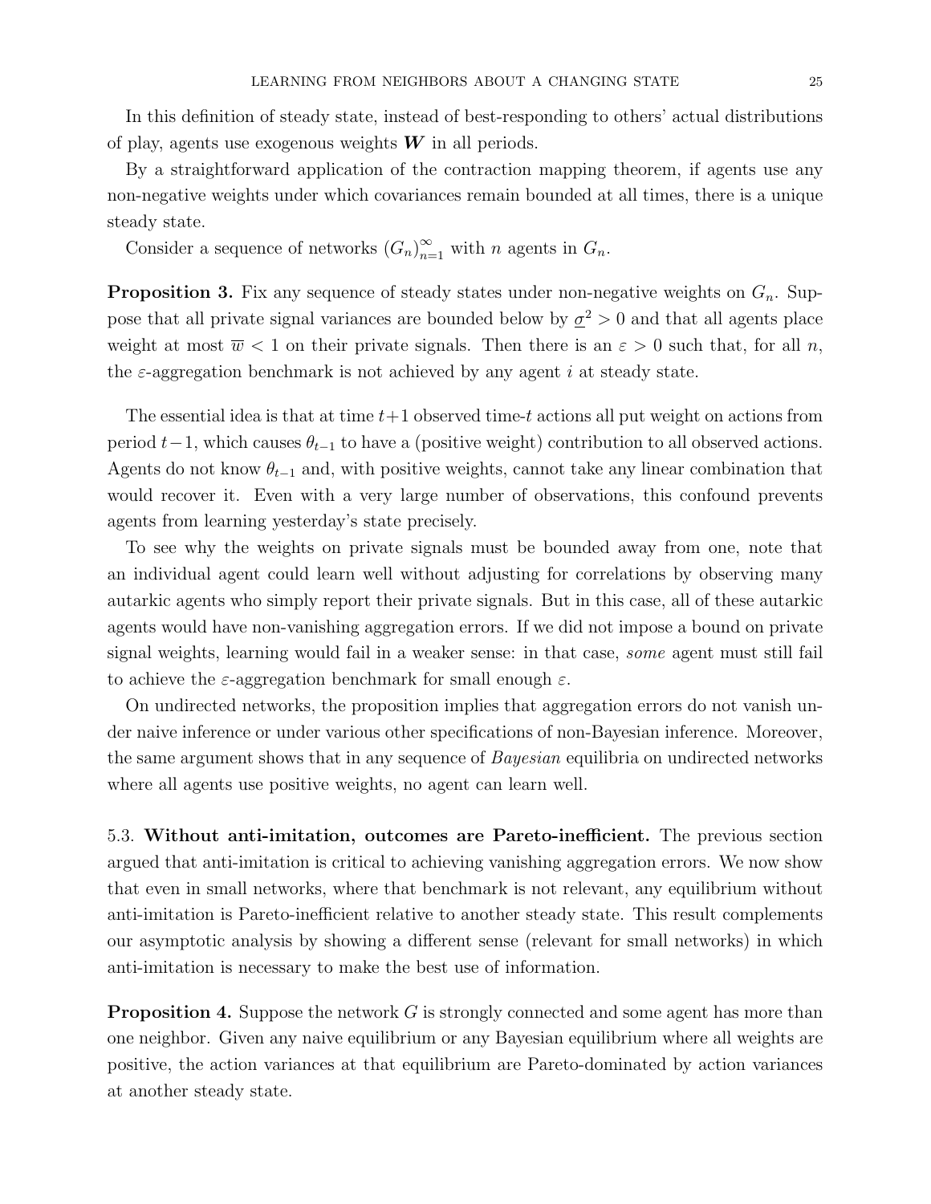In this definition of steady state, instead of best-responding to others' actual distributions of play, agents use exogenous weights $\boldsymbol{W}$ in all periods.

By a straightforward application of the contraction mapping theorem, if agents use any non-negative weights under which covariances remain bounded at all times, there is a unique steady state.

Consider a sequence of networks $(G_n)_{n=1}^{\infty}$ with $n$ agents in $G_n$.

**Proposition 3.** Fix any sequence of steady states under non-negative weights on $G_n$. Suppose that all private signal variances are bounded below by $\underline{\sigma}^2 > 0$ and that all agents place weight at most $\overline{w} < 1$ on their private signals. Then there is an $\varepsilon > 0$ such that, for all $n$, the $\varepsilon$-aggregation benchmark is not achieved by any agent $i$ at steady state.

The essential idea is that at time $t+1$ observed time-$t$ actions all put weight on actions from period $t-1$, which causes $\theta_{t-1}$ to have a (positive weight) contribution to all observed actions. Agents do not know $\theta_{t-1}$ and, with positive weights, cannot take any linear combination that would recover it. Even with a very large number of observations, this confound prevents agents from learning yesterday's state precisely.

To see why the weights on private signals must be bounded away from one, note that an individual agent could learn well without adjusting for correlations by observing many autarkic agents who simply report their private signals. But in this case, all of these autarkic agents would have non-vanishing aggregation errors. If we did not impose a bound on private signal weights, learning would fail in a weaker sense: in that case, *some* agent must still fail to achieve the $\varepsilon$-aggregation benchmark for small enough $\varepsilon$.

On undirected networks, the proposition implies that aggregation errors do not vanish under naive inference or under various other specifications of non-Bayesian inference. Moreover, the same argument shows that in any sequence of *Bayesian* equilibria on undirected networks where all agents use positive weights, no agent can learn well.

5.3. **Without anti-imitation, outcomes are Pareto-inefficient.** The previous section argued that anti-imitation is critical to achieving vanishing aggregation errors. We now show that even in small networks, where that benchmark is not relevant, any equilibrium without anti-imitation is Pareto-inefficient relative to another steady state. This result complements our asymptotic analysis by showing a different sense (relevant for small networks) in which anti-imitation is necessary to make the best use of information.

**Proposition 4.** Suppose the network $G$ is strongly connected and some agent has more than one neighbor. Given any naive equilibrium or any Bayesian equilibrium where all weights are positive, the action variances at that equilibrium are Pareto-dominated by action variances at another steady state.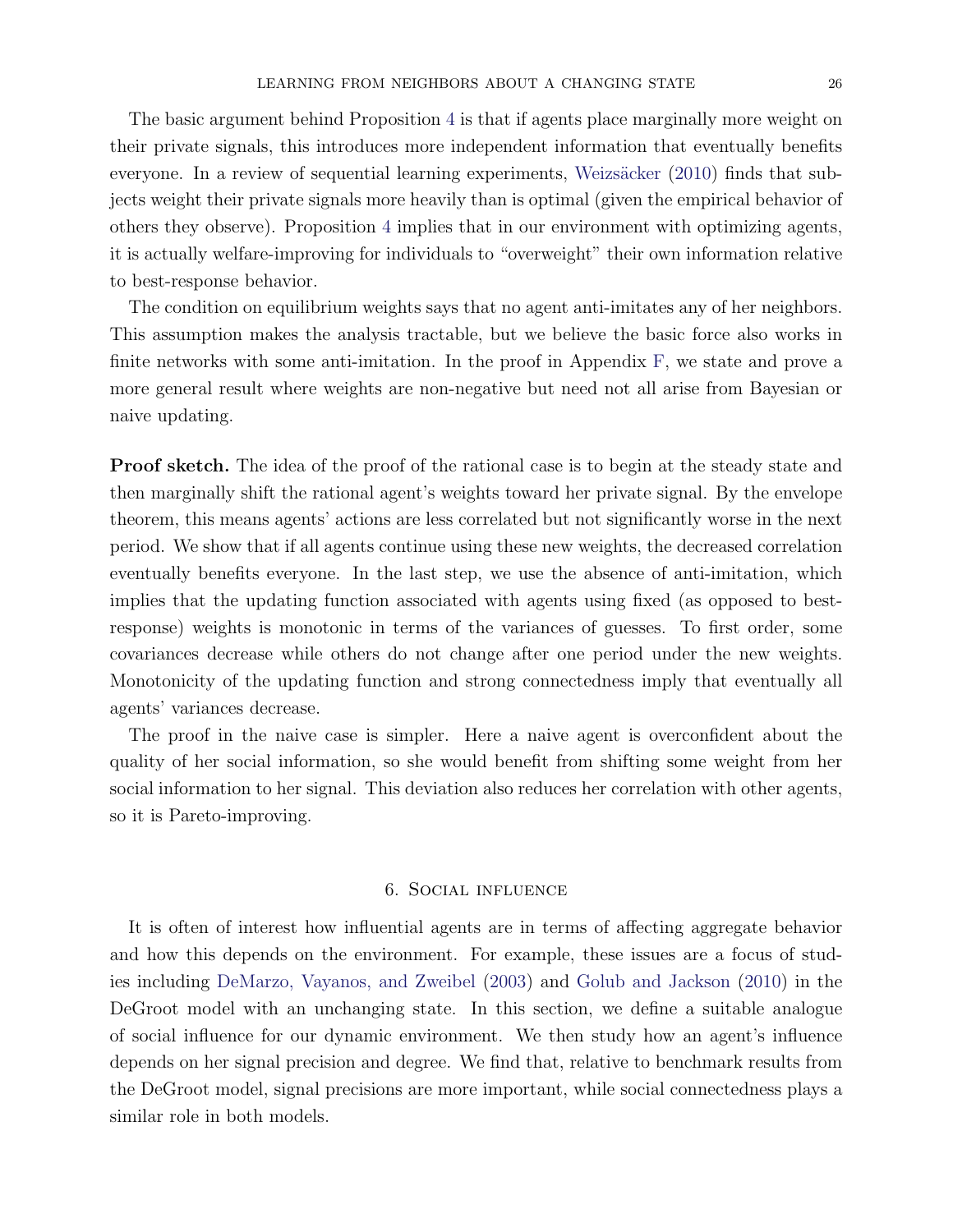The basic argument behind Proposition 4 is that if agents place marginally more weight on their private signals, this introduces more independent information that eventually benefits everyone. In a review of sequential learning experiments, Weizsäcker (2010) finds that subjects weight their private signals more heavily than is optimal (given the empirical behavior of others they observe). Proposition 4 implies that in our environment with optimizing agents, it is actually welfare-improving for individuals to "overweight" their own information relative to best-response behavior.

The condition on equilibrium weights says that no agent anti-imitates any of her neighbors. This assumption makes the analysis tractable, but we believe the basic force also works in finite networks with some anti-imitation. In the proof in Appendix F, we state and prove a more general result where weights are non-negative but need not all arise from Bayesian or naive updating.

**Proof sketch.** The idea of the proof of the rational case is to begin at the steady state and then marginally shift the rational agent's weights toward her private signal. By the envelope theorem, this means agents' actions are less correlated but not significantly worse in the next period. We show that if all agents continue using these new weights, the decreased correlation eventually benefits everyone. In the last step, we use the absence of anti-imitation, which implies that the updating function associated with agents using fixed (as opposed to best-response) weights is monotonic in terms of the variances of guesses. To first order, some covariances decrease while others do not change after one period under the new weights. Monotonicity of the updating function and strong connectedness imply that eventually all agents' variances decrease.

The proof in the naive case is simpler. Here a naive agent is overconfident about the quality of her social information, so she would benefit from shifting some weight from her social information to her signal. This deviation also reduces her correlation with other agents, so it is Pareto-improving.

## 6. Social influence

It is often of interest how influential agents are in terms of affecting aggregate behavior and how this depends on the environment. For example, these issues are a focus of studies including DeMarzo, Vayanos, and Zweibel (2003) and Golub and Jackson (2010) in the DeGroot model with an unchanging state. In this section, we define a suitable analogue of social influence for our dynamic environment. We then study how an agent's influence depends on her signal precision and degree. We find that, relative to benchmark results from the DeGroot model, signal precisions are more important, while social connectedness plays a similar role in both models.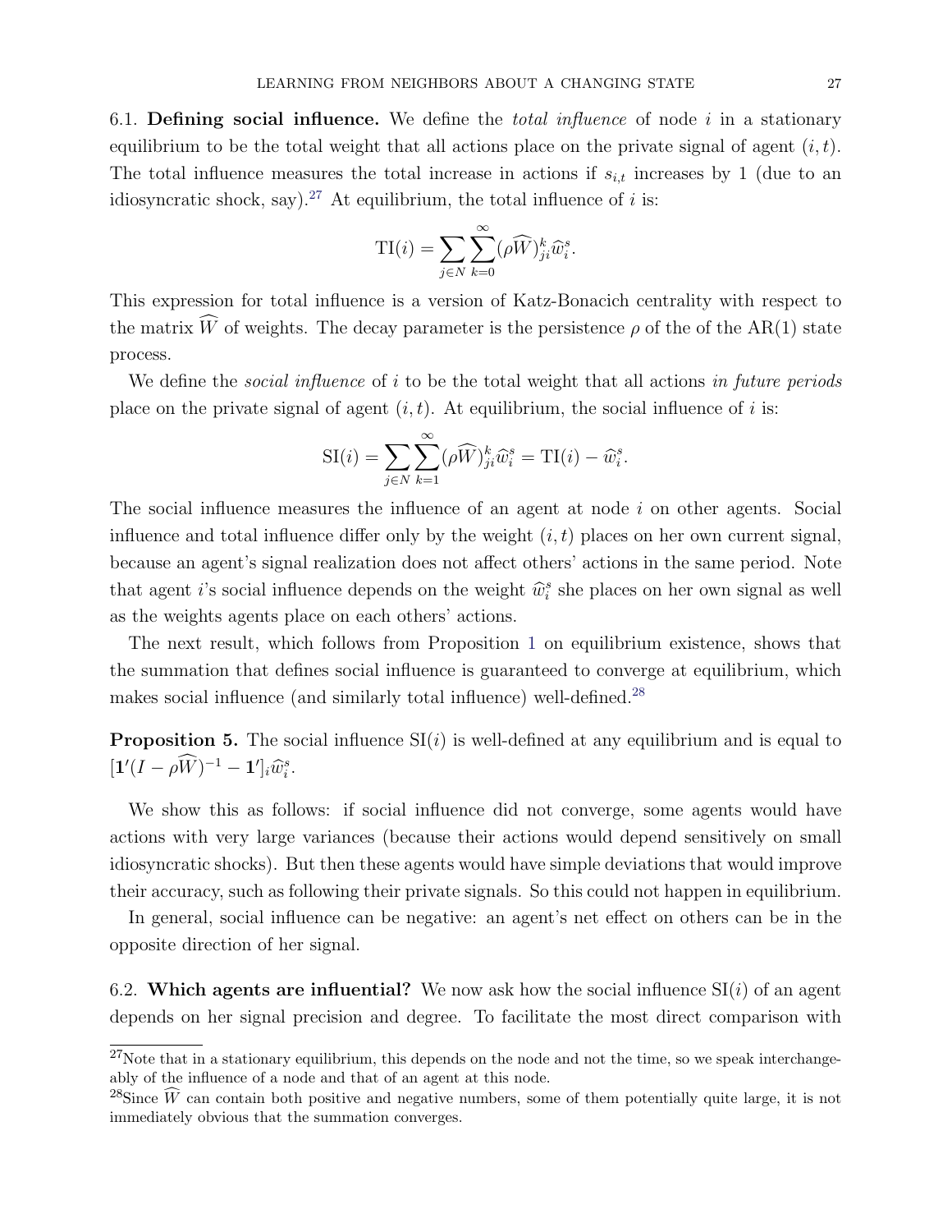6.1. **Defining social influence.** We define the *total influence* of node $i$ in a stationary equilibrium to be the total weight that all actions place on the private signal of agent $(i,t)$. The total influence measures the total increase in actions if $s_{i,t}$ increases by 1 (due to an idiosyncratic shock, say).[27] At equilibrium, the total influence of $i$ is:

$$\mathrm{TI}(i) = \sum_{j \in N} \sum_{k=0}^{\infty} (\rho \widehat{W})^k_{ji} \widehat{w}^s_i.$$

This expression for total influence is a version of Katz-Bonacich centrality with respect to the matrix $\widehat{W}$ of weights. The decay parameter is the persistence $\rho$ of the of the AR(1) state process.

We define the *social influence* of $i$ to be the total weight that all actions *in future periods* place on the private signal of agent $(i,t)$. At equilibrium, the social influence of $i$ is:

$$\mathrm{SI}(i) = \sum_{j \in N} \sum_{k=1}^{\infty} (\rho \widehat{W})^k_{ji} \widehat{w}^s_i = \mathrm{TI}(i) - \widehat{w}^s_i.$$

The social influence measures the influence of an agent at node $i$ on other agents. Social influence and total influence differ only by the weight $(i,t)$ places on her own current signal, because an agent's signal realization does not affect others' actions in the same period. Note that agent $i$'s social influence depends on the weight $\widehat{w}^s_i$ she places on her own signal as well as the weights agents place on each others' actions.

The next result, which follows from Proposition 1 on equilibrium existence, shows that the summation that defines social influence is guaranteed to converge at equilibrium, which makes social influence (and similarly total influence) well-defined.[28]

**Proposition 5.** The social influence $\mathrm{SI}(i)$ is well-defined at any equilibrium and is equal to $[\mathbf{1}'(I - \rho \widehat{W})^{-1} - \mathbf{1}']_i \widehat{w}^s_i$.

We show this as follows: if social influence did not converge, some agents would have actions with very large variances (because their actions would depend sensitively on small idiosyncratic shocks). But then these agents would have simple deviations that would improve their accuracy, such as following their private signals. So this could not happen in equilibrium.

In general, social influence can be negative: an agent's net effect on others can be in the opposite direction of her signal.

6.2. **Which agents are influential?** We now ask how the social influence $\mathrm{SI}(i)$ of an agent depends on her signal precision and degree. To facilitate the most direct comparison with

---

[27] Note that in a stationary equilibrium, this depends on the node and not the time, so we speak interchangeably of the influence of a node and that of an agent at this node.

[28] Since $\widehat{W}$ can contain both positive and negative numbers, some of them potentially quite large, it is not immediately obvious that the summation converges.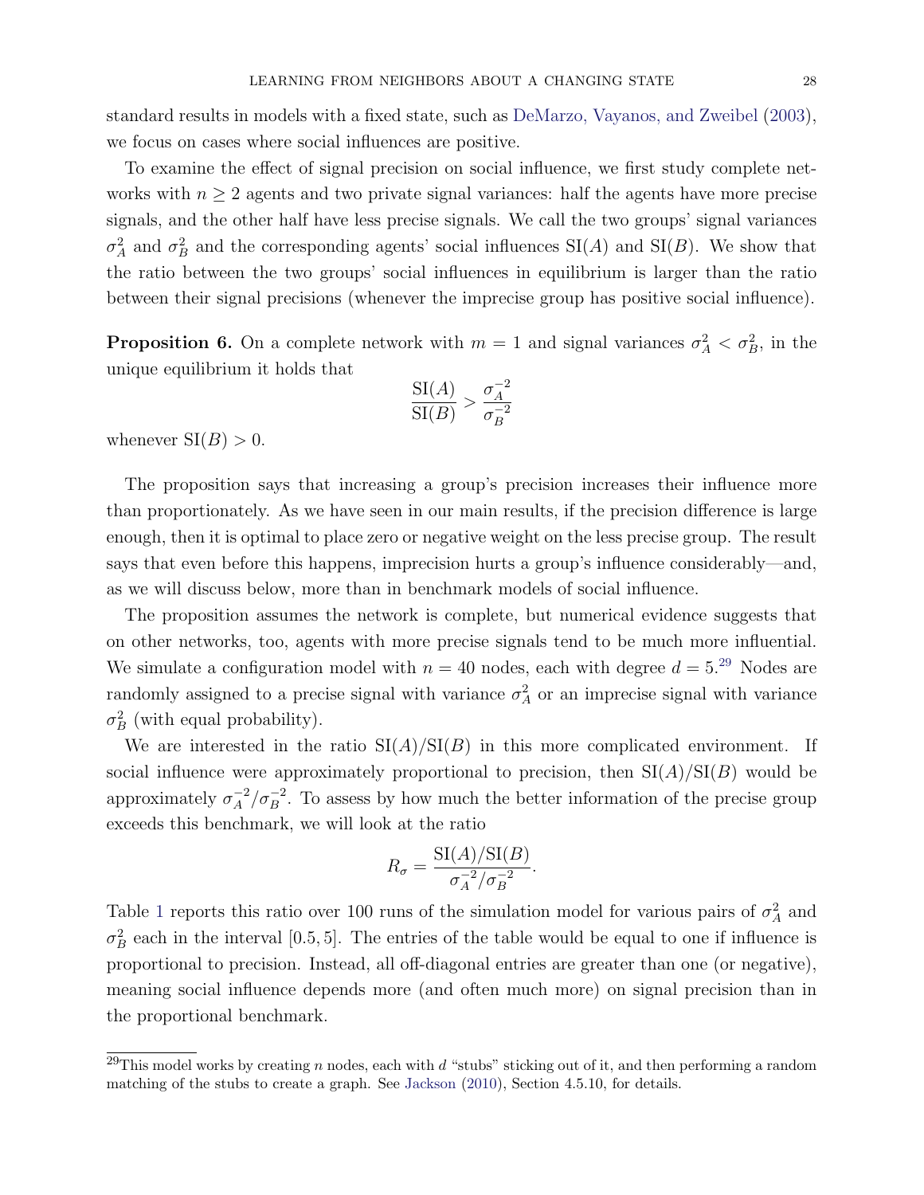standard results in models with a fixed state, such as DeMarzo, Vayanos, and Zweibel (2003), we focus on cases where social influences are positive.

To examine the effect of signal precision on social influence, we first study complete networks with $n \geq 2$ agents and two private signal variances: half the agents have more precise signals, and the other half have less precise signals. We call the two groups' signal variances $\sigma_A^2$ and $\sigma_B^2$ and the corresponding agents' social influences $\mathrm{SI}(A)$ and $\mathrm{SI}(B)$. We show that the ratio between the two groups' social influences in equilibrium is larger than the ratio between their signal precisions (whenever the imprecise group has positive social influence).

**Proposition 6.** On a complete network with $m = 1$ and signal variances $\sigma_A^2 < \sigma_B^2$, in the unique equilibrium it holds that

$$\frac{\mathrm{SI}(A)}{\mathrm{SI}(B)} > \frac{\sigma_A^{-2}}{\sigma_B^{-2}}$$

whenever $\mathrm{SI}(B) > 0$.

The proposition says that increasing a group's precision increases their influence more than proportionately. As we have seen in our main results, if the precision difference is large enough, then it is optimal to place zero or negative weight on the less precise group. The result says that even before this happens, imprecision hurts a group's influence considerably—and, as we will discuss below, more than in benchmark models of social influence.

The proposition assumes the network is complete, but numerical evidence suggests that on other networks, too, agents with more precise signals tend to be much more influential. We simulate a configuration model with $n = 40$ nodes, each with degree $d = 5$.[29] Nodes are randomly assigned to a precise signal with variance $\sigma_A^2$ or an imprecise signal with variance $\sigma_B^2$ (with equal probability).

We are interested in the ratio $\mathrm{SI}(A)/\mathrm{SI}(B)$ in this more complicated environment. If social influence were approximately proportional to precision, then $\mathrm{SI}(A)/\mathrm{SI}(B)$ would be approximately $\sigma_A^{-2}/\sigma_B^{-2}$. To assess by how much the better information of the precise group exceeds this benchmark, we will look at the ratio

$$R_\sigma = \frac{\mathrm{SI}(A)/\mathrm{SI}(B)}{\sigma_A^{-2}/\sigma_B^{-2}}.$$

Table 1 reports this ratio over 100 runs of the simulation model for various pairs of $\sigma_A^2$ and $\sigma_B^2$ each in the interval $[0.5, 5]$. The entries of the table would be equal to one if influence is proportional to precision. Instead, all off-diagonal entries are greater than one (or negative), meaning social influence depends more (and often much more) on signal precision than in the proportional benchmark.

[29] This model works by creating $n$ nodes, each with $d$ "stubs" sticking out of it, and then performing a random matching of the stubs to create a graph. See Jackson (2010), Section 4.5.10, for details.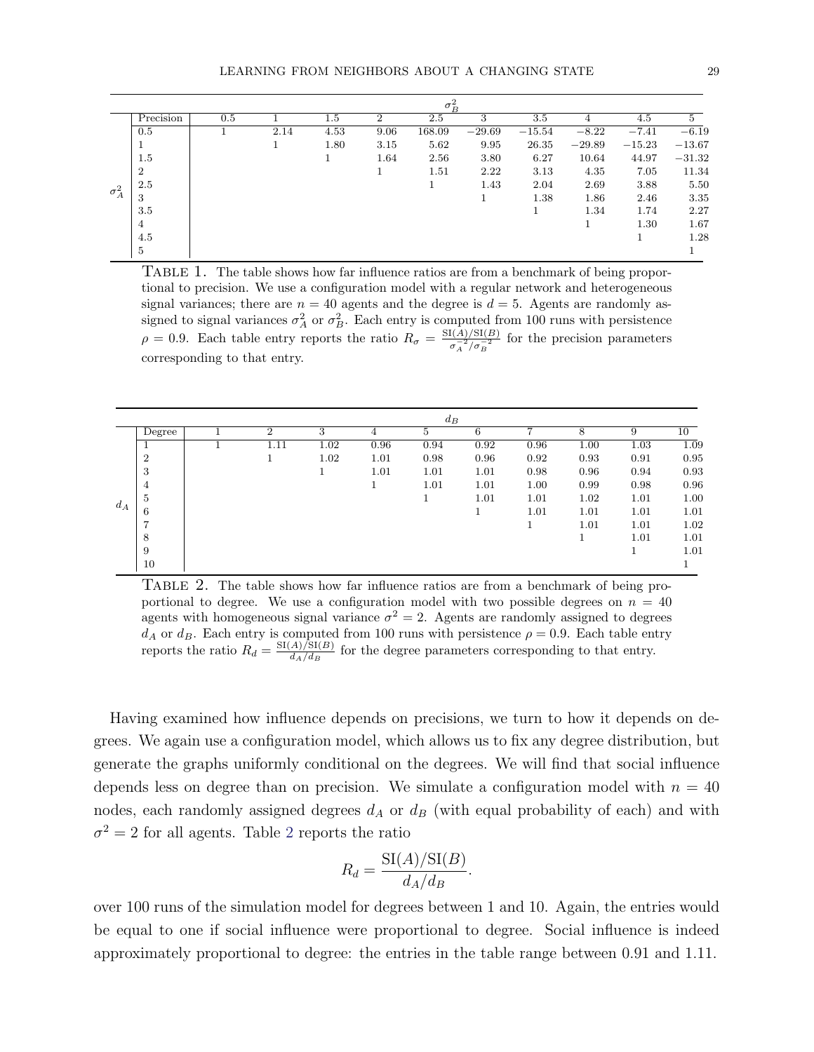| | | $\sigma_B^2$ | | | | | | | | | |
|---|---|---|---|---|---|---|---|---|---|---|---|
| | Precision | 0.5 | 1 | 1.5 | 2 | 2.5 | 3 | 3.5 | 4 | 4.5 | 5 |
| $\sigma_A^2$ | 0.5 | 1 | 2.14 | 4.53 | 9.06 | 168.09 | −29.69 | −15.54 | −8.22 | −7.41 | −6.19 |
| | 1 | | 1 | 1.80 | 3.15 | 5.62 | 9.95 | 26.35 | −29.89 | −15.23 | −13.67 |
| | 1.5 | | | 1 | 1.64 | 2.56 | 3.80 | 6.27 | 10.64 | 44.97 | −31.32 |
| | 2 | | | | 1 | 1.51 | 2.22 | 3.13 | 4.35 | 7.05 | 11.34 |
| | 2.5 | | | | | 1 | 1.43 | 2.04 | 2.69 | 3.88 | 5.50 |
| | 3 | | | | | | 1 | 1.38 | 1.86 | 2.46 | 3.35 |
| | 3.5 | | | | | | | 1 | 1.34 | 1.74 | 2.27 |
| | 4 | | | | | | | | 1 | 1.30 | 1.67 |
| | 4.5 | | | | | | | | | 1 | 1.28 |
| | 5 | | | | | | | | | | 1 |

TABLE 1. The table shows how far influence ratios are from a benchmark of being proportional to precision. We use a configuration model with a regular network and heterogeneous signal variances; there are $n = 40$ agents and the degree is $d = 5$. Agents are randomly assigned to signal variances $\sigma_A^2$ or $\sigma_B^2$. Each entry is computed from 100 runs with persistence $\rho = 0.9$. Each table entry reports the ratio $R_\sigma = \frac{\text{SI}(A)/\text{SI}(B)}{\sigma_A^{-2}/\sigma_B^{-2}}$ for the precision parameters corresponding to that entry.

| | | $d_B$ | | | | | | | | | |
|---|---|---|---|---|---|---|---|---|---|---|---|
| | Degree | 1 | 2 | 3 | 4 | 5 | 6 | 7 | 8 | 9 | 10 |
| $d_A$ | 1 | 1 | 1.11 | 1.02 | 0.96 | 0.94 | 0.92 | 0.96 | 1.00 | 1.03 | 1.09 |
| | 2 | | 1 | 1.02 | 1.01 | 0.98 | 0.96 | 0.92 | 0.93 | 0.91 | 0.95 |
| | 3 | | | 1 | 1.01 | 1.01 | 1.01 | 0.98 | 0.96 | 0.94 | 0.93 |
| | 4 | | | | 1 | 1.01 | 1.01 | 1.00 | 0.99 | 0.98 | 0.96 |
| | 5 | | | | | 1 | 1.01 | 1.01 | 1.02 | 1.01 | 1.00 |
| | 6 | | | | | | 1 | 1.01 | 1.01 | 1.01 | 1.01 |
| | 7 | | | | | | | 1 | 1.01 | 1.01 | 1.02 |
| | 8 | | | | | | | | 1 | 1.01 | 1.01 |
| | 9 | | | | | | | | | 1 | 1.01 |
| | 10 | | | | | | | | | | 1 |

TABLE 2. The table shows how far influence ratios are from a benchmark of being proportional to degree. We use a configuration model with two possible degrees on $n = 40$ agents with homogeneous signal variance $\sigma^2 = 2$. Agents are randomly assigned to degrees $d_A$ or $d_B$. Each entry is computed from 100 runs with persistence $\rho = 0.9$. Each table entry reports the ratio $R_d = \frac{\text{SI}(A)/\text{SI}(B)}{d_A/d_B}$ for the degree parameters corresponding to that entry.

Having examined how influence depends on precisions, we turn to how it depends on degrees. We again use a configuration model, which allows us to fix any degree distribution, but generate the graphs uniformly conditional on the degrees. We will find that social influence depends less on degree than on precision. We simulate a configuration model with $n = 40$ nodes, each randomly assigned degrees $d_A$ or $d_B$ (with equal probability of each) and with $\sigma^2 = 2$ for all agents. Table 2 reports the ratio

$$R_d = \frac{\text{SI}(A)/\text{SI}(B)}{d_A/d_B}.$$

over 100 runs of the simulation model for degrees between 1 and 10. Again, the entries would be equal to one if social influence were proportional to degree. Social influence is indeed approximately proportional to degree: the entries in the table range between 0.91 and 1.11.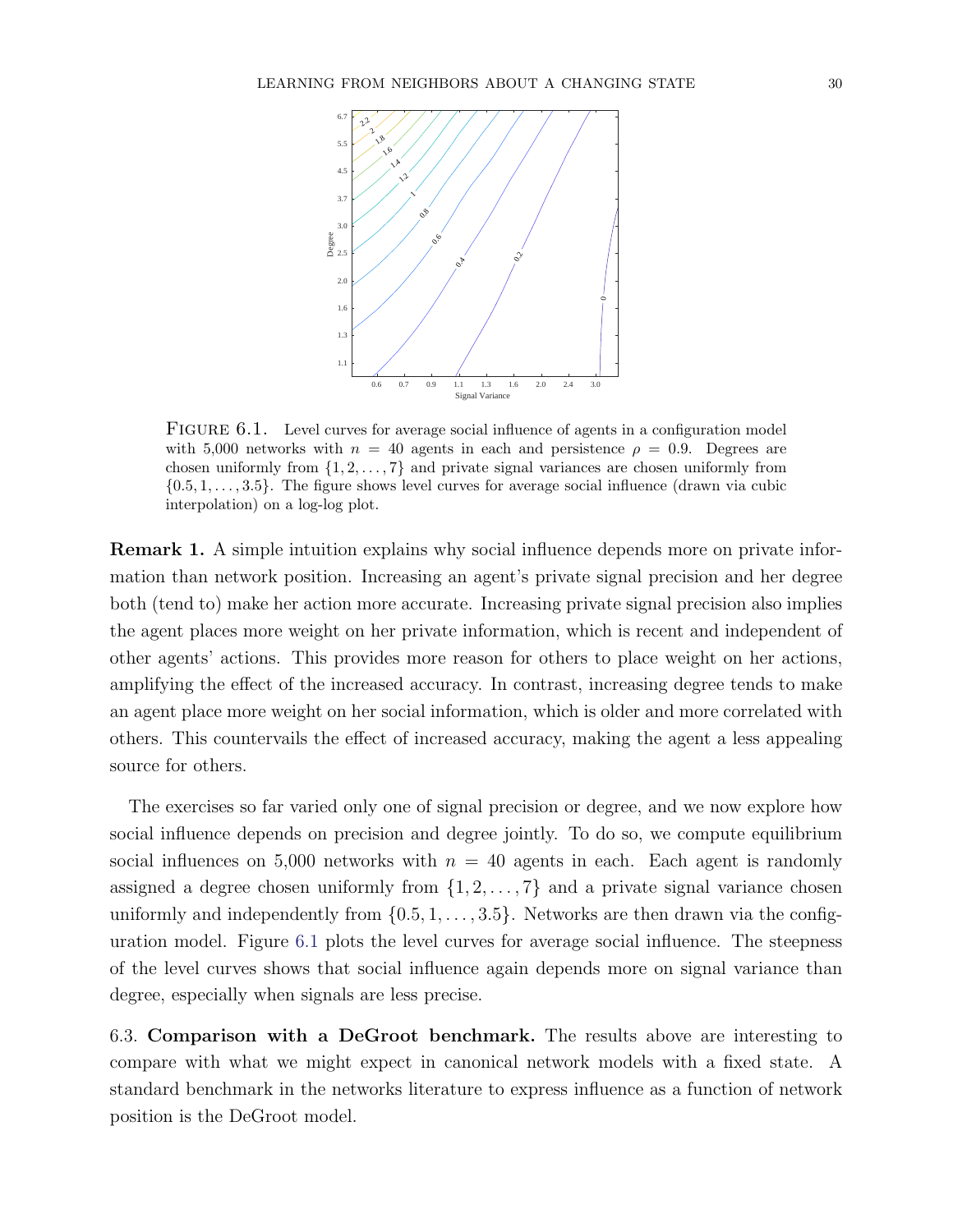FIGURE 6.1. Level curves for average social influence of agents in a configuration model with 5,000 networks with $n = 40$ agents in each and persistence $\rho = 0.9$. Degrees are chosen uniformly from $\{1, 2, \ldots, 7\}$ and private signal variances are chosen uniformly from $\{0.5, 1, \ldots, 3.5\}$. The figure shows level curves for average social influence (drawn via cubic interpolation) on a log-log plot.

**Remark 1.** A simple intuition explains why social influence depends more on private information than network position. Increasing an agent's private signal precision and her degree both (tend to) make her action more accurate. Increasing private signal precision also implies the agent places more weight on her private information, which is recent and independent of other agents' actions. This provides more reason for others to place weight on her actions, amplifying the effect of the increased accuracy. In contrast, increasing degree tends to make an agent place more weight on her social information, which is older and more correlated with others. This countervails the effect of increased accuracy, making the agent a less appealing source for others.

The exercises so far varied only one of signal precision or degree, and we now explore how social influence depends on precision and degree jointly. To do so, we compute equilibrium social influences on 5,000 networks with $n = 40$ agents in each. Each agent is randomly assigned a degree chosen uniformly from $\{1, 2, \ldots, 7\}$ and a private signal variance chosen uniformly and independently from $\{0.5, 1, \ldots, 3.5\}$. Networks are then drawn via the configuration model. Figure 6.1 plots the level curves for average social influence. The steepness of the level curves shows that social influence again depends more on signal variance than degree, especially when signals are less precise.

6.3. **Comparison with a DeGroot benchmark.** The results above are interesting to compare with what we might expect in canonical network models with a fixed state. A standard benchmark in the networks literature to express influence as a function of network position is the DeGroot model.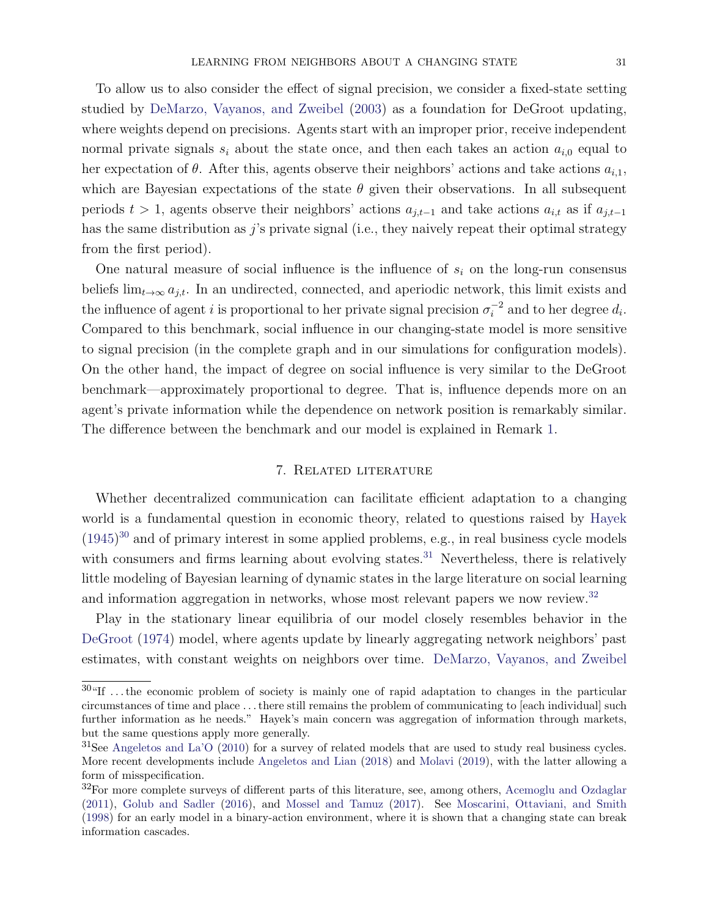To allow us to also consider the effect of signal precision, we consider a fixed-state setting studied by DeMarzo, Vayanos, and Zweibel (2003) as a foundation for DeGroot updating, where weights depend on precisions. Agents start with an improper prior, receive independent normal private signals $s_i$ about the state once, and then each takes an action $a_{i,0}$ equal to her expectation of $\theta$. After this, agents observe their neighbors' actions and take actions $a_{i,1}$, which are Bayesian expectations of the state $\theta$ given their observations. In all subsequent periods $t > 1$, agents observe their neighbors' actions $a_{j,t-1}$ and take actions $a_{i,t}$ as if $a_{j,t-1}$ has the same distribution as $j$'s private signal (i.e., they naively repeat their optimal strategy from the first period).

One natural measure of social influence is the influence of $s_i$ on the long-run consensus beliefs $\lim_{t\to\infty} a_{j,t}$. In an undirected, connected, and aperiodic network, this limit exists and the influence of agent $i$ is proportional to her private signal precision $\sigma_i^{-2}$ and to her degree $d_i$. Compared to this benchmark, social influence in our changing-state model is more sensitive to signal precision (in the complete graph and in our simulations for configuration models). On the other hand, the impact of degree on social influence is very similar to the DeGroot benchmark—approximately proportional to degree. That is, influence depends more on an agent's private information while the dependence on network position is remarkably similar. The difference between the benchmark and our model is explained in Remark 1.

## 7. Related literature

Whether decentralized communication can facilitate efficient adaptation to a changing world is a fundamental question in economic theory, related to questions raised by Hayek (1945)[30] and of primary interest in some applied problems, e.g., in real business cycle models with consumers and firms learning about evolving states.[31] Nevertheless, there is relatively little modeling of Bayesian learning of dynamic states in the large literature on social learning and information aggregation in networks, whose most relevant papers we now review.[32]

Play in the stationary linear equilibria of our model closely resembles behavior in the DeGroot (1974) model, where agents update by linearly aggregating network neighbors' past estimates, with constant weights on neighbors over time. DeMarzo, Vayanos, and Zweibel

[30] "If ... the economic problem of society is mainly one of rapid adaptation to changes in the particular circumstances of time and place ... there still remains the problem of communicating to [each individual] such further information as he needs." Hayek's main concern was aggregation of information through markets, but the same questions apply more generally.

[31] See Angeletos and La'O (2010) for a survey of related models that are used to study real business cycles. More recent developments include Angeletos and Lian (2018) and Molavi (2019), with the latter allowing a form of misspecification.

[32] For more complete surveys of different parts of this literature, see, among others, Acemoglu and Ozdaglar (2011), Golub and Sadler (2016), and Mossel and Tamuz (2017). See Moscarini, Ottaviani, and Smith (1998) for an early model in a binary-action environment, where it is shown that a changing state can break information cascades.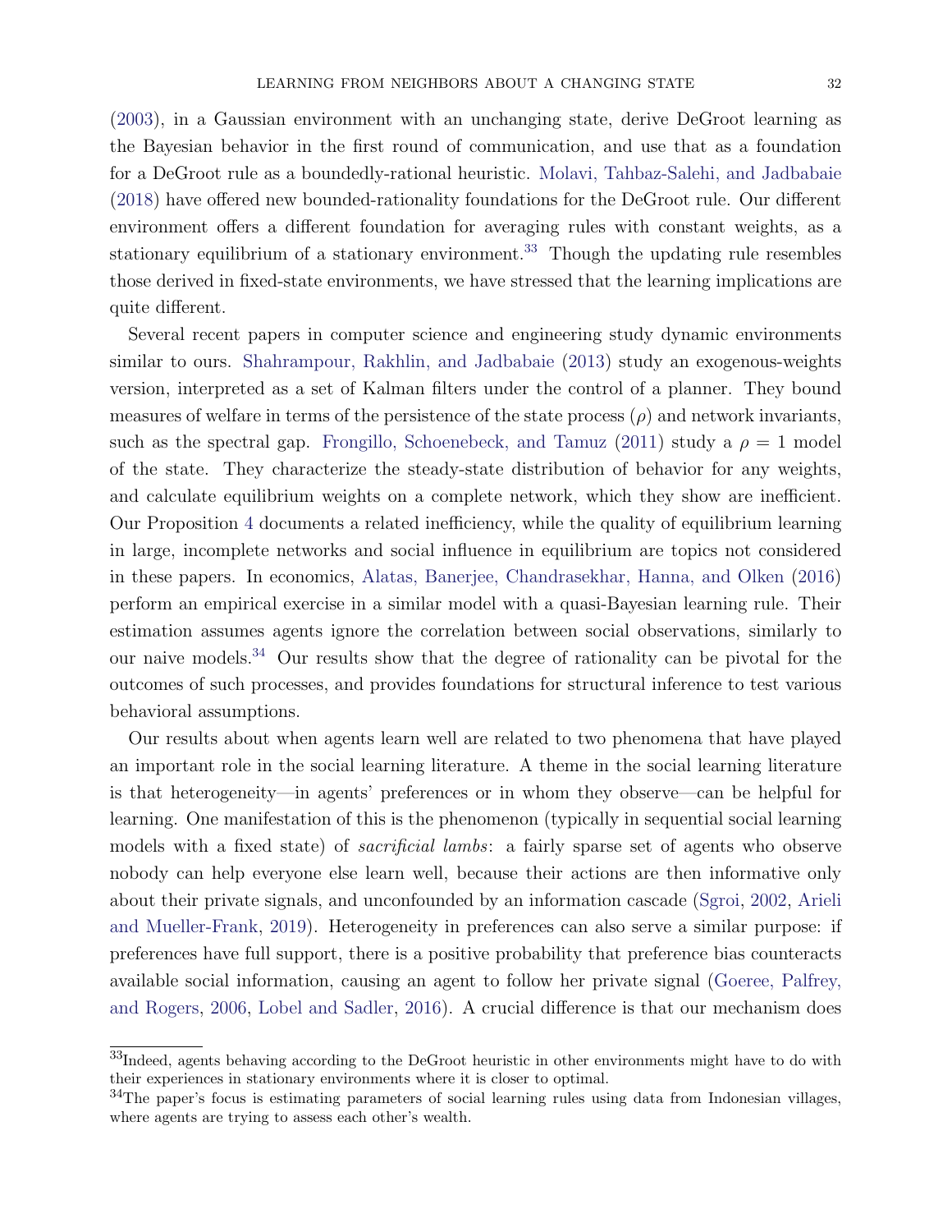(2003), in a Gaussian environment with an unchanging state, derive DeGroot learning as the Bayesian behavior in the first round of communication, and use that as a foundation for a DeGroot rule as a boundedly-rational heuristic. Molavi, Tahbaz-Salehi, and Jadbabaie (2018) have offered new bounded-rationality foundations for the DeGroot rule. Our different environment offers a different foundation for averaging rules with constant weights, as a stationary equilibrium of a stationary environment.[33] Though the updating rule resembles those derived in fixed-state environments, we have stressed that the learning implications are quite different.

Several recent papers in computer science and engineering study dynamic environments similar to ours. Shahrampour, Rakhlin, and Jadbabaie (2013) study an exogenous-weights version, interpreted as a set of Kalman filters under the control of a planner. They bound measures of welfare in terms of the persistence of the state process ($\rho$) and network invariants, such as the spectral gap. Frongillo, Schoenebeck, and Tamuz (2011) study a $\rho = 1$ model of the state. They characterize the steady-state distribution of behavior for any weights, and calculate equilibrium weights on a complete network, which they show are inefficient. Our Proposition 4 documents a related inefficiency, while the quality of equilibrium learning in large, incomplete networks and social influence in equilibrium are topics not considered in these papers. In economics, Alatas, Banerjee, Chandrasekhar, Hanna, and Olken (2016) perform an empirical exercise in a similar model with a quasi-Bayesian learning rule. Their estimation assumes agents ignore the correlation between social observations, similarly to our naive models.[34] Our results show that the degree of rationality can be pivotal for the outcomes of such processes, and provides foundations for structural inference to test various behavioral assumptions.

Our results about when agents learn well are related to two phenomena that have played an important role in the social learning literature. A theme in the social learning literature is that heterogeneity—in agents' preferences or in whom they observe—can be helpful for learning. One manifestation of this is the phenomenon (typically in sequential social learning models with a fixed state) of *sacrificial lambs*: a fairly sparse set of agents who observe nobody can help everyone else learn well, because their actions are then informative only about their private signals, and unconfounded by an information cascade (Sgroi, 2002, Arieli and Mueller-Frank, 2019). Heterogeneity in preferences can also serve a similar purpose: if preferences have full support, there is a positive probability that preference bias counteracts available social information, causing an agent to follow her private signal (Goeree, Palfrey, and Rogers, 2006, Lobel and Sadler, 2016). A crucial difference is that our mechanism does

[33] Indeed, agents behaving according to the DeGroot heuristic in other environments might have to do with their experiences in stationary environments where it is closer to optimal.

[34] The paper's focus is estimating parameters of social learning rules using data from Indonesian villages, where agents are trying to assess each other's wealth.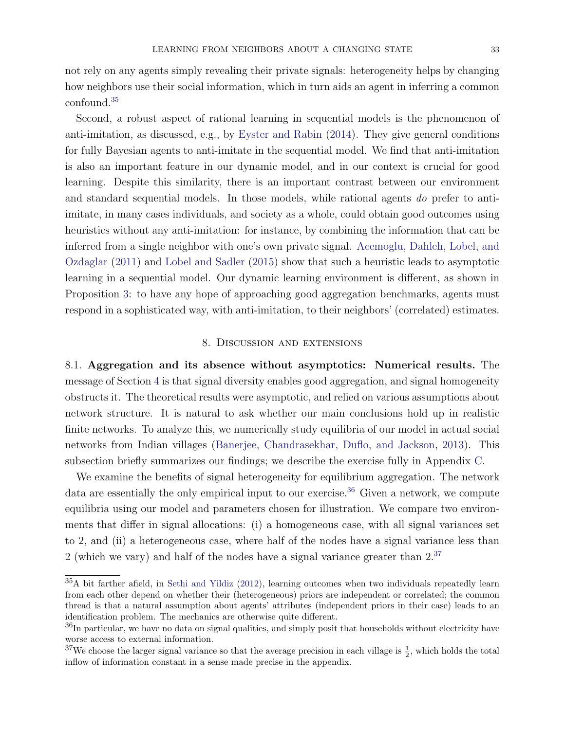not rely on any agents simply revealing their private signals: heterogeneity helps by changing how neighbors use their social information, which in turn aids an agent in inferring a common confound.[35]

Second, a robust aspect of rational learning in sequential models is the phenomenon of anti-imitation, as discussed, e.g., by Eyster and Rabin (2014). They give general conditions for fully Bayesian agents to anti-imitate in the sequential model. We find that anti-imitation is also an important feature in our dynamic model, and in our context is crucial for good learning. Despite this similarity, there is an important contrast between our environment and standard sequential models. In those models, while rational agents *do* prefer to anti-imitate, in many cases individuals, and society as a whole, could obtain good outcomes using heuristics without any anti-imitation: for instance, by combining the information that can be inferred from a single neighbor with one's own private signal. Acemoglu, Dahleh, Lobel, and Ozdaglar (2011) and Lobel and Sadler (2015) show that such a heuristic leads to asymptotic learning in a sequential model. Our dynamic learning environment is different, as shown in Proposition 3: to have any hope of approaching good aggregation benchmarks, agents must respond in a sophisticated way, with anti-imitation, to their neighbors' (correlated) estimates.

## 8. Discussion and extensions

### 8.1. Aggregation and its absence without asymptotics: Numerical results.

The message of Section 4 is that signal diversity enables good aggregation, and signal homogeneity obstructs it. The theoretical results were asymptotic, and relied on various assumptions about network structure. It is natural to ask whether our main conclusions hold up in realistic finite networks. To analyze this, we numerically study equilibria of our model in actual social networks from Indian villages (Banerjee, Chandrasekhar, Duflo, and Jackson, 2013). This subsection briefly summarizes our findings; we describe the exercise fully in Appendix C.

We examine the benefits of signal heterogeneity for equilibrium aggregation. The network data are essentially the only empirical input to our exercise.[36] Given a network, we compute equilibria using our model and parameters chosen for illustration. We compare two environments that differ in signal allocations: (i) a homogeneous case, with all signal variances set to 2, and (ii) a heterogeneous case, where half of the nodes have a signal variance less than 2 (which we vary) and half of the nodes have a signal variance greater than 2.[37]

---

[35] A bit farther afield, in Sethi and Yildiz (2012), learning outcomes when two individuals repeatedly learn from each other depend on whether their (heterogeneous) priors are independent or correlated; the common thread is that a natural assumption about agents' attributes (independent priors in their case) leads to an identification problem. The mechanics are otherwise quite different.

[36] In particular, we have no data on signal qualities, and simply posit that households without electricity have worse access to external information.

[37] We choose the larger signal variance so that the average precision in each village is $\frac{1}{2}$, which holds the total inflow of information constant in a sense made precise in the appendix.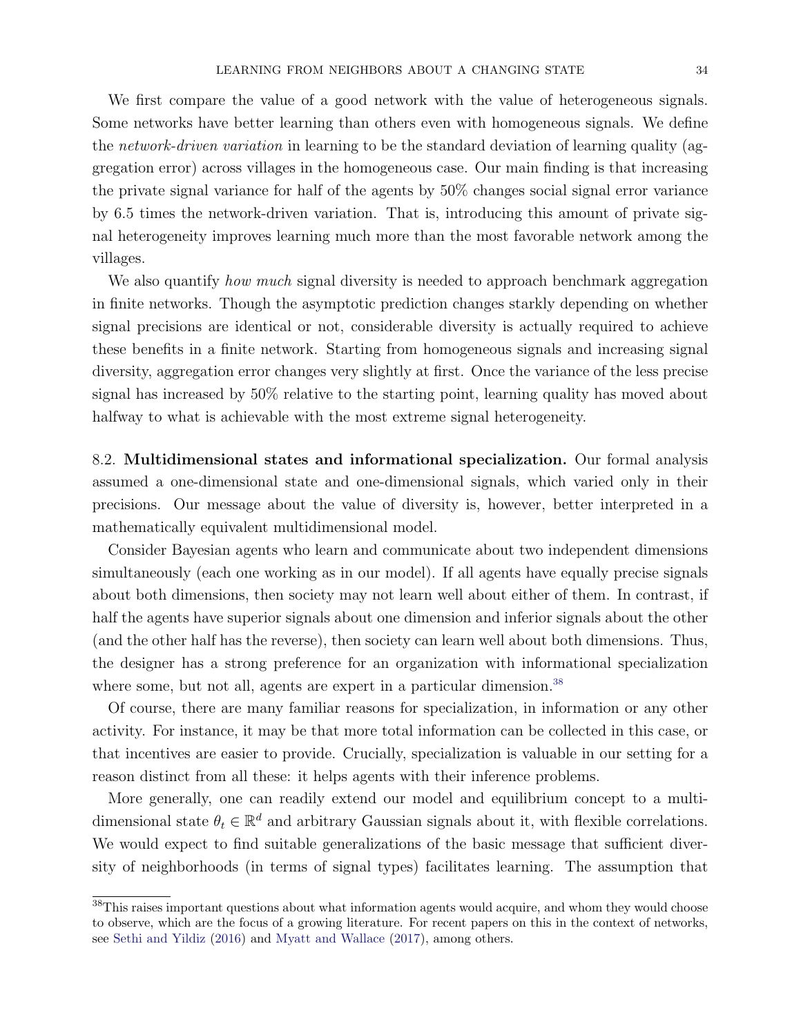We first compare the value of a good network with the value of heterogeneous signals. Some networks have better learning than others even with homogeneous signals. We define the *network-driven variation* in learning to be the standard deviation of learning quality (aggregation error) across villages in the homogeneous case. Our main finding is that increasing the private signal variance for half of the agents by 50% changes social signal error variance by 6.5 times the network-driven variation. That is, introducing this amount of private signal heterogeneity improves learning much more than the most favorable network among the villages.

We also quantify *how much* signal diversity is needed to approach benchmark aggregation in finite networks. Though the asymptotic prediction changes starkly depending on whether signal precisions are identical or not, considerable diversity is actually required to achieve these benefits in a finite network. Starting from homogeneous signals and increasing signal diversity, aggregation error changes very slightly at first. Once the variance of the less precise signal has increased by 50% relative to the starting point, learning quality has moved about halfway to what is achievable with the most extreme signal heterogeneity.

8.2. **Multidimensional states and informational specialization.** Our formal analysis assumed a one-dimensional state and one-dimensional signals, which varied only in their precisions. Our message about the value of diversity is, however, better interpreted in a mathematically equivalent multidimensional model.

Consider Bayesian agents who learn and communicate about two independent dimensions simultaneously (each one working as in our model). If all agents have equally precise signals about both dimensions, then society may not learn well about either of them. In contrast, if half the agents have superior signals about one dimension and inferior signals about the other (and the other half has the reverse), then society can learn well about both dimensions. Thus, the designer has a strong preference for an organization with informational specialization where some, but not all, agents are expert in a particular dimension.[38]

Of course, there are many familiar reasons for specialization, in information or any other activity. For instance, it may be that more total information can be collected in this case, or that incentives are easier to provide. Crucially, specialization is valuable in our setting for a reason distinct from all these: it helps agents with their inference problems.

More generally, one can readily extend our model and equilibrium concept to a multidimensional state $\theta_t \in \mathbb{R}^d$ and arbitrary Gaussian signals about it, with flexible correlations. We would expect to find suitable generalizations of the basic message that sufficient diversity of neighborhoods (in terms of signal types) facilitates learning. The assumption that

[38]This raises important questions about what information agents would acquire, and whom they would choose to observe, which are the focus of a growing literature. For recent papers on this in the context of networks, see Sethi and Yildiz (2016) and Myatt and Wallace (2017), among others.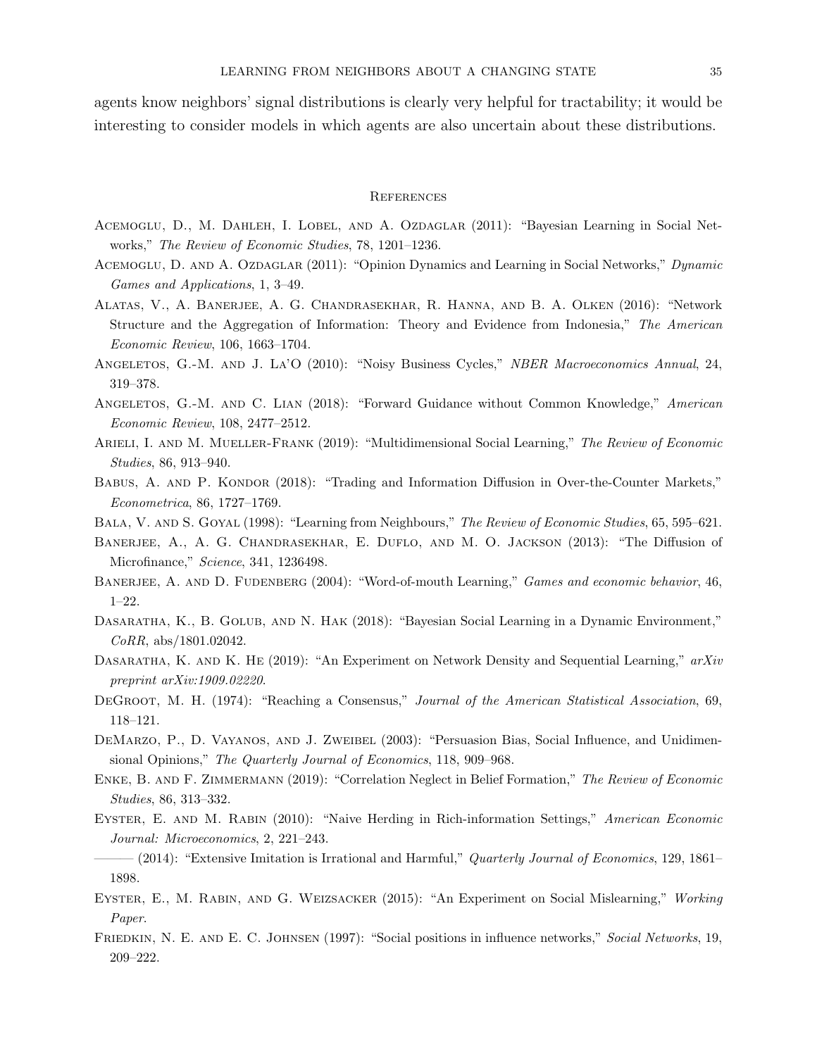agents know neighbors' signal distributions is clearly very helpful for tractability; it would be interesting to consider models in which agents are also uncertain about these distributions.

## References

Acemoglu, D., M. Dahleh, I. Lobel, and A. Ozdaglar (2011): "Bayesian Learning in Social Networks," *The Review of Economic Studies*, 78, 1201–1236.

Acemoglu, D. and A. Ozdaglar (2011): "Opinion Dynamics and Learning in Social Networks," *Dynamic Games and Applications*, 1, 3–49.

Alatas, V., A. Banerjee, A. G. Chandrasekhar, R. Hanna, and B. A. Olken (2016): "Network Structure and the Aggregation of Information: Theory and Evidence from Indonesia," *The American Economic Review*, 106, 1663–1704.

Angeletos, G.-M. and J. La'O (2010): "Noisy Business Cycles," *NBER Macroeconomics Annual*, 24, 319–378.

Angeletos, G.-M. and C. Lian (2018): "Forward Guidance without Common Knowledge," *American Economic Review*, 108, 2477–2512.

Arieli, I. and M. Mueller-Frank (2019): "Multidimensional Social Learning," *The Review of Economic Studies*, 86, 913–940.

Babus, A. and P. Kondor (2018): "Trading and Information Diffusion in Over-the-Counter Markets," *Econometrica*, 86, 1727–1769.

Bala, V. and S. Goyal (1998): "Learning from Neighbours," *The Review of Economic Studies*, 65, 595–621.

Banerjee, A., A. G. Chandrasekhar, E. Duflo, and M. O. Jackson (2013): "The Diffusion of Microfinance," *Science*, 341, 1236498.

Banerjee, A. and D. Fudenberg (2004): "Word-of-mouth Learning," *Games and economic behavior*, 46, 1–22.

Dasaratha, K., B. Golub, and N. Hak (2018): "Bayesian Social Learning in a Dynamic Environment," *CoRR*, abs/1801.02042.

Dasaratha, K. and K. He (2019): "An Experiment on Network Density and Sequential Learning," *arXiv preprint arXiv:1909.02220*.

DeGroot, M. H. (1974): "Reaching a Consensus," *Journal of the American Statistical Association*, 69, 118–121.

DeMarzo, P., D. Vayanos, and J. Zweibel (2003): "Persuasion Bias, Social Influence, and Unidimensional Opinions," *The Quarterly Journal of Economics*, 118, 909–968.

Enke, B. and F. Zimmermann (2019): "Correlation Neglect in Belief Formation," *The Review of Economic Studies*, 86, 313–332.

Eyster, E. and M. Rabin (2010): "Naive Herding in Rich-information Settings," *American Economic Journal: Microeconomics*, 2, 221–243.

——— (2014): "Extensive Imitation is Irrational and Harmful," *Quarterly Journal of Economics*, 129, 1861–1898.

Eyster, E., M. Rabin, and G. Weizsacker (2015): "An Experiment on Social Mislearning," *Working Paper*.

Friedkin, N. E. and E. C. Johnsen (1997): "Social positions in influence networks," *Social Networks*, 19, 209–222.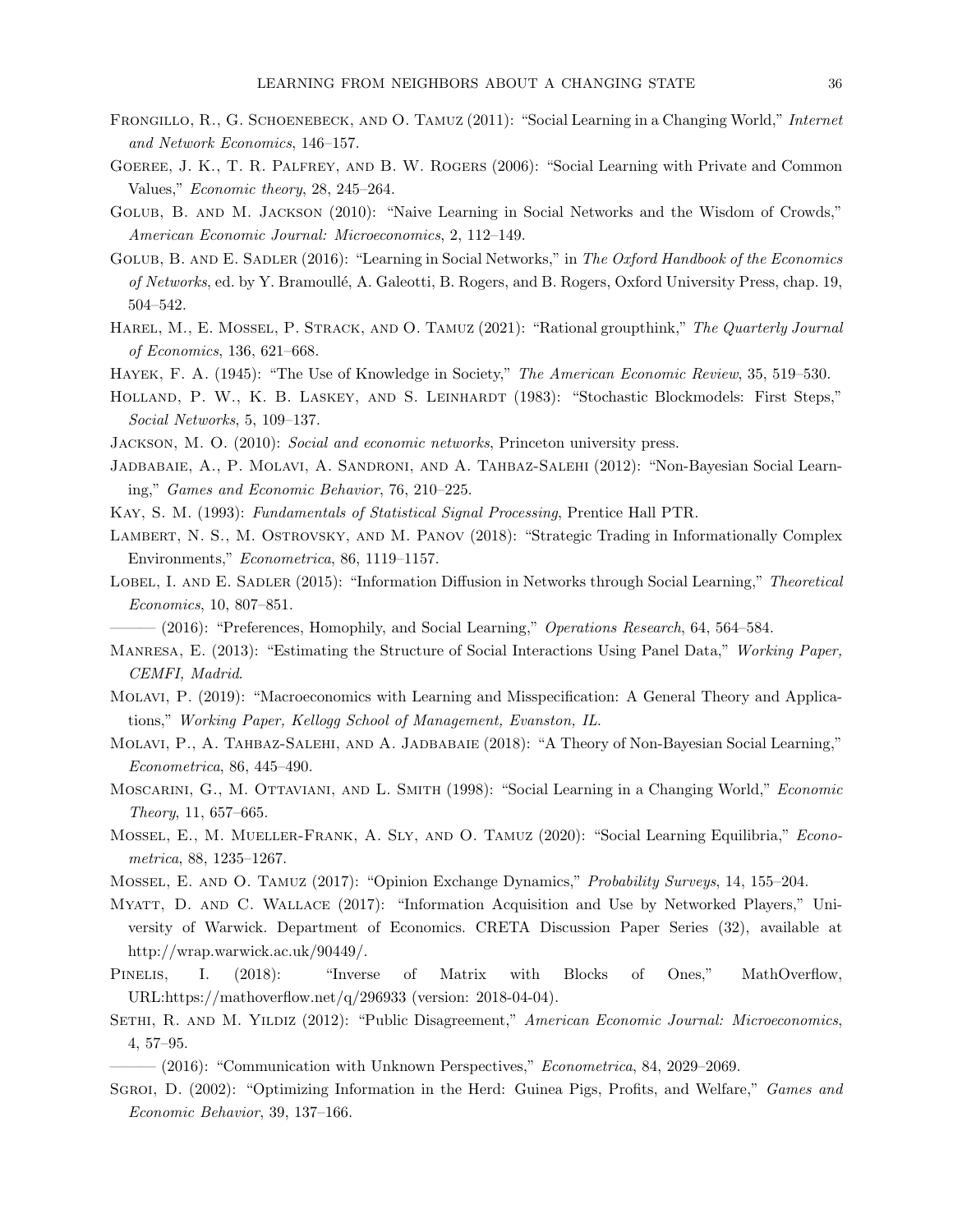Frongillo, R., G. Schoenebeck, and O. Tamuz (2011): "Social Learning in a Changing World," *Internet and Network Economics*, 146–157.

Goeree, J. K., T. R. Palfrey, and B. W. Rogers (2006): "Social Learning with Private and Common Values," *Economic theory*, 28, 245–264.

Golub, B. and M. Jackson (2010): "Naive Learning in Social Networks and the Wisdom of Crowds," *American Economic Journal: Microeconomics*, 2, 112–149.

Golub, B. and E. Sadler (2016): "Learning in Social Networks," in *The Oxford Handbook of the Economics of Networks*, ed. by Y. Bramoullé, A. Galeotti, B. Rogers, and B. Rogers, Oxford University Press, chap. 19, 504–542.

Harel, M., E. Mossel, P. Strack, and O. Tamuz (2021): "Rational groupthink," *The Quarterly Journal of Economics*, 136, 621–668.

Hayek, F. A. (1945): "The Use of Knowledge in Society," *The American Economic Review*, 35, 519–530.

Holland, P. W., K. B. Laskey, and S. Leinhardt (1983): "Stochastic Blockmodels: First Steps," *Social Networks*, 5, 109–137.

Jackson, M. O. (2010): *Social and economic networks*, Princeton university press.

Jadbabaie, A., P. Molavi, A. Sandroni, and A. Tahbaz-Salehi (2012): "Non-Bayesian Social Learning," *Games and Economic Behavior*, 76, 210–225.

Kay, S. M. (1993): *Fundamentals of Statistical Signal Processing*, Prentice Hall PTR.

Lambert, N. S., M. Ostrovsky, and M. Panov (2018): "Strategic Trading in Informationally Complex Environments," *Econometrica*, 86, 1119–1157.

Lobel, I. and E. Sadler (2015): "Information Diffusion in Networks through Social Learning," *Theoretical Economics*, 10, 807–851.

——— (2016): "Preferences, Homophily, and Social Learning," *Operations Research*, 64, 564–584.

Manresa, E. (2013): "Estimating the Structure of Social Interactions Using Panel Data," *Working Paper, CEMFI, Madrid*.

Molavi, P. (2019): "Macroeconomics with Learning and Misspecification: A General Theory and Applications," *Working Paper, Kellogg School of Management, Evanston, IL.*

Molavi, P., A. Tahbaz-Salehi, and A. Jadbabaie (2018): "A Theory of Non-Bayesian Social Learning," *Econometrica*, 86, 445–490.

Moscarini, G., M. Ottaviani, and L. Smith (1998): "Social Learning in a Changing World," *Economic Theory*, 11, 657–665.

Mossel, E., M. Mueller-Frank, A. Sly, and O. Tamuz (2020): "Social Learning Equilibria," *Econometrica*, 88, 1235–1267.

Mossel, E. and O. Tamuz (2017): "Opinion Exchange Dynamics," *Probability Surveys*, 14, 155–204.

Myatt, D. and C. Wallace (2017): "Information Acquisition and Use by Networked Players," University of Warwick. Department of Economics. CRETA Discussion Paper Series (32), available at http://wrap.warwick.ac.uk/90449/.

Pinelis, I. (2018): "Inverse of Matrix with Blocks of Ones," MathOverflow, URL:https://mathoverflow.net/q/296933 (version: 2018-04-04).

Sethi, R. and M. Yildiz (2012): "Public Disagreement," *American Economic Journal: Microeconomics*, 4, 57–95.

——— (2016): "Communication with Unknown Perspectives," *Econometrica*, 84, 2029–2069.

Sgroi, D. (2002): "Optimizing Information in the Herd: Guinea Pigs, Profits, and Welfare," *Games and Economic Behavior*, 39, 137–166.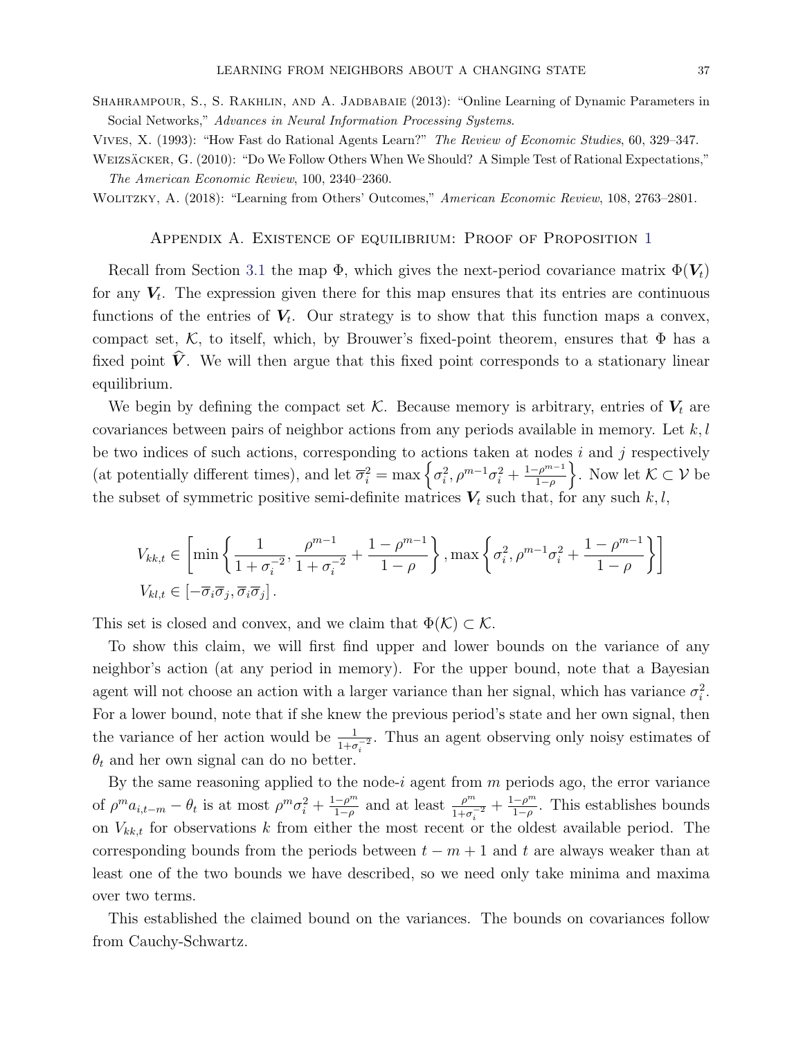Shahrampour, S., S. Rakhlin, and A. Jadbabaie (2013): "Online Learning of Dynamic Parameters in Social Networks," *Advances in Neural Information Processing Systems*.

Vives, X. (1993): "How Fast do Rational Agents Learn?" *The Review of Economic Studies*, 60, 329–347.

Weizsäcker, G. (2010): "Do We Follow Others When We Should? A Simple Test of Rational Expectations," *The American Economic Review*, 100, 2340–2360.

Wolitzky, A. (2018): "Learning from Others' Outcomes," *American Economic Review*, 108, 2763–2801.

## Appendix A. Existence of equilibrium: Proof of Proposition 1

Recall from Section 3.1 the map $\Phi$, which gives the next-period covariance matrix $\Phi(\boldsymbol{V}_t)$ for any $\boldsymbol{V}_t$. The expression given there for this map ensures that its entries are continuous functions of the entries of $\boldsymbol{V}_t$. Our strategy is to show that this function maps a convex, compact set, $\mathcal{K}$, to itself, which, by Brouwer's fixed-point theorem, ensures that $\Phi$ has a fixed point $\widehat{\boldsymbol{V}}$. We will then argue that this fixed point corresponds to a stationary linear equilibrium.

We begin by defining the compact set $\mathcal{K}$. Because memory is arbitrary, entries of $\boldsymbol{V}_t$ are covariances between pairs of neighbor actions from any periods available in memory. Let $k, l$ be two indices of such actions, corresponding to actions taken at nodes $i$ and $j$ respectively (at potentially different times), and let $\overline{\sigma}_i^2 = \max\left\{\sigma_i^2, \rho^{m-1}\sigma_i^2 + \frac{1-\rho^{m-1}}{1-\rho}\right\}$. Now let $\mathcal{K} \subset \mathcal{V}$ be the subset of symmetric positive semi-definite matrices $\boldsymbol{V}_t$ such that, for any such $k, l$,

$$
\begin{aligned}
V_{kk,t} &\in \left[\min\left\{\frac{1}{1+\sigma_i^{-2}}, \frac{\rho^{m-1}}{1+\sigma_i^{-2}} + \frac{1-\rho^{m-1}}{1-\rho}\right\}, \max\left\{\sigma_i^2, \rho^{m-1}\sigma_i^2 + \frac{1-\rho^{m-1}}{1-\rho}\right\}\right] \\
V_{kl,t} &\in \left[-\overline{\sigma}_i\overline{\sigma}_j, \overline{\sigma}_i\overline{\sigma}_j\right].
\end{aligned}
$$

This set is closed and convex, and we claim that $\Phi(\mathcal{K}) \subset \mathcal{K}$.

To show this claim, we will first find upper and lower bounds on the variance of any neighbor's action (at any period in memory). For the upper bound, note that a Bayesian agent will not choose an action with a larger variance than her signal, which has variance $\sigma_i^2$. For a lower bound, note that if she knew the previous period's state and her own signal, then the variance of her action would be $\frac{1}{1+\sigma_i^{-2}}$. Thus an agent observing only noisy estimates of $\theta_t$ and her own signal can do no better.

By the same reasoning applied to the node-$i$ agent from $m$ periods ago, the error variance of $\rho^m a_{i,t-m} - \theta_t$ is at most $\rho^m\sigma_i^2 + \frac{1-\rho^m}{1-\rho}$ and at least $\frac{\rho^m}{1+\sigma_i^{-2}} + \frac{1-\rho^m}{1-\rho}$. This establishes bounds on $V_{kk,t}$ for observations $k$ from either the most recent or the oldest available period. The corresponding bounds from the periods between $t-m+1$ and $t$ are always weaker than at least one of the two bounds we have described, so we need only take minima and maxima over two terms.

This established the claimed bound on the variances. The bounds on covariances follow from Cauchy-Schwartz.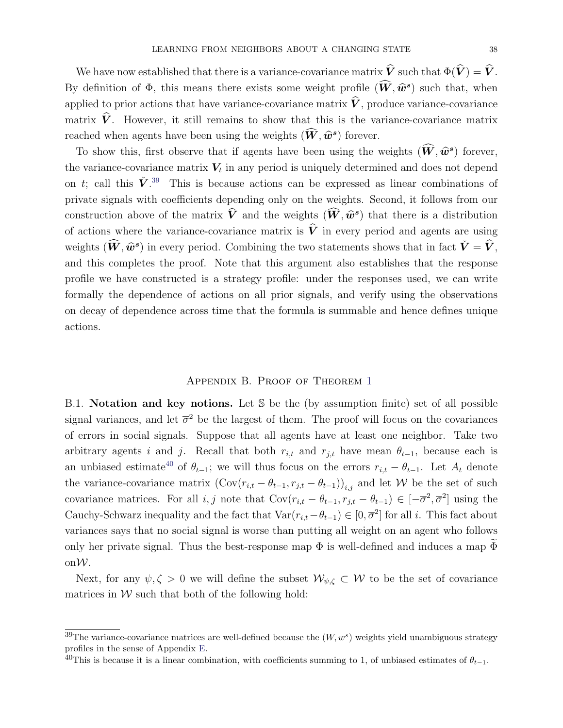We have now established that there is a variance-covariance matrix $\widehat{\boldsymbol{V}}$ such that $\Phi(\widehat{\boldsymbol{V}}) = \widehat{\boldsymbol{V}}$. By definition of $\Phi$, this means there exists some weight profile $(\widehat{\boldsymbol{W}}, \widehat{\boldsymbol{w}}^{\boldsymbol{s}})$ such that, when applied to prior actions that have variance-covariance matrix $\widehat{\boldsymbol{V}}$, produce variance-covariance matrix $\widehat{\boldsymbol{V}}$. However, it still remains to show that this is the variance-covariance matrix reached when agents have been using the weights $(\widehat{\boldsymbol{W}}, \widehat{\boldsymbol{w}}^{\boldsymbol{s}})$ forever.

To show this, first observe that if agents have been using the weights $(\widehat{\boldsymbol{W}}, \widehat{\boldsymbol{w}}^{\boldsymbol{s}})$ forever, the variance-covariance matrix $\boldsymbol{V}_t$ in any period is uniquely determined and does not depend on $t$; call this $\check{\boldsymbol{V}}$.[39] This is because actions can be expressed as linear combinations of private signals with coefficients depending only on the weights. Second, it follows from our construction above of the matrix $\widehat{\boldsymbol{V}}$ and the weights $(\widehat{\boldsymbol{W}}, \widehat{\boldsymbol{w}}^{\boldsymbol{s}})$ that there is a distribution of actions where the variance-covariance matrix is $\widehat{\boldsymbol{V}}$ in every period and agents are using weights $(\widehat{\boldsymbol{W}}, \widehat{\boldsymbol{w}}^{\boldsymbol{s}})$ in every period. Combining the two statements shows that in fact $\check{\boldsymbol{V}} = \widehat{\boldsymbol{V}}$, and this completes the proof. Note that this argument also establishes that the response profile we have constructed is a strategy profile: under the responses used, we can write formally the dependence of actions on all prior signals, and verify using the observations on decay of dependence across time that the formula is summable and hence defines unique actions.

## Appendix B. Proof of Theorem 1

B.1. **Notation and key notions.** Let $\mathbb{S}$ be the (by assumption finite) set of all possible signal variances, and let $\overline{\sigma}^2$ be the largest of them. The proof will focus on the covariances of errors in social signals. Suppose that all agents have at least one neighbor. Take two arbitrary agents $i$ and $j$. Recall that both $r_{i,t}$ and $r_{j,t}$ have mean $\theta_{t-1}$, because each is an unbiased estimate[40] of $\theta_{t-1}$; we will thus focus on the errors $r_{i,t} - \theta_{t-1}$. Let $A_t$ denote the variance-covariance matrix $\left(\text{Cov}(r_{i,t} - \theta_{t-1}, r_{j,t} - \theta_{t-1})\right)_{i,j}$ and let $\mathcal{W}$ be the set of such covariance matrices. For all $i, j$ note that $\text{Cov}(r_{i,t} - \theta_{t-1}, r_{j,t} - \theta_{t-1}) \in [-\overline{\sigma}^2, \overline{\sigma}^2]$ using the Cauchy-Schwarz inequality and the fact that $\text{Var}(r_{i,t} - \theta_{t-1}) \in [0, \overline{\sigma}^2]$ for all $i$. This fact about variances says that no social signal is worse than putting all weight on an agent who follows only her private signal. Thus the best-response map $\Phi$ is well-defined and induces a map $\widetilde{\Phi}$ on $\mathcal{W}$.

Next, for any $\psi, \zeta > 0$ we will define the subset $\mathcal{W}_{\psi,\zeta} \subset \mathcal{W}$ to be the set of covariance matrices in $\mathcal{W}$ such that both of the following hold:

[39] The variance-covariance matrices are well-defined because the $(W, w^s)$ weights yield unambiguous strategy profiles in the sense of Appendix E.

[40] This is because it is a linear combination, with coefficients summing to 1, of unbiased estimates of $\theta_{t-1}$.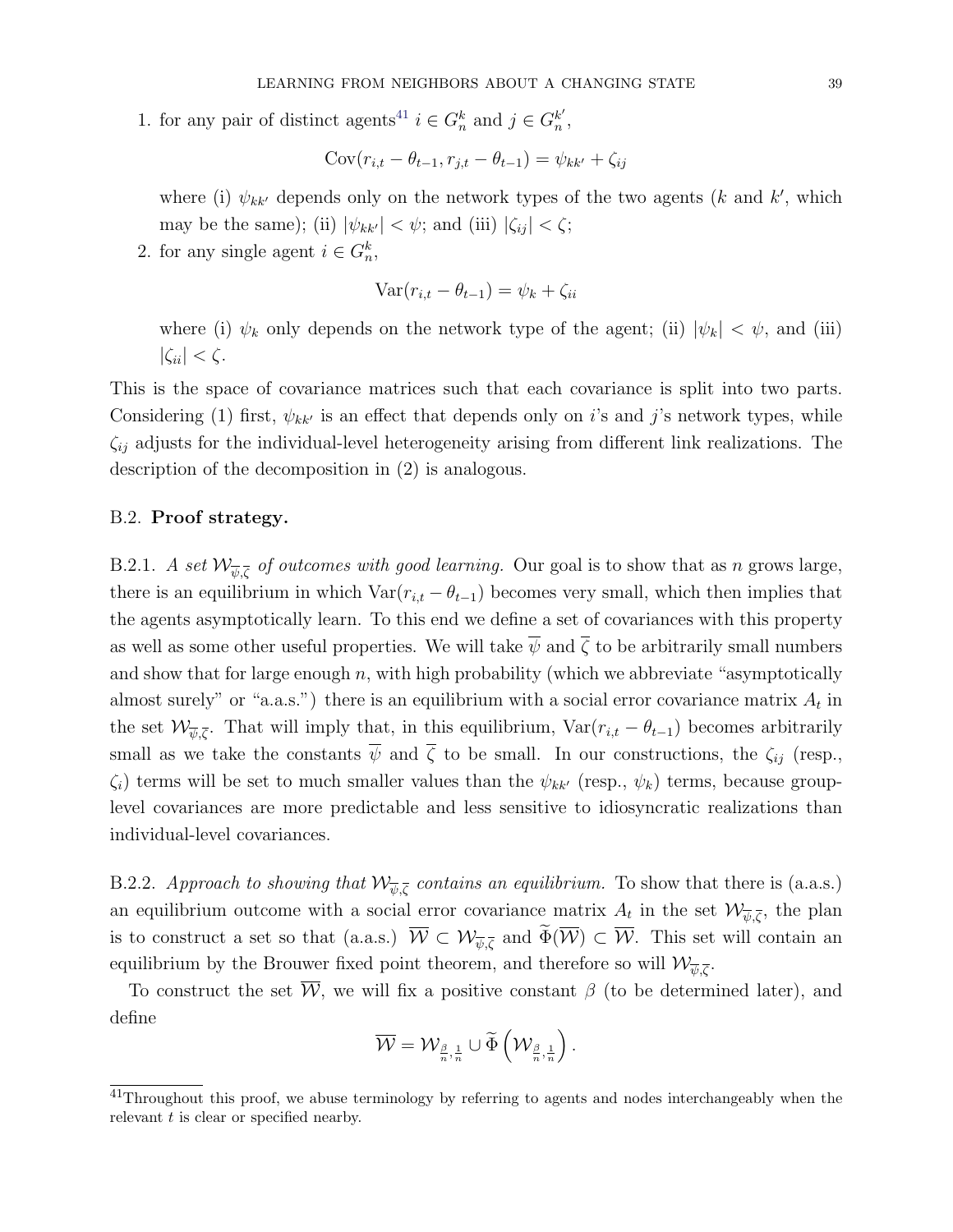1. for any pair of distinct agents[41] $i \in G_n^k$ and $j \in G_n^{k'}$,

$$\text{Cov}(r_{i,t} - \theta_{t-1}, r_{j,t} - \theta_{t-1}) = \psi_{kk'} + \zeta_{ij}$$

   where (i) $\psi_{kk'}$ depends only on the network types of the two agents ($k$ and $k'$, which may be the same); (ii) $|\psi_{kk'}| < \psi$; and (iii) $|\zeta_{ij}| < \zeta$;

2. for any single agent $i \in G_n^k$,

$$\text{Var}(r_{i,t} - \theta_{t-1}) = \psi_k + \zeta_{ii}$$

   where (i) $\psi_k$ only depends on the network type of the agent; (ii) $|\psi_k| < \psi$, and (iii) $|\zeta_{ii}| < \zeta$.

This is the space of covariance matrices such that each covariance is split into two parts. Considering (1) first, $\psi_{kk'}$ is an effect that depends only on $i$'s and $j$'s network types, while $\zeta_{ij}$ adjusts for the individual-level heterogeneity arising from different link realizations. The description of the decomposition in (2) is analogous.

## B.2. **Proof strategy.**

B.2.1. *A set $\mathcal{W}_{\overline{\psi},\overline{\zeta}}$ of outcomes with good learning.* Our goal is to show that as $n$ grows large, there is an equilibrium in which $\text{Var}(r_{i,t} - \theta_{t-1})$ becomes very small, which then implies that the agents asymptotically learn. To this end we define a set of covariances with this property as well as some other useful properties. We will take $\overline{\psi}$ and $\overline{\zeta}$ to be arbitrarily small numbers and show that for large enough $n$, with high probability (which we abbreviate "asymptotically almost surely" or "a.a.s.") there is an equilibrium with a social error covariance matrix $A_t$ in the set $\mathcal{W}_{\overline{\psi},\overline{\zeta}}$. That will imply that, in this equilibrium, $\text{Var}(r_{i,t} - \theta_{t-1})$ becomes arbitrarily small as we take the constants $\overline{\psi}$ and $\overline{\zeta}$ to be small. In our constructions, the $\zeta_{ij}$ (resp., $\zeta_i$) terms will be set to much smaller values than the $\psi_{kk'}$ (resp., $\psi_k$) terms, because group-level covariances are more predictable and less sensitive to idiosyncratic realizations than individual-level covariances.

B.2.2. *Approach to showing that $\mathcal{W}_{\overline{\psi},\overline{\zeta}}$ contains an equilibrium.* To show that there is (a.a.s.) an equilibrium outcome with a social error covariance matrix $A_t$ in the set $\mathcal{W}_{\overline{\psi},\overline{\zeta}}$, the plan is to construct a set so that (a.a.s.) $\overline{\mathcal{W}} \subset \mathcal{W}_{\overline{\psi},\overline{\zeta}}$ and $\widetilde{\Phi}(\overline{\mathcal{W}}) \subset \overline{\mathcal{W}}$. This set will contain an equilibrium by the Brouwer fixed point theorem, and therefore so will $\mathcal{W}_{\overline{\psi},\overline{\zeta}}$.

To construct the set $\overline{\mathcal{W}}$, we will fix a positive constant $\beta$ (to be determined later), and define

$$\overline{\mathcal{W}} = \mathcal{W}_{\frac{\beta}{n},\frac{1}{n}} \cup \widetilde{\Phi}\left(\mathcal{W}_{\frac{\beta}{n},\frac{1}{n}}\right).$$

[41] Throughout this proof, we abuse terminology by referring to agents and nodes interchangeably when the relevant $t$ is clear or specified nearby.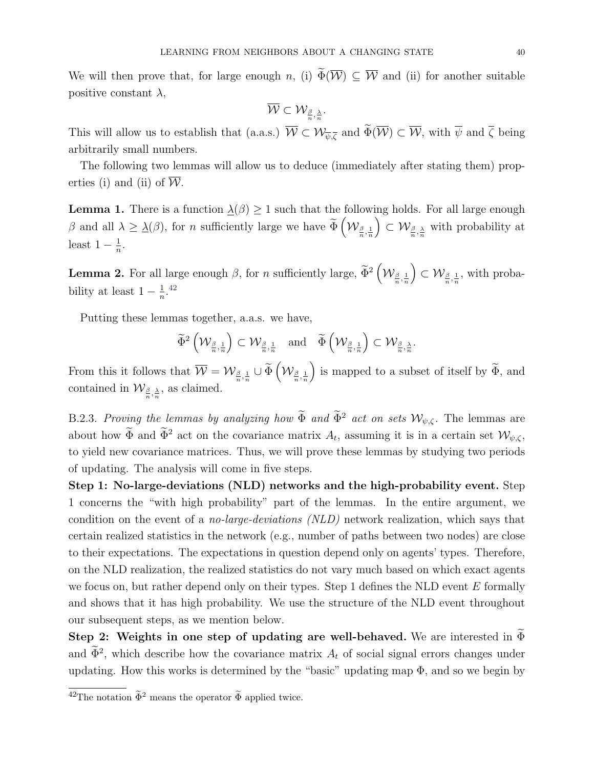We will then prove that, for large enough $n$, (i) $\widetilde{\Phi}(\overline{\mathcal{W}}) \subseteq \overline{\mathcal{W}}$ and (ii) for another suitable positive constant $\lambda$,

$$\overline{\mathcal{W}} \subset \mathcal{W}_{\frac{\beta}{n},\frac{\lambda}{n}}.$$

This will allow us to establish that (a.a.s.) $\overline{\mathcal{W}} \subset \mathcal{W}_{\overline{\psi},\overline{\zeta}}$ and $\widetilde{\Phi}(\overline{\mathcal{W}}) \subset \overline{\mathcal{W}}$, with $\overline{\psi}$ and $\overline{\zeta}$ being arbitrarily small numbers.

The following two lemmas will allow us to deduce (immediately after stating them) properties (i) and (ii) of $\overline{\mathcal{W}}$.

**Lemma 1.** There is a function $\underline{\lambda}(\beta) \geq 1$ such that the following holds. For all large enough $\beta$ and all $\lambda \geq \underline{\lambda}(\beta)$, for $n$ sufficiently large we have $\widetilde{\Phi}\left(\mathcal{W}_{\frac{\beta}{n},\frac{1}{n}}\right) \subset \mathcal{W}_{\frac{\beta}{n},\frac{\lambda}{n}}$ with probability at least $1 - \frac{1}{n}$.

**Lemma 2.** For all large enough $\beta$, for $n$ sufficiently large, $\widetilde{\Phi}^2\left(\mathcal{W}_{\frac{\beta}{n},\frac{1}{n}}\right) \subset \mathcal{W}_{\frac{\beta}{n},\frac{1}{n}}$, with probability at least $1 - \frac{1}{n}$.[42]

Putting these lemmas together, a.a.s. we have,

$$\widetilde{\Phi}^2\left(\mathcal{W}_{\frac{\beta}{n},\frac{1}{n}}\right) \subset \mathcal{W}_{\frac{\beta}{n},\frac{1}{n}} \quad \text{and} \quad \widetilde{\Phi}\left(\mathcal{W}_{\frac{\beta}{n},\frac{1}{n}}\right) \subset \mathcal{W}_{\frac{\beta}{n},\frac{\lambda}{n}}.$$

From this it follows that $\overline{\mathcal{W}} = \mathcal{W}_{\frac{\beta}{n},\frac{1}{n}} \cup \widetilde{\Phi}\left(\mathcal{W}_{\frac{\beta}{n},\frac{1}{n}}\right)$ is mapped to a subset of itself by $\widetilde{\Phi}$, and contained in $\mathcal{W}_{\frac{\beta}{n},\frac{\lambda}{n}}$, as claimed.

B.2.3. *Proving the lemmas by analyzing how $\widetilde{\Phi}$ and $\widetilde{\Phi}^2$ act on sets $\mathcal{W}_{\psi,\zeta}$.* The lemmas are about how $\widetilde{\Phi}$ and $\widetilde{\Phi}^2$ act on the covariance matrix $A_t$, assuming it is in a certain set $\mathcal{W}_{\psi,\zeta}$, to yield new covariance matrices. Thus, we will prove these lemmas by studying two periods of updating. The analysis will come in five steps.

**Step 1: No-large-deviations (NLD) networks and the high-probability event.** Step 1 concerns the "with high probability" part of the lemmas. In the entire argument, we condition on the event of a *no-large-deviations (NLD)* network realization, which says that certain realized statistics in the network (e.g., number of paths between two nodes) are close to their expectations. The expectations in question depend only on agents' types. Therefore, on the NLD realization, the realized statistics do not vary much based on which exact agents we focus on, but rather depend only on their types. Step 1 defines the NLD event $E$ formally and shows that it has high probability. We use the structure of the NLD event throughout our subsequent steps, as we mention below.

**Step 2: Weights in one step of updating are well-behaved.** We are interested in $\widetilde{\Phi}$ and $\widetilde{\Phi}^2$, which describe how the covariance matrix $A_t$ of social signal errors changes under updating. How this works is determined by the "basic" updating map $\Phi$, and so we begin by

[42] The notation $\widetilde{\Phi}^2$ means the operator $\widetilde{\Phi}$ applied twice.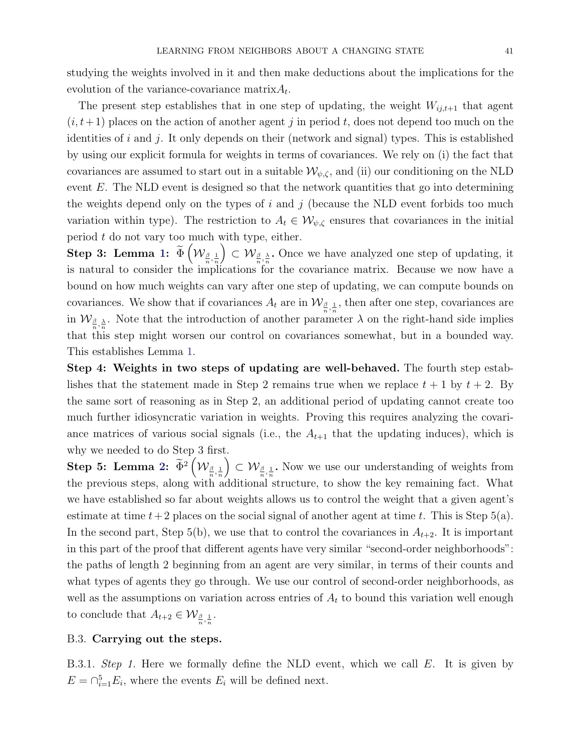studying the weights involved in it and then make deductions about the implications for the evolution of the variance-covariance matrix$A_t$.

The present step establishes that in one step of updating, the weight $W_{ij,t+1}$ that agent $(i, t+1)$ places on the action of another agent $j$ in period $t$, does not depend too much on the identities of $i$ and $j$. It only depends on their (network and signal) types. This is established by using our explicit formula for weights in terms of covariances. We rely on (i) the fact that covariances are assumed to start out in a suitable $\mathcal{W}_{\psi,\zeta}$, and (ii) our conditioning on the NLD event $E$. The NLD event is designed so that the network quantities that go into determining the weights depend only on the types of $i$ and $j$ (because the NLD event forbids too much variation within type). The restriction to $A_t \in \mathcal{W}_{\psi,\zeta}$ ensures that covariances in the initial period $t$ do not vary too much with type, either.

**Step 3: Lemma 1: $\widetilde{\Phi}\left(\mathcal{W}_{\frac{\beta}{n},\frac{1}{n}}\right) \subset \mathcal{W}_{\frac{\beta}{n},\frac{\lambda}{n}}$.** Once we have analyzed one step of updating, it is natural to consider the implications for the covariance matrix. Because we now have a bound on how much weights can vary after one step of updating, we can compute bounds on covariances. We show that if covariances $A_t$ are in $\mathcal{W}_{\frac{\beta}{n},\frac{1}{n}}$, then after one step, covariances are in $\mathcal{W}_{\frac{\beta}{n},\frac{\lambda}{n}}$. Note that the introduction of another parameter $\lambda$ on the right-hand side implies that this step might worsen our control on covariances somewhat, but in a bounded way. This establishes Lemma 1.

**Step 4: Weights in two steps of updating are well-behaved.** The fourth step establishes that the statement made in Step 2 remains true when we replace $t+1$ by $t+2$. By the same sort of reasoning as in Step 2, an additional period of updating cannot create too much further idiosyncratic variation in weights. Proving this requires analyzing the covariance matrices of various social signals (i.e., the $A_{t+1}$ that the updating induces), which is why we needed to do Step 3 first.

**Step 5: Lemma 2: $\widetilde{\Phi}^2\left(\mathcal{W}_{\frac{\beta}{n},\frac{1}{n}}\right) \subset \mathcal{W}_{\frac{\beta}{n},\frac{1}{n}}$.** Now we use our understanding of weights from the previous steps, along with additional structure, to show the key remaining fact. What we have established so far about weights allows us to control the weight that a given agent's estimate at time $t+2$ places on the social signal of another agent at time $t$. This is Step 5(a). In the second part, Step 5(b), we use that to control the covariances in $A_{t+2}$. It is important in this part of the proof that different agents have very similar "second-order neighborhoods": the paths of length 2 beginning from an agent are very similar, in terms of their counts and what types of agents they go through. We use our control of second-order neighborhoods, as well as the assumptions on variation across entries of $A_t$ to bound this variation well enough to conclude that $A_{t+2} \in \mathcal{W}_{\frac{\beta}{n},\frac{1}{n}}$.

B.3. **Carrying out the steps.**

B.3.1. *Step 1.* Here we formally define the NLD event, which we call $E$. It is given by $E = \cap_{i=1}^{5} E_i$, where the events $E_i$ will be defined next.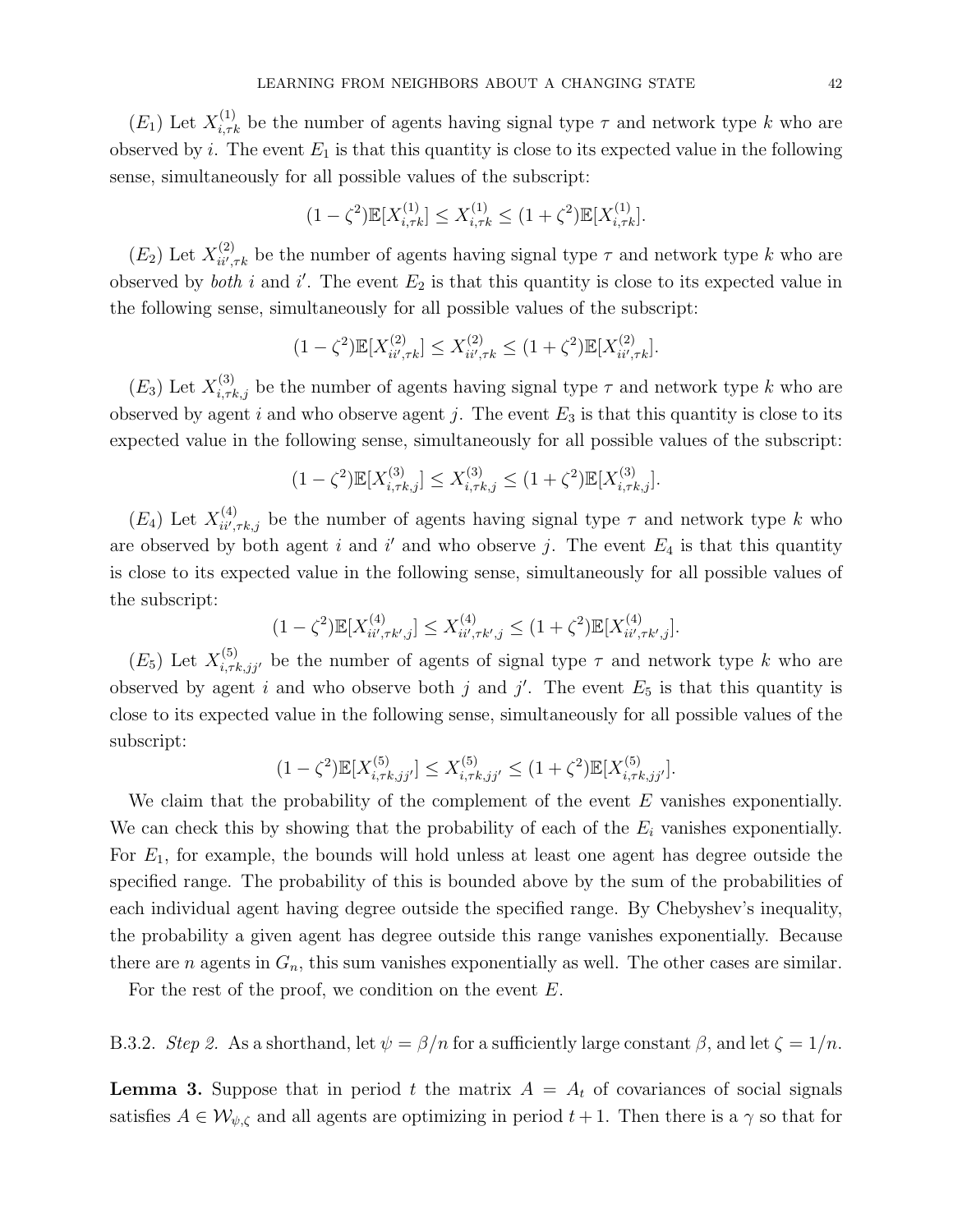($E_1$) Let $X^{(1)}_{i,\tau k}$ be the number of agents having signal type $\tau$ and network type $k$ who are observed by $i$. The event $E_1$ is that this quantity is close to its expected value in the following sense, simultaneously for all possible values of the subscript:

$$(1-\zeta^2)\mathbb{E}[X^{(1)}_{i,\tau k}] \leq X^{(1)}_{i,\tau k} \leq (1+\zeta^2)\mathbb{E}[X^{(1)}_{i,\tau k}].$$

($E_2$) Let $X^{(2)}_{ii',\tau k}$ be the number of agents having signal type $\tau$ and network type $k$ who are observed by *both* $i$ and $i'$. The event $E_2$ is that this quantity is close to its expected value in the following sense, simultaneously for all possible values of the subscript:

$$(1-\zeta^2)\mathbb{E}[X^{(2)}_{ii',\tau k}] \leq X^{(2)}_{ii',\tau k} \leq (1+\zeta^2)\mathbb{E}[X^{(2)}_{ii',\tau k}].$$

($E_3$) Let $X^{(3)}_{i,\tau k,j}$ be the number of agents having signal type $\tau$ and network type $k$ who are observed by agent $i$ and who observe agent $j$. The event $E_3$ is that this quantity is close to its expected value in the following sense, simultaneously for all possible values of the subscript:

$$(1-\zeta^2)\mathbb{E}[X^{(3)}_{i,\tau k,j}] \leq X^{(3)}_{i,\tau k,j} \leq (1+\zeta^2)\mathbb{E}[X^{(3)}_{i,\tau k,j}].$$

($E_4$) Let $X^{(4)}_{ii',\tau k,j}$ be the number of agents having signal type $\tau$ and network type $k$ who are observed by both agent $i$ and $i'$ and who observe $j$. The event $E_4$ is that this quantity is close to its expected value in the following sense, simultaneously for all possible values of the subscript:

$$(1-\zeta^2)\mathbb{E}[X^{(4)}_{ii',\tau k',j}] \leq X^{(4)}_{ii',\tau k',j} \leq (1+\zeta^2)\mathbb{E}[X^{(4)}_{ii',\tau k',j}].$$

($E_5$) Let $X^{(5)}_{i,\tau k,jj'}$ be the number of agents of signal type $\tau$ and network type $k$ who are observed by agent $i$ and who observe both $j$ and $j'$. The event $E_5$ is that this quantity is close to its expected value in the following sense, simultaneously for all possible values of the subscript:

$$(1-\zeta^2)\mathbb{E}[X^{(5)}_{i,\tau k,jj'}] \leq X^{(5)}_{i,\tau k,jj'} \leq (1+\zeta^2)\mathbb{E}[X^{(5)}_{i,\tau k,jj'}].$$

We claim that the probability of the complement of the event $E$ vanishes exponentially. We can check this by showing that the probability of each of the $E_i$ vanishes exponentially. For $E_1$, for example, the bounds will hold unless at least one agent has degree outside the specified range. The probability of this is bounded above by the sum of the probabilities of each individual agent having degree outside the specified range. By Chebyshev's inequality, the probability a given agent has degree outside this range vanishes exponentially. Because there are $n$ agents in $G_n$, this sum vanishes exponentially as well. The other cases are similar.

For the rest of the proof, we condition on the event $E$.

B.3.2. *Step 2.* As a shorthand, let $\psi = \beta/n$ for a sufficiently large constant $\beta$, and let $\zeta = 1/n$.

**Lemma 3.** Suppose that in period $t$ the matrix $A = A_t$ of covariances of social signals satisfies $A \in \mathcal{W}_{\psi,\zeta}$ and all agents are optimizing in period $t+1$. Then there is a $\gamma$ so that for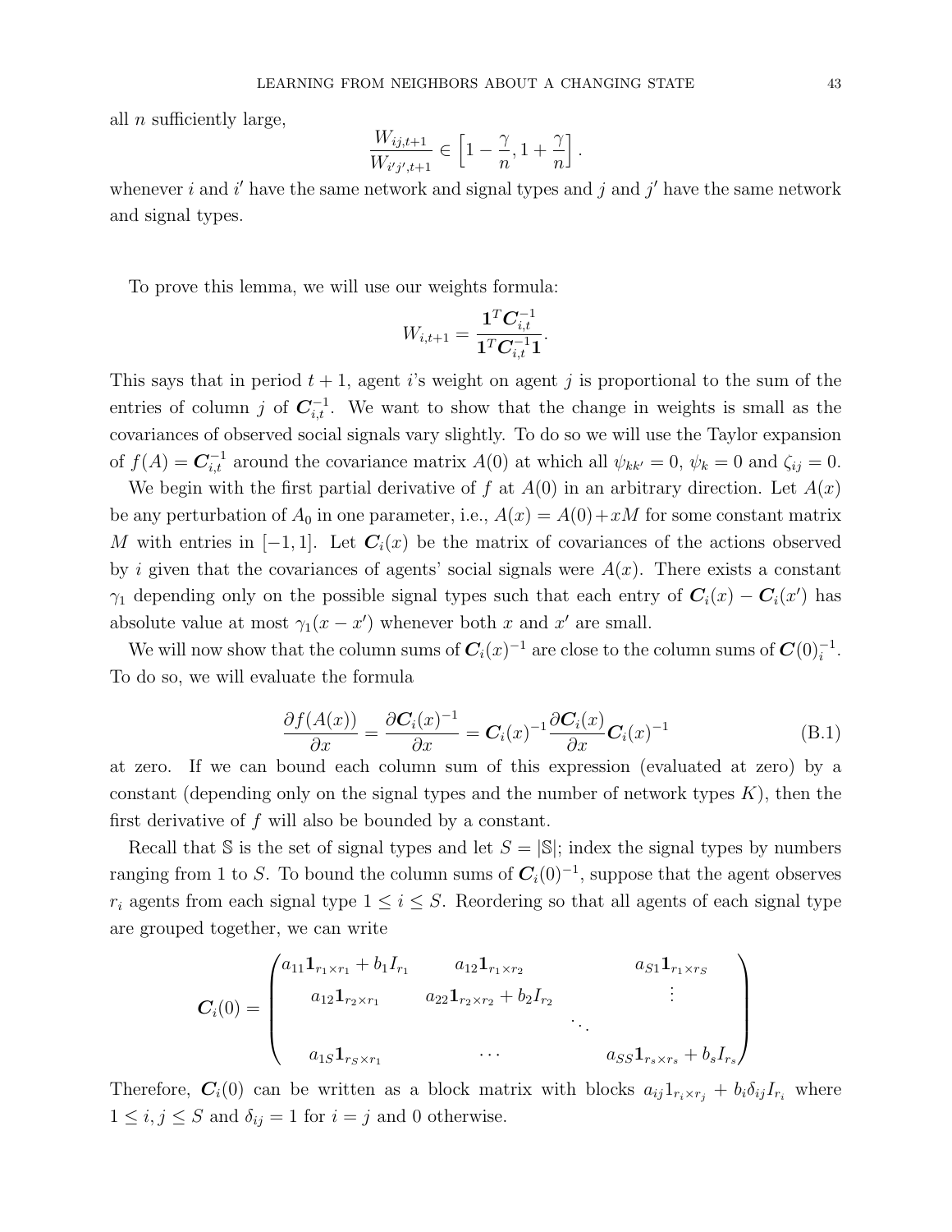all $n$ sufficiently large,

$$\frac{W_{ij,t+1}}{W_{i'j',t+1}} \in \left[1 - \frac{\gamma}{n}, 1 + \frac{\gamma}{n}\right].$$

whenever $i$ and $i'$ have the same network and signal types and $j$ and $j'$ have the same network and signal types.

To prove this lemma, we will use our weights formula:

$$W_{i,t+1} = \frac{\mathbf{1}^T \boldsymbol{C}_{i,t}^{-1}}{\mathbf{1}^T \boldsymbol{C}_{i,t}^{-1} \mathbf{1}}.$$

This says that in period $t+1$, agent $i$'s weight on agent $j$ is proportional to the sum of the entries of column $j$ of $\boldsymbol{C}_{i,t}^{-1}$. We want to show that the change in weights is small as the covariances of observed social signals vary slightly. To do so we will use the Taylor expansion of $f(A) = \boldsymbol{C}_{i,t}^{-1}$ around the covariance matrix $A(0)$ at which all $\psi_{kk'} = 0$, $\psi_k = 0$ and $\zeta_{ij} = 0$.

We begin with the first partial derivative of $f$ at $A(0)$ in an arbitrary direction. Let $A(x)$ be any perturbation of $A_0$ in one parameter, i.e., $A(x) = A(0) + xM$ for some constant matrix $M$ with entries in $[-1, 1]$. Let $\boldsymbol{C}_i(x)$ be the matrix of covariances of the actions observed by $i$ given that the covariances of agents' social signals were $A(x)$. There exists a constant $\gamma_1$ depending only on the possible signal types such that each entry of $\boldsymbol{C}_i(x) - \boldsymbol{C}_i(x')$ has absolute value at most $\gamma_1(x - x')$ whenever both $x$ and $x'$ are small.

We will now show that the column sums of $\boldsymbol{C}_i(x)^{-1}$ are close to the column sums of $\boldsymbol{C}(0)_i^{-1}$. To do so, we will evaluate the formula

$$\frac{\partial f(A(x))}{\partial x} = \frac{\partial \boldsymbol{C}_i(x)^{-1}}{\partial x} = \boldsymbol{C}_i(x)^{-1} \frac{\partial \boldsymbol{C}_i(x)}{\partial x} \boldsymbol{C}_i(x)^{-1} \tag{B.1}$$

at zero. If we can bound each column sum of this expression (evaluated at zero) by a constant (depending only on the signal types and the number of network types $K$), then the first derivative of $f$ will also be bounded by a constant.

Recall that $\mathbb{S}$ is the set of signal types and let $S = |\mathbb{S}|$; index the signal types by numbers ranging from 1 to $S$. To bound the column sums of $\boldsymbol{C}_i(0)^{-1}$, suppose that the agent observes $r_i$ agents from each signal type $1 \leq i \leq S$. Reordering so that all agents of each signal type are grouped together, we can write

$$\boldsymbol{C}_i(0) = \begin{pmatrix} a_{11}\mathbf{1}_{r_1 \times r_1} + b_1 I_{r_1} & a_{12}\mathbf{1}_{r_1 \times r_2} & & a_{S1}\mathbf{1}_{r_1 \times r_S} \\ a_{12}\mathbf{1}_{r_2 \times r_1} & a_{22}\mathbf{1}_{r_2 \times r_2} + b_2 I_{r_2} & & \vdots \\ & & \ddots & \\ a_{1S}\mathbf{1}_{r_S \times r_1} & \cdots & & a_{SS}\mathbf{1}_{r_s \times r_s} + b_s I_{r_s} \end{pmatrix}$$

Therefore, $\boldsymbol{C}_i(0)$ can be written as a block matrix with blocks $a_{ij} 1_{r_i \times r_j} + b_i \delta_{ij} I_{r_i}$ where $1 \leq i, j \leq S$ and $\delta_{ij} = 1$ for $i = j$ and 0 otherwise.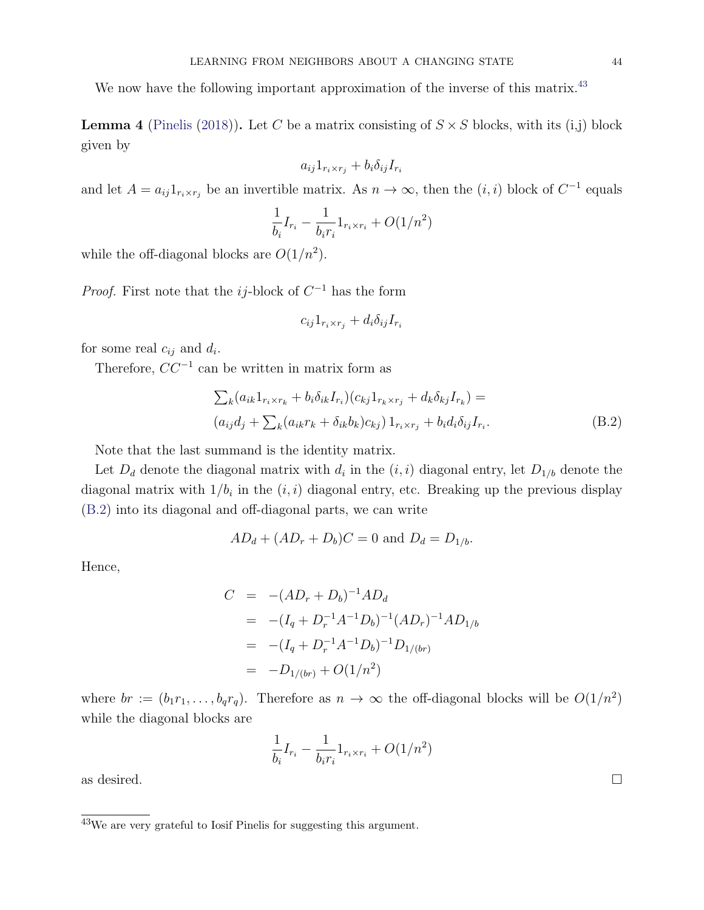We now have the following important approximation of the inverse of this matrix.[43]

**Lemma 4** (Pinelis (2018))**.** Let $C$ be a matrix consisting of $S \times S$ blocks, with its (i,j) block given by

$$a_{ij} 1_{r_i \times r_j} + b_i \delta_{ij} I_{r_i}$$

and let $A = a_{ij} 1_{r_i \times r_j}$ be an invertible matrix. As $n \to \infty$, then the $(i, i)$ block of $C^{-1}$ equals

$$\frac{1}{b_i} I_{r_i} - \frac{1}{b_i r_i} 1_{r_i \times r_i} + O(1/n^2)$$

while the off-diagonal blocks are $O(1/n^2)$.

*Proof.* First note that the $ij$-block of $C^{-1}$ has the form

$$c_{ij} 1_{r_i \times r_j} + d_i \delta_{ij} I_{r_i}$$

for some real $c_{ij}$ and $d_i$.

Therefore, $CC^{-1}$ can be written in matrix form as

$$\begin{aligned} &\textstyle\sum_k (a_{ik} 1_{r_i \times r_k} + b_i \delta_{ik} I_{r_i})(c_{kj} 1_{r_k \times r_j} + d_k \delta_{kj} I_{r_k}) = \\ &\left(a_{ij} d_j + \textstyle\sum_k (a_{ik} r_k + \delta_{ik} b_k) c_{kj}\right) 1_{r_i \times r_j} + b_i d_i \delta_{ij} I_{r_i}. \end{aligned} \tag{B.2}$$

Note that the last summand is the identity matrix.

Let $D_d$ denote the diagonal matrix with $d_i$ in the $(i, i)$ diagonal entry, let $D_{1/b}$ denote the diagonal matrix with $1/b_i$ in the $(i, i)$ diagonal entry, etc. Breaking up the previous display (B.2) into its diagonal and off-diagonal parts, we can write

$$AD_d + (AD_r + D_b)C = 0 \text{ and } D_d = D_{1/b}.$$

Hence,

$$\begin{aligned} C &= -(AD_r + D_b)^{-1} AD_d \\ &= -(I_q + D_r^{-1} A^{-1} D_b)^{-1} (AD_r)^{-1} AD_{1/b} \\ &= -(I_q + D_r^{-1} A^{-1} D_b)^{-1} D_{1/(br)} \\ &= -D_{1/(br)} + O(1/n^2) \end{aligned}$$

where $br := (b_1 r_1, \ldots, b_q r_q)$. Therefore as $n \to \infty$ the off-diagonal blocks will be $O(1/n^2)$ while the diagonal blocks are

$$\frac{1}{b_i} I_{r_i} - \frac{1}{b_i r_i} 1_{r_i \times r_i} + O(1/n^2)$$

as desired. □

[43] We are very grateful to Iosif Pinelis for suggesting this argument.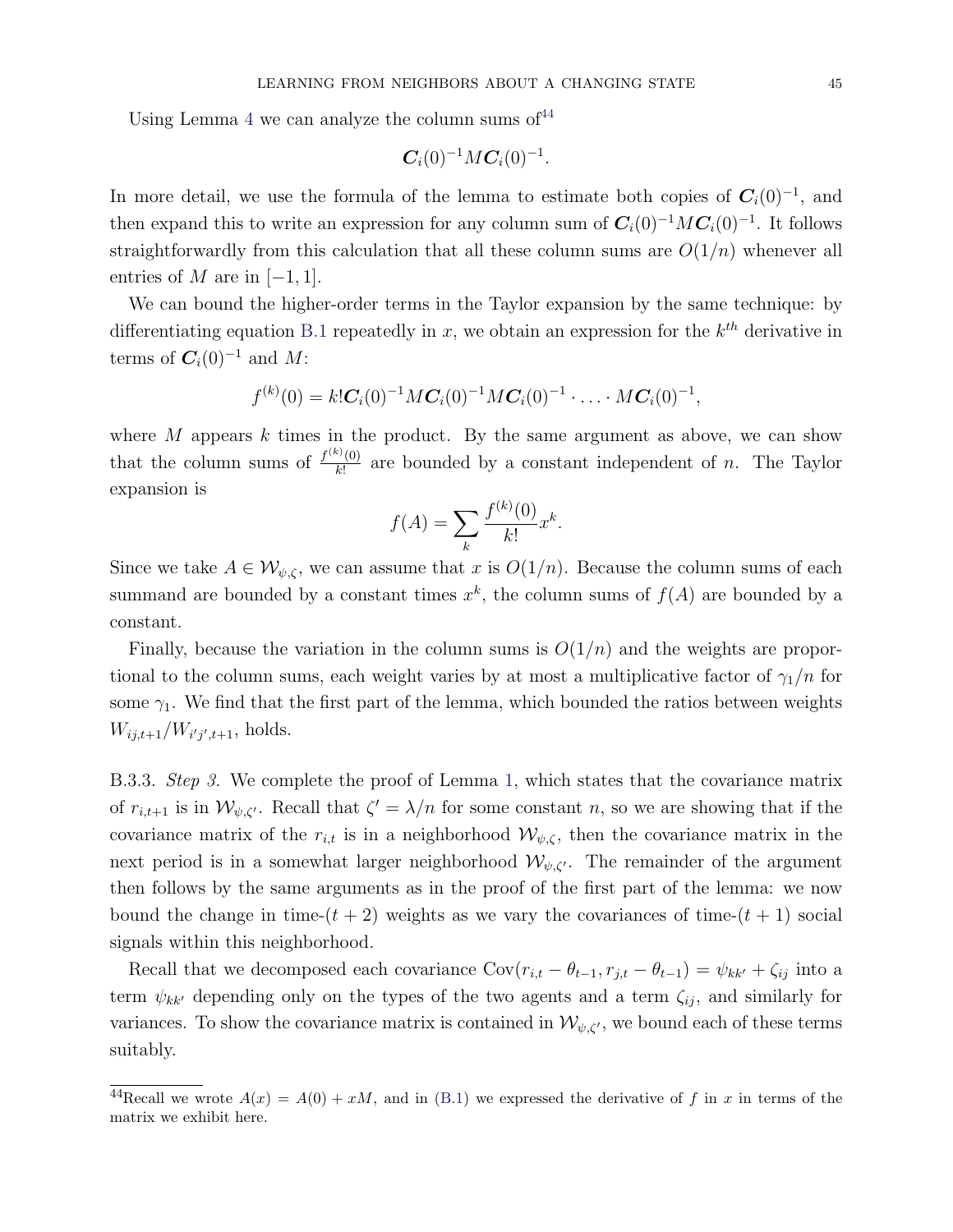Using Lemma 4 we can analyze the column sums of[44]

$$\boldsymbol{C}_i(0)^{-1} M \boldsymbol{C}_i(0)^{-1}.$$

In more detail, we use the formula of the lemma to estimate both copies of $\boldsymbol{C}_i(0)^{-1}$, and then expand this to write an expression for any column sum of $\boldsymbol{C}_i(0)^{-1} M \boldsymbol{C}_i(0)^{-1}$. It follows straightforwardly from this calculation that all these column sums are $O(1/n)$ whenever all entries of $M$ are in $[-1, 1]$.

We can bound the higher-order terms in the Taylor expansion by the same technique: by differentiating equation B.1 repeatedly in $x$, we obtain an expression for the $k^{th}$ derivative in terms of $\boldsymbol{C}_i(0)^{-1}$ and $M$:

$$f^{(k)}(0) = k! \boldsymbol{C}_i(0)^{-1} M \boldsymbol{C}_i(0)^{-1} M \boldsymbol{C}_i(0)^{-1} \cdot \ldots \cdot M \boldsymbol{C}_i(0)^{-1},$$

where $M$ appears $k$ times in the product. By the same argument as above, we can show that the column sums of $\frac{f^{(k)}(0)}{k!}$ are bounded by a constant independent of $n$. The Taylor expansion is

$$f(A) = \sum_k \frac{f^{(k)}(0)}{k!} x^k.$$

Since we take $A \in \mathcal{W}_{\psi,\zeta}$, we can assume that $x$ is $O(1/n)$. Because the column sums of each summand are bounded by a constant times $x^k$, the column sums of $f(A)$ are bounded by a constant.

Finally, because the variation in the column sums is $O(1/n)$ and the weights are proportional to the column sums, each weight varies by at most a multiplicative factor of $\gamma_1/n$ for some $\gamma_1$. We find that the first part of the lemma, which bounded the ratios between weights $W_{ij,t+1}/W_{i'j',t+1}$, holds.

B.3.3. *Step 3.* We complete the proof of Lemma 1, which states that the covariance matrix of $r_{i,t+1}$ is in $\mathcal{W}_{\psi,\zeta'}$. Recall that $\zeta' = \lambda/n$ for some constant $n$, so we are showing that if the covariance matrix of the $r_{i,t}$ is in a neighborhood $\mathcal{W}_{\psi,\zeta}$, then the covariance matrix in the next period is in a somewhat larger neighborhood $\mathcal{W}_{\psi,\zeta'}$. The remainder of the argument then follows by the same arguments as in the proof of the first part of the lemma: we now bound the change in time-$(t+2)$ weights as we vary the covariances of time-$(t+1)$ social signals within this neighborhood.

Recall that we decomposed each covariance $\text{Cov}(r_{i,t} - \theta_{t-1}, r_{j,t} - \theta_{t-1}) = \psi_{kk'} + \zeta_{ij}$ into a term $\psi_{kk'}$ depending only on the types of the two agents and a term $\zeta_{ij}$, and similarly for variances. To show the covariance matrix is contained in $\mathcal{W}_{\psi,\zeta'}$, we bound each of these terms suitably.

[44] Recall we wrote $A(x) = A(0) + xM$, and in (B.1) we expressed the derivative of $f$ in $x$ in terms of the matrix we exhibit here.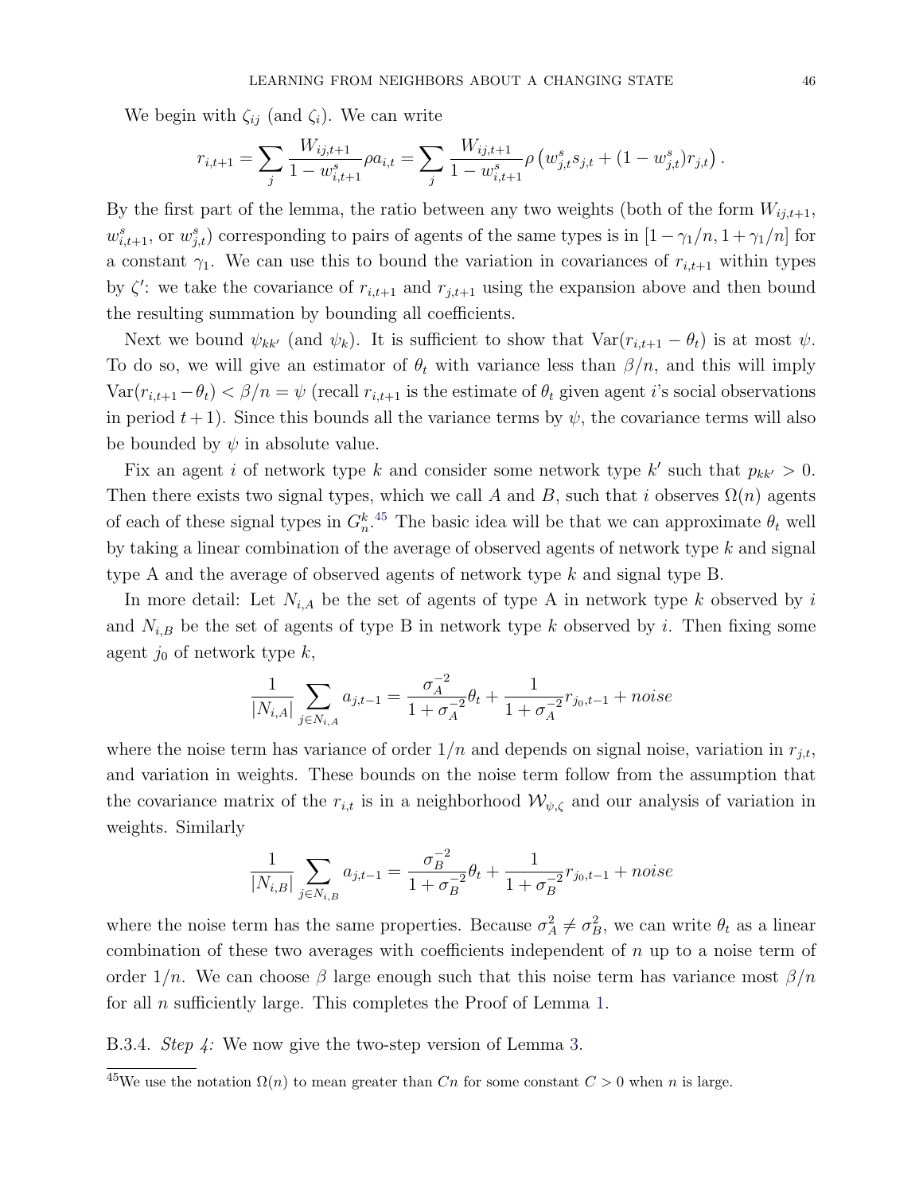We begin with $\zeta_{ij}$ (and $\zeta_i$). We can write

$$r_{i,t+1} = \sum_j \frac{W_{ij,t+1}}{1-w^s_{i,t+1}} \rho a_{i,t} = \sum_j \frac{W_{ij,t+1}}{1-w^s_{i,t+1}} \rho \left( w^s_{j,t} s_{j,t} + (1-w^s_{j,t}) r_{j,t} \right).$$

By the first part of the lemma, the ratio between any two weights (both of the form $W_{ij,t+1}$, $w^s_{i,t+1}$, or $w^s_{j,t}$) corresponding to pairs of agents of the same types is in $[1-\gamma_1/n, 1+\gamma_1/n]$ for a constant $\gamma_1$. We can use this to bound the variation in covariances of $r_{i,t+1}$ within types by $\zeta'$: we take the covariance of $r_{i,t+1}$ and $r_{j,t+1}$ using the expansion above and then bound the resulting summation by bounding all coefficients.

Next we bound $\psi_{kk'}$ (and $\psi_k$). It is sufficient to show that $\text{Var}(r_{i,t+1} - \theta_t)$ is at most $\psi$. To do so, we will give an estimator of $\theta_t$ with variance less than $\beta/n$, and this will imply $\text{Var}(r_{i,t+1} - \theta_t) < \beta/n = \psi$ (recall $r_{i,t+1}$ is the estimate of $\theta_t$ given agent $i$'s social observations in period $t+1$). Since this bounds all the variance terms by $\psi$, the covariance terms will also be bounded by $\psi$ in absolute value.

Fix an agent $i$ of network type $k$ and consider some network type $k'$ such that $p_{kk'} > 0$. Then there exists two signal types, which we call $A$ and $B$, such that $i$ observes $\Omega(n)$ agents of each of these signal types in $G^k_n$.[45] The basic idea will be that we can approximate $\theta_t$ well by taking a linear combination of the average of observed agents of network type $k$ and signal type A and the average of observed agents of network type $k$ and signal type B.

In more detail: Let $N_{i,A}$ be the set of agents of type A in network type $k$ observed by $i$ and $N_{i,B}$ be the set of agents of type B in network type $k$ observed by $i$. Then fixing some agent $j_0$ of network type $k$,

$$\frac{1}{|N_{i,A}|} \sum_{j \in N_{i,A}} a_{j,t-1} = \frac{\sigma_A^{-2}}{1+\sigma_A^{-2}} \theta_t + \frac{1}{1+\sigma_A^{-2}} r_{j_0,t-1} + noise$$

where the noise term has variance of order $1/n$ and depends on signal noise, variation in $r_{j,t}$, and variation in weights. These bounds on the noise term follow from the assumption that the covariance matrix of the $r_{i,t}$ is in a neighborhood $\mathcal{W}_{\psi,\zeta}$ and our analysis of variation in weights. Similarly

$$\frac{1}{|N_{i,B}|} \sum_{j \in N_{i,B}} a_{j,t-1} = \frac{\sigma_B^{-2}}{1+\sigma_B^{-2}} \theta_t + \frac{1}{1+\sigma_B^{-2}} r_{j_0,t-1} + noise$$

where the noise term has the same properties. Because $\sigma_A^2 \neq \sigma_B^2$, we can write $\theta_t$ as a linear combination of these two averages with coefficients independent of $n$ up to a noise term of order $1/n$. We can choose $\beta$ large enough such that this noise term has variance most $\beta/n$ for all $n$ sufficiently large. This completes the Proof of Lemma 1.

B.3.4. *Step 4:* We now give the two-step version of Lemma 3.

[45] We use the notation $\Omega(n)$ to mean greater than $Cn$ for some constant $C > 0$ when $n$ is large.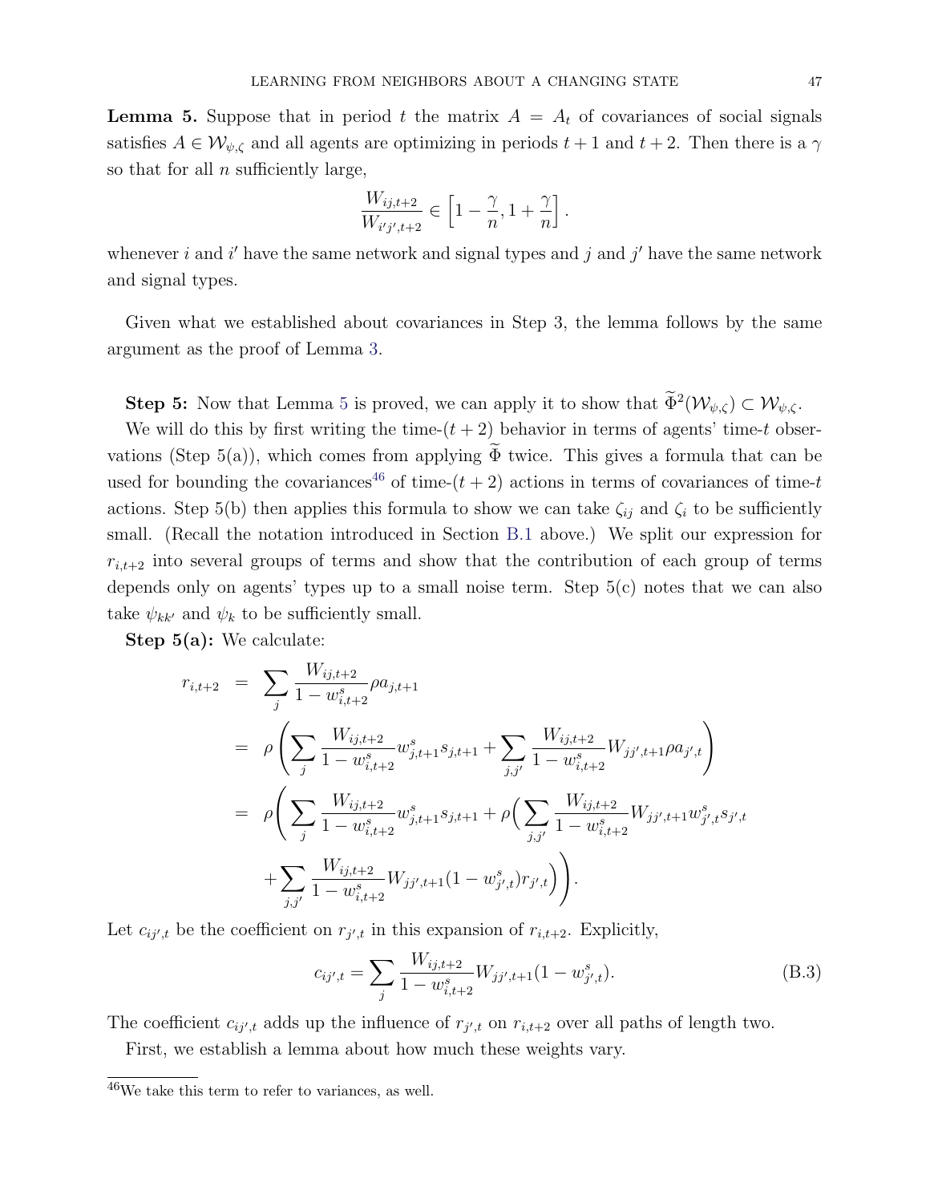**Lemma 5.** Suppose that in period $t$ the matrix $A = A_t$ of covariances of social signals satisfies $A \in \mathcal{W}_{\psi,\zeta}$ and all agents are optimizing in periods $t+1$ and $t+2$. Then there is a $\gamma$ so that for all $n$ sufficiently large,

$$\frac{W_{ij,t+2}}{W_{i'j',t+2}} \in \left[1 - \frac{\gamma}{n}, 1 + \frac{\gamma}{n}\right].$$

whenever $i$ and $i'$ have the same network and signal types and $j$ and $j'$ have the same network and signal types.

Given what we established about covariances in Step 3, the lemma follows by the same argument as the proof of Lemma 3.

**Step 5:** Now that Lemma 5 is proved, we can apply it to show that $\widetilde{\Phi}^2(\mathcal{W}_{\psi,\zeta}) \subset \mathcal{W}_{\psi,\zeta}$.

We will do this by first writing the time-$(t+2)$ behavior in terms of agents' time-$t$ observations (Step 5(a)), which comes from applying $\widetilde{\Phi}$ twice. This gives a formula that can be used for bounding the covariances[46] of time-$(t+2)$ actions in terms of covariances of time-$t$ actions. Step 5(b) then applies this formula to show we can take $\zeta_{ij}$ and $\zeta_i$ to be sufficiently small. (Recall the notation introduced in Section B.1 above.) We split our expression for $r_{i,t+2}$ into several groups of terms and show that the contribution of each group of terms depends only on agents' types up to a small noise term. Step 5(c) notes that we can also take $\psi_{kk'}$ and $\psi_k$ to be sufficiently small.

**Step 5(a):** We calculate:

$$\begin{aligned}
r_{i,t+2} &= \sum_j \frac{W_{ij,t+2}}{1 - w^s_{i,t+2}} \rho a_{j,t+1} \\
&= \rho \left( \sum_j \frac{W_{ij,t+2}}{1 - w^s_{i,t+2}} w^s_{j,t+1} s_{j,t+1} + \sum_{j,j'} \frac{W_{ij,t+2}}{1 - w^s_{i,t+2}} W_{jj',t+1} \rho a_{j',t} \right) \\
&= \rho \Bigg( \sum_j \frac{W_{ij,t+2}}{1 - w^s_{i,t+2}} w^s_{j,t+1} s_{j,t+1} + \rho \Big( \sum_{j,j'} \frac{W_{ij,t+2}}{1 - w^s_{i,t+2}} W_{jj',t+1} w^s_{j',t} s_{j',t} \\
&\qquad + \sum_{j,j'} \frac{W_{ij,t+2}}{1 - w^s_{i,t+2}} W_{jj',t+1} (1 - w^s_{j',t}) r_{j',t} \Big) \Bigg).
\end{aligned}$$

Let $c_{ij',t}$ be the coefficient on $r_{j',t}$ in this expansion of $r_{i,t+2}$. Explicitly,

$$c_{ij',t} = \sum_j \frac{W_{ij,t+2}}{1 - w^s_{i,t+2}} W_{jj',t+1} (1 - w^s_{j',t}). \tag{B.3}$$

The coefficient $c_{ij',t}$ adds up the influence of $r_{j',t}$ on $r_{i,t+2}$ over all paths of length two.

First, we establish a lemma about how much these weights vary.

[46] We take this term to refer to variances, as well.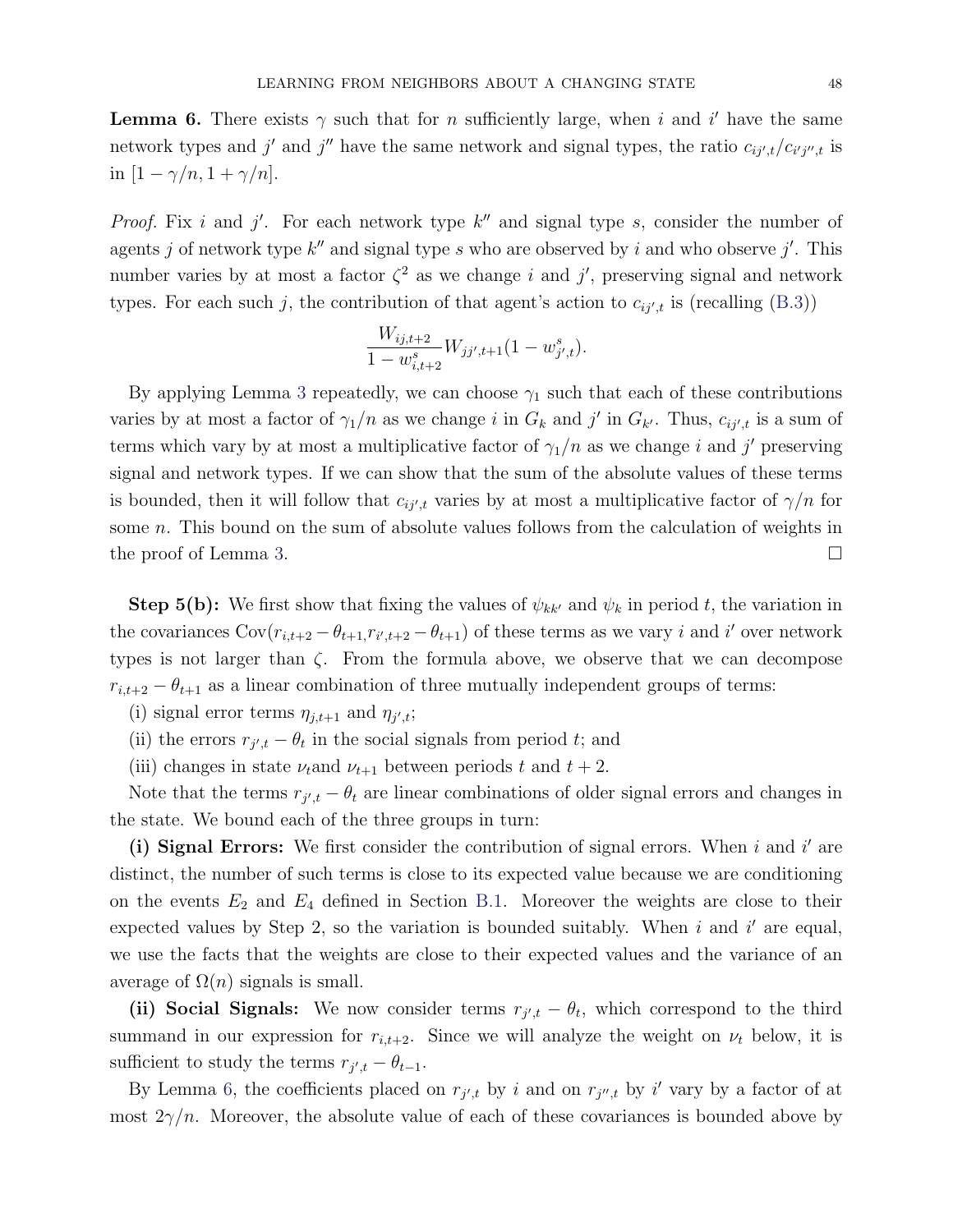**Lemma 6.** There exists $\gamma$ such that for $n$ sufficiently large, when $i$ and $i'$ have the same network types and $j'$ and $j''$ have the same network and signal types, the ratio $c_{ij',t}/c_{i'j'',t}$ is in $[1-\gamma/n, 1+\gamma/n]$.

*Proof.* Fix $i$ and $j'$. For each network type $k''$ and signal type $s$, consider the number of agents $j$ of network type $k''$ and signal type $s$ who are observed by $i$ and who observe $j'$. This number varies by at most a factor $\zeta^2$ as we change $i$ and $j'$, preserving signal and network types. For each such $j$, the contribution of that agent's action to $c_{ij',t}$ is (recalling (B.3))

$$\frac{W_{ij,t+2}}{1-w^s_{i,t+2}} W_{jj',t+1}(1-w^s_{j',t}).$$

By applying Lemma 3 repeatedly, we can choose $\gamma_1$ such that each of these contributions varies by at most a factor of $\gamma_1/n$ as we change $i$ in $G_k$ and $j'$ in $G_{k'}$. Thus, $c_{ij',t}$ is a sum of terms which vary by at most a multiplicative factor of $\gamma_1/n$ as we change $i$ and $j'$ preserving signal and network types. If we can show that the sum of the absolute values of these terms is bounded, then it will follow that $c_{ij',t}$ varies by at most a multiplicative factor of $\gamma/n$ for some $n$. This bound on the sum of absolute values follows from the calculation of weights in the proof of Lemma 3. $\square$

**Step 5(b):** We first show that fixing the values of $\psi_{kk'}$ and $\psi_k$ in period $t$, the variation in the covariances $\mathrm{Cov}(r_{i,t+2}-\theta_{t+1}, r_{i',t+2}-\theta_{t+1})$ of these terms as we vary $i$ and $i'$ over network types is not larger than $\zeta$. From the formula above, we observe that we can decompose $r_{i,t+2}-\theta_{t+1}$ as a linear combination of three mutually independent groups of terms:

(i) signal error terms $\eta_{j,t+1}$ and $\eta_{j',t}$;

(ii) the errors $r_{j',t}-\theta_t$ in the social signals from period $t$; and

(iii) changes in state $\nu_t$and $\nu_{t+1}$ between periods $t$ and $t+2$.

Note that the terms $r_{j',t}-\theta_t$ are linear combinations of older signal errors and changes in the state. We bound each of the three groups in turn:

**(i) Signal Errors:** We first consider the contribution of signal errors. When $i$ and $i'$ are distinct, the number of such terms is close to its expected value because we are conditioning on the events $E_2$ and $E_4$ defined in Section B.1. Moreover the weights are close to their expected values by Step 2, so the variation is bounded suitably. When $i$ and $i'$ are equal, we use the facts that the weights are close to their expected values and the variance of an average of $\Omega(n)$ signals is small.

**(ii) Social Signals:** We now consider terms $r_{j',t}-\theta_t$, which correspond to the third summand in our expression for $r_{i,t+2}$. Since we will analyze the weight on $\nu_t$ below, it is sufficient to study the terms $r_{j',t}-\theta_{t-1}$.

By Lemma 6, the coefficients placed on $r_{j',t}$ by $i$ and on $r_{j'',t}$ by $i'$ vary by a factor of at most $2\gamma/n$. Moreover, the absolute value of each of these covariances is bounded above by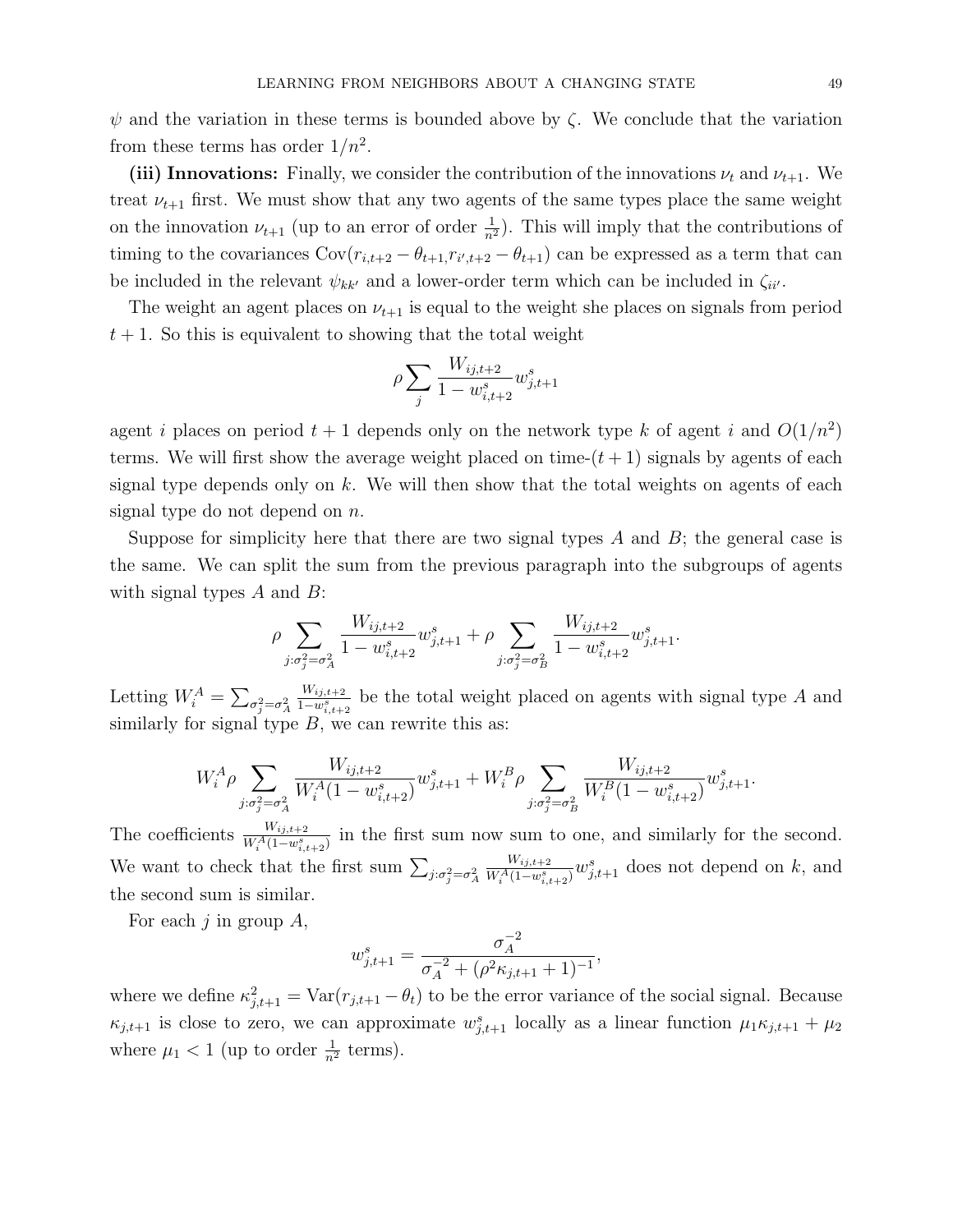$\psi$ and the variation in these terms is bounded above by $\zeta$. We conclude that the variation from these terms has order $1/n^2$.

**(iii) Innovations:** Finally, we consider the contribution of the innovations $\nu_t$ and $\nu_{t+1}$. We treat $\nu_{t+1}$ first. We must show that any two agents of the same types place the same weight on the innovation $\nu_{t+1}$ (up to an error of order $\frac{1}{n^2}$). This will imply that the contributions of timing to the covariances $\text{Cov}(r_{i,t+2} - \theta_{t+1}, r_{i',t+2} - \theta_{t+1})$ can be expressed as a term that can be included in the relevant $\psi_{kk'}$ and a lower-order term which can be included in $\zeta_{ii'}$.

The weight an agent places on $\nu_{t+1}$ is equal to the weight she places on signals from period $t+1$. So this is equivalent to showing that the total weight

$$\rho \sum_j \frac{W_{ij,t+2}}{1 - w^s_{i,t+2}} w^s_{j,t+1}$$

agent $i$ places on period $t+1$ depends only on the network type $k$ of agent $i$ and $O(1/n^2)$ terms. We will first show the average weight placed on time-$(t+1)$ signals by agents of each signal type depends only on $k$. We will then show that the total weights on agents of each signal type do not depend on $n$.

Suppose for simplicity here that there are two signal types $A$ and $B$; the general case is the same. We can split the sum from the previous paragraph into the subgroups of agents with signal types $A$ and $B$:

$$\rho \sum_{j:\sigma_j^2 = \sigma_A^2} \frac{W_{ij,t+2}}{1 - w^s_{i,t+2}} w^s_{j,t+1} + \rho \sum_{j:\sigma_j^2 = \sigma_B^2} \frac{W_{ij,t+2}}{1 - w^s_{i,t+2}} w^s_{j,t+1}.$$

Letting $W_i^A = \sum_{\sigma_j^2 = \sigma_A^2} \frac{W_{ij,t+2}}{1 - w^s_{i,t+2}}$ be the total weight placed on agents with signal type $A$ and similarly for signal type $B$, we can rewrite this as:

$$W_i^A \rho \sum_{j:\sigma_j^2 = \sigma_A^2} \frac{W_{ij,t+2}}{W_i^A(1 - w^s_{i,t+2})} w^s_{j,t+1} + W_i^B \rho \sum_{j:\sigma_j^2 = \sigma_B^2} \frac{W_{ij,t+2}}{W_i^B(1 - w^s_{i,t+2})} w^s_{j,t+1}.$$

The coefficients $\frac{W_{ij,t+2}}{W_i^A(1 - w^s_{i,t+2})}$ in the first sum now sum to one, and similarly for the second. We want to check that the first sum $\sum_{j:\sigma_j^2 = \sigma_A^2} \frac{W_{ij,t+2}}{W_i^A(1 - w^s_{i,t+2})} w^s_{j,t+1}$ does not depend on $k$, and the second sum is similar.

For each $j$ in group $A$,

$$w^s_{j,t+1} = \frac{\sigma_A^{-2}}{\sigma_A^{-2} + (\rho^2 \kappa_{j,t+1} + 1)^{-1}},$$

where we define $\kappa^2_{j,t+1} = \text{Var}(r_{j,t+1} - \theta_t)$ to be the error variance of the social signal. Because $\kappa_{j,t+1}$ is close to zero, we can approximate $w^s_{j,t+1}$ locally as a linear function $\mu_1 \kappa_{j,t+1} + \mu_2$ where $\mu_1 < 1$ (up to order $\frac{1}{n^2}$ terms).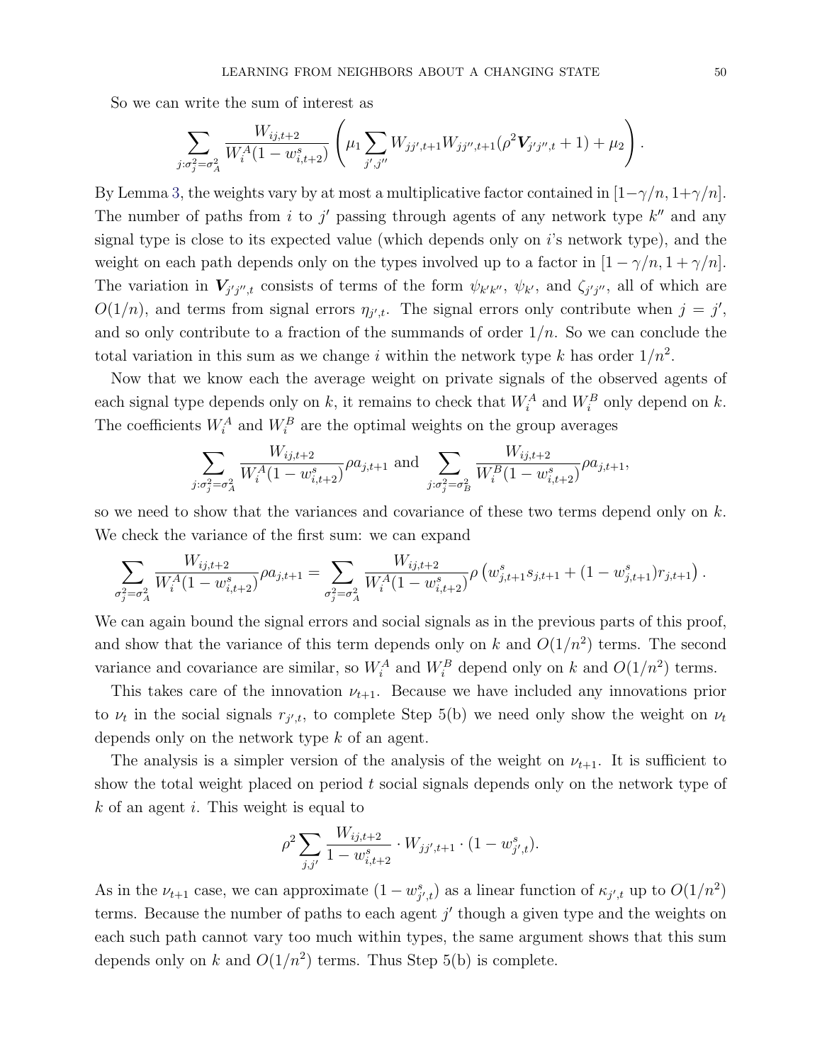So we can write the sum of interest as

$$\sum_{j:\sigma_j^2=\sigma_A^2} \frac{W_{ij,t+2}}{W_i^A(1-w_{i,t+2}^s)} \left( \mu_1 \sum_{j',j''} W_{jj',t+1} W_{jj'',t+1} (\rho^2 \boldsymbol{V}_{j'j'',t} + 1) + \mu_2 \right).$$

By Lemma 3, the weights vary by at most a multiplicative factor contained in $[1-\gamma/n, 1+\gamma/n]$. The number of paths from $i$ to $j'$ passing through agents of any network type $k''$ and any signal type is close to its expected value (which depends only on $i$'s network type), and the weight on each path depends only on the types involved up to a factor in $[1-\gamma/n, 1+\gamma/n]$. The variation in $\boldsymbol{V}_{j'j'',t}$ consists of terms of the form $\psi_{k'k''}$, $\psi_{k'}$, and $\zeta_{j'j''}$, all of which are $O(1/n)$, and terms from signal errors $\eta_{j',t}$. The signal errors only contribute when $j = j'$, and so only contribute to a fraction of the summands of order $1/n$. So we can conclude the total variation in this sum as we change $i$ within the network type $k$ has order $1/n^2$.

Now that we know each the average weight on private signals of the observed agents of each signal type depends only on $k$, it remains to check that $W_i^A$ and $W_i^B$ only depend on $k$. The coefficients $W_i^A$ and $W_i^B$ are the optimal weights on the group averages

$$\sum_{j:\sigma_j^2=\sigma_A^2} \frac{W_{ij,t+2}}{W_i^A(1-w_{i,t+2}^s)} \rho a_{j,t+1} \text{ and } \sum_{j:\sigma_j^2=\sigma_B^2} \frac{W_{ij,t+2}}{W_i^B(1-w_{i,t+2}^s)} \rho a_{j,t+1},$$

so we need to show that the variances and covariance of these two terms depend only on $k$. We check the variance of the first sum: we can expand

$$\sum_{\sigma_j^2=\sigma_A^2} \frac{W_{ij,t+2}}{W_i^A(1-w_{i,t+2}^s)} \rho a_{j,t+1} = \sum_{\sigma_j^2=\sigma_A^2} \frac{W_{ij,t+2}}{W_i^A(1-w_{i,t+2}^s)} \rho \left( w_{j,t+1}^s s_{j,t+1} + (1-w_{j,t+1}^s) r_{j,t+1} \right).$$

We can again bound the signal errors and social signals as in the previous parts of this proof, and show that the variance of this term depends only on $k$ and $O(1/n^2)$ terms. The second variance and covariance are similar, so $W_i^A$ and $W_i^B$ depend only on $k$ and $O(1/n^2)$ terms.

This takes care of the innovation $\nu_{t+1}$. Because we have included any innovations prior to $\nu_t$ in the social signals $r_{j',t}$, to complete Step 5(b) we need only show the weight on $\nu_t$ depends only on the network type $k$ of an agent.

The analysis is a simpler version of the analysis of the weight on $\nu_{t+1}$. It is sufficient to show the total weight placed on period $t$ social signals depends only on the network type of $k$ of an agent $i$. This weight is equal to

$$\rho^2 \sum_{j,j'} \frac{W_{ij,t+2}}{1-w_{i,t+2}^s} \cdot W_{jj',t+1} \cdot (1-w_{j',t}^s).$$

As in the $\nu_{t+1}$ case, we can approximate $(1-w_{j',t}^s)$ as a linear function of $\kappa_{j',t}$ up to $O(1/n^2)$ terms. Because the number of paths to each agent $j'$ though a given type and the weights on each such path cannot vary too much within types, the same argument shows that this sum depends only on $k$ and $O(1/n^2)$ terms. Thus Step 5(b) is complete.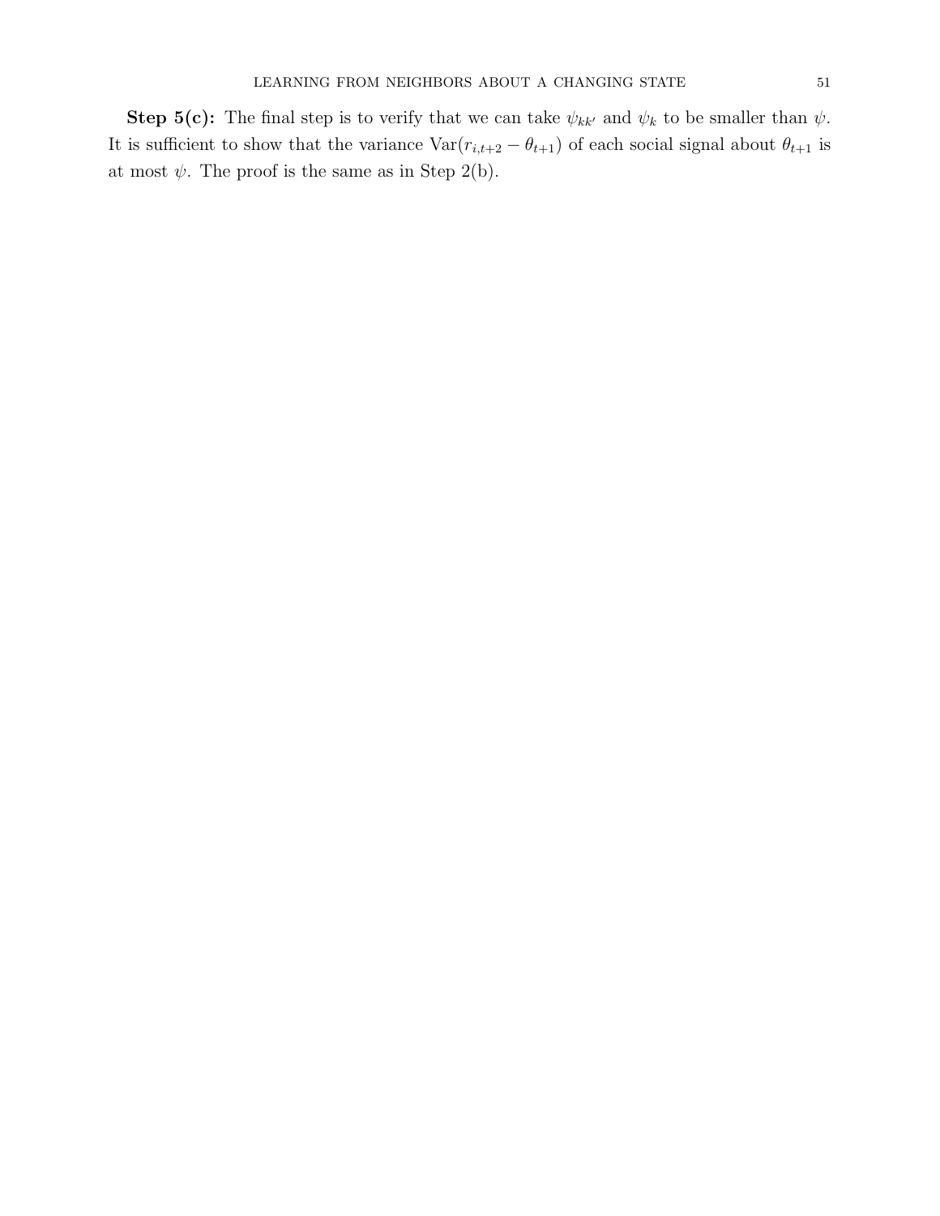**Step 5(c):** The final step is to verify that we can take $\psi_{kk'}$ and $\psi_k$ to be smaller than $\psi$. It is sufficient to show that the variance $\mathrm{Var}(r_{i,t+2} - \theta_{t+1})$ of each social signal about $\theta_{t+1}$ is at most $\psi$. The proof is the same as in Step 2(b).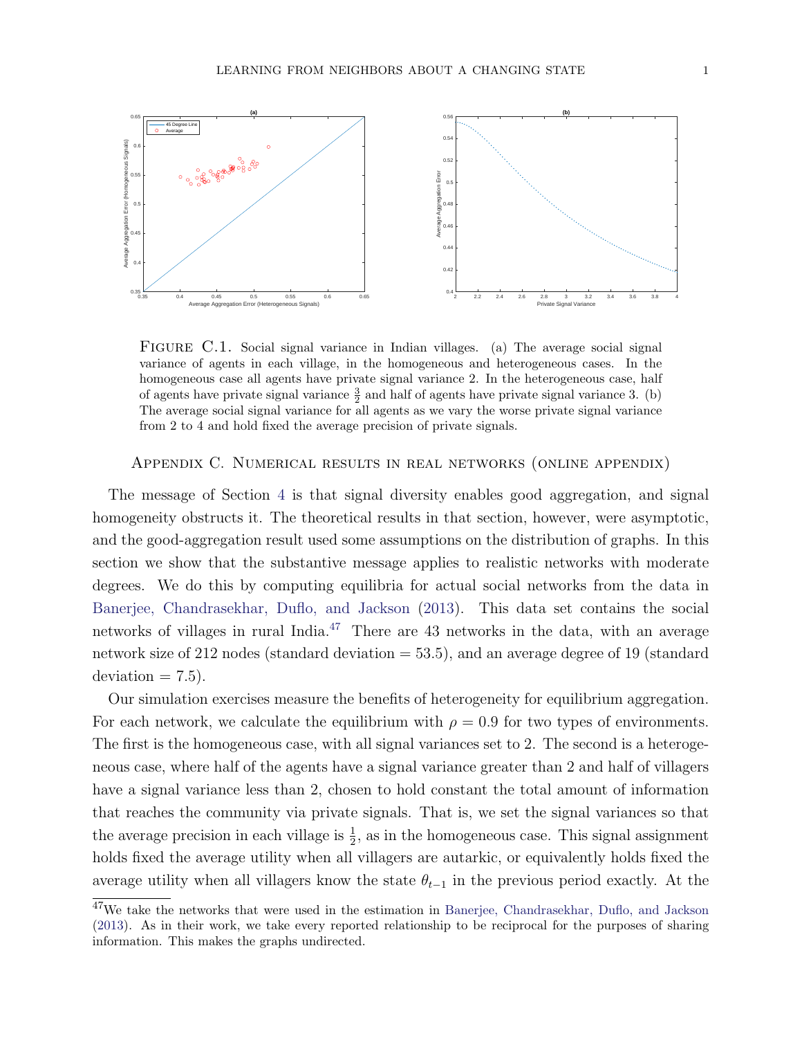FIGURE C.1. Social signal variance in Indian villages. (a) The average social signal variance of agents in each village, in the homogeneous and heterogeneous cases. In the homogeneous case all agents have private signal variance 2. In the heterogeneous case, half of agents have private signal variance $\frac{3}{2}$ and half of agents have private signal variance 3. (b) The average social signal variance for all agents as we vary the worse private signal variance from 2 to 4 and hold fixed the average precision of private signals.

## Appendix C. Numerical results in real networks (online appendix)

The message of Section 4 is that signal diversity enables good aggregation, and signal homogeneity obstructs it. The theoretical results in that section, however, were asymptotic, and the good-aggregation result used some assumptions on the distribution of graphs. In this section we show that the substantive message applies to realistic networks with moderate degrees. We do this by computing equilibria for actual social networks from the data in Banerjee, Chandrasekhar, Duflo, and Jackson (2013). This data set contains the social networks of villages in rural India.[47] There are 43 networks in the data, with an average network size of 212 nodes (standard deviation = 53.5), and an average degree of 19 (standard deviation = 7.5).

Our simulation exercises measure the benefits of heterogeneity for equilibrium aggregation. For each network, we calculate the equilibrium with $\rho = 0.9$ for two types of environments. The first is the homogeneous case, with all signal variances set to 2. The second is a heterogeneous case, where half of the agents have a signal variance greater than 2 and half of villagers have a signal variance less than 2, chosen to hold constant the total amount of information that reaches the community via private signals. That is, we set the signal variances so that the average precision in each village is $\frac{1}{2}$, as in the homogeneous case. This signal assignment holds fixed the average utility when all villagers are autarkic, or equivalently holds fixed the average utility when all villagers know the state $\theta_{t-1}$ in the previous period exactly. At the

[47]We take the networks that were used in the estimation in Banerjee, Chandrasekhar, Duflo, and Jackson (2013). As in their work, we take every reported relationship to be reciprocal for the purposes of sharing information. This makes the graphs undirected.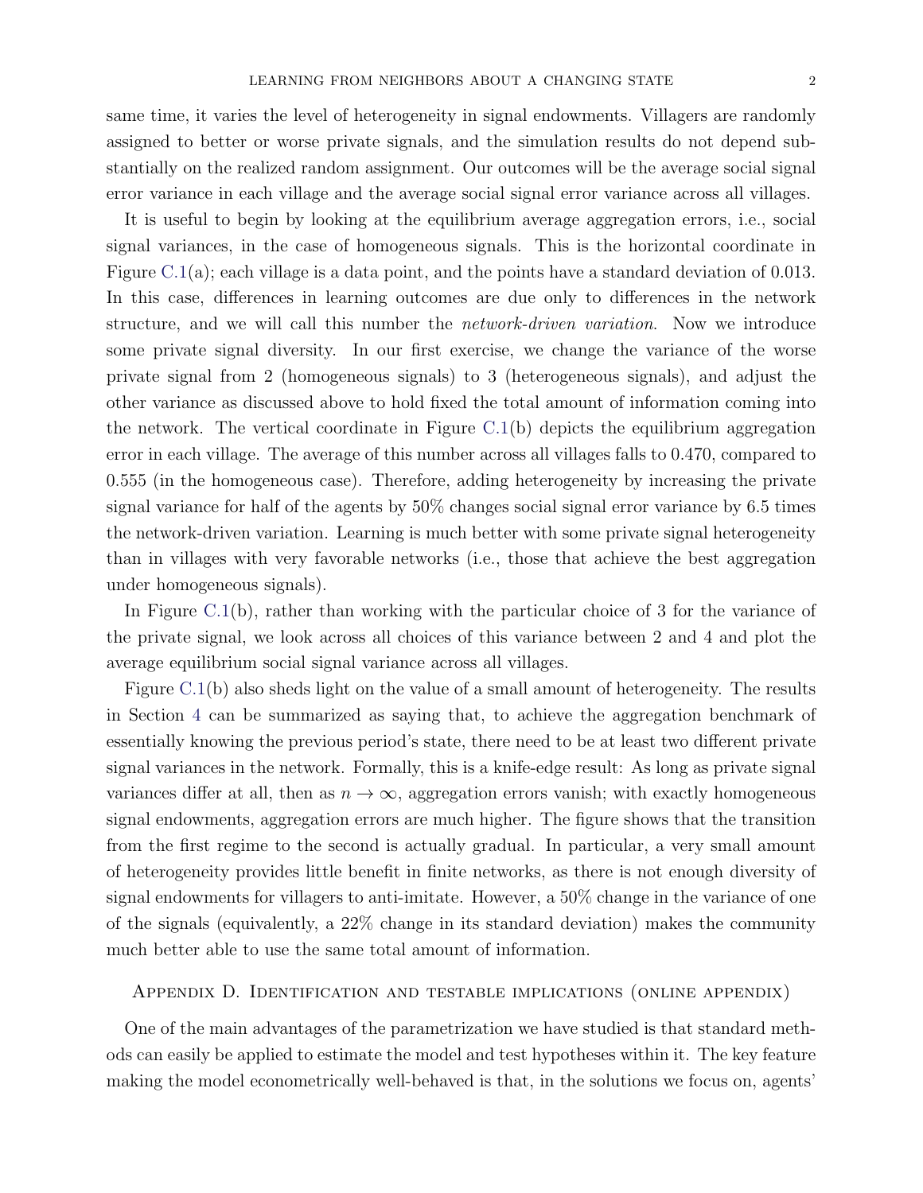same time, it varies the level of heterogeneity in signal endowments. Villagers are randomly assigned to better or worse private signals, and the simulation results do not depend substantially on the realized random assignment. Our outcomes will be the average social signal error variance in each village and the average social signal error variance across all villages.

It is useful to begin by looking at the equilibrium average aggregation errors, i.e., social signal variances, in the case of homogeneous signals. This is the horizontal coordinate in Figure C.1(a); each village is a data point, and the points have a standard deviation of 0.013. In this case, differences in learning outcomes are due only to differences in the network structure, and we will call this number the *network-driven variation*. Now we introduce some private signal diversity. In our first exercise, we change the variance of the worse private signal from 2 (homogeneous signals) to 3 (heterogeneous signals), and adjust the other variance as discussed above to hold fixed the total amount of information coming into the network. The vertical coordinate in Figure C.1(b) depicts the equilibrium aggregation error in each village. The average of this number across all villages falls to 0.470, compared to 0.555 (in the homogeneous case). Therefore, adding heterogeneity by increasing the private signal variance for half of the agents by 50% changes social signal error variance by 6.5 times the network-driven variation. Learning is much better with some private signal heterogeneity than in villages with very favorable networks (i.e., those that achieve the best aggregation under homogeneous signals).

In Figure C.1(b), rather than working with the particular choice of 3 for the variance of the private signal, we look across all choices of this variance between 2 and 4 and plot the average equilibrium social signal variance across all villages.

Figure C.1(b) also sheds light on the value of a small amount of heterogeneity. The results in Section 4 can be summarized as saying that, to achieve the aggregation benchmark of essentially knowing the previous period's state, there need to be at least two different private signal variances in the network. Formally, this is a knife-edge result: As long as private signal variances differ at all, then as $n \to \infty$, aggregation errors vanish; with exactly homogeneous signal endowments, aggregation errors are much higher. The figure shows that the transition from the first regime to the second is actually gradual. In particular, a very small amount of heterogeneity provides little benefit in finite networks, as there is not enough diversity of signal endowments for villagers to anti-imitate. However, a 50% change in the variance of one of the signals (equivalently, a 22% change in its standard deviation) makes the community much better able to use the same total amount of information.

## Appendix D. Identification and testable implications (online appendix)

One of the main advantages of the parametrization we have studied is that standard methods can easily be applied to estimate the model and test hypotheses within it. The key feature making the model econometrically well-behaved is that, in the solutions we focus on, agents'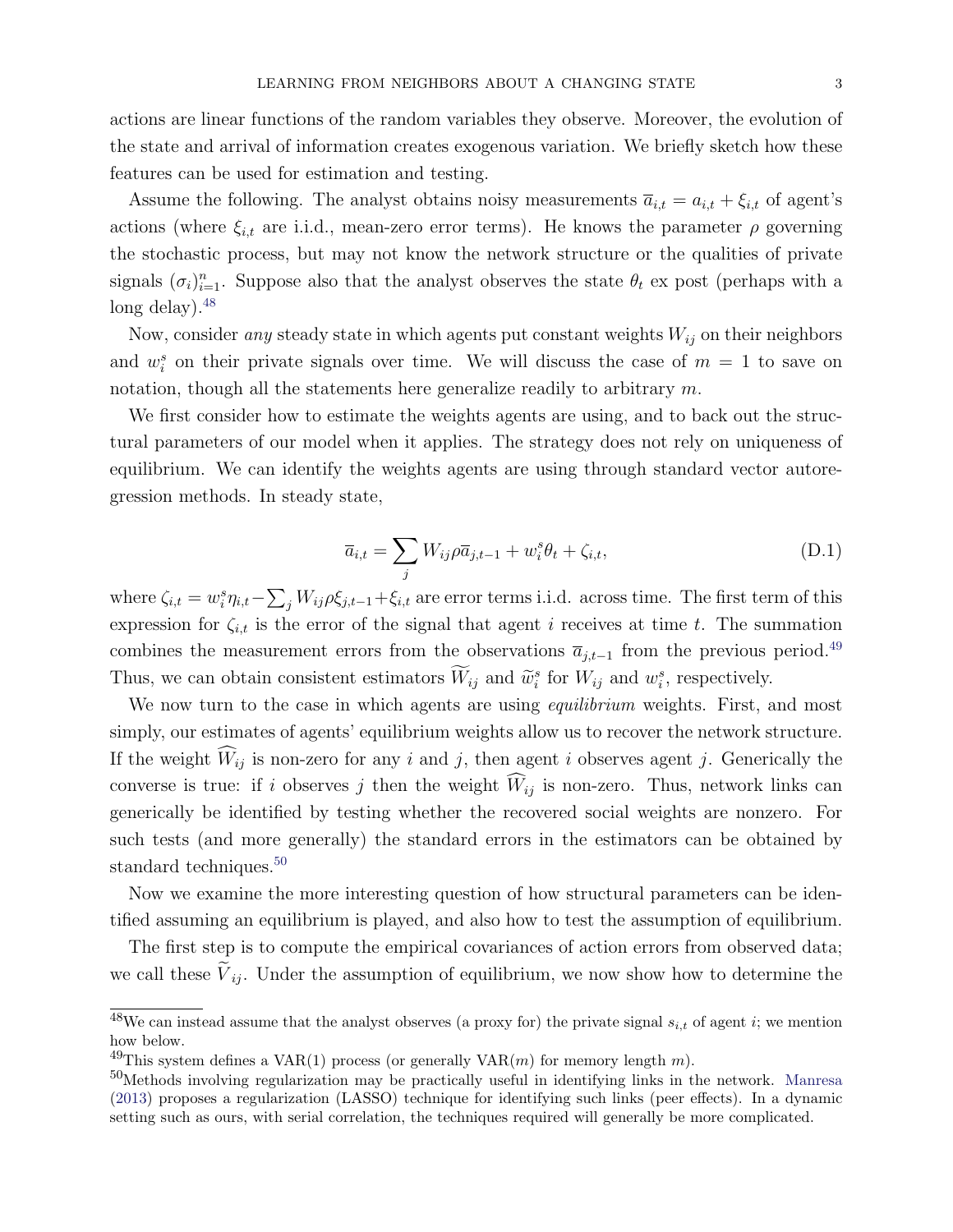actions are linear functions of the random variables they observe. Moreover, the evolution of the state and arrival of information creates exogenous variation. We briefly sketch how these features can be used for estimation and testing.

Assume the following. The analyst obtains noisy measurements $\overline{a}_{i,t} = a_{i,t} + \xi_{i,t}$ of agent's actions (where $\xi_{i,t}$ are i.i.d., mean-zero error terms). He knows the parameter $\rho$ governing the stochastic process, but may not know the network structure or the qualities of private signals $(\sigma_i)_{i=1}^n$. Suppose also that the analyst observes the state $\theta_t$ ex post (perhaps with a long delay).[48]

Now, consider *any* steady state in which agents put constant weights $W_{ij}$ on their neighbors and $w_i^s$ on their private signals over time. We will discuss the case of $m = 1$ to save on notation, though all the statements here generalize readily to arbitrary $m$.

We first consider how to estimate the weights agents are using, and to back out the structural parameters of our model when it applies. The strategy does not rely on uniqueness of equilibrium. We can identify the weights agents are using through standard vector autoregression methods. In steady state,

$$\overline{a}_{i,t} = \sum_j W_{ij}\rho\overline{a}_{j,t-1} + w_i^s\theta_t + \zeta_{i,t}, \tag{D.1}$$

where $\zeta_{i,t} = w_i^s\eta_{i,t} - \sum_j W_{ij}\rho\xi_{j,t-1} + \xi_{i,t}$ are error terms i.i.d. across time. The first term of this expression for $\zeta_{i,t}$ is the error of the signal that agent $i$ receives at time $t$. The summation combines the measurement errors from the observations $\overline{a}_{j,t-1}$ from the previous period.[49] Thus, we can obtain consistent estimators $\widetilde{W}_{ij}$ and $\widetilde{w}_i^s$ for $W_{ij}$ and $w_i^s$, respectively.

We now turn to the case in which agents are using *equilibrium* weights. First, and most simply, our estimates of agents' equilibrium weights allow us to recover the network structure. If the weight $\widehat{W}_{ij}$ is non-zero for any $i$ and $j$, then agent $i$ observes agent $j$. Generically the converse is true: if $i$ observes $j$ then the weight $\widehat{W}_{ij}$ is non-zero. Thus, network links can generically be identified by testing whether the recovered social weights are nonzero. For such tests (and more generally) the standard errors in the estimators can be obtained by standard techniques.[50]

Now we examine the more interesting question of how structural parameters can be identified assuming an equilibrium is played, and also how to test the assumption of equilibrium.

The first step is to compute the empirical covariances of action errors from observed data; we call these $\widetilde{V}_{ij}$. Under the assumption of equilibrium, we now show how to determine the

---

[48] We can instead assume that the analyst observes (a proxy for) the private signal $s_{i,t}$ of agent $i$; we mention how below.

[49] This system defines a VAR(1) process (or generally VAR($m$) for memory length $m$).

[50] Methods involving regularization may be practically useful in identifying links in the network. Manresa (2013) proposes a regularization (LASSO) technique for identifying such links (peer effects). In a dynamic setting such as ours, with serial correlation, the techniques required will generally be more complicated.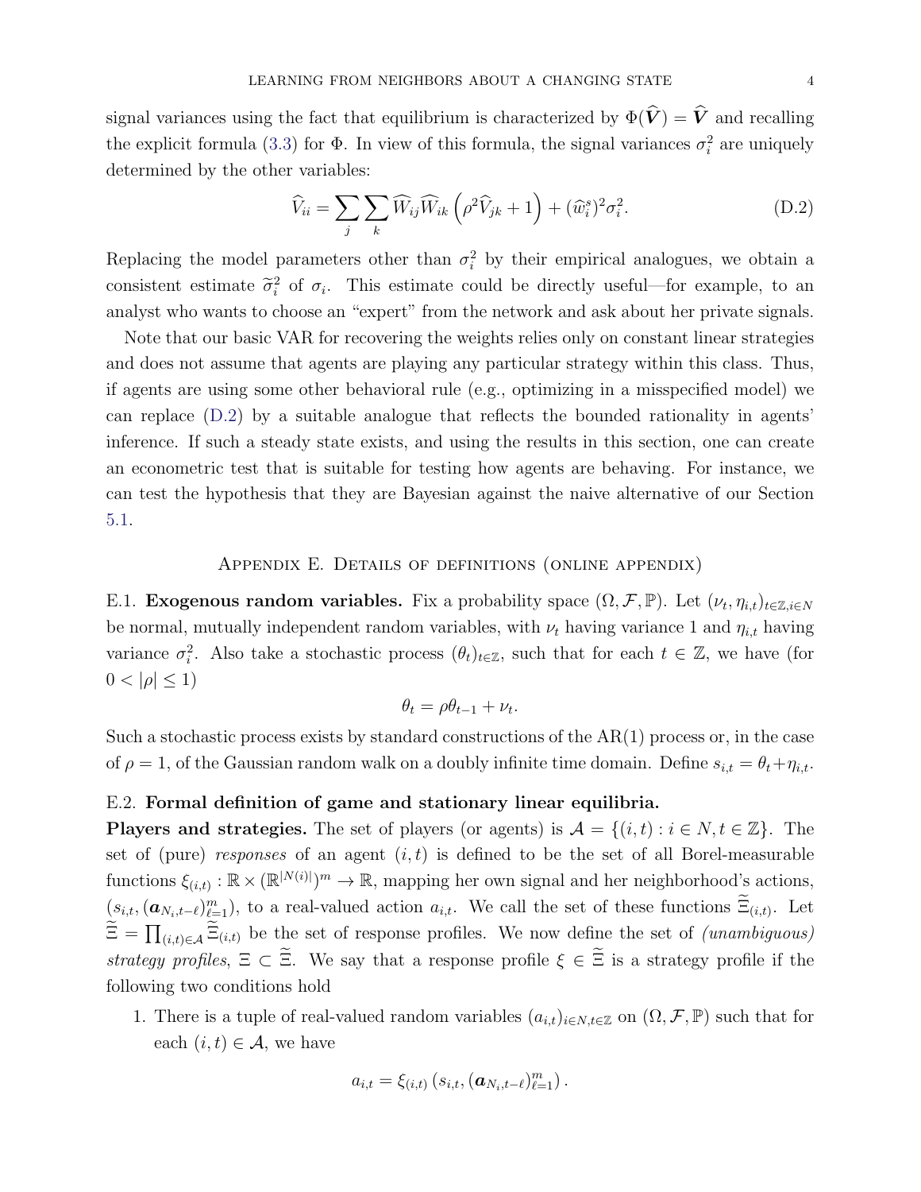signal variances using the fact that equilibrium is characterized by $\Phi(\widehat{\boldsymbol{V}}) = \widehat{\boldsymbol{V}}$ and recalling the explicit formula (3.3) for $\Phi$. In view of this formula, the signal variances $\sigma_i^2$ are uniquely determined by the other variables:

$$\widehat{V}_{ii} = \sum_j \sum_k \widehat{W}_{ij} \widehat{W}_{ik} \left( \rho^2 \widehat{V}_{jk} + 1 \right) + (\widehat{w}_i^s)^2 \sigma_i^2. \tag{D.2}$$

Replacing the model parameters other than $\sigma_i^2$ by their empirical analogues, we obtain a consistent estimate $\widetilde{\sigma}_i^2$ of $\sigma_i$. This estimate could be directly useful—for example, to an analyst who wants to choose an "expert" from the network and ask about her private signals.

Note that our basic VAR for recovering the weights relies only on constant linear strategies and does not assume that agents are playing any particular strategy within this class. Thus, if agents are using some other behavioral rule (e.g., optimizing in a misspecified model) we can replace (D.2) by a suitable analogue that reflects the bounded rationality in agents' inference. If such a steady state exists, and using the results in this section, one can create an econometric test that is suitable for testing how agents are behaving. For instance, we can test the hypothesis that they are Bayesian against the naive alternative of our Section 5.1.

## Appendix E. Details of definitions (online appendix)

E.1. **Exogenous random variables.** Fix a probability space $(\Omega, \mathcal{F}, \mathbb{P})$. Let $(\nu_t, \eta_{i,t})_{t \in \mathbb{Z}, i \in N}$ be normal, mutually independent random variables, with $\nu_t$ having variance 1 and $\eta_{i,t}$ having variance $\sigma_i^2$. Also take a stochastic process $(\theta_t)_{t \in \mathbb{Z}}$, such that for each $t \in \mathbb{Z}$, we have (for $0 < |\rho| \leq 1$)

$$\theta_t = \rho \theta_{t-1} + \nu_t.$$

Such a stochastic process exists by standard constructions of the AR(1) process or, in the case of $\rho = 1$, of the Gaussian random walk on a doubly infinite time domain. Define $s_{i,t} = \theta_t + \eta_{i,t}$.

E.2. **Formal definition of game and stationary linear equilibria.**

**Players and strategies.** The set of players (or agents) is $\mathcal{A} = \{(i,t) : i \in N, t \in \mathbb{Z}\}$. The set of (pure) *responses* of an agent $(i,t)$ is defined to be the set of all Borel-measurable functions $\xi_{(i,t)} : \mathbb{R} \times (\mathbb{R}^{|N(i)|})^m \to \mathbb{R}$, mapping her own signal and her neighborhood's actions, $(s_{i,t}, (\boldsymbol{a}_{N_i,t-\ell})_{\ell=1}^m)$, to a real-valued action $a_{i,t}$. We call the set of these functions $\widetilde{\Xi}_{(i,t)}$. Let $\widetilde{\Xi} = \prod_{(i,t) \in \mathcal{A}} \widetilde{\Xi}_{(i,t)}$ be the set of response profiles. We now define the set of *(unambiguous) strategy profiles*, $\Xi \subset \widetilde{\Xi}$. We say that a response profile $\xi \in \widetilde{\Xi}$ is a strategy profile if the following two conditions hold

1. There is a tuple of real-valued random variables $(a_{i,t})_{i \in N, t \in \mathbb{Z}}$ on $(\Omega, \mathcal{F}, \mathbb{P})$ such that for each $(i,t) \in \mathcal{A}$, we have

$$a_{i,t} = \xi_{(i,t)} \left( s_{i,t}, (\boldsymbol{a}_{N_i,t-\ell})_{\ell=1}^m \right).$$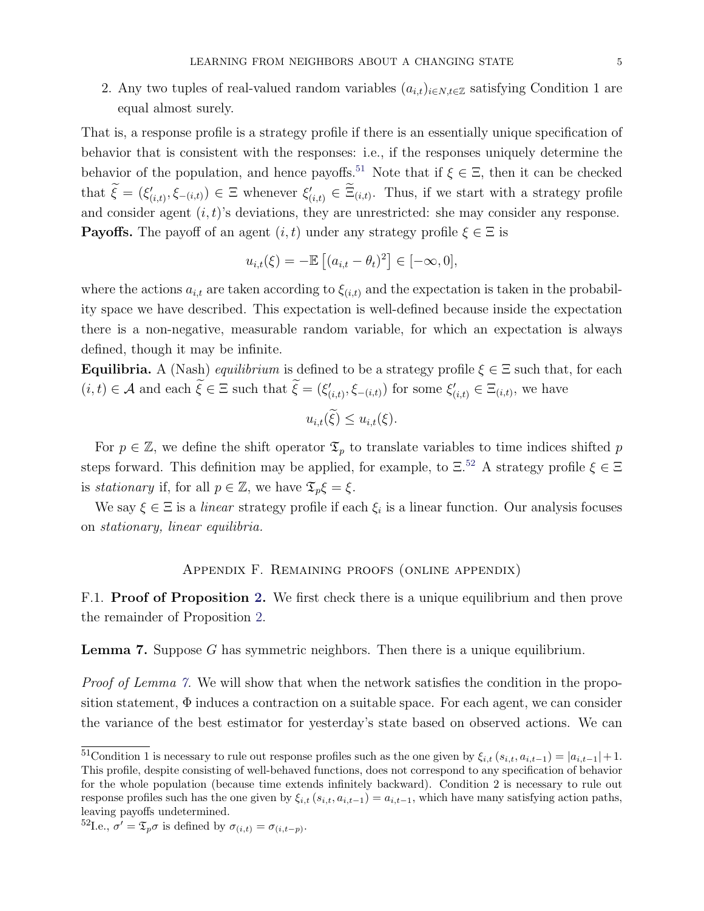2. Any two tuples of real-valued random variables $(a_{i,t})_{i \in N, t \in \mathbb{Z}}$ satisfying Condition 1 are equal almost surely.

That is, a response profile is a strategy profile if there is an essentially unique specification of behavior that is consistent with the responses: i.e., if the responses uniquely determine the behavior of the population, and hence payoffs.[51] Note that if $\xi \in \Xi$, then it can be checked that $\widetilde{\xi} = (\xi'_{(i,t)}, \xi_{-(i,t)}) \in \Xi$ whenever $\xi'_{(i,t)} \in \widetilde{\Xi}_{(i,t)}$. Thus, if we start with a strategy profile and consider agent $(i,t)$'s deviations, they are unrestricted: she may consider any response.

**Payoffs.** The payoff of an agent $(i,t)$ under any strategy profile $\xi \in \Xi$ is

$$u_{i,t}(\xi) = -\mathbb{E}\left[(a_{i,t} - \theta_t)^2\right] \in [-\infty, 0],$$

where the actions $a_{i,t}$ are taken according to $\xi_{(i,t)}$ and the expectation is taken in the probability space we have described. This expectation is well-defined because inside the expectation there is a non-negative, measurable random variable, for which an expectation is always defined, though it may be infinite.

**Equilibria.** A (Nash) *equilibrium* is defined to be a strategy profile $\xi \in \Xi$ such that, for each $(i,t) \in \mathcal{A}$ and each $\widetilde{\xi} \in \Xi$ such that $\widetilde{\xi} = (\xi'_{(i,t)}, \xi_{-(i,t)})$ for some $\xi'_{(i,t)} \in \Xi_{(i,t)}$, we have

$$u_{i,t}(\widetilde{\xi}) \leq u_{i,t}(\xi).$$

For $p \in \mathbb{Z}$, we define the shift operator $\mathfrak{T}_p$ to translate variables to time indices shifted $p$ steps forward. This definition may be applied, for example, to $\Xi$.[52] A strategy profile $\xi \in \Xi$ is *stationary* if, for all $p \in \mathbb{Z}$, we have $\mathfrak{T}_p \xi = \xi$.

We say $\xi \in \Xi$ is a *linear* strategy profile if each $\xi_i$ is a linear function. Our analysis focuses on *stationary, linear equilibria.*

## Appendix F. Remaining proofs (online appendix)

F.1. **Proof of Proposition 2.** We first check there is a unique equilibrium and then prove the remainder of Proposition 2.

**Lemma 7.** Suppose $G$ has symmetric neighbors. Then there is a unique equilibrium.

*Proof of Lemma 7.* We will show that when the network satisfies the condition in the proposition statement, $\Phi$ induces a contraction on a suitable space. For each agent, we can consider the variance of the best estimator for yesterday's state based on observed actions. We can

---

[51] Condition 1 is necessary to rule out response profiles such as the one given by $\xi_{i,t}(s_{i,t}, a_{i,t-1}) = |a_{i,t-1}| + 1$. This profile, despite consisting of well-behaved functions, does not correspond to any specification of behavior for the whole population (because time extends infinitely backward). Condition 2 is necessary to rule out response profiles such has the one given by $\xi_{i,t}(s_{i,t}, a_{i,t-1}) = a_{i,t-1}$, which have many satisfying action paths, leaving payoffs undetermined.

[52] I.e., $\sigma' = \mathfrak{T}_p \sigma$ is defined by $\sigma_{(i,t)} = \sigma_{(i,t-p)}$.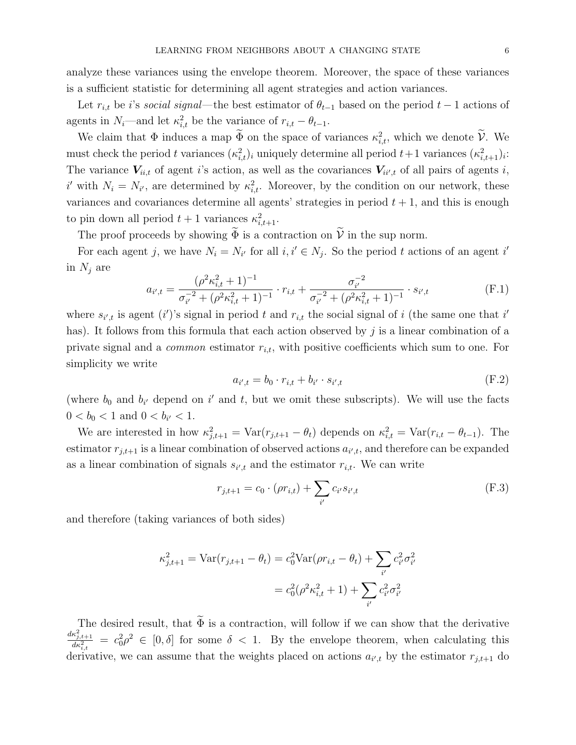analyze these variances using the envelope theorem. Moreover, the space of these variances is a sufficient statistic for determining all agent strategies and action variances.

Let $r_{i,t}$ be $i$'s *social signal*—the best estimator of $\theta_{t-1}$ based on the period $t-1$ actions of agents in $N_i$—and let $\kappa_{i,t}^2$ be the variance of $r_{i,t} - \theta_{t-1}$.

We claim that $\Phi$ induces a map $\widetilde{\Phi}$ on the space of variances $\kappa_{i,t}^2$, which we denote $\widetilde{\mathcal{V}}$. We must check the period $t$ variances $(\kappa_{i,t}^2)_i$ uniquely determine all period $t+1$ variances $(\kappa_{i,t+1}^2)_i$: The variance $\boldsymbol{V}_{ii,t}$ of agent $i$'s action, as well as the covariances $\boldsymbol{V}_{ii',t}$ of all pairs of agents $i$, $i'$ with $N_i = N_{i'}$, are determined by $\kappa_{i,t}^2$. Moreover, by the condition on our network, these variances and covariances determine all agents' strategies in period $t+1$, and this is enough to pin down all period $t+1$ variances $\kappa_{i,t+1}^2$.

The proof proceeds by showing $\widetilde{\Phi}$ is a contraction on $\widetilde{\mathcal{V}}$ in the sup norm.

For each agent $j$, we have $N_i = N_{i'}$ for all $i, i' \in N_j$. So the period $t$ actions of an agent $i'$ in $N_j$ are

$$a_{i',t} = \frac{(\rho^2\kappa_{i,t}^2 + 1)^{-1}}{\sigma_{i'}^{-2} + (\rho^2\kappa_{i,t}^2 + 1)^{-1}} \cdot r_{i,t} + \frac{\sigma_{i'}^{-2}}{\sigma_{i'}^{-2} + (\rho^2\kappa_{i,t}^2 + 1)^{-1}} \cdot s_{i',t} \tag{F.1}$$

where $s_{i',t}$ is agent $(i')$'s signal in period $t$ and $r_{i,t}$ the social signal of $i$ (the same one that $i'$ has). It follows from this formula that each action observed by $j$ is a linear combination of a private signal and a *common* estimator $r_{i,t}$, with positive coefficients which sum to one. For simplicity we write

$$a_{i',t} = b_0 \cdot r_{i,t} + b_{i'} \cdot s_{i',t} \tag{F.2}$$

(where $b_0$ and $b_{i'}$ depend on $i'$ and $t$, but we omit these subscripts). We will use the facts $0 < b_0 < 1$ and $0 < b_{i'} < 1$.

We are interested in how $\kappa_{j,t+1}^2 = \text{Var}(r_{j,t+1} - \theta_t)$ depends on $\kappa_{i,t}^2 = \text{Var}(r_{i,t} - \theta_{t-1})$. The estimator $r_{j,t+1}$ is a linear combination of observed actions $a_{i',t}$, and therefore can be expanded as a linear combination of signals $s_{i',t}$ and the estimator $r_{i,t}$. We can write

$$r_{j,t+1} = c_0 \cdot (\rho r_{i,t}) + \sum_{i'} c_{i'} s_{i',t} \tag{F.3}$$

and therefore (taking variances of both sides)

$$\begin{aligned}
\kappa_{j,t+1}^2 = \text{Var}(r_{j,t+1} - \theta_t) &= c_0^2 \text{Var}(\rho r_{i,t} - \theta_t) + \sum_{i'} c_{i'}^2 \sigma_{i'}^2 \\
&= c_0^2(\rho^2\kappa_{i,t}^2 + 1) + \sum_{i'} c_{i'}^2 \sigma_{i'}^2
\end{aligned}$$

The desired result, that $\widetilde{\Phi}$ is a contraction, will follow if we can show that the derivative $\frac{d\kappa_{j,t+1}^2}{d\kappa_{i,t}^2} = c_0^2\rho^2 \in [0, \delta]$ for some $\delta < 1$. By the envelope theorem, when calculating this derivative, we can assume that the weights placed on actions $a_{i',t}$ by the estimator $r_{j,t+1}$ do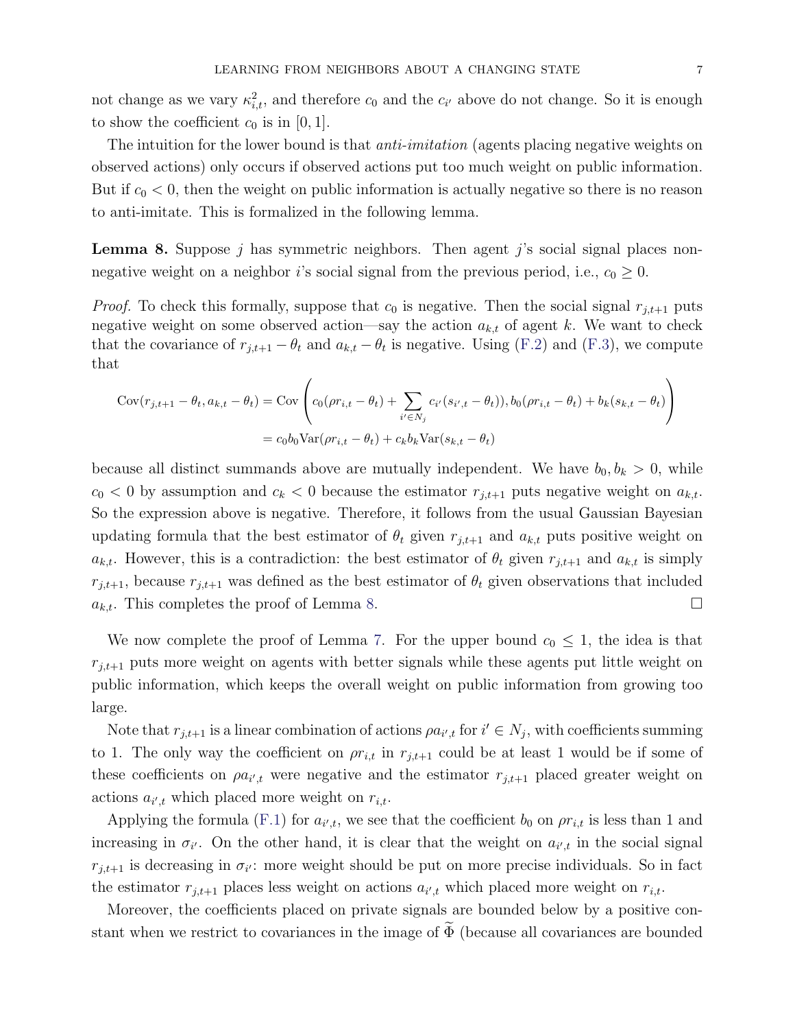not change as we vary $\kappa_{i,t}^2$, and therefore $c_0$ and the $c_{i'}$ above do not change. So it is enough to show the coefficient $c_0$ is in $[0, 1]$.

The intuition for the lower bound is that *anti-imitation* (agents placing negative weights on observed actions) only occurs if observed actions put too much weight on public information. But if $c_0 < 0$, then the weight on public information is actually negative so there is no reason to anti-imitate. This is formalized in the following lemma.

**Lemma 8.** Suppose $j$ has symmetric neighbors. Then agent $j$'s social signal places non-negative weight on a neighbor $i$'s social signal from the previous period, i.e., $c_0 \geq 0$.

*Proof.* To check this formally, suppose that $c_0$ is negative. Then the social signal $r_{j,t+1}$ puts negative weight on some observed action—say the action $a_{k,t}$ of agent $k$. We want to check that the covariance of $r_{j,t+1} - \theta_t$ and $a_{k,t} - \theta_t$ is negative. Using (F.2) and (F.3), we compute that

$$\mathrm{Cov}(r_{j,t+1} - \theta_t, a_{k,t} - \theta_t) = \mathrm{Cov}\left(c_0(\rho r_{i,t} - \theta_t) + \sum_{i' \in N_j} c_{i'}(s_{i',t} - \theta_t)), b_0(\rho r_{i,t} - \theta_t) + b_k(s_{k,t} - \theta_t)\right)$$
$$= c_0 b_0 \mathrm{Var}(\rho r_{i,t} - \theta_t) + c_k b_k \mathrm{Var}(s_{k,t} - \theta_t)$$

because all distinct summands above are mutually independent. We have $b_0, b_k > 0$, while $c_0 < 0$ by assumption and $c_k < 0$ because the estimator $r_{j,t+1}$ puts negative weight on $a_{k,t}$. So the expression above is negative. Therefore, it follows from the usual Gaussian Bayesian updating formula that the best estimator of $\theta_t$ given $r_{j,t+1}$ and $a_{k,t}$ puts positive weight on $a_{k,t}$. However, this is a contradiction: the best estimator of $\theta_t$ given $r_{j,t+1}$ and $a_{k,t}$ is simply $r_{j,t+1}$, because $r_{j,t+1}$ was defined as the best estimator of $\theta_t$ given observations that included $a_{k,t}$. This completes the proof of Lemma 8. □

We now complete the proof of Lemma 7. For the upper bound $c_0 \leq 1$, the idea is that $r_{j,t+1}$ puts more weight on agents with better signals while these agents put little weight on public information, which keeps the overall weight on public information from growing too large.

Note that $r_{j,t+1}$ is a linear combination of actions $\rho a_{i',t}$ for $i' \in N_j$, with coefficients summing to 1. The only way the coefficient on $\rho r_{i,t}$ in $r_{j,t+1}$ could be at least 1 would be if some of these coefficients on $\rho a_{i',t}$ were negative and the estimator $r_{j,t+1}$ placed greater weight on actions $a_{i',t}$ which placed more weight on $r_{i,t}$.

Applying the formula (F.1) for $a_{i',t}$, we see that the coefficient $b_0$ on $\rho r_{i,t}$ is less than 1 and increasing in $\sigma_{i'}$. On the other hand, it is clear that the weight on $a_{i',t}$ in the social signal $r_{j,t+1}$ is decreasing in $\sigma_{i'}$: more weight should be put on more precise individuals. So in fact the estimator $r_{j,t+1}$ places less weight on actions $a_{i',t}$ which placed more weight on $r_{i,t}$.

Moreover, the coefficients placed on private signals are bounded below by a positive constant when we restrict to covariances in the image of $\widetilde{\Phi}$ (because all covariances are bounded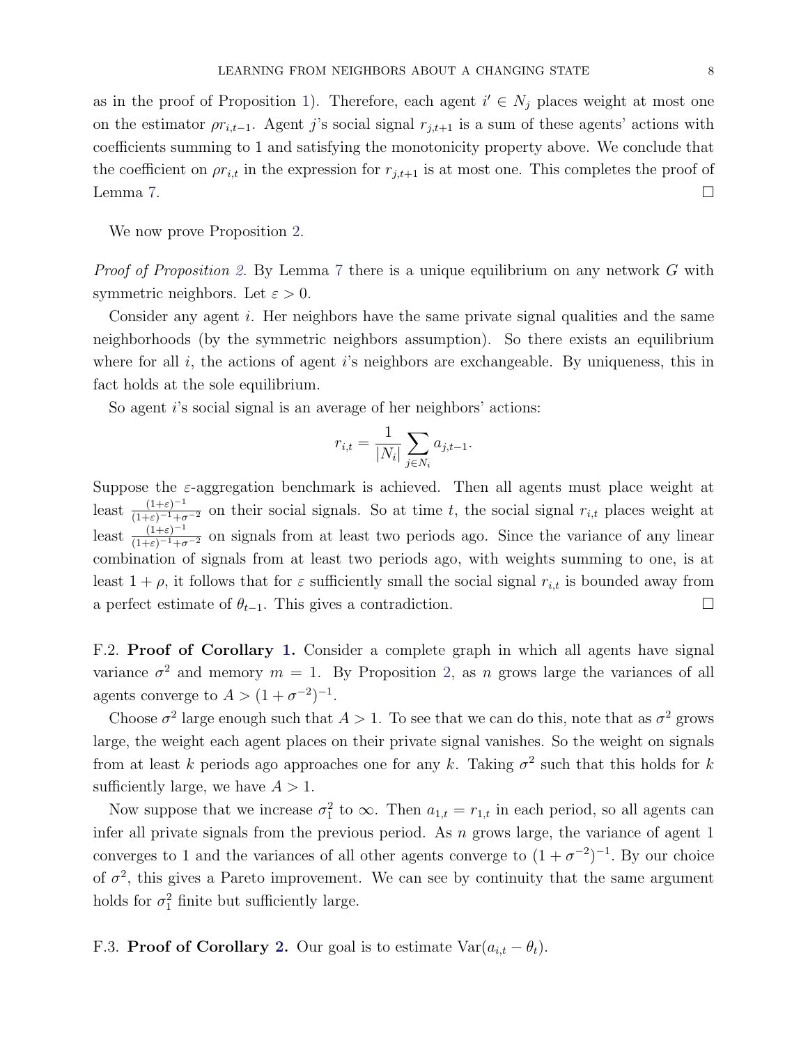as in the proof of Proposition 1). Therefore, each agent $i' \in N_j$ places weight at most one on the estimator $\rho r_{i,t-1}$. Agent $j$'s social signal $r_{j,t+1}$ is a sum of these agents' actions with coefficients summing to 1 and satisfying the monotonicity property above. We conclude that the coefficient on $\rho r_{i,t}$ in the expression for $r_{j,t+1}$ is at most one. This completes the proof of Lemma 7. □

We now prove Proposition 2.

*Proof of Proposition 2.* By Lemma 7 there is a unique equilibrium on any network $G$ with symmetric neighbors. Let $\varepsilon > 0$.

Consider any agent $i$. Her neighbors have the same private signal qualities and the same neighborhoods (by the symmetric neighbors assumption). So there exists an equilibrium where for all $i$, the actions of agent $i$'s neighbors are exchangeable. By uniqueness, this in fact holds at the sole equilibrium.

So agent $i$'s social signal is an average of her neighbors' actions:

$$r_{i,t} = \frac{1}{|N_i|} \sum_{j \in N_i} a_{j,t-1}.$$

Suppose the $\varepsilon$-aggregation benchmark is achieved. Then all agents must place weight at least $\frac{(1+\varepsilon)^{-1}}{(1+\varepsilon)^{-1}+\sigma^{-2}}$ on their social signals. So at time $t$, the social signal $r_{i,t}$ places weight at least $\frac{(1+\varepsilon)^{-1}}{(1+\varepsilon)^{-1}+\sigma^{-2}}$ on signals from at least two periods ago. Since the variance of any linear combination of signals from at least two periods ago, with weights summing to one, is at least $1+\rho$, it follows that for $\varepsilon$ sufficiently small the social signal $r_{i,t}$ is bounded away from a perfect estimate of $\theta_{t-1}$. This gives a contradiction. □

F.2. **Proof of Corollary 1.** Consider a complete graph in which all agents have signal variance $\sigma^2$ and memory $m = 1$. By Proposition 2, as $n$ grows large the variances of all agents converge to $A > (1 + \sigma^{-2})^{-1}$.

Choose $\sigma^2$ large enough such that $A > 1$. To see that we can do this, note that as $\sigma^2$ grows large, the weight each agent places on their private signal vanishes. So the weight on signals from at least $k$ periods ago approaches one for any $k$. Taking $\sigma^2$ such that this holds for $k$ sufficiently large, we have $A > 1$.

Now suppose that we increase $\sigma_1^2$ to $\infty$. Then $a_{1,t} = r_{1,t}$ in each period, so all agents can infer all private signals from the previous period. As $n$ grows large, the variance of agent 1 converges to 1 and the variances of all other agents converge to $(1 + \sigma^{-2})^{-1}$. By our choice of $\sigma^2$, this gives a Pareto improvement. We can see by continuity that the same argument holds for $\sigma_1^2$ finite but sufficiently large.

F.3. **Proof of Corollary 2.** Our goal is to estimate $\text{Var}(a_{i,t} - \theta_t)$.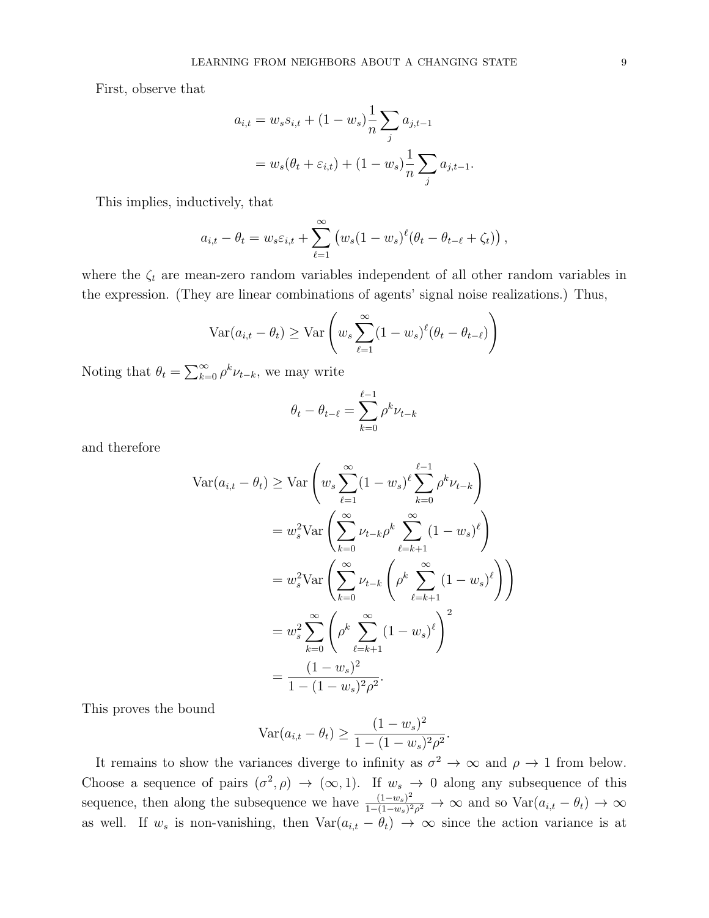First, observe that

$$
\begin{aligned}
a_{i,t} &= w_s s_{i,t} + (1-w_s)\frac{1}{n}\sum_j a_{j,t-1} \\
&= w_s(\theta_t + \varepsilon_{i,t}) + (1-w_s)\frac{1}{n}\sum_j a_{j,t-1}.
\end{aligned}
$$

This implies, inductively, that

$$
a_{i,t} - \theta_t = w_s \varepsilon_{i,t} + \sum_{\ell=1}^{\infty} \left( w_s (1-w_s)^\ell (\theta_t - \theta_{t-\ell} + \zeta_t) \right),
$$

where the $\zeta_t$ are mean-zero random variables independent of all other random variables in the expression. (They are linear combinations of agents' signal noise realizations.) Thus,

$$
\mathrm{Var}(a_{i,t} - \theta_t) \geq \mathrm{Var}\left( w_s \sum_{\ell=1}^{\infty} (1-w_s)^\ell (\theta_t - \theta_{t-\ell}) \right)
$$

Noting that $\theta_t = \sum_{k=0}^{\infty} \rho^k \nu_{t-k}$, we may write

$$
\theta_t - \theta_{t-\ell} = \sum_{k=0}^{\ell-1} \rho^k \nu_{t-k}
$$

and therefore

$$
\begin{aligned}
\mathrm{Var}(a_{i,t} - \theta_t) &\geq \mathrm{Var}\left( w_s \sum_{\ell=1}^{\infty} (1-w_s)^\ell \sum_{k=0}^{\ell-1} \rho^k \nu_{t-k} \right) \\
&= w_s^2 \mathrm{Var}\left( \sum_{k=0}^{\infty} \nu_{t-k} \rho^k \sum_{\ell=k+1}^{\infty} (1-w_s)^\ell \right) \\
&= w_s^2 \mathrm{Var}\left( \sum_{k=0}^{\infty} \nu_{t-k} \left( \rho^k \sum_{\ell=k+1}^{\infty} (1-w_s)^\ell \right) \right) \\
&= w_s^2 \sum_{k=0}^{\infty} \left( \rho^k \sum_{\ell=k+1}^{\infty} (1-w_s)^\ell \right)^2 \\
&= \frac{(1-w_s)^2}{1-(1-w_s)^2\rho^2}.
\end{aligned}
$$

This proves the bound

$$
\mathrm{Var}(a_{i,t} - \theta_t) \geq \frac{(1-w_s)^2}{1-(1-w_s)^2\rho^2}.
$$

It remains to show the variances diverge to infinity as $\sigma^2 \to \infty$ and $\rho \to 1$ from below. Choose a sequence of pairs $(\sigma^2, \rho) \to (\infty, 1)$. If $w_s \to 0$ along any subsequence of this sequence, then along the subsequence we have $\frac{(1-w_s)^2}{1-(1-w_s)^2\rho^2} \to \infty$ and so $\mathrm{Var}(a_{i,t} - \theta_t) \to \infty$ as well. If $w_s$ is non-vanishing, then $\mathrm{Var}(a_{i,t} - \theta_t) \to \infty$ since the action variance is at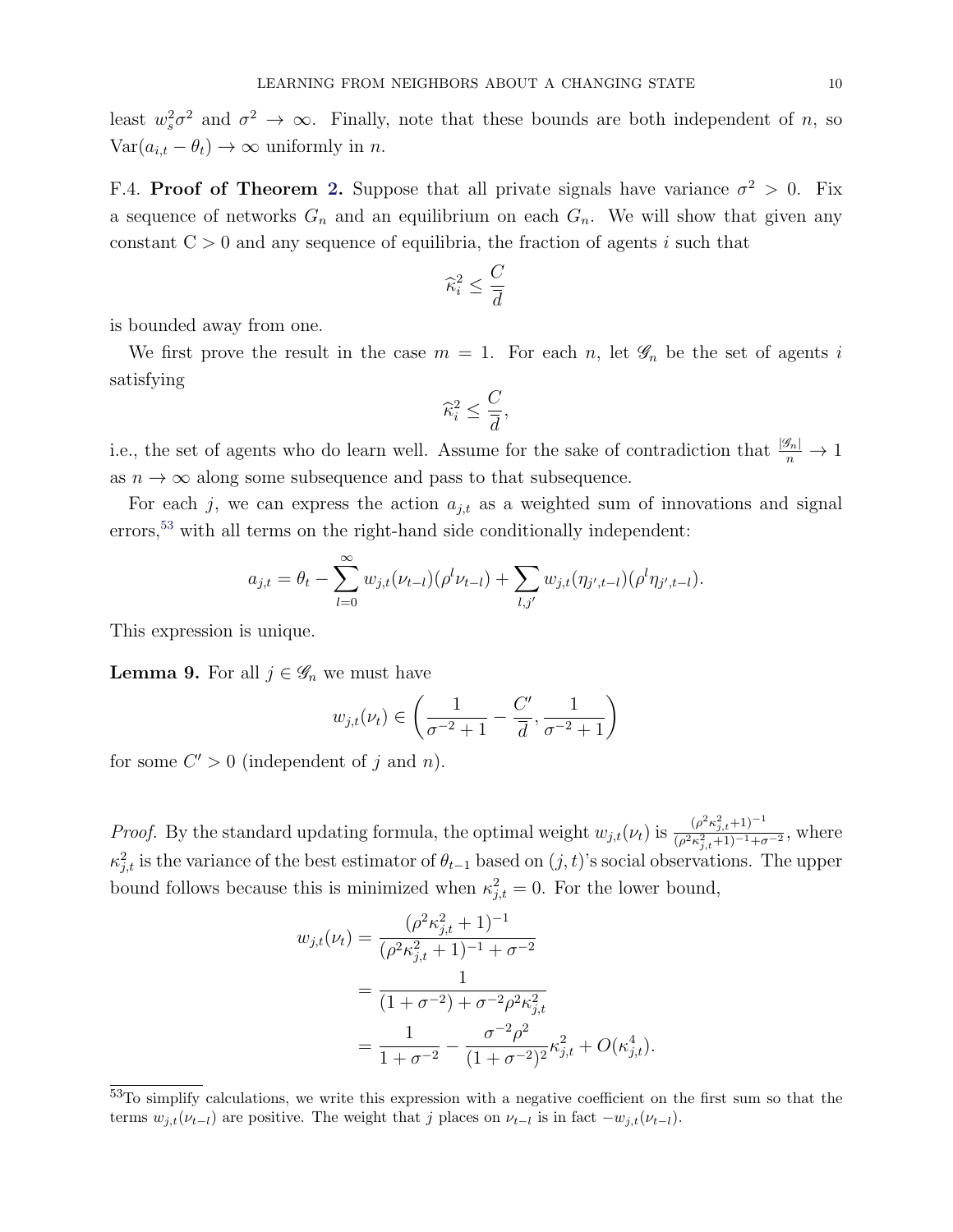least $w_s^2\sigma^2$ and $\sigma^2 \to \infty$. Finally, note that these bounds are both independent of $n$, so $\mathrm{Var}(a_{i,t} - \theta_t) \to \infty$ uniformly in $n$.

F.4. **Proof of Theorem 2.** Suppose that all private signals have variance $\sigma^2 > 0$. Fix a sequence of networks $G_n$ and an equilibrium on each $G_n$. We will show that given any constant $C > 0$ and any sequence of equilibria, the fraction of agents $i$ such that

$$\widehat{\kappa}_i^2 \leq \frac{C}{\overline{d}}$$

is bounded away from one.

We first prove the result in the case $m = 1$. For each $n$, let $\mathscr{G}_n$ be the set of agents $i$ satisfying

$$\widehat{\kappa}_i^2 \leq \frac{C}{\overline{d}},$$

i.e., the set of agents who do learn well. Assume for the sake of contradiction that $\frac{|\mathscr{G}_n|}{n} \to 1$ as $n \to \infty$ along some subsequence and pass to that subsequence.

For each $j$, we can express the action $a_{j,t}$ as a weighted sum of innovations and signal errors,[53] with all terms on the right-hand side conditionally independent:

$$a_{j,t} = \theta_t - \sum_{l=0}^{\infty} w_{j,t}(\nu_{t-l})(\rho^l \nu_{t-l}) + \sum_{l,j'} w_{j,t}(\eta_{j',t-l})(\rho^l \eta_{j',t-l}).$$

This expression is unique.

**Lemma 9.** For all $j \in \mathscr{G}_n$ we must have

$$w_{j,t}(\nu_t) \in \left( \frac{1}{\sigma^{-2}+1} - \frac{C'}{\overline{d}}, \frac{1}{\sigma^{-2}+1} \right)$$

for some $C' > 0$ (independent of $j$ and $n$).

*Proof.* By the standard updating formula, the optimal weight $w_{j,t}(\nu_t)$ is $\frac{(\rho^2\kappa_{j,t}^2+1)^{-1}}{(\rho^2\kappa_{j,t}^2+1)^{-1}+\sigma^{-2}}$, where $\kappa_{j,t}^2$ is the variance of the best estimator of $\theta_{t-1}$ based on $(j,t)$'s social observations. The upper bound follows because this is minimized when $\kappa_{j,t}^2 = 0$. For the lower bound,

$$\begin{aligned}
w_{j,t}(\nu_t) &= \frac{(\rho^2\kappa_{j,t}^2+1)^{-1}}{(\rho^2\kappa_{j,t}^2+1)^{-1}+\sigma^{-2}} \\
&= \frac{1}{(1+\sigma^{-2})+\sigma^{-2}\rho^2\kappa_{j,t}^2} \\
&= \frac{1}{1+\sigma^{-2}} - \frac{\sigma^{-2}\rho^2}{(1+\sigma^{-2})^2}\kappa_{j,t}^2 + O(\kappa_{j,t}^4).
\end{aligned}$$

[53] To simplify calculations, we write this expression with a negative coefficient on the first sum so that the terms $w_{j,t}(\nu_{t-l})$ are positive. The weight that $j$ places on $\nu_{t-l}$ is in fact $-w_{j,t}(\nu_{t-l})$.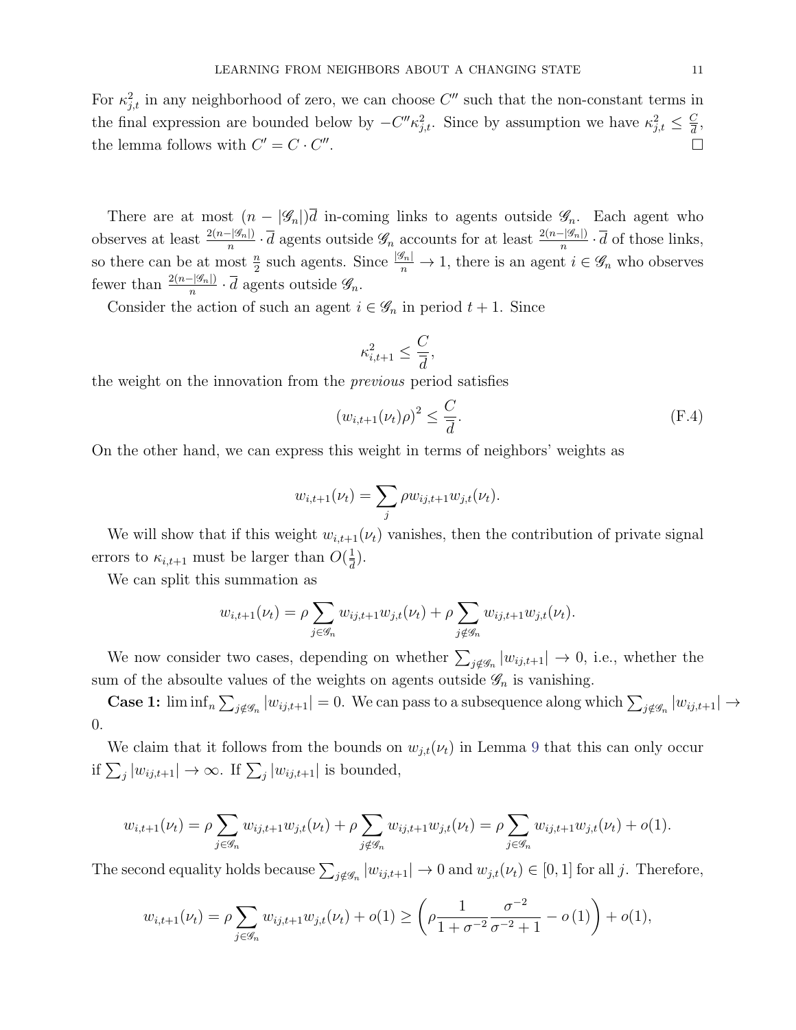For $\kappa_{j,t}^2$ in any neighborhood of zero, we can choose $C''$ such that the non-constant terms in the final expression are bounded below by $-C''\kappa_{j,t}^2$. Since by assumption we have $\kappa_{j,t}^2 \leq \frac{C}{\overline{d}}$, the lemma follows with $C' = C \cdot C''$. □

There are at most $(n - |\mathscr{G}_n|)\overline{d}$ in-coming links to agents outside $\mathscr{G}_n$. Each agent who observes at least $\frac{2(n-|\mathscr{G}_n|)}{n} \cdot \overline{d}$ agents outside $\mathscr{G}_n$ accounts for at least $\frac{2(n-|\mathscr{G}_n|)}{n} \cdot \overline{d}$ of those links, so there can be at most $\frac{n}{2}$ such agents. Since $\frac{|\mathscr{G}_n|}{n} \to 1$, there is an agent $i \in \mathscr{G}_n$ who observes fewer than $\frac{2(n-|\mathscr{G}_n|)}{n} \cdot \overline{d}$ agents outside $\mathscr{G}_n$.

Consider the action of such an agent $i \in \mathscr{G}_n$ in period $t+1$. Since

$$\kappa_{i,t+1}^2 \leq \frac{C}{\overline{d}},$$

the weight on the innovation from the *previous* period satisfies

$$(w_{i,t+1}(\nu_t)\rho)^2 \leq \frac{C}{\overline{d}}. \tag{F.4}$$

On the other hand, we can express this weight in terms of neighbors' weights as

$$w_{i,t+1}(\nu_t) = \sum_j \rho w_{ij,t+1} w_{j,t}(\nu_t).$$

We will show that if this weight $w_{i,t+1}(\nu_t)$ vanishes, then the contribution of private signal errors to $\kappa_{i,t+1}$ must be larger than $O(\frac{1}{\overline{d}})$.

We can split this summation as

$$w_{i,t+1}(\nu_t) = \rho \sum_{j \in \mathscr{G}_n} w_{ij,t+1} w_{j,t}(\nu_t) + \rho \sum_{j \notin \mathscr{G}_n} w_{ij,t+1} w_{j,t}(\nu_t).$$

We now consider two cases, depending on whether $\sum_{j \notin \mathscr{G}_n} |w_{ij,t+1}| \to 0$, i.e., whether the sum of the absoulte values of the weights on agents outside $\mathscr{G}_n$ is vanishing.

**Case 1:** $\liminf_n \sum_{j \notin \mathscr{G}_n} |w_{ij,t+1}| = 0$. We can pass to a subsequence along which $\sum_{j \notin \mathscr{G}_n} |w_{ij,t+1}| \to 0$.

We claim that it follows from the bounds on $w_{j,t}(\nu_t)$ in Lemma 9 that this can only occur if $\sum_j |w_{ij,t+1}| \to \infty$. If $\sum_j |w_{ij,t+1}|$ is bounded,

$$w_{i,t+1}(\nu_t) = \rho \sum_{j \in \mathscr{G}_n} w_{ij,t+1} w_{j,t}(\nu_t) + \rho \sum_{j \notin \mathscr{G}_n} w_{ij,t+1} w_{j,t}(\nu_t) = \rho \sum_{j \in \mathscr{G}_n} w_{ij,t+1} w_{j,t}(\nu_t) + o(1).$$

The second equality holds because $\sum_{j \notin \mathscr{G}_n} |w_{ij,t+1}| \to 0$ and $w_{j,t}(\nu_t) \in [0,1]$ for all $j$. Therefore,

$$w_{i,t+1}(\nu_t) = \rho \sum_{j \in \mathscr{G}_n} w_{ij,t+1} w_{j,t}(\nu_t) + o(1) \geq \left( \rho \frac{1}{1+\sigma^{-2}} \frac{\sigma^{-2}}{\sigma^{-2}+1} - o(1) \right) + o(1),$$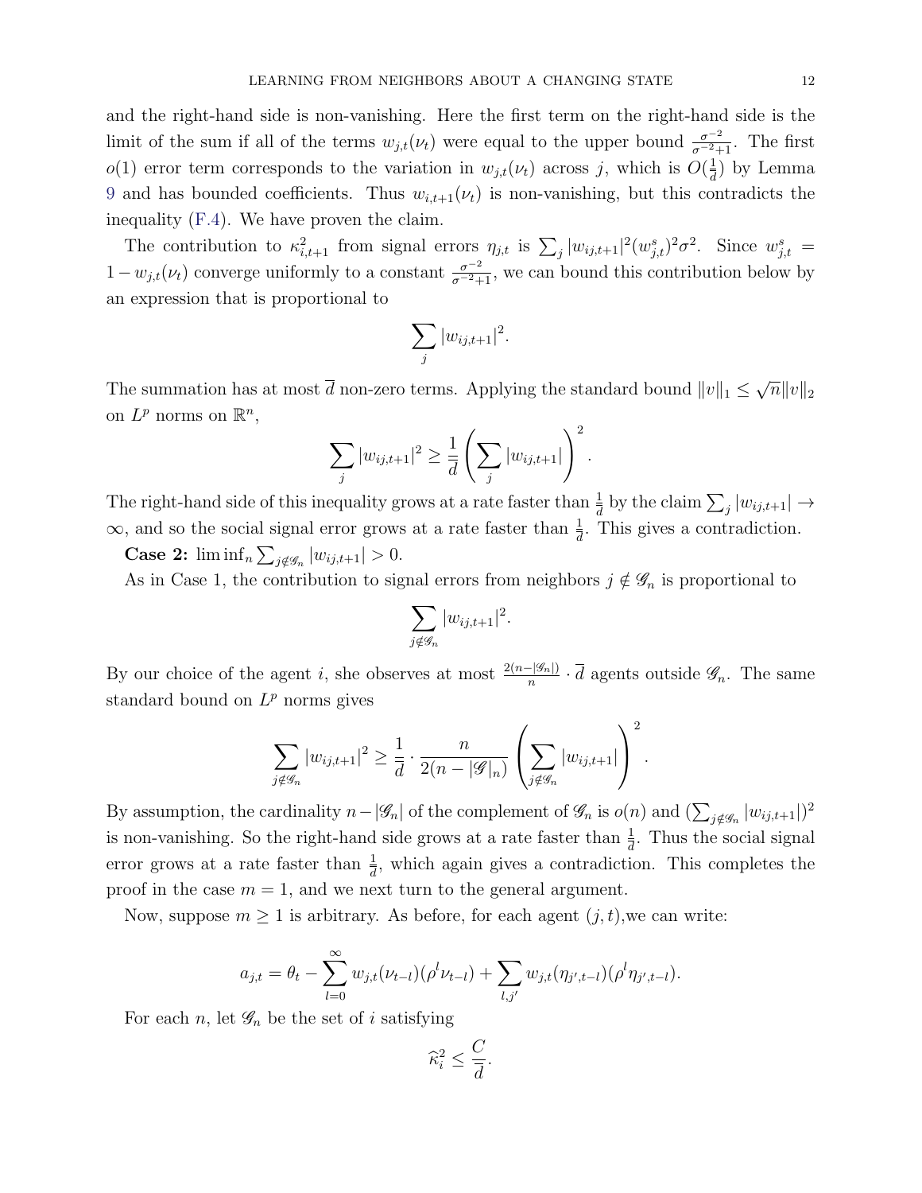and the right-hand side is non-vanishing. Here the first term on the right-hand side is the limit of the sum if all of the terms $w_{j,t}(\nu_t)$ were equal to the upper bound $\frac{\sigma^{-2}}{\sigma^{-2}+1}$. The first $o(1)$ error term corresponds to the variation in $w_{j,t}(\nu_t)$ across $j$, which is $O(\frac{1}{d})$ by Lemma 9 and has bounded coefficients. Thus $w_{i,t+1}(\nu_t)$ is non-vanishing, but this contradicts the inequality (F.4). We have proven the claim.

The contribution to $\kappa_{i,t+1}^2$ from signal errors $\eta_{j,t}$ is $\sum_j |w_{ij,t+1}|^2 (w_{j,t}^s)^2 \sigma^2$. Since $w_{j,t}^s = 1 - w_{j,t}(\nu_t)$ converge uniformly to a constant $\frac{\sigma^{-2}}{\sigma^{-2}+1}$, we can bound this contribution below by an expression that is proportional to

$$\sum_j |w_{ij,t+1}|^2.$$

The summation has at most $\overline{d}$ non-zero terms. Applying the standard bound $\|v\|_1 \leq \sqrt{n}\|v\|_2$ on $L^p$ norms on $\mathbb{R}^n$,

$$\sum_j |w_{ij,t+1}|^2 \geq \frac{1}{\overline{d}} \left( \sum_j |w_{ij,t+1}| \right)^2.$$

The right-hand side of this inequality grows at a rate faster than $\frac{1}{d}$ by the claim $\sum_j |w_{ij,t+1}| \to \infty$, and so the social signal error grows at a rate faster than $\frac{1}{d}$. This gives a contradiction.

**Case 2:** $\liminf_n \sum_{j \notin \mathscr{G}_n} |w_{ij,t+1}| > 0$.

As in Case 1, the contribution to signal errors from neighbors $j \notin \mathscr{G}_n$ is proportional to

$$\sum_{j \notin \mathscr{G}_n} |w_{ij,t+1}|^2.$$

By our choice of the agent $i$, she observes at most $\frac{2(n-|\mathscr{G}_n|)}{n} \cdot \overline{d}$ agents outside $\mathscr{G}_n$. The same standard bound on $L^p$ norms gives

$$\sum_{j \notin \mathscr{G}_n} |w_{ij,t+1}|^2 \geq \frac{1}{\overline{d}} \cdot \frac{n}{2(n - |\mathscr{G}|_n)} \left( \sum_{j \notin \mathscr{G}_n} |w_{ij,t+1}| \right)^2.$$

By assumption, the cardinality $n - |\mathscr{G}_n|$ of the complement of $\mathscr{G}_n$ is $o(n)$ and $(\sum_{j \notin \mathscr{G}_n} |w_{ij,t+1}|)^2$ is non-vanishing. So the right-hand side grows at a rate faster than $\frac{1}{d}$. Thus the social signal error grows at a rate faster than $\frac{1}{d}$, which again gives a contradiction. This completes the proof in the case $m = 1$, and we next turn to the general argument.

Now, suppose $m \geq 1$ is arbitrary. As before, for each agent $(j,t)$,we can write:

$$a_{j,t} = \theta_t - \sum_{l=0}^{\infty} w_{j,t}(\nu_{t-l})(\rho^l \nu_{t-l}) + \sum_{l,j'} w_{j,t}(\eta_{j',t-l})(\rho^l \eta_{j',t-l}).$$

For each $n$, let $\mathscr{G}_n$ be the set of $i$ satisfying

$$\widehat{\kappa}_i^2 \leq \frac{C}{d}.$$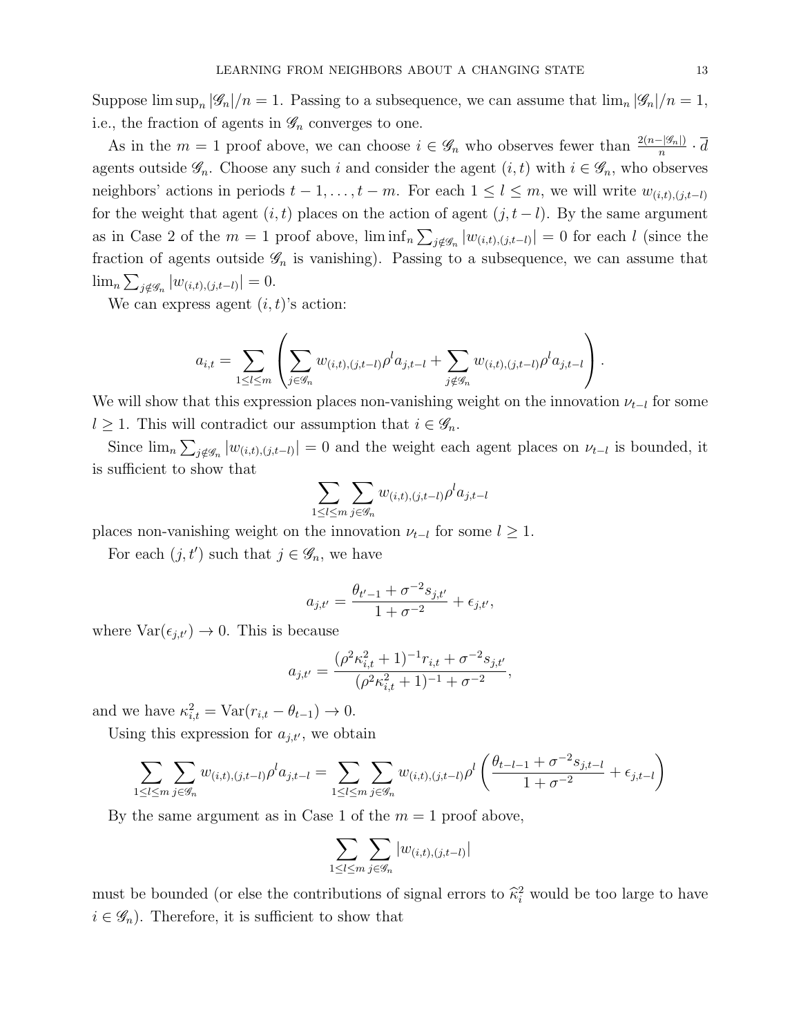Suppose $\limsup_n |\mathscr{G}_n|/n = 1$. Passing to a subsequence, we can assume that $\lim_n |\mathscr{G}_n|/n = 1$, i.e., the fraction of agents in $\mathscr{G}_n$ converges to one.

As in the $m = 1$ proof above, we can choose $i \in \mathscr{G}_n$ who observes fewer than $\frac{2(n-|\mathscr{G}_n|)}{n} \cdot \overline{d}$ agents outside $\mathscr{G}_n$. Choose any such $i$ and consider the agent $(i,t)$ with $i \in \mathscr{G}_n$, who observes neighbors' actions in periods $t-1, \ldots, t-m$. For each $1 \leq l \leq m$, we will write $w_{(i,t),(j,t-l)}$ for the weight that agent $(i,t)$ places on the action of agent $(j, t-l)$. By the same argument as in Case 2 of the $m = 1$ proof above, $\liminf_n \sum_{j \notin \mathscr{G}_n} |w_{(i,t),(j,t-l)}| = 0$ for each $l$ (since the fraction of agents outside $\mathscr{G}_n$ is vanishing). Passing to a subsequence, we can assume that $\lim_n \sum_{j \notin \mathscr{G}_n} |w_{(i,t),(j,t-l)}| = 0$.

We can express agent $(i,t)$'s action:

$$a_{i,t} = \sum_{1 \leq l \leq m} \left( \sum_{j \in \mathscr{G}_n} w_{(i,t),(j,t-l)} \rho^l a_{j,t-l} + \sum_{j \notin \mathscr{G}_n} w_{(i,t),(j,t-l)} \rho^l a_{j,t-l} \right).$$

We will show that this expression places non-vanishing weight on the innovation $\nu_{t-l}$ for some $l \geq 1$. This will contradict our assumption that $i \in \mathscr{G}_n$.

Since $\lim_n \sum_{j \notin \mathscr{G}_n} |w_{(i,t),(j,t-l)}| = 0$ and the weight each agent places on $\nu_{t-l}$ is bounded, it is sufficient to show that

$$\sum_{1 \leq l \leq m} \sum_{j \in \mathscr{G}_n} w_{(i,t),(j,t-l)} \rho^l a_{j,t-l}$$

places non-vanishing weight on the innovation $\nu_{t-l}$ for some $l \geq 1$.

For each $(j, t')$ such that $j \in \mathscr{G}_n$, we have

$$a_{j,t'} = \frac{\theta_{t'-1} + \sigma^{-2} s_{j,t'}}{1 + \sigma^{-2}} + \epsilon_{j,t'},$$

where $\mathrm{Var}(\epsilon_{j,t'}) \to 0$. This is because

$$a_{j,t'} = \frac{(\rho^2 \kappa_{i,t}^2 + 1)^{-1} r_{i,t} + \sigma^{-2} s_{j,t'}}{(\rho^2 \kappa_{i,t}^2 + 1)^{-1} + \sigma^{-2}},$$

and we have $\kappa_{i,t}^2 = \mathrm{Var}(r_{i,t} - \theta_{t-1}) \to 0$.

Using this expression for $a_{j,t'}$, we obtain

$$\sum_{1 \leq l \leq m} \sum_{j \in \mathscr{G}_n} w_{(i,t),(j,t-l)} \rho^l a_{j,t-l} = \sum_{1 \leq l \leq m} \sum_{j \in \mathscr{G}_n} w_{(i,t),(j,t-l)} \rho^l \left( \frac{\theta_{t-l-1} + \sigma^{-2} s_{j,t-l}}{1 + \sigma^{-2}} + \epsilon_{j,t-l} \right)$$

By the same argument as in Case 1 of the $m = 1$ proof above,

$$\sum_{1 \leq l \leq m} \sum_{j \in \mathscr{G}_n} |w_{(i,t),(j,t-l)}|$$

must be bounded (or else the contributions of signal errors to $\widehat{\kappa}_i^2$ would be too large to have $i \in \mathscr{G}_n$). Therefore, it is sufficient to show that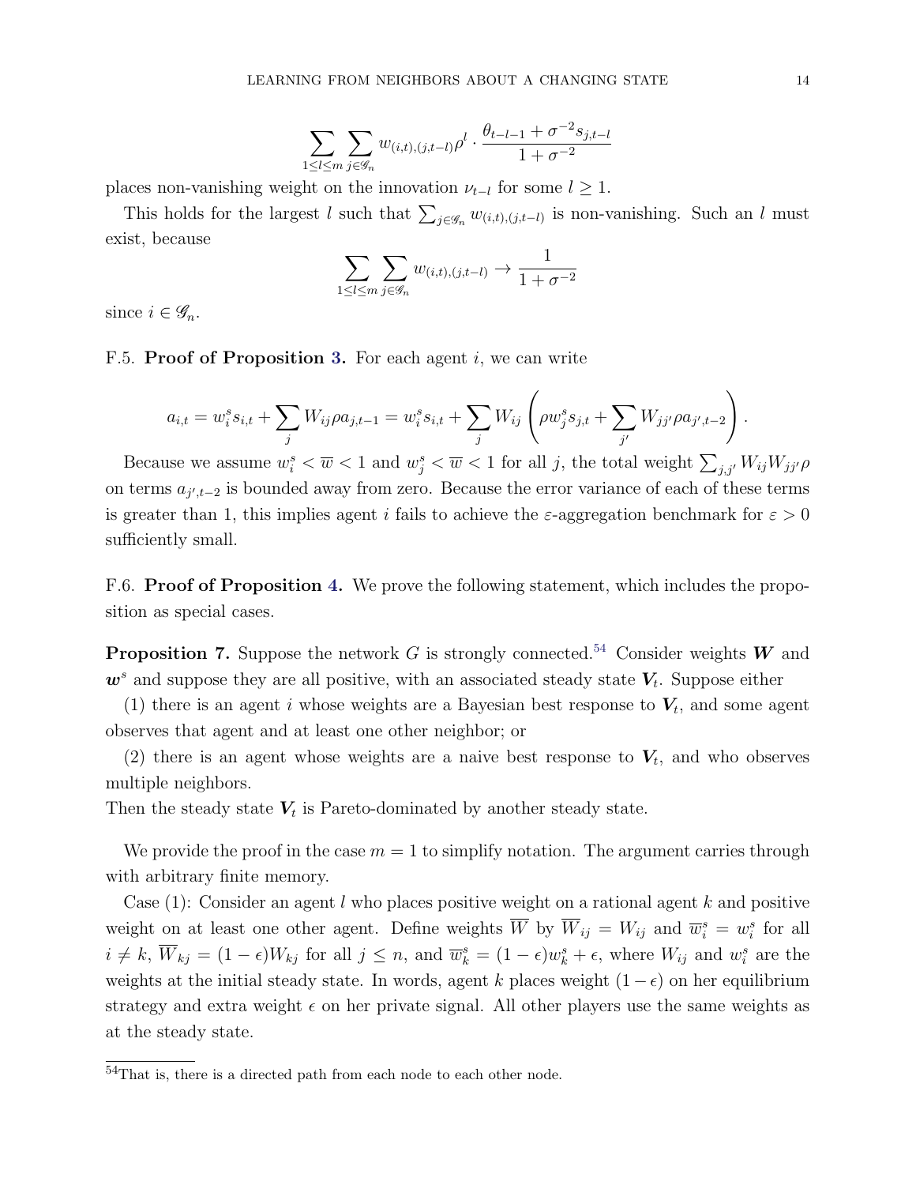$$\sum_{1 \le l \le m} \sum_{j \in \mathscr{G}_n} w_{(i,t),(j,t-l)} \rho^l \cdot \frac{\theta_{t-l-1} + \sigma^{-2} s_{j,t-l}}{1 + \sigma^{-2}}$$

places non-vanishing weight on the innovation $\nu_{t-l}$ for some $l \ge 1$.

This holds for the largest $l$ such that $\sum_{j \in \mathscr{G}_n} w_{(i,t),(j,t-l)}$ is non-vanishing. Such an $l$ must exist, because

$$\sum_{1 \le l \le m} \sum_{j \in \mathscr{G}_n} w_{(i,t),(j,t-l)} \to \frac{1}{1 + \sigma^{-2}}$$

since $i \in \mathscr{G}_n$.

F.5. **Proof of Proposition 3.** For each agent $i$, we can write

$$a_{i,t} = w_i^s s_{i,t} + \sum_j W_{ij} \rho a_{j,t-1} = w_i^s s_{i,t} + \sum_j W_{ij} \left( \rho w_j^s s_{j,t} + \sum_{j'} W_{jj'} \rho a_{j',t-2} \right).$$

Because we assume $w_i^s < \overline{w} < 1$ and $w_j^s < \overline{w} < 1$ for all $j$, the total weight $\sum_{j,j'} W_{ij} W_{jj'} \rho$ on terms $a_{j',t-2}$ is bounded away from zero. Because the error variance of each of these terms is greater than 1, this implies agent $i$ fails to achieve the $\varepsilon$-aggregation benchmark for $\varepsilon > 0$ sufficiently small.

F.6. **Proof of Proposition 4.** We prove the following statement, which includes the proposition as special cases.

**Proposition 7.** Suppose the network $G$ is strongly connected.[54] Consider weights $\boldsymbol{W}$ and $\boldsymbol{w}^s$ and suppose they are all positive, with an associated steady state $\boldsymbol{V}_t$. Suppose either

(1) there is an agent $i$ whose weights are a Bayesian best response to $\boldsymbol{V}_t$, and some agent observes that agent and at least one other neighbor; or

(2) there is an agent whose weights are a naive best response to $\boldsymbol{V}_t$, and who observes multiple neighbors.

Then the steady state $\boldsymbol{V}_t$ is Pareto-dominated by another steady state.

We provide the proof in the case $m = 1$ to simplify notation. The argument carries through with arbitrary finite memory.

Case (1): Consider an agent $l$ who places positive weight on a rational agent $k$ and positive weight on at least one other agent. Define weights $\overline{W}$ by $\overline{W}_{ij} = W_{ij}$ and $\overline{w}_i^s = w_i^s$ for all $i \neq k$, $\overline{W}_{kj} = (1 - \epsilon) W_{kj}$ for all $j \le n$, and $\overline{w}_k^s = (1 - \epsilon) w_k^s + \epsilon$, where $W_{ij}$ and $w_i^s$ are the weights at the initial steady state. In words, agent $k$ places weight $(1 - \epsilon)$ on her equilibrium strategy and extra weight $\epsilon$ on her private signal. All other players use the same weights as at the steady state.

[54]That is, there is a directed path from each node to each other node.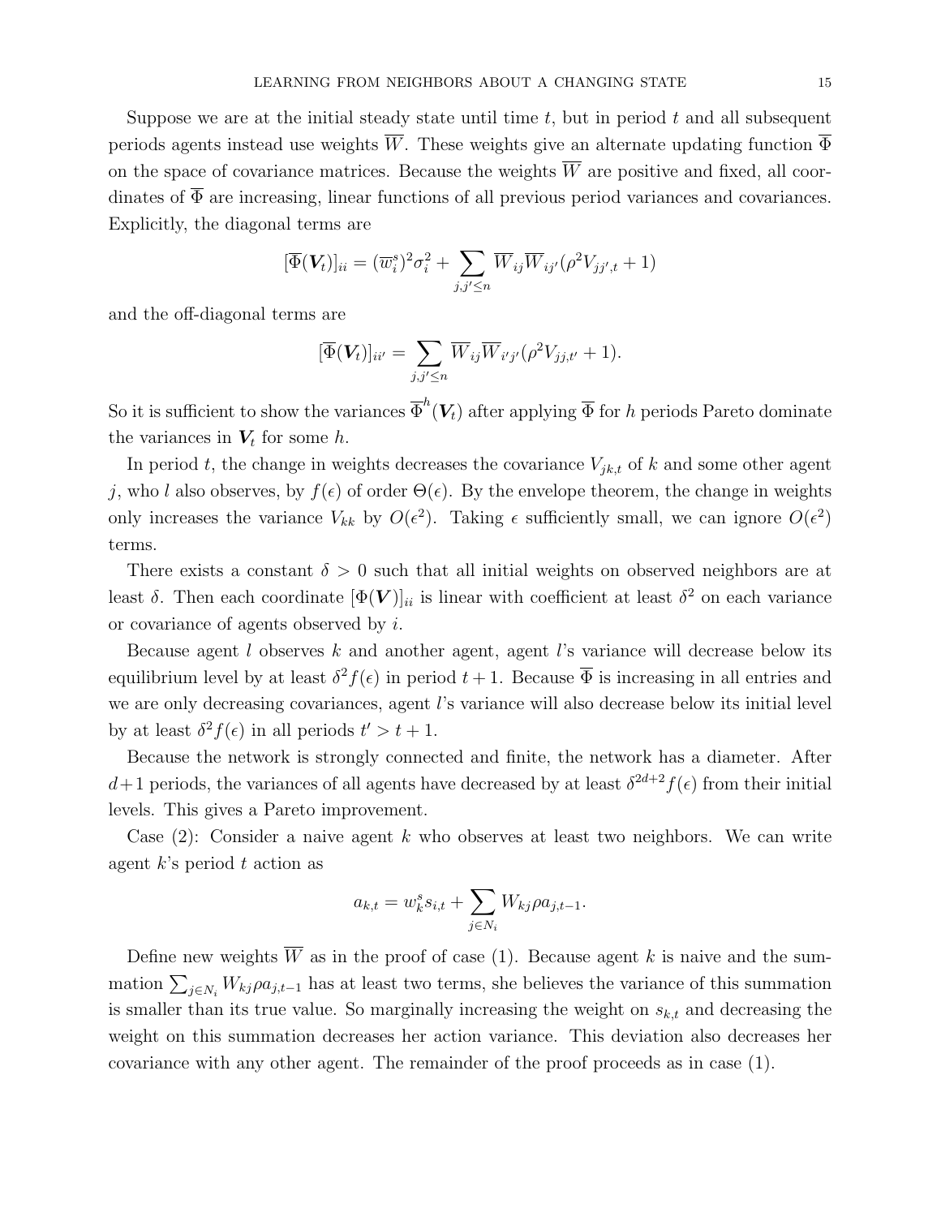Suppose we are at the initial steady state until time $t$, but in period $t$ and all subsequent periods agents instead use weights $\overline{W}$. These weights give an alternate updating function $\overline{\Phi}$ on the space of covariance matrices. Because the weights $\overline{W}$ are positive and fixed, all coordinates of $\overline{\Phi}$ are increasing, linear functions of all previous period variances and covariances. Explicitly, the diagonal terms are

$$[\overline{\Phi}(\boldsymbol{V}_t)]_{ii} = (\overline{w}_i^s)^2\sigma_i^2 + \sum_{j,j'\leq n} \overline{W}_{ij}\overline{W}_{ij'}(\rho^2 V_{jj',t} + 1)$$

and the off-diagonal terms are

$$[\overline{\Phi}(\boldsymbol{V}_t)]_{ii'} = \sum_{j,j'\leq n} \overline{W}_{ij}\overline{W}_{i'j'}(\rho^2 V_{jj,t'} + 1).$$

So it is sufficient to show the variances $\overline{\Phi}^h(\boldsymbol{V}_t)$ after applying $\overline{\Phi}$ for $h$ periods Pareto dominate the variances in $\boldsymbol{V}_t$ for some $h$.

In period $t$, the change in weights decreases the covariance $V_{jk,t}$ of $k$ and some other agent $j$, who $l$ also observes, by $f(\epsilon)$ of order $\Theta(\epsilon)$. By the envelope theorem, the change in weights only increases the variance $V_{kk}$ by $O(\epsilon^2)$. Taking $\epsilon$ sufficiently small, we can ignore $O(\epsilon^2)$ terms.

There exists a constant $\delta > 0$ such that all initial weights on observed neighbors are at least $\delta$. Then each coordinate $[\Phi(\boldsymbol{V})]_{ii}$ is linear with coefficient at least $\delta^2$ on each variance or covariance of agents observed by $i$.

Because agent $l$ observes $k$ and another agent, agent $l$'s variance will decrease below its equilibrium level by at least $\delta^2 f(\epsilon)$ in period $t+1$. Because $\overline{\Phi}$ is increasing in all entries and we are only decreasing covariances, agent $l$'s variance will also decrease below its initial level by at least $\delta^2 f(\epsilon)$ in all periods $t' > t+1$.

Because the network is strongly connected and finite, the network has a diameter. After $d+1$ periods, the variances of all agents have decreased by at least $\delta^{2d+2}f(\epsilon)$ from their initial levels. This gives a Pareto improvement.

Case (2): Consider a naive agent $k$ who observes at least two neighbors. We can write agent $k$'s period $t$ action as

$$a_{k,t} = w_k^s s_{i,t} + \sum_{j\in N_i} W_{kj}\rho a_{j,t-1}.$$

Define new weights $\overline{W}$ as in the proof of case (1). Because agent $k$ is naive and the summation $\sum_{j\in N_i} W_{kj}\rho a_{j,t-1}$ has at least two terms, she believes the variance of this summation is smaller than its true value. So marginally increasing the weight on $s_{k,t}$ and decreasing the weight on this summation decreases her action variance. This deviation also decreases her covariance with any other agent. The remainder of the proof proceeds as in case (1).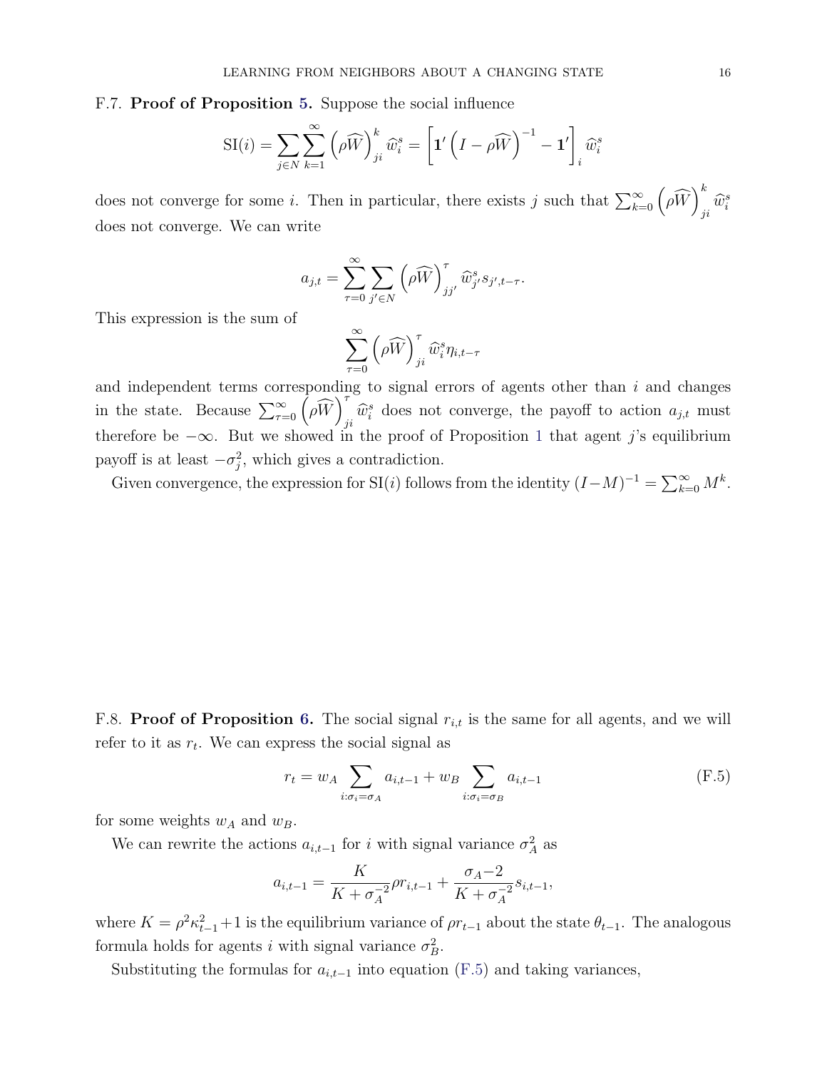F.7. **Proof of Proposition 5.** Suppose the social influence

$$\mathrm{SI}(i) = \sum_{j \in N} \sum_{k=1}^{\infty} \left(\rho \widehat{W}\right)^k_{ji} \widehat{w}^s_i = \left[\mathbf{1}'\left(I - \rho \widehat{W}\right)^{-1} - \mathbf{1}'\right]_i \widehat{w}^s_i$$

does not converge for some $i$. Then in particular, there exists $j$ such that $\sum_{k=0}^{\infty}\left(\rho \widehat{W}\right)^k_{ji} \widehat{w}^s_i$ does not converge. We can write

$$a_{j,t} = \sum_{\tau=0}^{\infty} \sum_{j' \in N} \left(\rho \widehat{W}\right)^{\tau}_{jj'} \widehat{w}^s_{j'} s_{j',t-\tau}.$$

This expression is the sum of

$$\sum_{\tau=0}^{\infty} \left(\rho \widehat{W}\right)^{\tau}_{ji} \widehat{w}^s_i \eta_{i,t-\tau}$$

and independent terms corresponding to signal errors of agents other than $i$ and changes in the state. Because $\sum_{\tau=0}^{\infty}\left(\rho \widehat{W}\right)^{\tau}_{ji} \widehat{w}^s_i$ does not converge, the payoff to action $a_{j,t}$ must therefore be $-\infty$. But we showed in the proof of Proposition 1 that agent $j$'s equilibrium payoff is at least $-\sigma_j^2$, which gives a contradiction.

Given convergence, the expression for $\mathrm{SI}(i)$ follows from the identity $(I-M)^{-1} = \sum_{k=0}^{\infty} M^k$.

F.8. **Proof of Proposition 6.** The social signal $r_{i,t}$ is the same for all agents, and we will refer to it as $r_t$. We can express the social signal as

$$r_t = w_A \sum_{i:\sigma_i = \sigma_A} a_{i,t-1} + w_B \sum_{i:\sigma_i=\sigma_B} a_{i,t-1} \tag{F.5}$$

for some weights $w_A$ and $w_B$.

We can rewrite the actions $a_{i,t-1}$ for $i$ with signal variance $\sigma_A^2$ as

$$a_{i,t-1} = \frac{K}{K + \sigma_A^{-2}} \rho r_{i,t-1} + \frac{\sigma_A{-2}}{K+\sigma_A^{-2}} s_{i,t-1},$$

where $K = \rho^2 \kappa_{t-1}^2 + 1$ is the equilibrium variance of $\rho r_{t-1}$ about the state $\theta_{t-1}$. The analogous formula holds for agents $i$ with signal variance $\sigma_B^2$.

Substituting the formulas for $a_{i,t-1}$ into equation (F.5) and taking variances,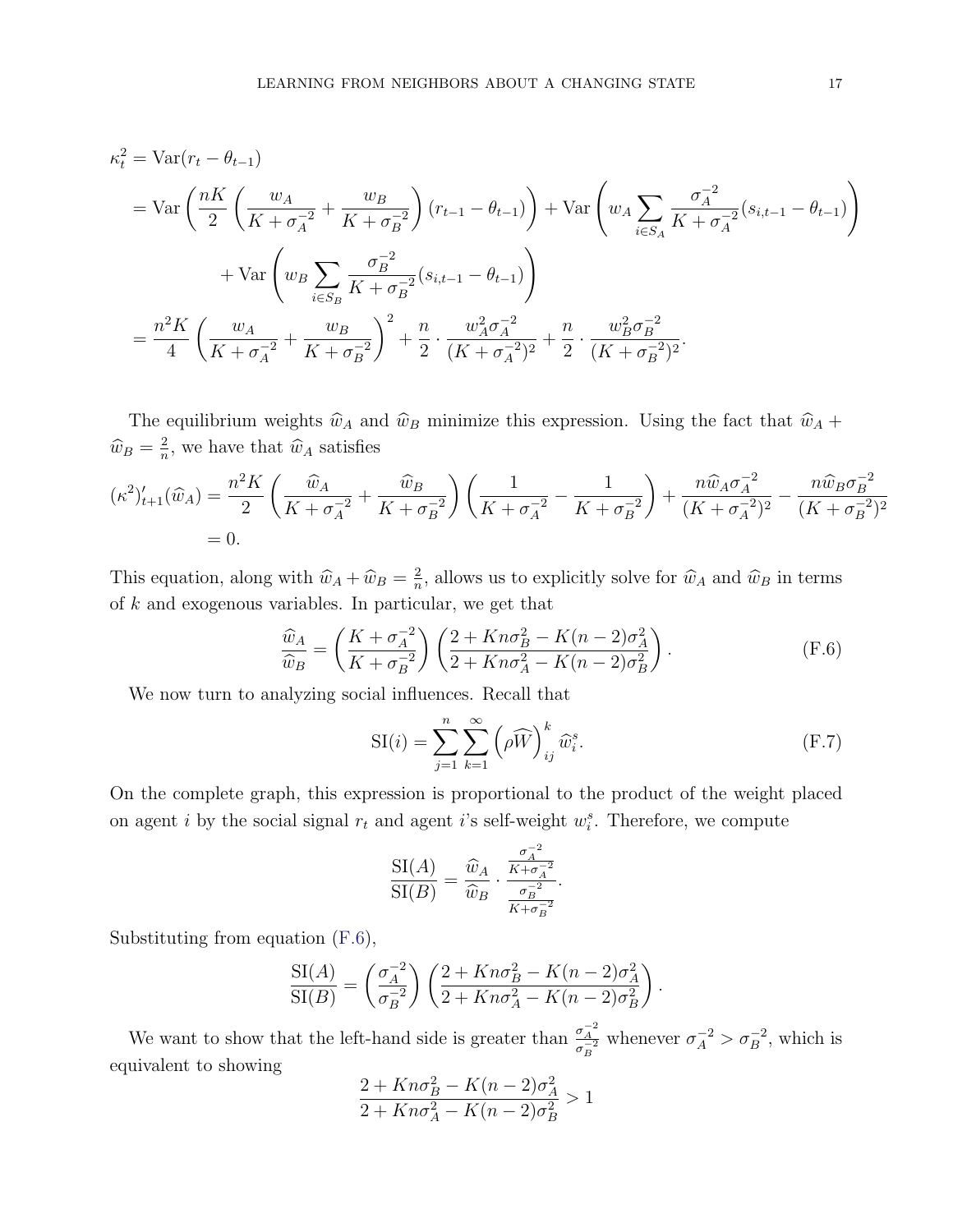$$
\begin{aligned}
\kappa_t^2 &= \text{Var}(r_t - \theta_{t-1}) \\
&= \text{Var}\left(\frac{nK}{2}\left(\frac{w_A}{K+\sigma_A^{-2}} + \frac{w_B}{K+\sigma_B^{-2}}\right)(r_{t-1} - \theta_{t-1})\right) + \text{Var}\left(w_A \sum_{i \in S_A} \frac{\sigma_A^{-2}}{K+\sigma_A^{-2}}(s_{i,t-1} - \theta_{t-1})\right) \\
&\qquad + \text{Var}\left(w_B \sum_{i \in S_B} \frac{\sigma_B^{-2}}{K+\sigma_B^{-2}}(s_{i,t-1} - \theta_{t-1})\right) \\
&= \frac{n^2 K}{4}\left(\frac{w_A}{K+\sigma_A^{-2}} + \frac{w_B}{K+\sigma_B^{-2}}\right)^2 + \frac{n}{2} \cdot \frac{w_A^2 \sigma_A^{-2}}{(K+\sigma_A^{-2})^2} + \frac{n}{2} \cdot \frac{w_B^2 \sigma_B^{-2}}{(K+\sigma_B^{-2})^2}.
\end{aligned}
$$

The equilibrium weights $\widehat{w}_A$ and $\widehat{w}_B$ minimize this expression. Using the fact that $\widehat{w}_A + \widehat{w}_B = \frac{2}{n}$, we have that $\widehat{w}_A$ satisfies

$$
\begin{aligned}
(\kappa^2)'_{t+1}(\widehat{w}_A) &= \frac{n^2 K}{2}\left(\frac{\widehat{w}_A}{K+\sigma_A^{-2}} + \frac{\widehat{w}_B}{K+\sigma_B^{-2}}\right)\left(\frac{1}{K+\sigma_A^{-2}} - \frac{1}{K+\sigma_B^{-2}}\right) + \frac{n\widehat{w}_A \sigma_A^{-2}}{(K+\sigma_A^{-2})^2} - \frac{n\widehat{w}_B \sigma_B^{-2}}{(K+\sigma_B^{-2})^2} \\
&= 0.
\end{aligned}
$$

This equation, along with $\widehat{w}_A + \widehat{w}_B = \frac{2}{n}$, allows us to explicitly solve for $\widehat{w}_A$ and $\widehat{w}_B$ in terms of $k$ and exogenous variables. In particular, we get that

$$
\frac{\widehat{w}_A}{\widehat{w}_B} = \left(\frac{K+\sigma_A^{-2}}{K+\sigma_B^{-2}}\right)\left(\frac{2 + Kn\sigma_B^2 - K(n-2)\sigma_A^2}{2 + Kn\sigma_A^2 - K(n-2)\sigma_B^2}\right). \tag{F.6}
$$

We now turn to analyzing social influences. Recall that

$$
\text{SI}(i) = \sum_{j=1}^{n} \sum_{k=1}^{\infty} \left(\rho \widehat{W}\right)_{ij}^{k} \widehat{w}_i^s. \tag{F.7}
$$

On the complete graph, this expression is proportional to the product of the weight placed on agent $i$ by the social signal $r_t$ and agent $i$'s self-weight $w_i^s$. Therefore, we compute

$$
\frac{\text{SI}(A)}{\text{SI}(B)} = \frac{\widehat{w}_A}{\widehat{w}_B} \cdot \frac{\frac{\sigma_A^{-2}}{K+\sigma_A^{-2}}}{\frac{\sigma_B^{-2}}{K+\sigma_B^{-2}}}.
$$

Substituting from equation (F.6),

$$
\frac{\text{SI}(A)}{\text{SI}(B)} = \left(\frac{\sigma_A^{-2}}{\sigma_B^{-2}}\right)\left(\frac{2 + Kn\sigma_B^2 - K(n-2)\sigma_A^2}{2 + Kn\sigma_A^2 - K(n-2)\sigma_B^2}\right).
$$

We want to show that the left-hand side is greater than $\frac{\sigma_A^{-2}}{\sigma_B^{-2}}$ whenever $\sigma_A^{-2} > \sigma_B^{-2}$, which is equivalent to showing

$$
\frac{2 + Kn\sigma_B^2 - K(n-2)\sigma_A^2}{2 + Kn\sigma_A^2 - K(n-2)\sigma_B^2} > 1
$$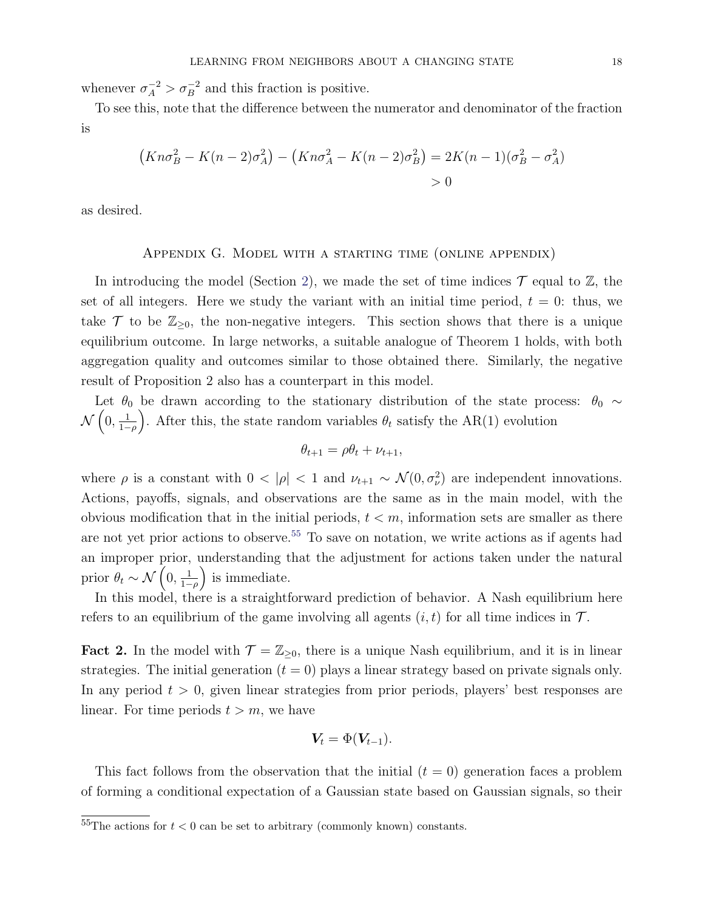whenever $\sigma_A^{-2} > \sigma_B^{-2}$ and this fraction is positive.

To see this, note that the difference between the numerator and denominator of the fraction is

$$\left(Kn\sigma_B^2 - K(n-2)\sigma_A^2\right) - \left(Kn\sigma_A^2 - K(n-2)\sigma_B^2\right) = 2K(n-1)(\sigma_B^2 - \sigma_A^2)$$
$$> 0$$

as desired.

## Appendix G. Model with a starting time (online appendix)

In introducing the model (Section 2), we made the set of time indices $\mathcal{T}$ equal to $\mathbb{Z}$, the set of all integers. Here we study the variant with an initial time period, $t = 0$: thus, we take $\mathcal{T}$ to be $\mathbb{Z}_{\geq 0}$, the non-negative integers. This section shows that there is a unique equilibrium outcome. In large networks, a suitable analogue of Theorem 1 holds, with both aggregation quality and outcomes similar to those obtained there. Similarly, the negative result of Proposition 2 also has a counterpart in this model.

Let $\theta_0$ be drawn according to the stationary distribution of the state process: $\theta_0 \sim \mathcal{N}\left(0, \frac{1}{1-\rho}\right)$. After this, the state random variables $\theta_t$ satisfy the AR(1) evolution

$$\theta_{t+1} = \rho\theta_t + \nu_{t+1},$$

where $\rho$ is a constant with $0 < |\rho| < 1$ and $\nu_{t+1} \sim \mathcal{N}(0, \sigma_\nu^2)$ are independent innovations. Actions, payoffs, signals, and observations are the same as in the main model, with the obvious modification that in the initial periods, $t < m$, information sets are smaller as there are not yet prior actions to observe.[55] To save on notation, we write actions as if agents had an improper prior, understanding that the adjustment for actions taken under the natural prior $\theta_t \sim \mathcal{N}\left(0, \frac{1}{1-\rho}\right)$ is immediate.

In this model, there is a straightforward prediction of behavior. A Nash equilibrium here refers to an equilibrium of the game involving all agents $(i, t)$ for all time indices in $\mathcal{T}$.

**Fact 2.** In the model with $\mathcal{T} = \mathbb{Z}_{\geq 0}$, there is a unique Nash equilibrium, and it is in linear strategies. The initial generation ($t = 0$) plays a linear strategy based on private signals only. In any period $t > 0$, given linear strategies from prior periods, players' best responses are linear. For time periods $t > m$, we have

$$\boldsymbol{V}_t = \Phi(\boldsymbol{V}_{t-1}).$$

This fact follows from the observation that the initial ($t = 0$) generation faces a problem of forming a conditional expectation of a Gaussian state based on Gaussian signals, so their

[55] The actions for $t < 0$ can be set to arbitrary (commonly known) constants.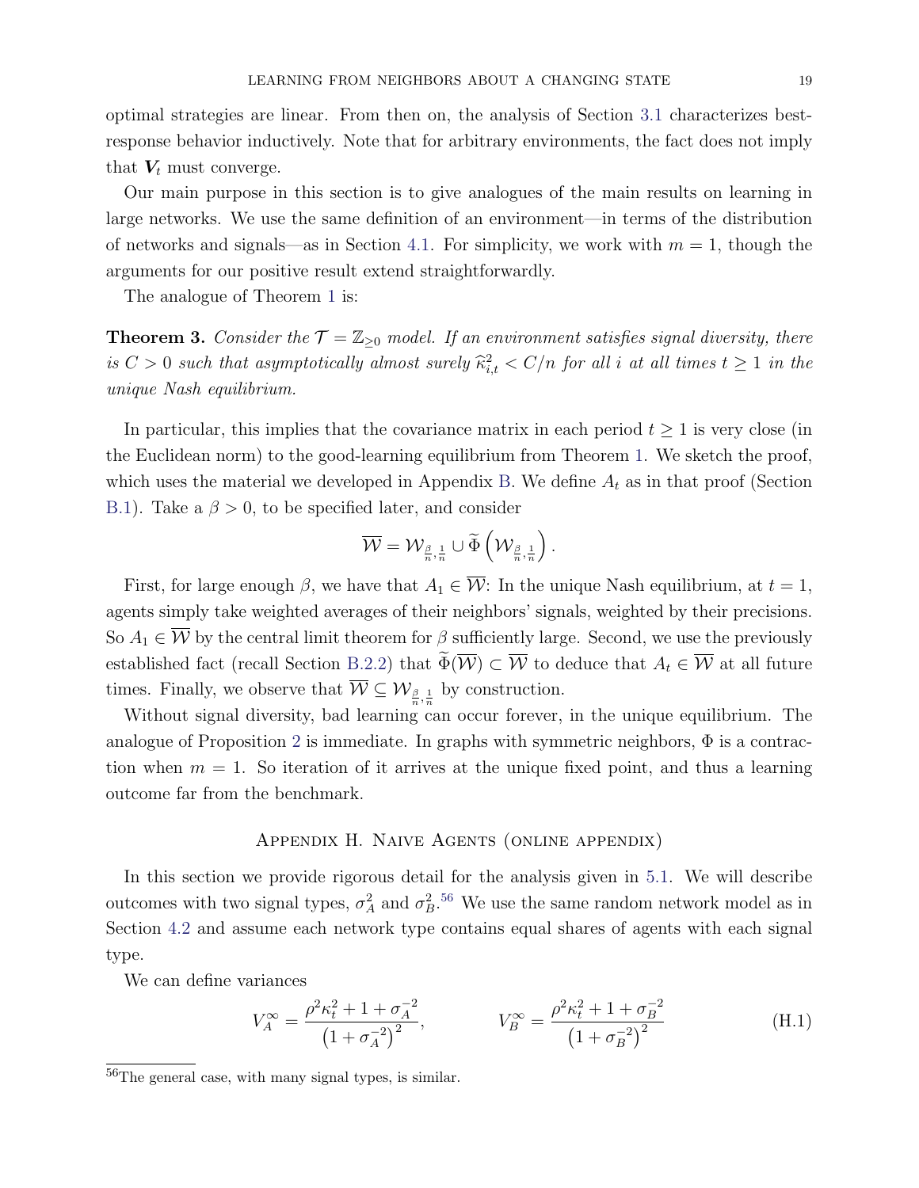optimal strategies are linear. From then on, the analysis of Section 3.1 characterizes best-response behavior inductively. Note that for arbitrary environments, the fact does not imply that $\boldsymbol{V}_t$ must converge.

Our main purpose in this section is to give analogues of the main results on learning in large networks. We use the same definition of an environment—in terms of the distribution of networks and signals—as in Section 4.1. For simplicity, we work with $m = 1$, though the arguments for our positive result extend straightforwardly.

The analogue of Theorem 1 is:

**Theorem 3.** *Consider the $\mathcal{T} = \mathbb{Z}_{\geq 0}$ model. If an environment satisfies signal diversity, there is $C > 0$ such that asymptotically almost surely $\widehat{\kappa}_{i,t}^2 < C/n$ for all $i$ at all times $t \geq 1$ in the unique Nash equilibrium.*

In particular, this implies that the covariance matrix in each period $t \geq 1$ is very close (in the Euclidean norm) to the good-learning equilibrium from Theorem 1. We sketch the proof, which uses the material we developed in Appendix B. We define $A_t$ as in that proof (Section B.1). Take a $\beta > 0$, to be specified later, and consider

$$\overline{\mathcal{W}} = \mathcal{W}_{\frac{\beta}{n},\frac{1}{n}} \cup \widetilde{\Phi}\left(\mathcal{W}_{\frac{\beta}{n},\frac{1}{n}}\right).$$

First, for large enough $\beta$, we have that $A_1 \in \overline{\mathcal{W}}$: In the unique Nash equilibrium, at $t = 1$, agents simply take weighted averages of their neighbors' signals, weighted by their precisions. So $A_1 \in \overline{\mathcal{W}}$ by the central limit theorem for $\beta$ sufficiently large. Second, we use the previously established fact (recall Section B.2.2) that $\widetilde{\Phi}(\overline{\mathcal{W}}) \subset \overline{\mathcal{W}}$ to deduce that $A_t \in \overline{\mathcal{W}}$ at all future times. Finally, we observe that $\overline{\mathcal{W}} \subseteq \mathcal{W}_{\frac{\beta}{n},\frac{1}{n}}$ by construction.

Without signal diversity, bad learning can occur forever, in the unique equilibrium. The analogue of Proposition 2 is immediate. In graphs with symmetric neighbors, $\Phi$ is a contraction when $m = 1$. So iteration of it arrives at the unique fixed point, and thus a learning outcome far from the benchmark.

## Appendix H. Naive Agents (online appendix)

In this section we provide rigorous detail for the analysis given in 5.1. We will describe outcomes with two signal types, $\sigma_A^2$ and $\sigma_B^2$.[56] We use the same random network model as in Section 4.2 and assume each network type contains equal shares of agents with each signal type.

We can define variances

$$V_A^\infty = \frac{\rho^2\kappa_t^2 + 1 + \sigma_A^{-2}}{\left(1 + \sigma_A^{-2}\right)^2}, \qquad\qquad V_B^\infty = \frac{\rho^2\kappa_t^2 + 1 + \sigma_B^{-2}}{\left(1 + \sigma_B^{-2}\right)^2} \tag{H.1}$$

[56] The general case, with many signal types, is similar.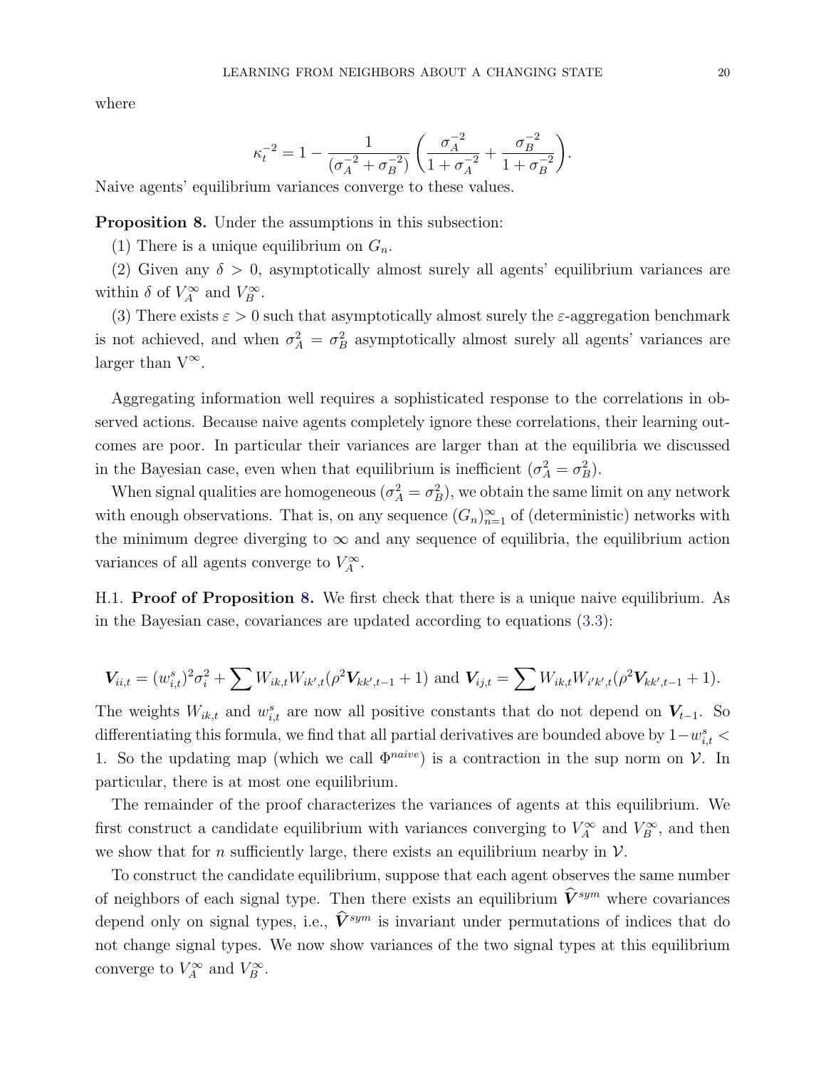where

$$\kappa_t^{-2} = 1 - \frac{1}{(\sigma_A^{-2} + \sigma_B^{-2})} \left( \frac{\sigma_A^{-2}}{1 + \sigma_A^{-2}} + \frac{\sigma_B^{-2}}{1 + \sigma_B^{-2}} \right).$$

Naive agents' equilibrium variances converge to these values.

**Proposition 8.** Under the assumptions in this subsection:

(1) There is a unique equilibrium on $G_n$.

(2) Given any $\delta > 0$, asymptotically almost surely all agents' equilibrium variances are within $\delta$ of $V_A^\infty$ and $V_B^\infty$.

(3) There exists $\varepsilon > 0$ such that asymptotically almost surely the $\varepsilon$-aggregation benchmark is not achieved, and when $\sigma_A^2 = \sigma_B^2$ asymptotically almost surely all agents' variances are larger than $\mathrm{V}^\infty$.

Aggregating information well requires a sophisticated response to the correlations in observed actions. Because naive agents completely ignore these correlations, their learning outcomes are poor. In particular their variances are larger than at the equilibria we discussed in the Bayesian case, even when that equilibrium is inefficient ($\sigma_A^2 = \sigma_B^2$).

When signal qualities are homogeneous ($\sigma_A^2 = \sigma_B^2$), we obtain the same limit on any network with enough observations. That is, on any sequence $(G_n)_{n=1}^\infty$ of (deterministic) networks with the minimum degree diverging to $\infty$ and any sequence of equilibria, the equilibrium action variances of all agents converge to $V_A^\infty$.

H.1. **Proof of Proposition 8.** We first check that there is a unique naive equilibrium. As in the Bayesian case, covariances are updated according to equations (3.3):

$$\boldsymbol{V}_{ii,t} = (w_{i,t}^s)^2 \sigma_i^2 + \sum W_{ik,t} W_{ik',t} (\rho^2 \boldsymbol{V}_{kk',t-1} + 1) \text{ and } \boldsymbol{V}_{ij,t} = \sum W_{ik,t} W_{i'k',t} (\rho^2 \boldsymbol{V}_{kk',t-1} + 1).$$

The weights $W_{ik,t}$ and $w_{i,t}^s$ are now all positive constants that do not depend on $\boldsymbol{V}_{t-1}$. So differentiating this formula, we find that all partial derivatives are bounded above by $1 - w_{i,t}^s < 1$. So the updating map (which we call $\Phi^{naive}$) is a contraction in the sup norm on $\mathcal{V}$. In particular, there is at most one equilibrium.

The remainder of the proof characterizes the variances of agents at this equilibrium. We first construct a candidate equilibrium with variances converging to $V_A^\infty$ and $V_B^\infty$, and then we show that for $n$ sufficiently large, there exists an equilibrium nearby in $\mathcal{V}$.

To construct the candidate equilibrium, suppose that each agent observes the same number of neighbors of each signal type. Then there exists an equilibrium $\widehat{\boldsymbol{V}}^{sym}$ where covariances depend only on signal types, i.e., $\widehat{\boldsymbol{V}}^{sym}$ is invariant under permutations of indices that do not change signal types. We now show variances of the two signal types at this equilibrium converge to $V_A^\infty$ and $V_B^\infty$.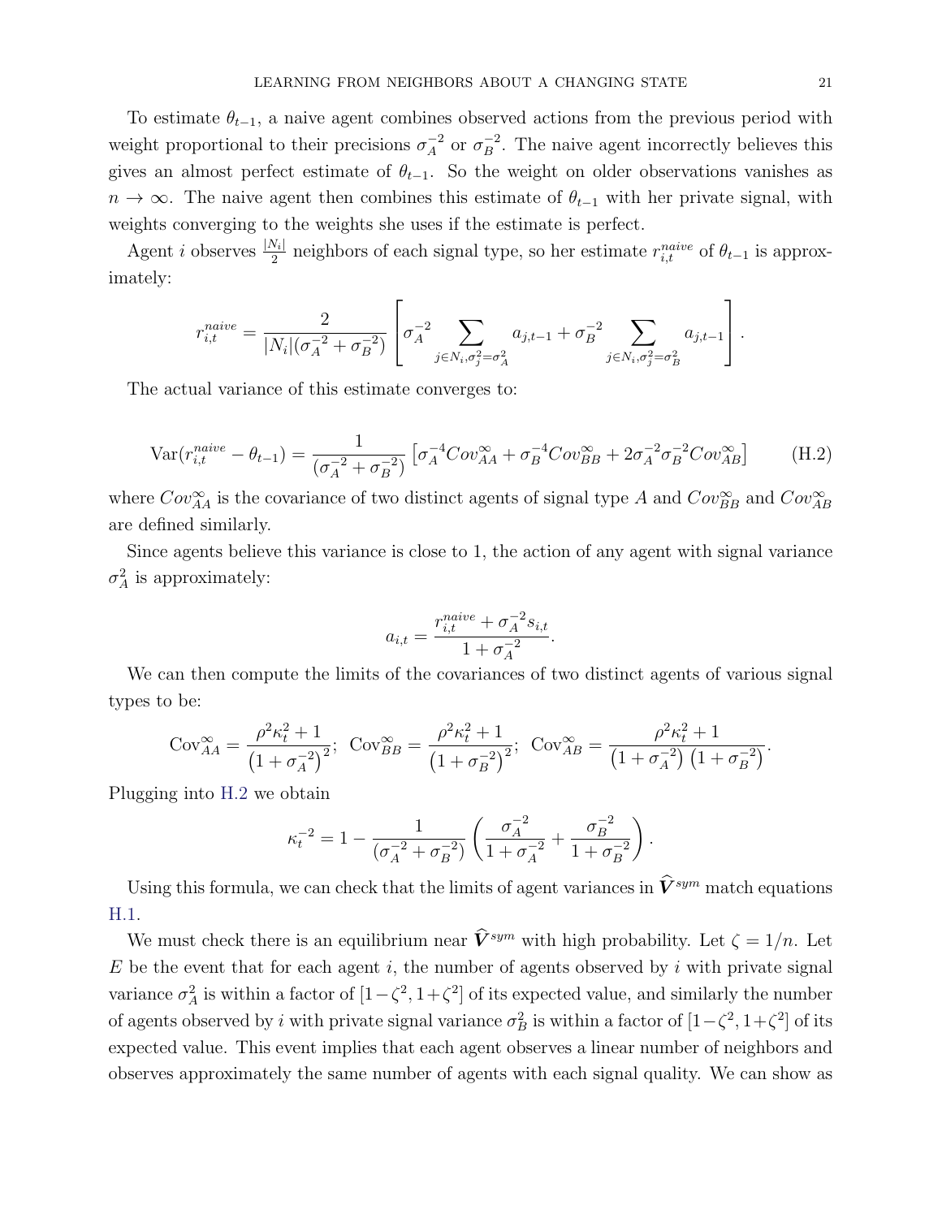To estimate $\theta_{t-1}$, a naive agent combines observed actions from the previous period with weight proportional to their precisions $\sigma_A^{-2}$ or $\sigma_B^{-2}$. The naive agent incorrectly believes this gives an almost perfect estimate of $\theta_{t-1}$. So the weight on older observations vanishes as $n \to \infty$. The naive agent then combines this estimate of $\theta_{t-1}$ with her private signal, with weights converging to the weights she uses if the estimate is perfect.

Agent $i$ observes $\frac{|N_i|}{2}$ neighbors of each signal type, so her estimate $r_{i,t}^{naive}$ of $\theta_{t-1}$ is approximately:

$$r_{i,t}^{naive} = \frac{2}{|N_i|(\sigma_A^{-2} + \sigma_B^{-2})} \left[ \sigma_A^{-2} \sum_{j \in N_i, \sigma_j^2 = \sigma_A^2} a_{j,t-1} + \sigma_B^{-2} \sum_{j \in N_i, \sigma_j^2 = \sigma_B^2} a_{j,t-1} \right].$$

The actual variance of this estimate converges to:

$$\operatorname{Var}(r_{i,t}^{naive} - \theta_{t-1}) = \frac{1}{(\sigma_A^{-2} + \sigma_B^{-2})} \left[ \sigma_A^{-4} Cov_{AA}^{\infty} + \sigma_B^{-4} Cov_{BB}^{\infty} + 2\sigma_A^{-2}\sigma_B^{-2} Cov_{AB}^{\infty} \right] \tag{H.2}$$

where $Cov_{AA}^{\infty}$ is the covariance of two distinct agents of signal type $A$ and $Cov_{BB}^{\infty}$ and $Cov_{AB}^{\infty}$ are defined similarly.

Since agents believe this variance is close to 1, the action of any agent with signal variance $\sigma_A^2$ is approximately:

$$a_{i,t} = \frac{r_{i,t}^{naive} + \sigma_A^{-2} s_{i,t}}{1 + \sigma_A^{-2}}.$$

We can then compute the limits of the covariances of two distinct agents of various signal types to be:

$$\operatorname{Cov}_{AA}^{\infty} = \frac{\rho^2 \kappa_t^2 + 1}{\left(1 + \sigma_A^{-2}\right)^2}; \;\; \operatorname{Cov}_{BB}^{\infty} = \frac{\rho^2 \kappa_t^2 + 1}{\left(1 + \sigma_B^{-2}\right)^2}; \;\; \operatorname{Cov}_{AB}^{\infty} = \frac{\rho^2 \kappa_t^2 + 1}{\left(1 + \sigma_A^{-2}\right)\left(1 + \sigma_B^{-2}\right)}.$$

Plugging into H.2 we obtain

$$\kappa_t^{-2} = 1 - \frac{1}{(\sigma_A^{-2} + \sigma_B^{-2})} \left( \frac{\sigma_A^{-2}}{1 + \sigma_A^{-2}} + \frac{\sigma_B^{-2}}{1 + \sigma_B^{-2}} \right).$$

Using this formula, we can check that the limits of agent variances in $\widehat{\boldsymbol{V}}^{sym}$ match equations H.1.

We must check there is an equilibrium near $\widehat{\boldsymbol{V}}^{sym}$ with high probability. Let $\zeta = 1/n$. Let $E$ be the event that for each agent $i$, the number of agents observed by $i$ with private signal variance $\sigma_A^2$ is within a factor of $[1-\zeta^2, 1+\zeta^2]$ of its expected value, and similarly the number of agents observed by $i$ with private signal variance $\sigma_B^2$ is within a factor of $[1-\zeta^2, 1+\zeta^2]$ of its expected value. This event implies that each agent observes a linear number of neighbors and observes approximately the same number of agents with each signal quality. We can show as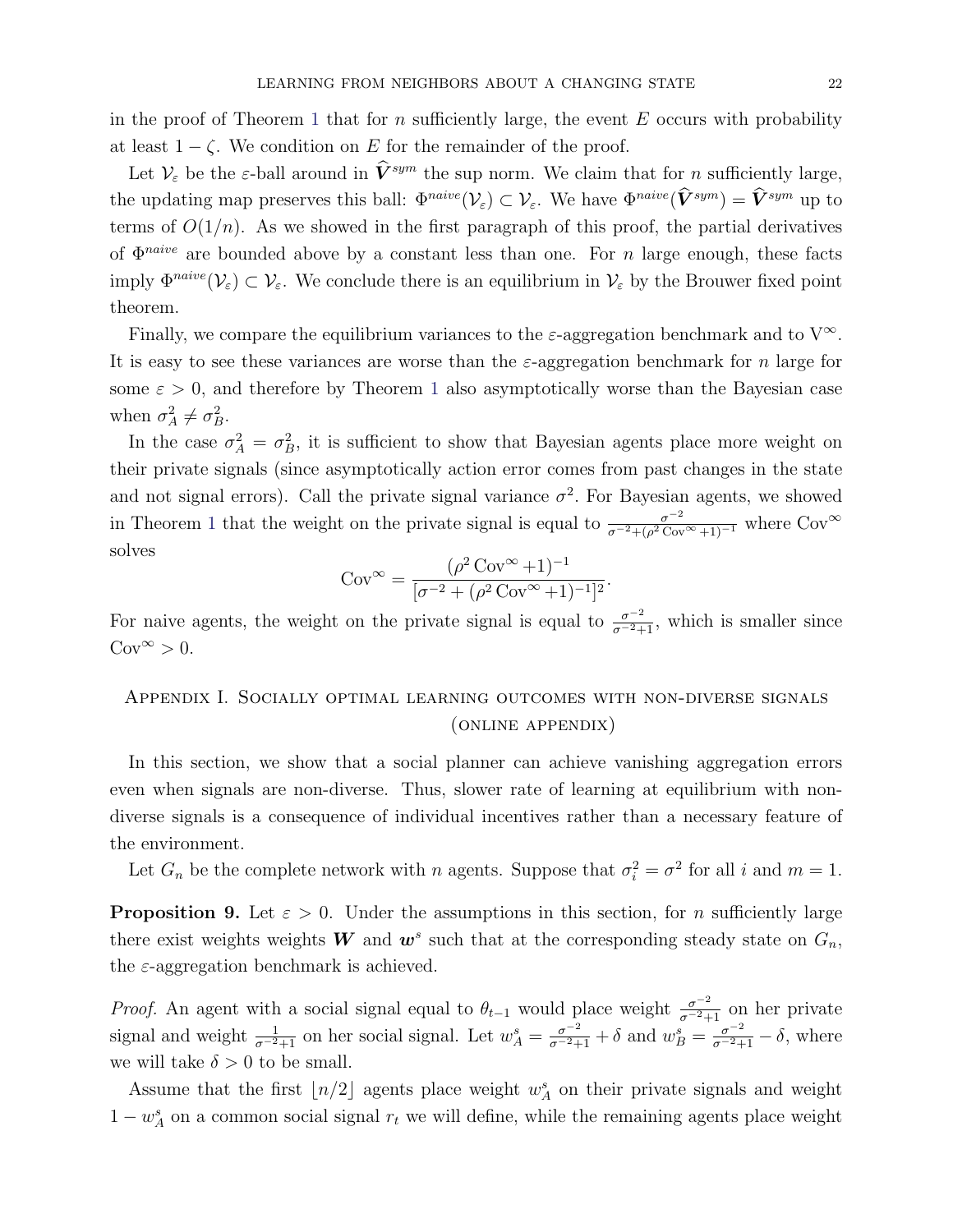in the proof of Theorem 1 that for $n$ sufficiently large, the event $E$ occurs with probability at least $1-\zeta$. We condition on $E$ for the remainder of the proof.

Let $\mathcal{V}_\varepsilon$ be the $\varepsilon$-ball around in $\widehat{\boldsymbol{V}}^{sym}$ the sup norm. We claim that for $n$ sufficiently large, the updating map preserves this ball: $\Phi^{naive}(\mathcal{V}_\varepsilon) \subset \mathcal{V}_\varepsilon$. We have $\Phi^{naive}(\widehat{\boldsymbol{V}}^{sym}) = \widehat{\boldsymbol{V}}^{sym}$ up to terms of $O(1/n)$. As we showed in the first paragraph of this proof, the partial derivatives of $\Phi^{naive}$ are bounded above by a constant less than one. For $n$ large enough, these facts imply $\Phi^{naive}(\mathcal{V}_\varepsilon) \subset \mathcal{V}_\varepsilon$. We conclude there is an equilibrium in $\mathcal{V}_\varepsilon$ by the Brouwer fixed point theorem.

Finally, we compare the equilibrium variances to the $\varepsilon$-aggregation benchmark and to $\mathrm{V}^\infty$. It is easy to see these variances are worse than the $\varepsilon$-aggregation benchmark for $n$ large for some $\varepsilon > 0$, and therefore by Theorem 1 also asymptotically worse than the Bayesian case when $\sigma_A^2 \neq \sigma_B^2$.

In the case $\sigma_A^2 = \sigma_B^2$, it is sufficient to show that Bayesian agents place more weight on their private signals (since asymptotically action error comes from past changes in the state and not signal errors). Call the private signal variance $\sigma^2$. For Bayesian agents, we showed in Theorem 1 that the weight on the private signal is equal to $\frac{\sigma^{-2}}{\sigma^{-2}+(\rho^2 \operatorname{Cov}^\infty+1)^{-1}}$ where $\operatorname{Cov}^\infty$ solves

$$\operatorname{Cov}^\infty = \frac{(\rho^2 \operatorname{Cov}^\infty + 1)^{-1}}{[\sigma^{-2} + (\rho^2 \operatorname{Cov}^\infty + 1)^{-1}]^2}.$$

For naive agents, the weight on the private signal is equal to $\frac{\sigma^{-2}}{\sigma^{-2}+1}$, which is smaller since $\operatorname{Cov}^\infty > 0$.

## Appendix I. Socially optimal learning outcomes with non-diverse signals (online appendix)

In this section, we show that a social planner can achieve vanishing aggregation errors even when signals are non-diverse. Thus, slower rate of learning at equilibrium with non-diverse signals is a consequence of individual incentives rather than a necessary feature of the environment.

Let $G_n$ be the complete network with $n$ agents. Suppose that $\sigma_i^2 = \sigma^2$ for all $i$ and $m = 1$.

**Proposition 9.** Let $\varepsilon > 0$. Under the assumptions in this section, for $n$ sufficiently large there exist weights weights $\boldsymbol{W}$ and $\boldsymbol{w}^s$ such that at the corresponding steady state on $G_n$, the $\varepsilon$-aggregation benchmark is achieved.

*Proof.* An agent with a social signal equal to $\theta_{t-1}$ would place weight $\frac{\sigma^{-2}}{\sigma^{-2}+1}$ on her private signal and weight $\frac{1}{\sigma^{-2}+1}$ on her social signal. Let $w_A^s = \frac{\sigma^{-2}}{\sigma^{-2}+1} + \delta$ and $w_B^s = \frac{\sigma^{-2}}{\sigma^{-2}+1} - \delta$, where we will take $\delta > 0$ to be small.

Assume that the first $\lfloor n/2 \rfloor$ agents place weight $w_A^s$ on their private signals and weight $1 - w_A^s$ on a common social signal $r_t$ we will define, while the remaining agents place weight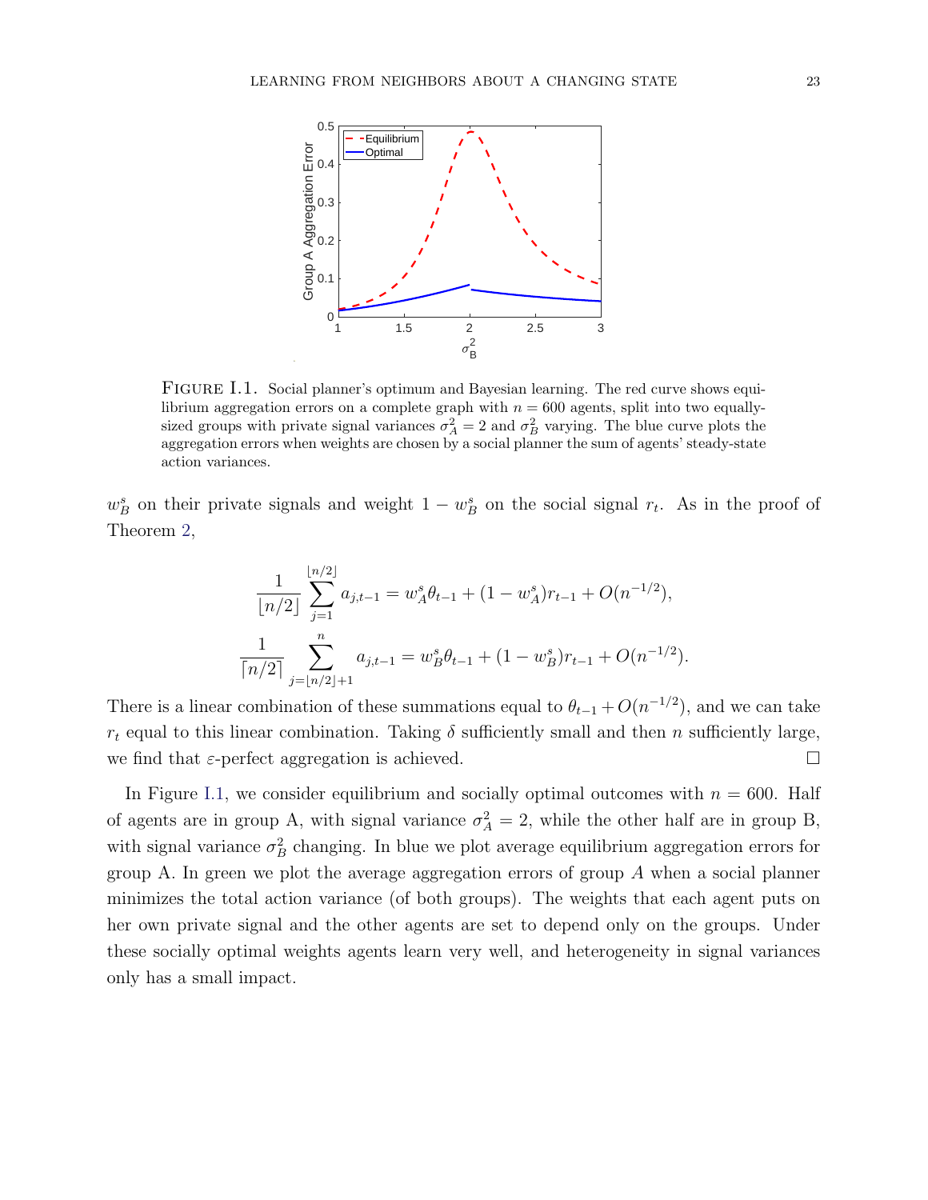0.5
0.4
0.3
0.2
0.1
0
Group A Aggregation Error
Equilibrium
Optimal
1
1.5
2
2.5
3
$\sigma_B^2$

Figure I.1. Social planner's optimum and Bayesian learning. The red curve shows equilibrium aggregation errors on a complete graph with $n = 600$ agents, split into two equally-sized groups with private signal variances $\sigma_A^2 = 2$ and $\sigma_B^2$ varying. The blue curve plots the aggregation errors when weights are chosen by a social planner the sum of agents' steady-state action variances.

$w_B^s$ on their private signals and weight $1 - w_B^s$ on the social signal $r_t$. As in the proof of Theorem 2,

$$\frac{1}{\lfloor n/2 \rfloor} \sum_{j=1}^{\lfloor n/2 \rfloor} a_{j,t-1} = w_A^s \theta_{t-1} + (1 - w_A^s) r_{t-1} + O(n^{-1/2}),$$

$$\frac{1}{\lceil n/2 \rceil} \sum_{j=\lfloor n/2 \rfloor + 1}^{n} a_{j,t-1} = w_B^s \theta_{t-1} + (1 - w_B^s) r_{t-1} + O(n^{-1/2}).$$

There is a linear combination of these summations equal to $\theta_{t-1} + O(n^{-1/2})$, and we can take $r_t$ equal to this linear combination. Taking $\delta$ sufficiently small and then $n$ sufficiently large, we find that $\varepsilon$-perfect aggregation is achieved. □

In Figure I.1, we consider equilibrium and socially optimal outcomes with $n = 600$. Half of agents are in group A, with signal variance $\sigma_A^2 = 2$, while the other half are in group B, with signal variance $\sigma_B^2$ changing. In blue we plot average equilibrium aggregation errors for group A. In green we plot the average aggregation errors of group $A$ when a social planner minimizes the total action variance (of both groups). The weights that each agent puts on her own private signal and the other agents are set to depend only on the groups. Under these socially optimal weights agents learn very well, and heterogeneity in signal variances only has a small impact.